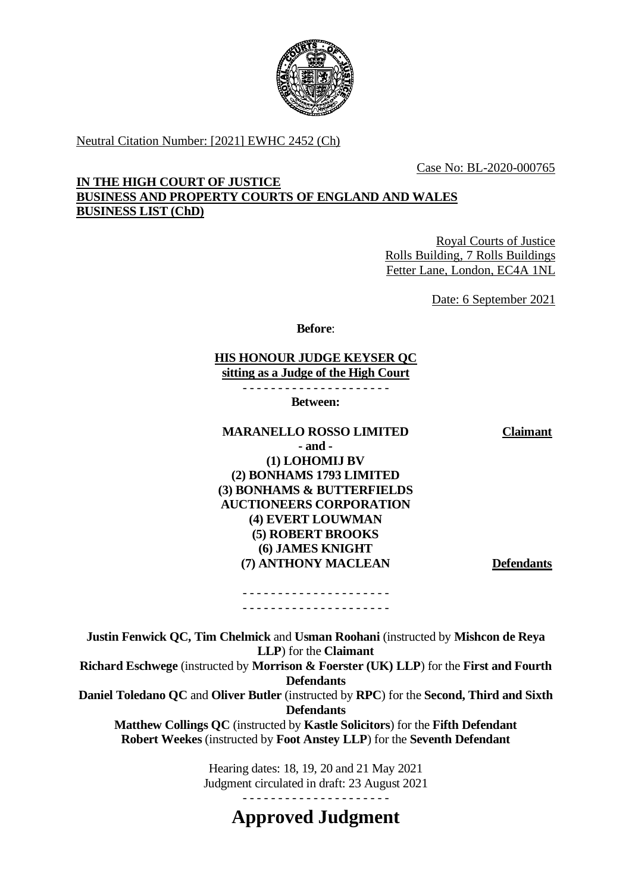Neutral Citation Number: [2021] EWHC 2452 (Ch)

Case No: BL-2020-000765

**IN THE HIGH COURT OF JUSTICE**
**BUSINESS AND PROPERTY COURTS OF ENGLAND AND WALES**
**BUSINESS LIST (ChD)**

Royal Courts of Justice
Rolls Building, 7 Rolls Buildings
Fetter Lane, London, EC4A 1NL

Date: 6 September 2021

**Before**:

**HIS HONOUR JUDGE KEYSER QC**
**sitting as a Judge of the High Court**

- - - - - - - - - - - - - - - - - - - - -

**Between:**

**MARANELLO ROSSO LIMITED** — **Claimant**

**- and -**

**(1) LOHOMIJ BV**
**(2) BONHAMS 1793 LIMITED**
**(3) BONHAMS & BUTTERFIELDS AUCTIONEERS CORPORATION**
**(4) EVERT LOUWMAN**
**(5) ROBERT BROOKS**
**(6) JAMES KNIGHT**
**(7) ANTHONY MACLEAN** — **Defendants**

- - - - - - - - - - - - - - - - - - - - -
- - - - - - - - - - - - - - - - - - - - -

**Justin Fenwick QC, Tim Chelmick** and **Usman Roohani** (instructed by **Mishcon de Reya LLP**) for the **Claimant**
**Richard Eschwege** (instructed by **Morrison & Foerster (UK) LLP**) for the **First and Fourth Defendants**
**Daniel Toledano QC** and **Oliver Butler** (instructed by **RPC**) for the **Second, Third and Sixth Defendants**
**Matthew Collings QC** (instructed by **Kastle Solicitors**) for the **Fifth Defendant**
**Robert Weekes** (instructed by **Foot Anstey LLP**) for the **Seventh Defendant**

Hearing dates: 18, 19, 20 and 21 May 2021
Judgment circulated in draft: 23 August 2021

- - - - - - - - - - - - - - - - - - - - -

# Approved Judgment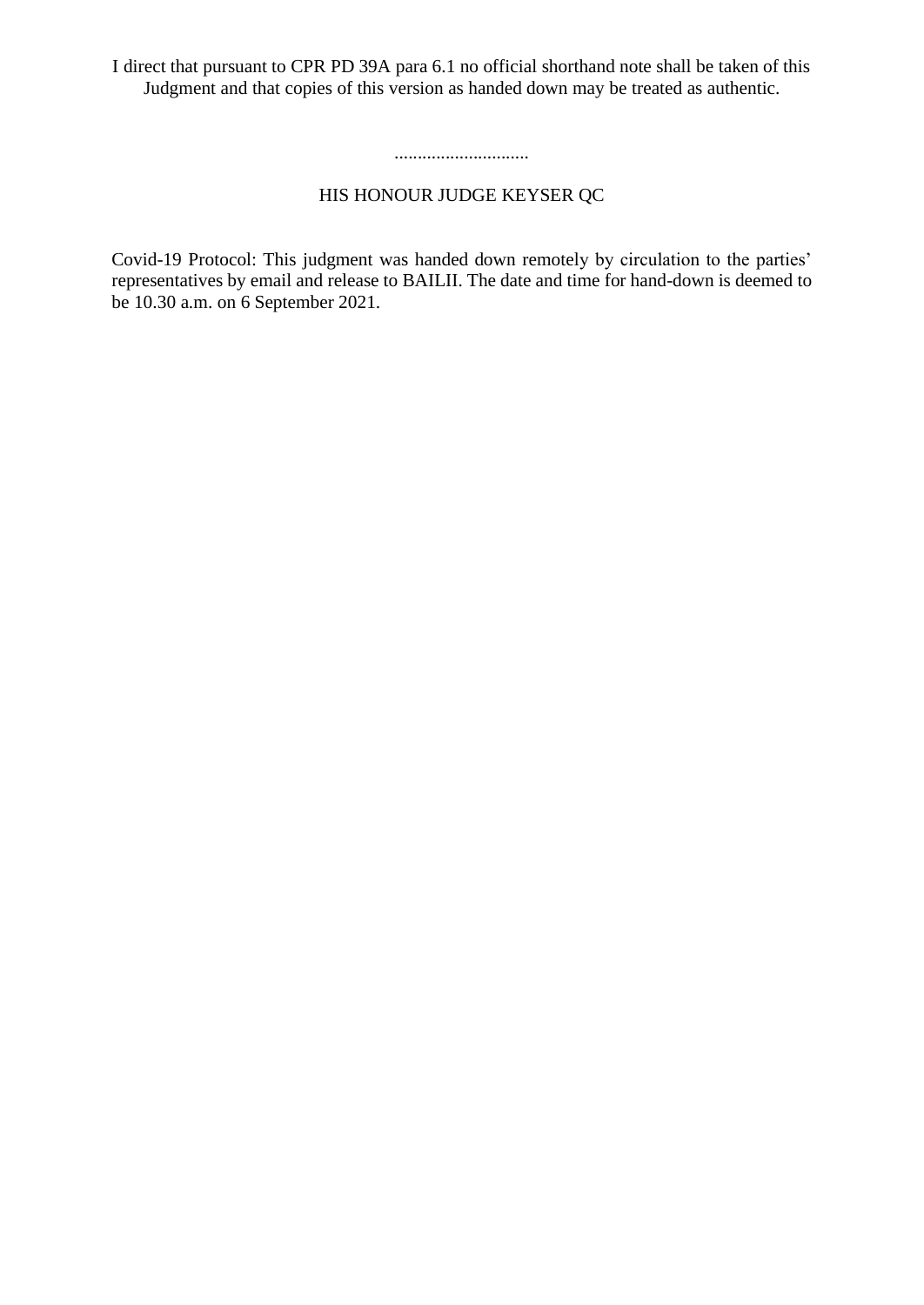I direct that pursuant to CPR PD 39A para 6.1 no official shorthand note shall be taken of this Judgment and that copies of this version as handed down may be treated as authentic.

.............................

HIS HONOUR JUDGE KEYSER QC

Covid-19 Protocol: This judgment was handed down remotely by circulation to the parties' representatives by email and release to BAILII. The date and time for hand-down is deemed to be 10.30 a.m. on 6 September 2021.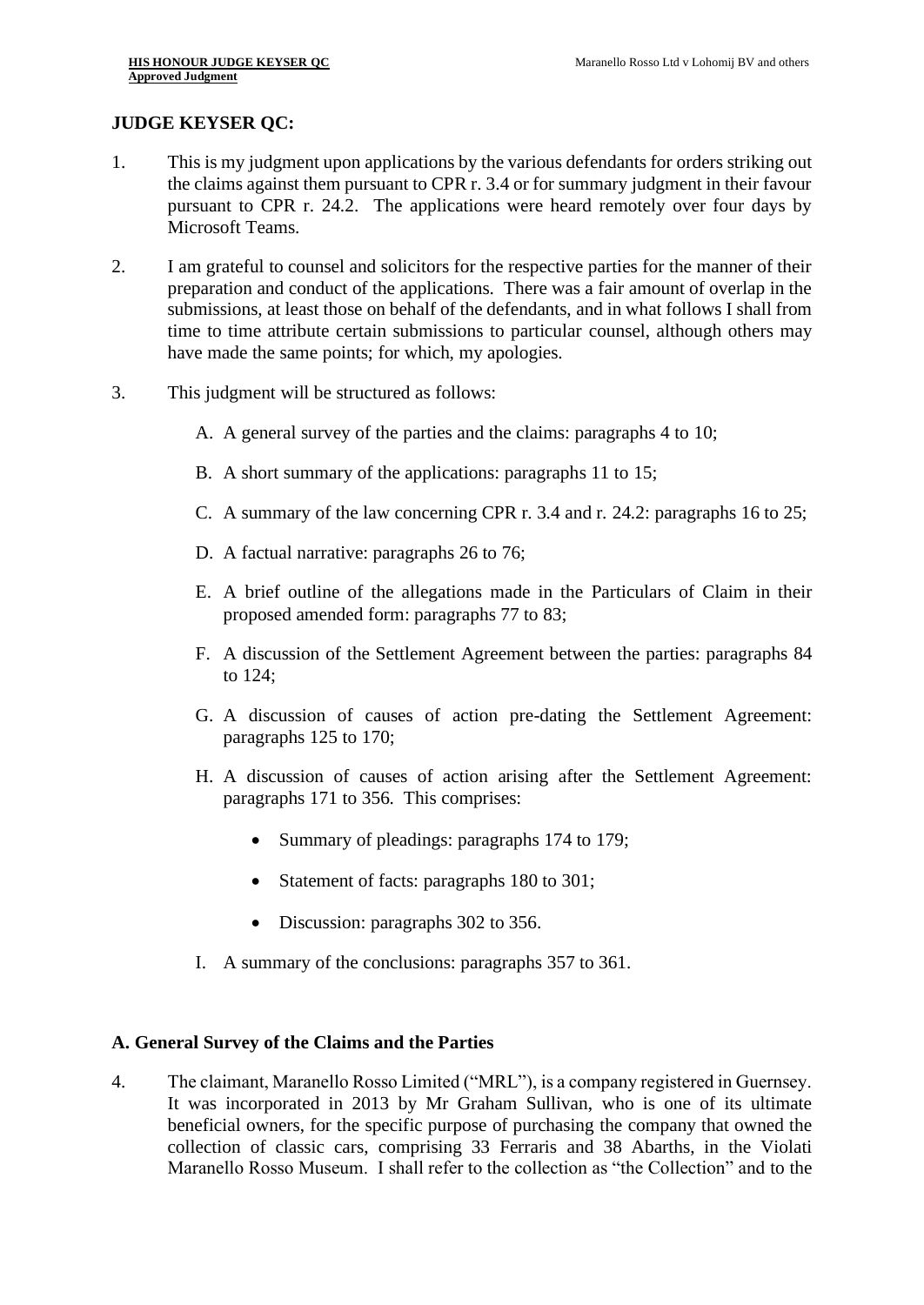**JUDGE KEYSER QC:**

1. This is my judgment upon applications by the various defendants for orders striking out the claims against them pursuant to CPR r. 3.4 or for summary judgment in their favour pursuant to CPR r. 24.2. The applications were heard remotely over four days by Microsoft Teams.

2. I am grateful to counsel and solicitors for the respective parties for the manner of their preparation and conduct of the applications. There was a fair amount of overlap in the submissions, at least those on behalf of the defendants, and in what follows I shall from time to time attribute certain submissions to particular counsel, although others may have made the same points; for which, my apologies.

3. This judgment will be structured as follows:

   A. A general survey of the parties and the claims: paragraphs 4 to 10;

   B. A short summary of the applications: paragraphs 11 to 15;

   C. A summary of the law concerning CPR r. 3.4 and r. 24.2: paragraphs 16 to 25;

   D. A factual narrative: paragraphs 26 to 76;

   E. A brief outline of the allegations made in the Particulars of Claim in their proposed amended form: paragraphs 77 to 83;

   F. A discussion of the Settlement Agreement between the parties: paragraphs 84 to 124;

   G. A discussion of causes of action pre-dating the Settlement Agreement: paragraphs 125 to 170;

   H. A discussion of causes of action arising after the Settlement Agreement: paragraphs 171 to 356. This comprises:

      - Summary of pleadings: paragraphs 174 to 179;
      - Statement of facts: paragraphs 180 to 301;
      - Discussion: paragraphs 302 to 356.

   I. A summary of the conclusions: paragraphs 357 to 361.

## A. General Survey of the Claims and the Parties

4. The claimant, Maranello Rosso Limited ("MRL"), is a company registered in Guernsey. It was incorporated in 2013 by Mr Graham Sullivan, who is one of its ultimate beneficial owners, for the specific purpose of purchasing the company that owned the collection of classic cars, comprising 33 Ferraris and 38 Abarths, in the Violati Maranello Rosso Museum. I shall refer to the collection as "the Collection" and to the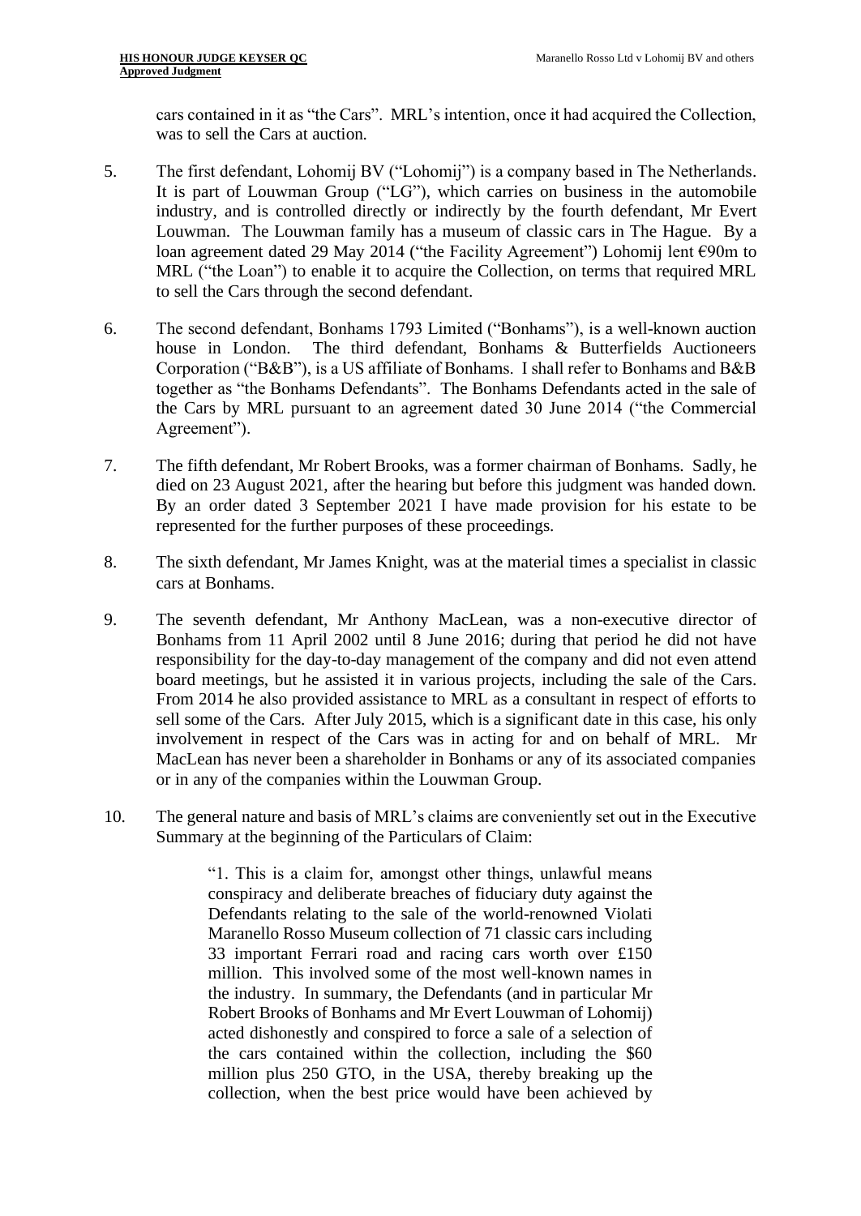cars contained in it as "the Cars". MRL's intention, once it had acquired the Collection, was to sell the Cars at auction.

5. The first defendant, Lohomij BV ("Lohomij") is a company based in The Netherlands. It is part of Louwman Group ("LG"), which carries on business in the automobile industry, and is controlled directly or indirectly by the fourth defendant, Mr Evert Louwman. The Louwman family has a museum of classic cars in The Hague. By a loan agreement dated 29 May 2014 ("the Facility Agreement") Lohomij lent €90m to MRL ("the Loan") to enable it to acquire the Collection, on terms that required MRL to sell the Cars through the second defendant.

6. The second defendant, Bonhams 1793 Limited ("Bonhams"), is a well-known auction house in London. The third defendant, Bonhams & Butterfields Auctioneers Corporation ("B&B"), is a US affiliate of Bonhams. I shall refer to Bonhams and B&B together as "the Bonhams Defendants". The Bonhams Defendants acted in the sale of the Cars by MRL pursuant to an agreement dated 30 June 2014 ("the Commercial Agreement").

7. The fifth defendant, Mr Robert Brooks, was a former chairman of Bonhams. Sadly, he died on 23 August 2021, after the hearing but before this judgment was handed down. By an order dated 3 September 2021 I have made provision for his estate to be represented for the further purposes of these proceedings.

8. The sixth defendant, Mr James Knight, was at the material times a specialist in classic cars at Bonhams.

9. The seventh defendant, Mr Anthony MacLean, was a non-executive director of Bonhams from 11 April 2002 until 8 June 2016; during that period he did not have responsibility for the day-to-day management of the company and did not even attend board meetings, but he assisted it in various projects, including the sale of the Cars. From 2014 he also provided assistance to MRL as a consultant in respect of efforts to sell some of the Cars. After July 2015, which is a significant date in this case, his only involvement in respect of the Cars was in acting for and on behalf of MRL. Mr MacLean has never been a shareholder in Bonhams or any of its associated companies or in any of the companies within the Louwman Group.

10. The general nature and basis of MRL's claims are conveniently set out in the Executive Summary at the beginning of the Particulars of Claim:

> "1. This is a claim for, amongst other things, unlawful means conspiracy and deliberate breaches of fiduciary duty against the Defendants relating to the sale of the world-renowned Violati Maranello Rosso Museum collection of 71 classic cars including 33 important Ferrari road and racing cars worth over £150 million. This involved some of the most well-known names in the industry. In summary, the Defendants (and in particular Mr Robert Brooks of Bonhams and Mr Evert Louwman of Lohomij) acted dishonestly and conspired to force a sale of a selection of the cars contained within the collection, including the $60 million plus 250 GTO, in the USA, thereby breaking up the collection, when the best price would have been achieved by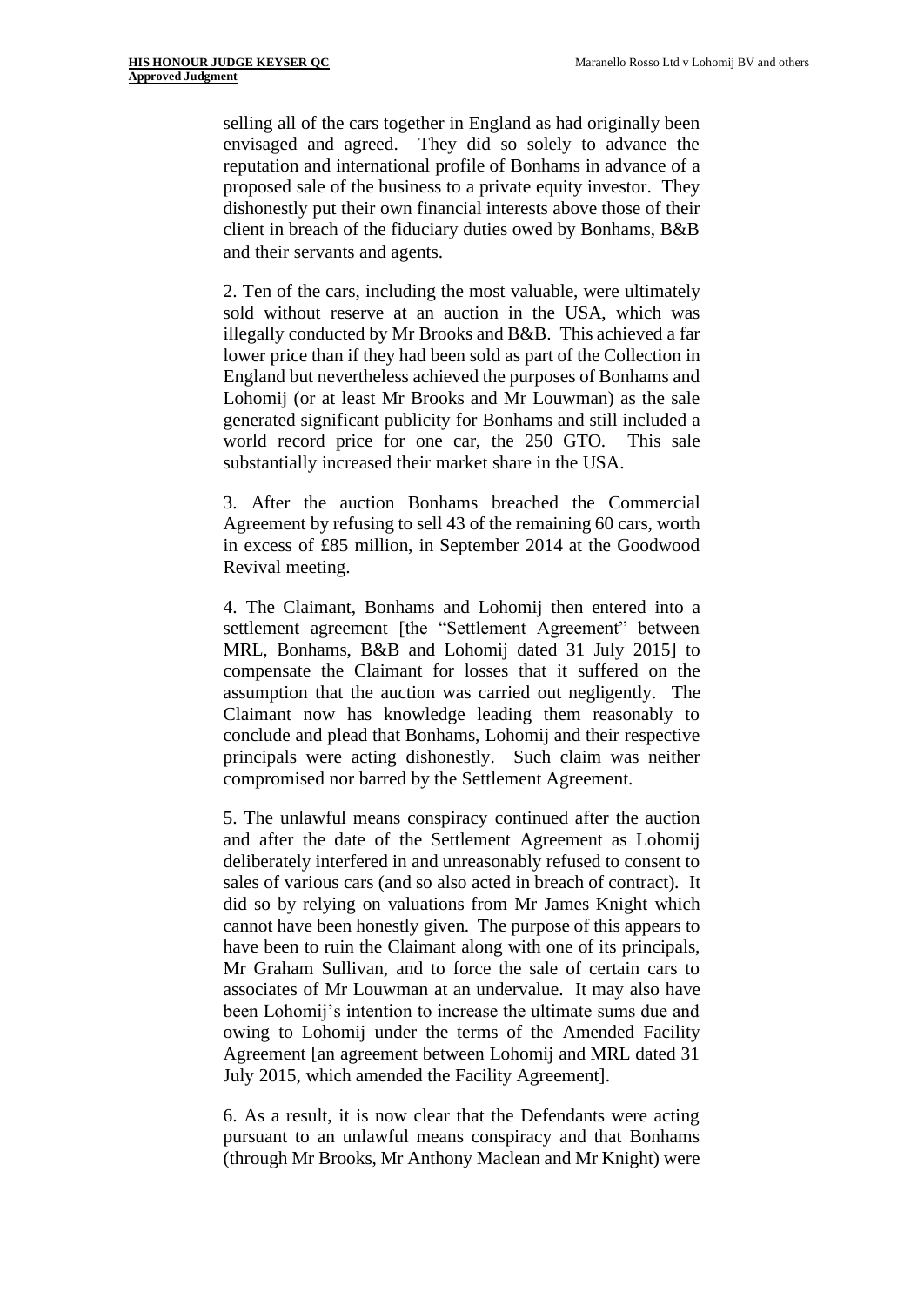selling all of the cars together in England as had originally been envisaged and agreed. They did so solely to advance the reputation and international profile of Bonhams in advance of a proposed sale of the business to a private equity investor. They dishonestly put their own financial interests above those of their client in breach of the fiduciary duties owed by Bonhams, B&B and their servants and agents.

2. Ten of the cars, including the most valuable, were ultimately sold without reserve at an auction in the USA, which was illegally conducted by Mr Brooks and B&B. This achieved a far lower price than if they had been sold as part of the Collection in England but nevertheless achieved the purposes of Bonhams and Lohomij (or at least Mr Brooks and Mr Louwman) as the sale generated significant publicity for Bonhams and still included a world record price for one car, the 250 GTO. This sale substantially increased their market share in the USA.

3. After the auction Bonhams breached the Commercial Agreement by refusing to sell 43 of the remaining 60 cars, worth in excess of £85 million, in September 2014 at the Goodwood Revival meeting.

4. The Claimant, Bonhams and Lohomij then entered into a settlement agreement [the "Settlement Agreement" between MRL, Bonhams, B&B and Lohomij dated 31 July 2015] to compensate the Claimant for losses that it suffered on the assumption that the auction was carried out negligently. The Claimant now has knowledge leading them reasonably to conclude and plead that Bonhams, Lohomij and their respective principals were acting dishonestly. Such claim was neither compromised nor barred by the Settlement Agreement.

5. The unlawful means conspiracy continued after the auction and after the date of the Settlement Agreement as Lohomij deliberately interfered in and unreasonably refused to consent to sales of various cars (and so also acted in breach of contract). It did so by relying on valuations from Mr James Knight which cannot have been honestly given. The purpose of this appears to have been to ruin the Claimant along with one of its principals, Mr Graham Sullivan, and to force the sale of certain cars to associates of Mr Louwman at an undervalue. It may also have been Lohomij's intention to increase the ultimate sums due and owing to Lohomij under the terms of the Amended Facility Agreement [an agreement between Lohomij and MRL dated 31 July 2015, which amended the Facility Agreement].

6. As a result, it is now clear that the Defendants were acting pursuant to an unlawful means conspiracy and that Bonhams (through Mr Brooks, Mr Anthony Maclean and Mr Knight) were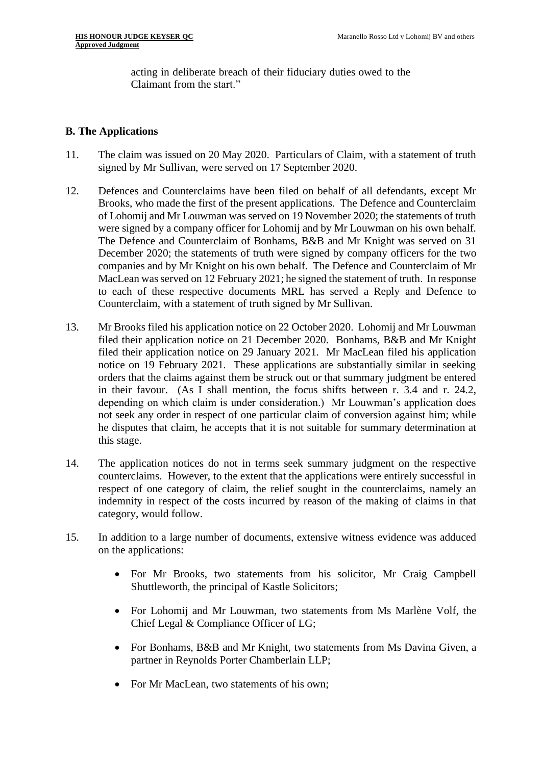acting in deliberate breach of their fiduciary duties owed to the Claimant from the start."

## B. The Applications

11. The claim was issued on 20 May 2020. Particulars of Claim, with a statement of truth signed by Mr Sullivan, were served on 17 September 2020.

12. Defences and Counterclaims have been filed on behalf of all defendants, except Mr Brooks, who made the first of the present applications. The Defence and Counterclaim of Lohomij and Mr Louwman was served on 19 November 2020; the statements of truth were signed by a company officer for Lohomij and by Mr Louwman on his own behalf. The Defence and Counterclaim of Bonhams, B&B and Mr Knight was served on 31 December 2020; the statements of truth were signed by company officers for the two companies and by Mr Knight on his own behalf. The Defence and Counterclaim of Mr MacLean was served on 12 February 2021; he signed the statement of truth. In response to each of these respective documents MRL has served a Reply and Defence to Counterclaim, with a statement of truth signed by Mr Sullivan.

13. Mr Brooks filed his application notice on 22 October 2020. Lohomij and Mr Louwman filed their application notice on 21 December 2020. Bonhams, B&B and Mr Knight filed their application notice on 29 January 2021. Mr MacLean filed his application notice on 19 February 2021. These applications are substantially similar in seeking orders that the claims against them be struck out or that summary judgment be entered in their favour. (As I shall mention, the focus shifts between r. 3.4 and r. 24.2, depending on which claim is under consideration.) Mr Louwman's application does not seek any order in respect of one particular claim of conversion against him; while he disputes that claim, he accepts that it is not suitable for summary determination at this stage.

14. The application notices do not in terms seek summary judgment on the respective counterclaims. However, to the extent that the applications were entirely successful in respect of one category of claim, the relief sought in the counterclaims, namely an indemnity in respect of the costs incurred by reason of the making of claims in that category, would follow.

15. In addition to a large number of documents, extensive witness evidence was adduced on the applications:

    - For Mr Brooks, two statements from his solicitor, Mr Craig Campbell Shuttleworth, the principal of Kastle Solicitors;
    - For Lohomij and Mr Louwman, two statements from Ms Marlène Volf, the Chief Legal & Compliance Officer of LG;
    - For Bonhams, B&B and Mr Knight, two statements from Ms Davina Given, a partner in Reynolds Porter Chamberlain LLP;
    - For Mr MacLean, two statements of his own;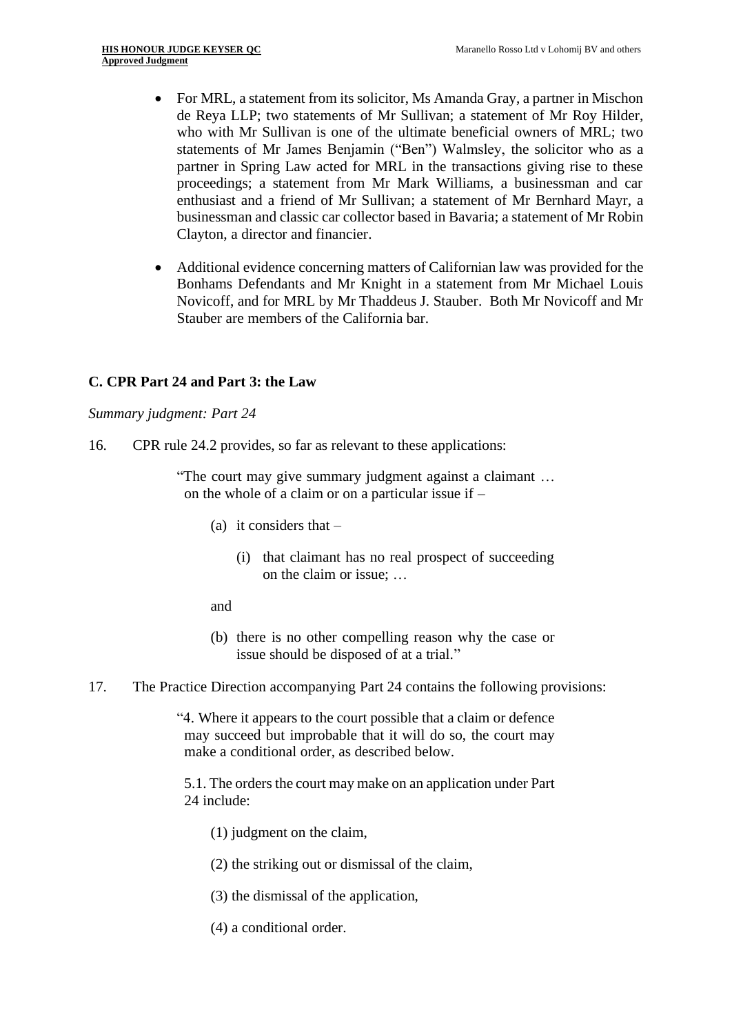- For MRL, a statement from its solicitor, Ms Amanda Gray, a partner in Mischon de Reya LLP; two statements of Mr Sullivan; a statement of Mr Roy Hilder, who with Mr Sullivan is one of the ultimate beneficial owners of MRL; two statements of Mr James Benjamin ("Ben") Walmsley, the solicitor who as a partner in Spring Law acted for MRL in the transactions giving rise to these proceedings; a statement from Mr Mark Williams, a businessman and car enthusiast and a friend of Mr Sullivan; a statement of Mr Bernhard Mayr, a businessman and classic car collector based in Bavaria; a statement of Mr Robin Clayton, a director and financier.

- Additional evidence concerning matters of Californian law was provided for the Bonhams Defendants and Mr Knight in a statement from Mr Michael Louis Novicoff, and for MRL by Mr Thaddeus J. Stauber. Both Mr Novicoff and Mr Stauber are members of the California bar.

## C. CPR Part 24 and Part 3: the Law

*Summary judgment: Part 24*

16. CPR rule 24.2 provides, so far as relevant to these applications:

> "The court may give summary judgment against a claimant … on the whole of a claim or on a particular issue if –
>
> (a) it considers that –
>
> (i) that claimant has no real prospect of succeeding on the claim or issue; …
>
> and
>
> (b) there is no other compelling reason why the case or issue should be disposed of at a trial."

17. The Practice Direction accompanying Part 24 contains the following provisions:

> "4. Where it appears to the court possible that a claim or defence may succeed but improbable that it will do so, the court may make a conditional order, as described below.
>
> 5.1. The orders the court may make on an application under Part 24 include:
>
> (1) judgment on the claim,
>
> (2) the striking out or dismissal of the claim,
>
> (3) the dismissal of the application,
>
> (4) a conditional order.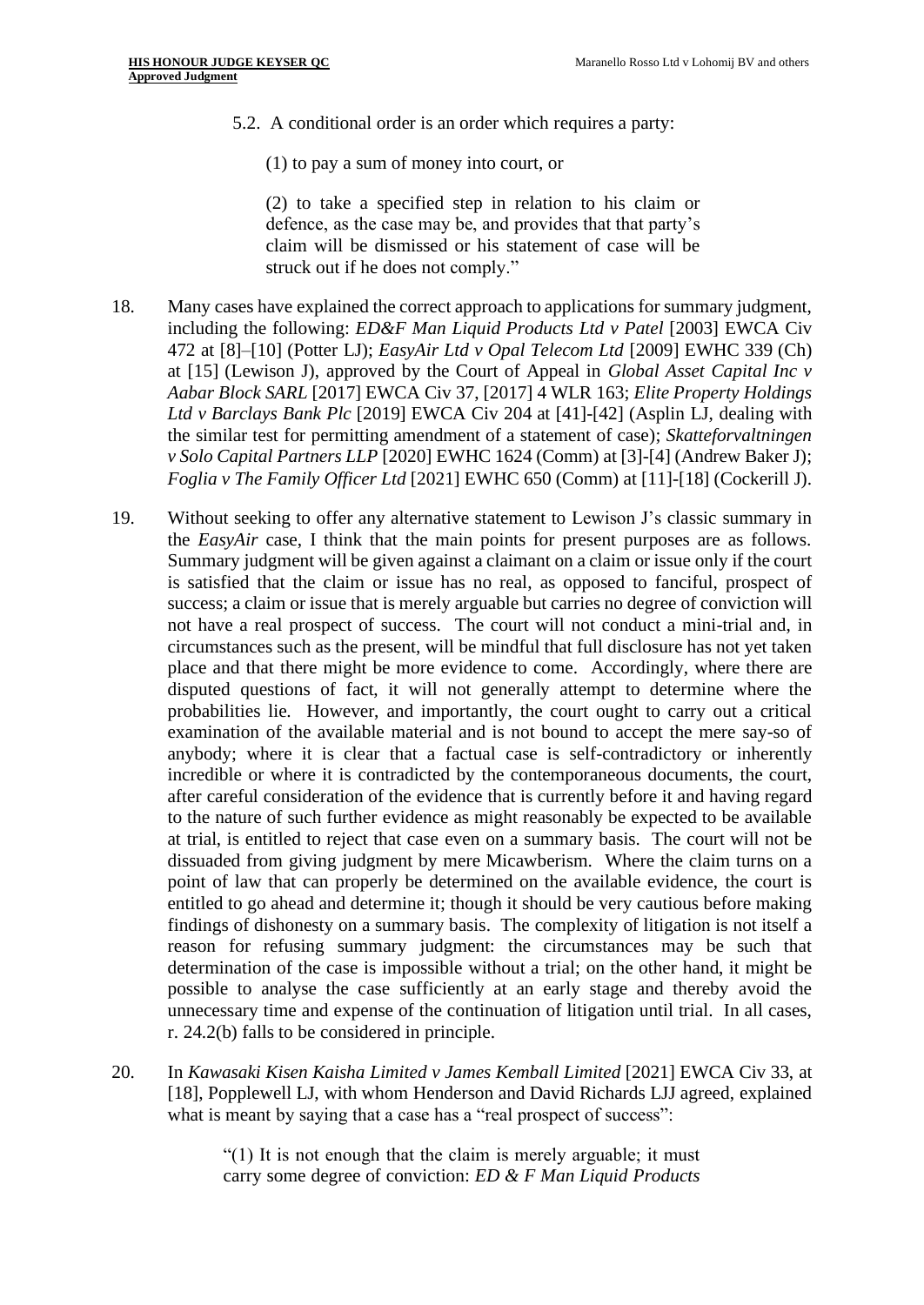5.2. A conditional order is an order which requires a party:

(1) to pay a sum of money into court, or

(2) to take a specified step in relation to his claim or defence, as the case may be, and provides that that party's claim will be dismissed or his statement of case will be struck out if he does not comply."

18. Many cases have explained the correct approach to applications for summary judgment, including the following: *ED&F Man Liquid Products Ltd v Patel* [2003] EWCA Civ 472 at [8]–[10] (Potter LJ); *EasyAir Ltd v Opal Telecom Ltd* [2009] EWHC 339 (Ch) at [15] (Lewison J), approved by the Court of Appeal in *Global Asset Capital Inc v Aabar Block SARL* [2017] EWCA Civ 37, [2017] 4 WLR 163; *Elite Property Holdings Ltd v Barclays Bank Plc* [2019] EWCA Civ 204 at [41]-[42] (Asplin LJ, dealing with the similar test for permitting amendment of a statement of case); *Skatteforvaltningen v Solo Capital Partners LLP* [2020] EWHC 1624 (Comm) at [3]-[4] (Andrew Baker J); *Foglia v The Family Officer Ltd* [2021] EWHC 650 (Comm) at [11]-[18] (Cockerill J).

19. Without seeking to offer any alternative statement to Lewison J's classic summary in the *EasyAir* case, I think that the main points for present purposes are as follows. Summary judgment will be given against a claimant on a claim or issue only if the court is satisfied that the claim or issue has no real, as opposed to fanciful, prospect of success; a claim or issue that is merely arguable but carries no degree of conviction will not have a real prospect of success. The court will not conduct a mini-trial and, in circumstances such as the present, will be mindful that full disclosure has not yet taken place and that there might be more evidence to come. Accordingly, where there are disputed questions of fact, it will not generally attempt to determine where the probabilities lie. However, and importantly, the court ought to carry out a critical examination of the available material and is not bound to accept the mere say-so of anybody; where it is clear that a factual case is self-contradictory or inherently incredible or where it is contradicted by the contemporaneous documents, the court, after careful consideration of the evidence that is currently before it and having regard to the nature of such further evidence as might reasonably be expected to be available at trial, is entitled to reject that case even on a summary basis. The court will not be dissuaded from giving judgment by mere Micawberism. Where the claim turns on a point of law that can properly be determined on the available evidence, the court is entitled to go ahead and determine it; though it should be very cautious before making findings of dishonesty on a summary basis. The complexity of litigation is not itself a reason for refusing summary judgment: the circumstances may be such that determination of the case is impossible without a trial; on the other hand, it might be possible to analyse the case sufficiently at an early stage and thereby avoid the unnecessary time and expense of the continuation of litigation until trial. In all cases, r. 24.2(b) falls to be considered in principle.

20. In *Kawasaki Kisen Kaisha Limited v James Kemball Limited* [2021] EWCA Civ 33, at [18], Popplewell LJ, with whom Henderson and David Richards LJJ agreed, explained what is meant by saying that a case has a "real prospect of success":

"(1) It is not enough that the claim is merely arguable; it must carry some degree of conviction: *ED & F Man Liquid Products*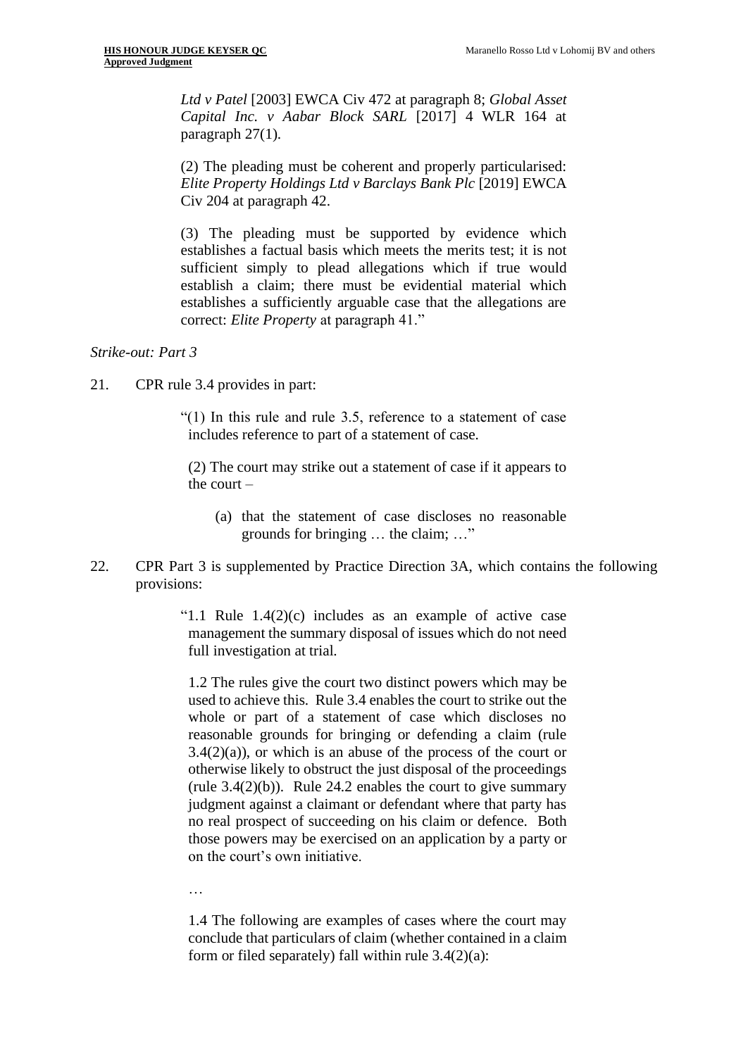> *Ltd v Patel* [2003] EWCA Civ 472 at paragraph 8; *Global Asset Capital Inc. v Aabar Block SARL* [2017] 4 WLR 164 at paragraph 27(1).
>
> (2) The pleading must be coherent and properly particularised: *Elite Property Holdings Ltd v Barclays Bank Plc* [2019] EWCA Civ 204 at paragraph 42.
>
> (3) The pleading must be supported by evidence which establishes a factual basis which meets the merits test; it is not sufficient simply to plead allegations which if true would establish a claim; there must be evidential material which establishes a sufficiently arguable case that the allegations are correct: *Elite Property* at paragraph 41."

*Strike-out: Part 3*

21. CPR rule 3.4 provides in part:

> "(1) In this rule and rule 3.5, reference to a statement of case includes reference to part of a statement of case.
>
> (2) The court may strike out a statement of case if it appears to the court –
>
> (a) that the statement of case discloses no reasonable grounds for bringing … the claim; …"

22. CPR Part 3 is supplemented by Practice Direction 3A, which contains the following provisions:

> "1.1 Rule 1.4(2)(c) includes as an example of active case management the summary disposal of issues which do not need full investigation at trial.
>
> 1.2 The rules give the court two distinct powers which may be used to achieve this. Rule 3.4 enables the court to strike out the whole or part of a statement of case which discloses no reasonable grounds for bringing or defending a claim (rule 3.4(2)(a)), or which is an abuse of the process of the court or otherwise likely to obstruct the just disposal of the proceedings (rule 3.4(2)(b)). Rule 24.2 enables the court to give summary judgment against a claimant or defendant where that party has no real prospect of succeeding on his claim or defence. Both those powers may be exercised on an application by a party or on the court's own initiative.
>
> …
>
> 1.4 The following are examples of cases where the court may conclude that particulars of claim (whether contained in a claim form or filed separately) fall within rule 3.4(2)(a):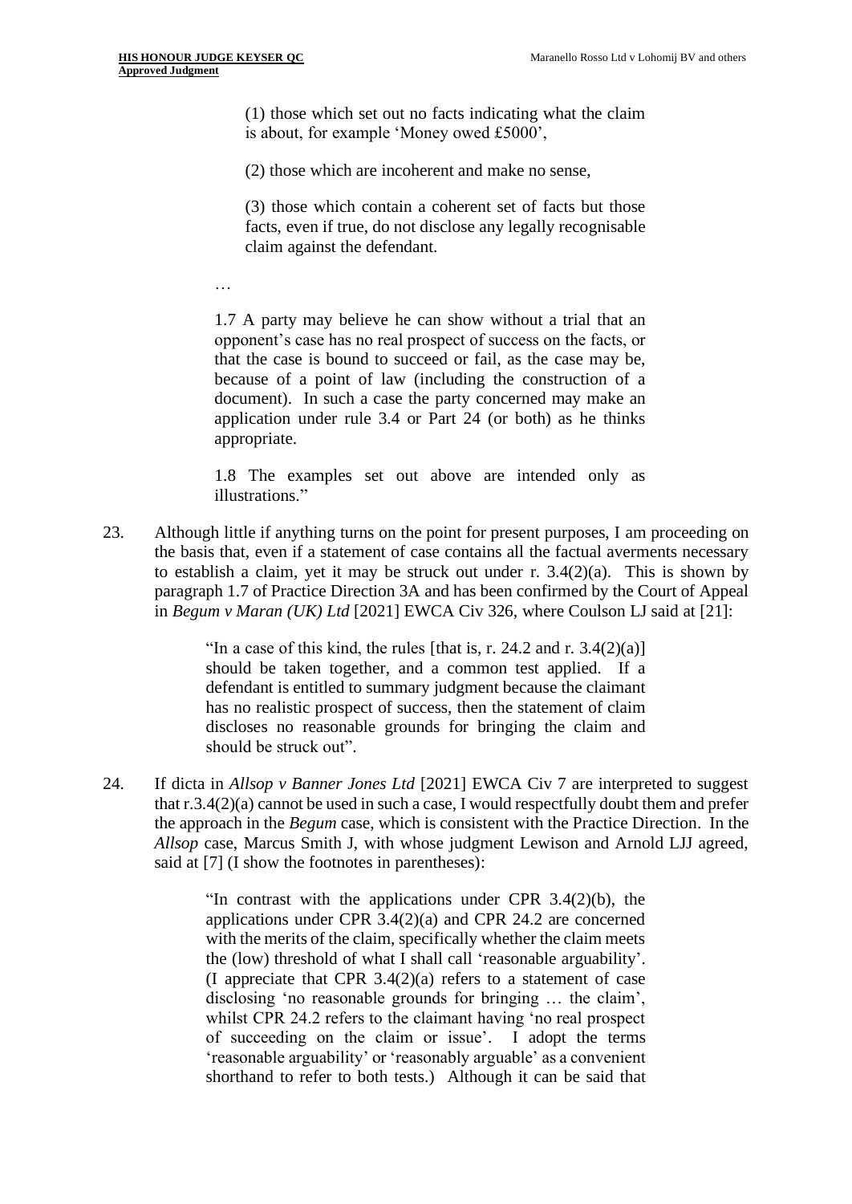> (1) those which set out no facts indicating what the claim is about, for example 'Money owed £5000',
>
> (2) those which are incoherent and make no sense,
>
> (3) those which contain a coherent set of facts but those facts, even if true, do not disclose any legally recognisable claim against the defendant.
>
> …
>
> 1.7 A party may believe he can show without a trial that an opponent's case has no real prospect of success on the facts, or that the case is bound to succeed or fail, as the case may be, because of a point of law (including the construction of a document). In such a case the party concerned may make an application under rule 3.4 or Part 24 (or both) as he thinks appropriate.
>
> 1.8 The examples set out above are intended only as illustrations."

23. Although little if anything turns on the point for present purposes, I am proceeding on the basis that, even if a statement of case contains all the factual averments necessary to establish a claim, yet it may be struck out under r. 3.4(2)(a). This is shown by paragraph 1.7 of Practice Direction 3A and has been confirmed by the Court of Appeal in *Begum v Maran (UK) Ltd* [2021] EWCA Civ 326, where Coulson LJ said at [21]:

> "In a case of this kind, the rules [that is, r. 24.2 and r. 3.4(2)(a)] should be taken together, and a common test applied. If a defendant is entitled to summary judgment because the claimant has no realistic prospect of success, then the statement of claim discloses no reasonable grounds for bringing the claim and should be struck out".

24. If dicta in *Allsop v Banner Jones Ltd* [2021] EWCA Civ 7 are interpreted to suggest that r.3.4(2)(a) cannot be used in such a case, I would respectfully doubt them and prefer the approach in the *Begum* case, which is consistent with the Practice Direction. In the *Allsop* case, Marcus Smith J, with whose judgment Lewison and Arnold LJJ agreed, said at [7] (I show the footnotes in parentheses):

> "In contrast with the applications under CPR 3.4(2)(b), the applications under CPR 3.4(2)(a) and CPR 24.2 are concerned with the merits of the claim, specifically whether the claim meets the (low) threshold of what I shall call 'reasonable arguability'. (I appreciate that CPR 3.4(2)(a) refers to a statement of case disclosing 'no reasonable grounds for bringing … the claim', whilst CPR 24.2 refers to the claimant having 'no real prospect of succeeding on the claim or issue'. I adopt the terms 'reasonable arguability' or 'reasonably arguable' as a convenient shorthand to refer to both tests.) Although it can be said that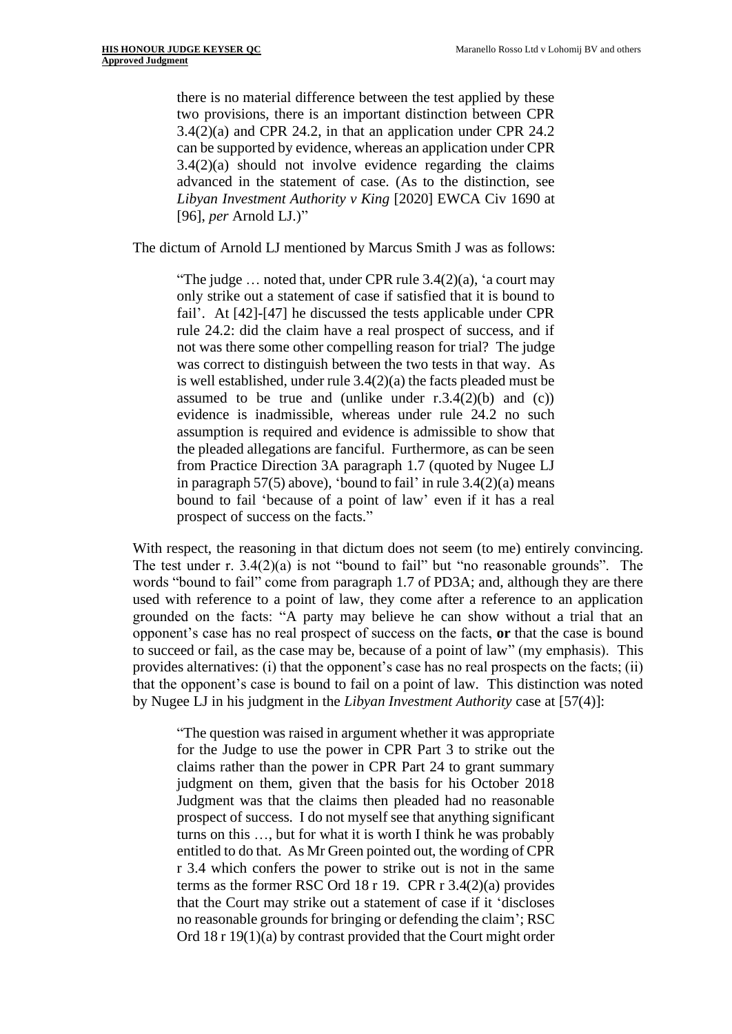> there is no material difference between the test applied by these two provisions, there is an important distinction between CPR 3.4(2)(a) and CPR 24.2, in that an application under CPR 24.2 can be supported by evidence, whereas an application under CPR 3.4(2)(a) should not involve evidence regarding the claims advanced in the statement of case. (As to the distinction, see *Libyan Investment Authority v King* [2020] EWCA Civ 1690 at [96], *per* Arnold LJ.)"

The dictum of Arnold LJ mentioned by Marcus Smith J was as follows:

> "The judge … noted that, under CPR rule 3.4(2)(a), 'a court may only strike out a statement of case if satisfied that it is bound to fail'. At [42]-[47] he discussed the tests applicable under CPR rule 24.2: did the claim have a real prospect of success, and if not was there some other compelling reason for trial? The judge was correct to distinguish between the two tests in that way. As is well established, under rule 3.4(2)(a) the facts pleaded must be assumed to be true and (unlike under r.3.4(2)(b) and (c)) evidence is inadmissible, whereas under rule 24.2 no such assumption is required and evidence is admissible to show that the pleaded allegations are fanciful. Furthermore, as can be seen from Practice Direction 3A paragraph 1.7 (quoted by Nugee LJ in paragraph 57(5) above), 'bound to fail' in rule 3.4(2)(a) means bound to fail 'because of a point of law' even if it has a real prospect of success on the facts."

With respect, the reasoning in that dictum does not seem (to me) entirely convincing. The test under r. 3.4(2)(a) is not "bound to fail" but "no reasonable grounds". The words "bound to fail" come from paragraph 1.7 of PD3A; and, although they are there used with reference to a point of law, they come after a reference to an application grounded on the facts: "A party may believe he can show without a trial that an opponent's case has no real prospect of success on the facts, **or** that the case is bound to succeed or fail, as the case may be, because of a point of law" (my emphasis). This provides alternatives: (i) that the opponent's case has no real prospects on the facts; (ii) that the opponent's case is bound to fail on a point of law. This distinction was noted by Nugee LJ in his judgment in the *Libyan Investment Authority* case at [57(4)]:

> "The question was raised in argument whether it was appropriate for the Judge to use the power in CPR Part 3 to strike out the claims rather than the power in CPR Part 24 to grant summary judgment on them, given that the basis for his October 2018 Judgment was that the claims then pleaded had no reasonable prospect of success. I do not myself see that anything significant turns on this …, but for what it is worth I think he was probably entitled to do that. As Mr Green pointed out, the wording of CPR r 3.4 which confers the power to strike out is not in the same terms as the former RSC Ord 18 r 19. CPR r 3.4(2)(a) provides that the Court may strike out a statement of case if it 'discloses no reasonable grounds for bringing or defending the claim'; RSC Ord 18 r 19(1)(a) by contrast provided that the Court might order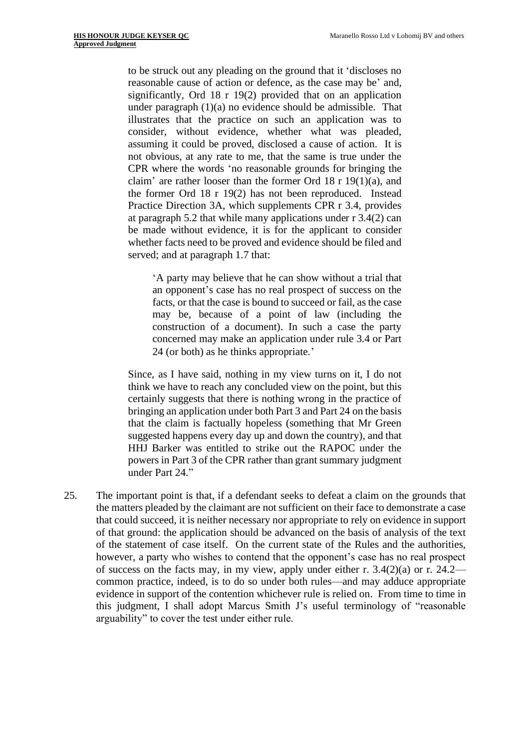> to be struck out any pleading on the ground that it 'discloses no reasonable cause of action or defence, as the case may be' and, significantly, Ord 18 r 19(2) provided that on an application under paragraph (1)(a) no evidence should be admissible. That illustrates that the practice on such an application was to consider, without evidence, whether what was pleaded, assuming it could be proved, disclosed a cause of action. It is not obvious, at any rate to me, that the same is true under the CPR where the words 'no reasonable grounds for bringing the claim' are rather looser than the former Ord 18 r 19(1)(a), and the former Ord 18 r 19(2) has not been reproduced. Instead Practice Direction 3A, which supplements CPR r 3.4, provides at paragraph 5.2 that while many applications under r 3.4(2) can be made without evidence, it is for the applicant to consider whether facts need to be proved and evidence should be filed and served; and at paragraph 1.7 that:
>
> > 'A party may believe that he can show without a trial that an opponent's case has no real prospect of success on the facts, or that the case is bound to succeed or fail, as the case may be, because of a point of law (including the construction of a document). In such a case the party concerned may make an application under rule 3.4 or Part 24 (or both) as he thinks appropriate.'
>
> Since, as I have said, nothing in my view turns on it, I do not think we have to reach any concluded view on the point, but this certainly suggests that there is nothing wrong in the practice of bringing an application under both Part 3 and Part 24 on the basis that the claim is factually hopeless (something that Mr Green suggested happens every day up and down the country), and that HHJ Barker was entitled to strike out the RAPOC under the powers in Part 3 of the CPR rather than grant summary judgment under Part 24."

25. The important point is that, if a defendant seeks to defeat a claim on the grounds that the matters pleaded by the claimant are not sufficient on their face to demonstrate a case that could succeed, it is neither necessary nor appropriate to rely on evidence in support of that ground: the application should be advanced on the basis of analysis of the text of the statement of case itself. On the current state of the Rules and the authorities, however, a party who wishes to contend that the opponent's case has no real prospect of success on the facts may, in my view, apply under either r. 3.4(2)(a) or r. 24.2—common practice, indeed, is to do so under both rules—and may adduce appropriate evidence in support of the contention whichever rule is relied on. From time to time in this judgment, I shall adopt Marcus Smith J's useful terminology of "reasonable arguability" to cover the test under either rule.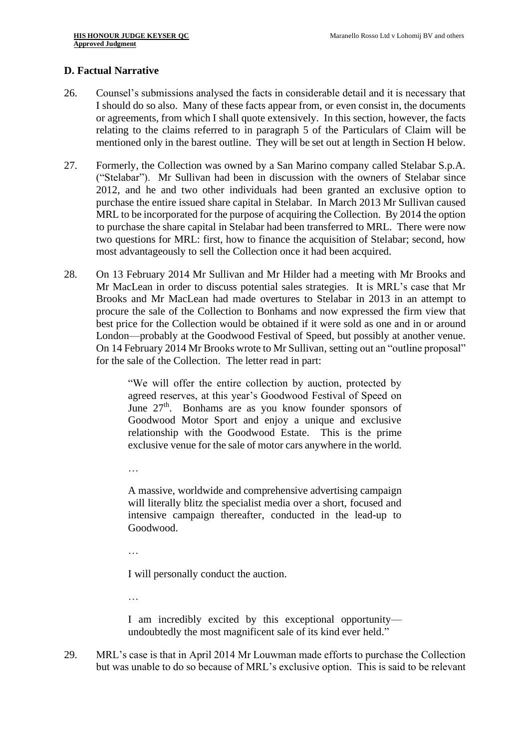## D. Factual Narrative

26. Counsel's submissions analysed the facts in considerable detail and it is necessary that I should do so also. Many of these facts appear from, or even consist in, the documents or agreements, from which I shall quote extensively. In this section, however, the facts relating to the claims referred to in paragraph 5 of the Particulars of Claim will be mentioned only in the barest outline. They will be set out at length in Section H below.

27. Formerly, the Collection was owned by a San Marino company called Stelabar S.p.A. ("Stelabar"). Mr Sullivan had been in discussion with the owners of Stelabar since 2012, and he and two other individuals had been granted an exclusive option to purchase the entire issued share capital in Stelabar. In March 2013 Mr Sullivan caused MRL to be incorporated for the purpose of acquiring the Collection. By 2014 the option to purchase the share capital in Stelabar had been transferred to MRL. There were now two questions for MRL: first, how to finance the acquisition of Stelabar; second, how most advantageously to sell the Collection once it had been acquired.

28. On 13 February 2014 Mr Sullivan and Mr Hilder had a meeting with Mr Brooks and Mr MacLean in order to discuss potential sales strategies. It is MRL's case that Mr Brooks and Mr MacLean had made overtures to Stelabar in 2013 in an attempt to procure the sale of the Collection to Bonhams and now expressed the firm view that best price for the Collection would be obtained if it were sold as one and in or around London—probably at the Goodwood Festival of Speed, but possibly at another venue. On 14 February 2014 Mr Brooks wrote to Mr Sullivan, setting out an "outline proposal" for the sale of the Collection. The letter read in part:

> "We will offer the entire collection by auction, protected by agreed reserves, at this year's Goodwood Festival of Speed on June 27th. Bonhams are as you know founder sponsors of Goodwood Motor Sport and enjoy a unique and exclusive relationship with the Goodwood Estate. This is the prime exclusive venue for the sale of motor cars anywhere in the world.
>
> …
>
> A massive, worldwide and comprehensive advertising campaign will literally blitz the specialist media over a short, focused and intensive campaign thereafter, conducted in the lead-up to Goodwood.
>
> …
>
> I will personally conduct the auction.
>
> …
>
> I am incredibly excited by this exceptional opportunity—undoubtedly the most magnificent sale of its kind ever held."

29. MRL's case is that in April 2014 Mr Louwman made efforts to purchase the Collection but was unable to do so because of MRL's exclusive option. This is said to be relevant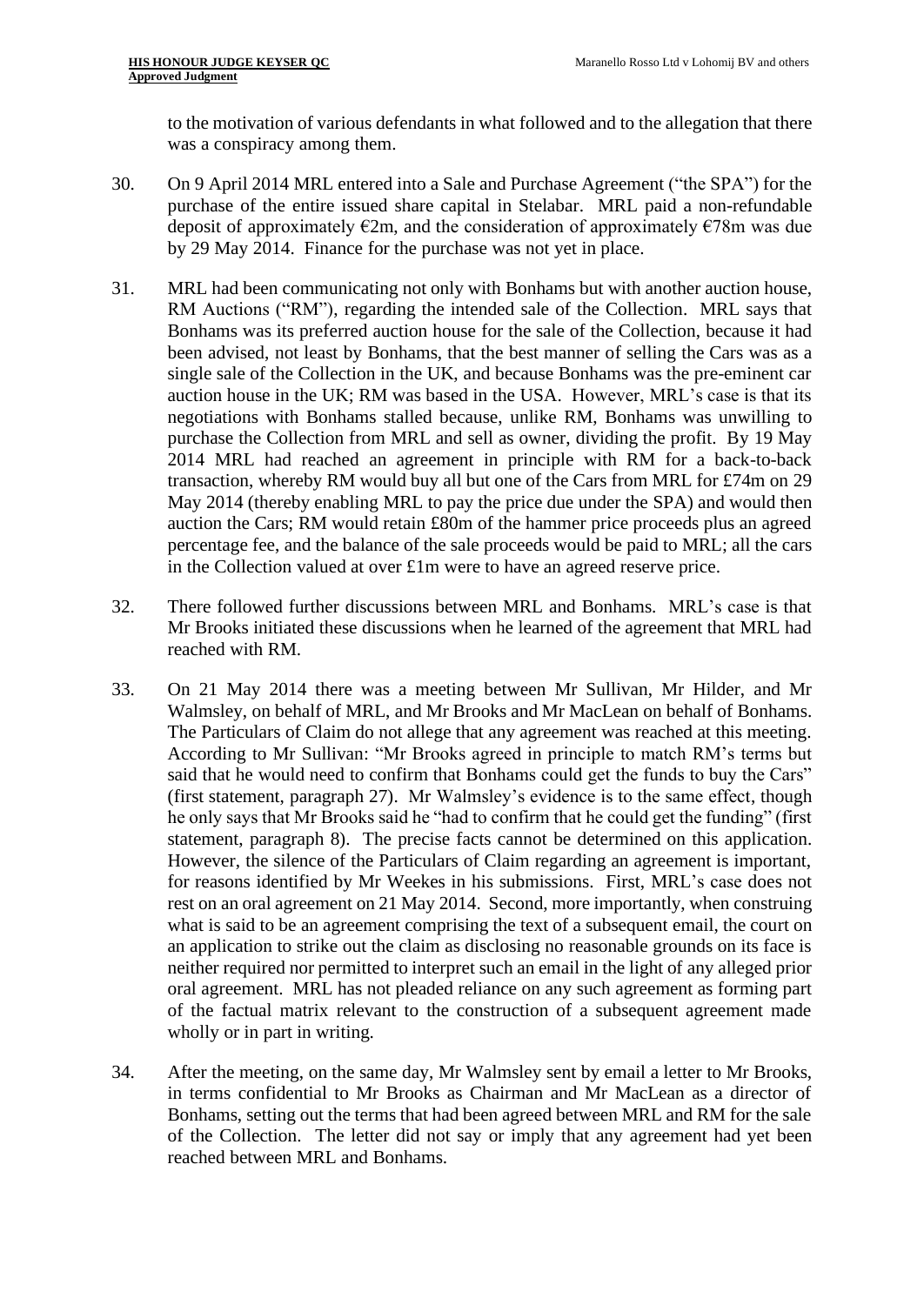to the motivation of various defendants in what followed and to the allegation that there was a conspiracy among them.

30. On 9 April 2014 MRL entered into a Sale and Purchase Agreement ("the SPA") for the purchase of the entire issued share capital in Stelabar. MRL paid a non-refundable deposit of approximately €2m, and the consideration of approximately €78m was due by 29 May 2014. Finance for the purchase was not yet in place.

31. MRL had been communicating not only with Bonhams but with another auction house, RM Auctions ("RM"), regarding the intended sale of the Collection. MRL says that Bonhams was its preferred auction house for the sale of the Collection, because it had been advised, not least by Bonhams, that the best manner of selling the Cars was as a single sale of the Collection in the UK, and because Bonhams was the pre-eminent car auction house in the UK; RM was based in the USA. However, MRL's case is that its negotiations with Bonhams stalled because, unlike RM, Bonhams was unwilling to purchase the Collection from MRL and sell as owner, dividing the profit. By 19 May 2014 MRL had reached an agreement in principle with RM for a back-to-back transaction, whereby RM would buy all but one of the Cars from MRL for £74m on 29 May 2014 (thereby enabling MRL to pay the price due under the SPA) and would then auction the Cars; RM would retain £80m of the hammer price proceeds plus an agreed percentage fee, and the balance of the sale proceeds would be paid to MRL; all the cars in the Collection valued at over £1m were to have an agreed reserve price.

32. There followed further discussions between MRL and Bonhams. MRL's case is that Mr Brooks initiated these discussions when he learned of the agreement that MRL had reached with RM.

33. On 21 May 2014 there was a meeting between Mr Sullivan, Mr Hilder, and Mr Walmsley, on behalf of MRL, and Mr Brooks and Mr MacLean on behalf of Bonhams. The Particulars of Claim do not allege that any agreement was reached at this meeting. According to Mr Sullivan: "Mr Brooks agreed in principle to match RM's terms but said that he would need to confirm that Bonhams could get the funds to buy the Cars" (first statement, paragraph 27). Mr Walmsley's evidence is to the same effect, though he only says that Mr Brooks said he "had to confirm that he could get the funding" (first statement, paragraph 8). The precise facts cannot be determined on this application. However, the silence of the Particulars of Claim regarding an agreement is important, for reasons identified by Mr Weekes in his submissions. First, MRL's case does not rest on an oral agreement on 21 May 2014. Second, more importantly, when construing what is said to be an agreement comprising the text of a subsequent email, the court on an application to strike out the claim as disclosing no reasonable grounds on its face is neither required nor permitted to interpret such an email in the light of any alleged prior oral agreement. MRL has not pleaded reliance on any such agreement as forming part of the factual matrix relevant to the construction of a subsequent agreement made wholly or in part in writing.

34. After the meeting, on the same day, Mr Walmsley sent by email a letter to Mr Brooks, in terms confidential to Mr Brooks as Chairman and Mr MacLean as a director of Bonhams, setting out the terms that had been agreed between MRL and RM for the sale of the Collection. The letter did not say or imply that any agreement had yet been reached between MRL and Bonhams.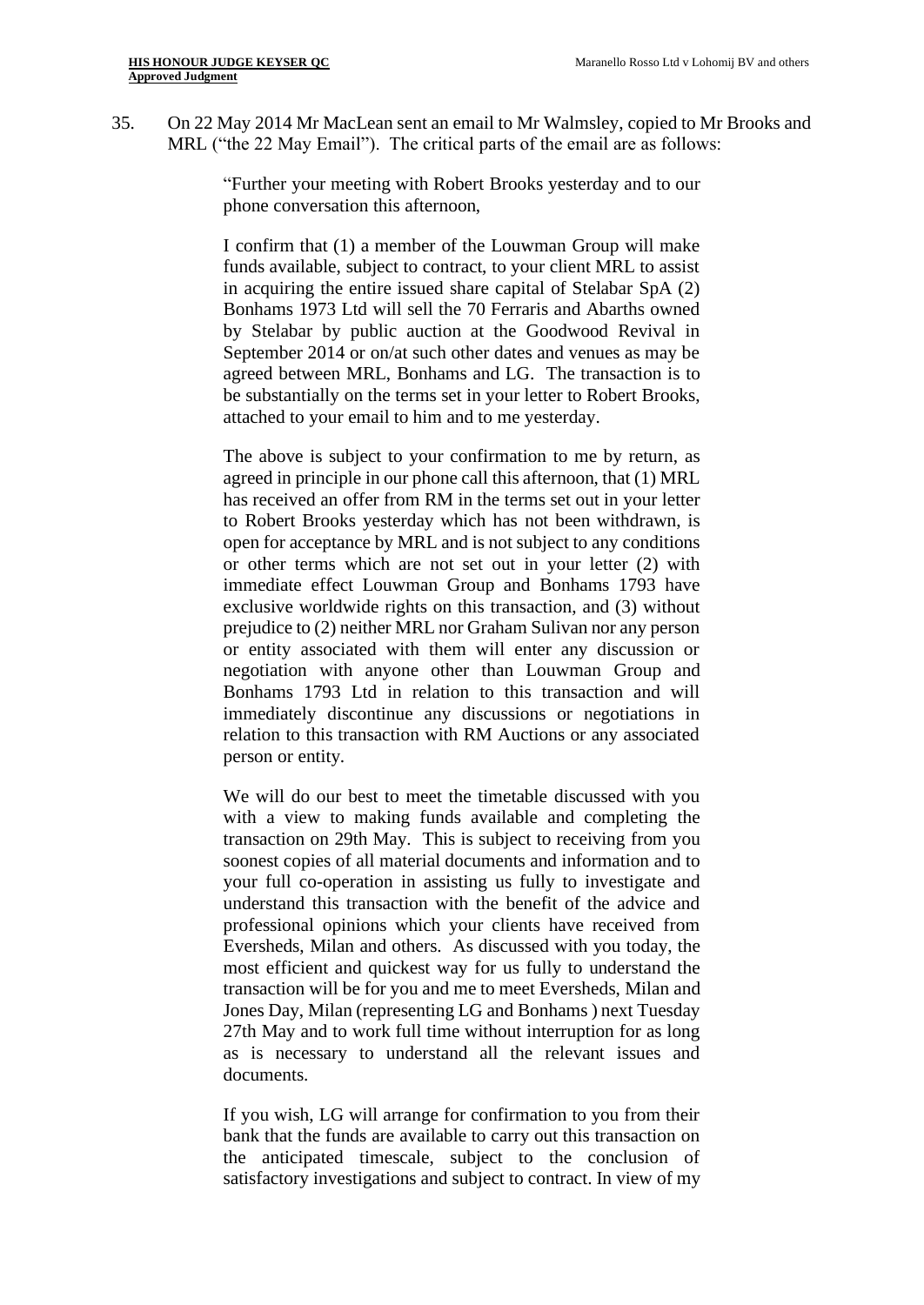35. On 22 May 2014 Mr MacLean sent an email to Mr Walmsley, copied to Mr Brooks and MRL ("the 22 May Email"). The critical parts of the email are as follows:

> "Further your meeting with Robert Brooks yesterday and to our phone conversation this afternoon,
>
> I confirm that (1) a member of the Louwman Group will make funds available, subject to contract, to your client MRL to assist in acquiring the entire issued share capital of Stelabar SpA (2) Bonhams 1973 Ltd will sell the 70 Ferraris and Abarths owned by Stelabar by public auction at the Goodwood Revival in September 2014 or on/at such other dates and venues as may be agreed between MRL, Bonhams and LG. The transaction is to be substantially on the terms set in your letter to Robert Brooks, attached to your email to him and to me yesterday.
>
> The above is subject to your confirmation to me by return, as agreed in principle in our phone call this afternoon, that (1) MRL has received an offer from RM in the terms set out in your letter to Robert Brooks yesterday which has not been withdrawn, is open for acceptance by MRL and is not subject to any conditions or other terms which are not set out in your letter (2) with immediate effect Louwman Group and Bonhams 1793 have exclusive worldwide rights on this transaction, and (3) without prejudice to (2) neither MRL nor Graham Sulivan nor any person or entity associated with them will enter any discussion or negotiation with anyone other than Louwman Group and Bonhams 1793 Ltd in relation to this transaction and will immediately discontinue any discussions or negotiations in relation to this transaction with RM Auctions or any associated person or entity.
>
> We will do our best to meet the timetable discussed with you with a view to making funds available and completing the transaction on 29th May. This is subject to receiving from you soonest copies of all material documents and information and to your full co-operation in assisting us fully to investigate and understand this transaction with the benefit of the advice and professional opinions which your clients have received from Eversheds, Milan and others. As discussed with you today, the most efficient and quickest way for us fully to understand the transaction will be for you and me to meet Eversheds, Milan and Jones Day, Milan (representing LG and Bonhams ) next Tuesday 27th May and to work full time without interruption for as long as is necessary to understand all the relevant issues and documents.
>
> If you wish, LG will arrange for confirmation to you from their bank that the funds are available to carry out this transaction on the anticipated timescale, subject to the conclusion of satisfactory investigations and subject to contract. In view of my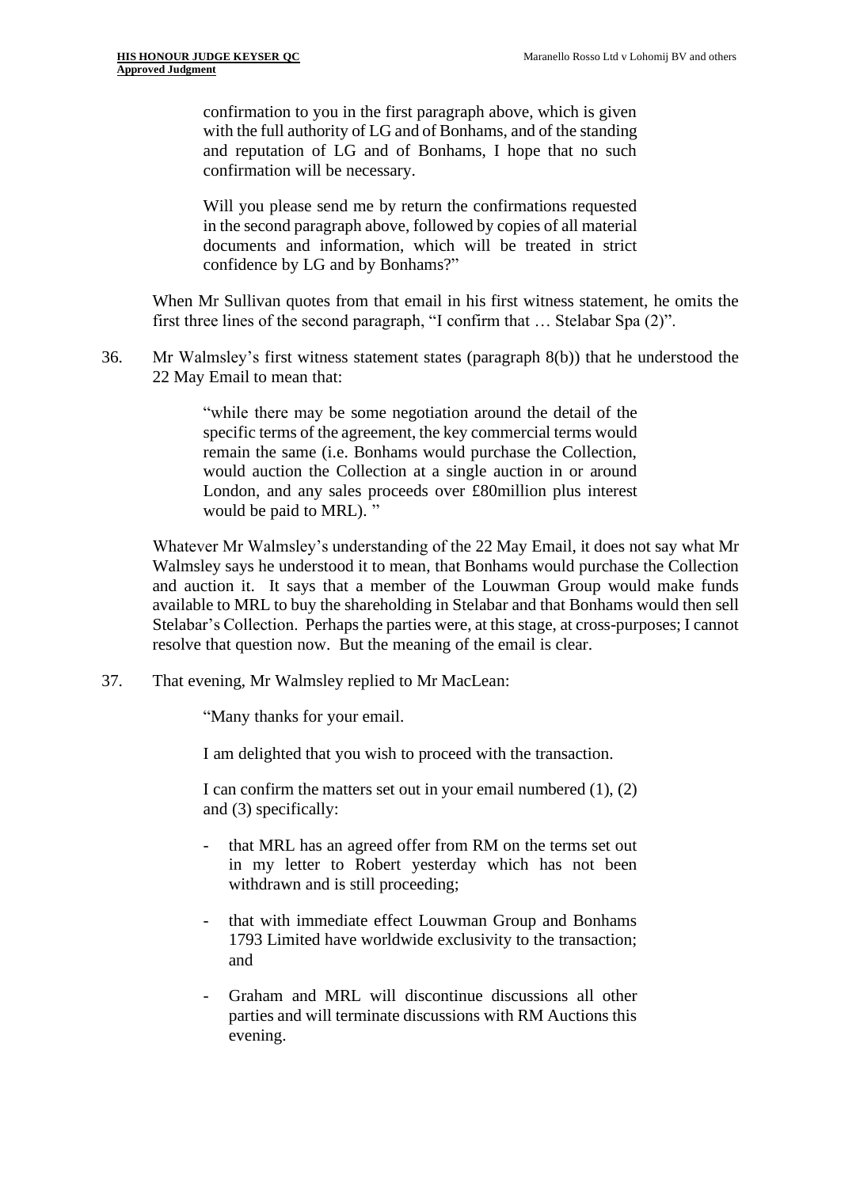> confirmation to you in the first paragraph above, which is given with the full authority of LG and of Bonhams, and of the standing and reputation of LG and of Bonhams, I hope that no such confirmation will be necessary.
>
> Will you please send me by return the confirmations requested in the second paragraph above, followed by copies of all material documents and information, which will be treated in strict confidence by LG and by Bonhams?"

When Mr Sullivan quotes from that email in his first witness statement, he omits the first three lines of the second paragraph, "I confirm that … Stelabar Spa (2)".

36. Mr Walmsley's first witness statement states (paragraph 8(b)) that he understood the 22 May Email to mean that:

> "while there may be some negotiation around the detail of the specific terms of the agreement, the key commercial terms would remain the same (i.e. Bonhams would purchase the Collection, would auction the Collection at a single auction in or around London, and any sales proceeds over £80million plus interest would be paid to MRL). "

Whatever Mr Walmsley's understanding of the 22 May Email, it does not say what Mr Walmsley says he understood it to mean, that Bonhams would purchase the Collection and auction it. It says that a member of the Louwman Group would make funds available to MRL to buy the shareholding in Stelabar and that Bonhams would then sell Stelabar's Collection. Perhaps the parties were, at this stage, at cross-purposes; I cannot resolve that question now. But the meaning of the email is clear.

37. That evening, Mr Walmsley replied to Mr MacLean:

> "Many thanks for your email.
>
> I am delighted that you wish to proceed with the transaction.
>
> I can confirm the matters set out in your email numbered (1), (2) and (3) specifically:
>
> - that MRL has an agreed offer from RM on the terms set out in my letter to Robert yesterday which has not been withdrawn and is still proceeding;
> - that with immediate effect Louwman Group and Bonhams 1793 Limited have worldwide exclusivity to the transaction; and
> - Graham and MRL will discontinue discussions all other parties and will terminate discussions with RM Auctions this evening.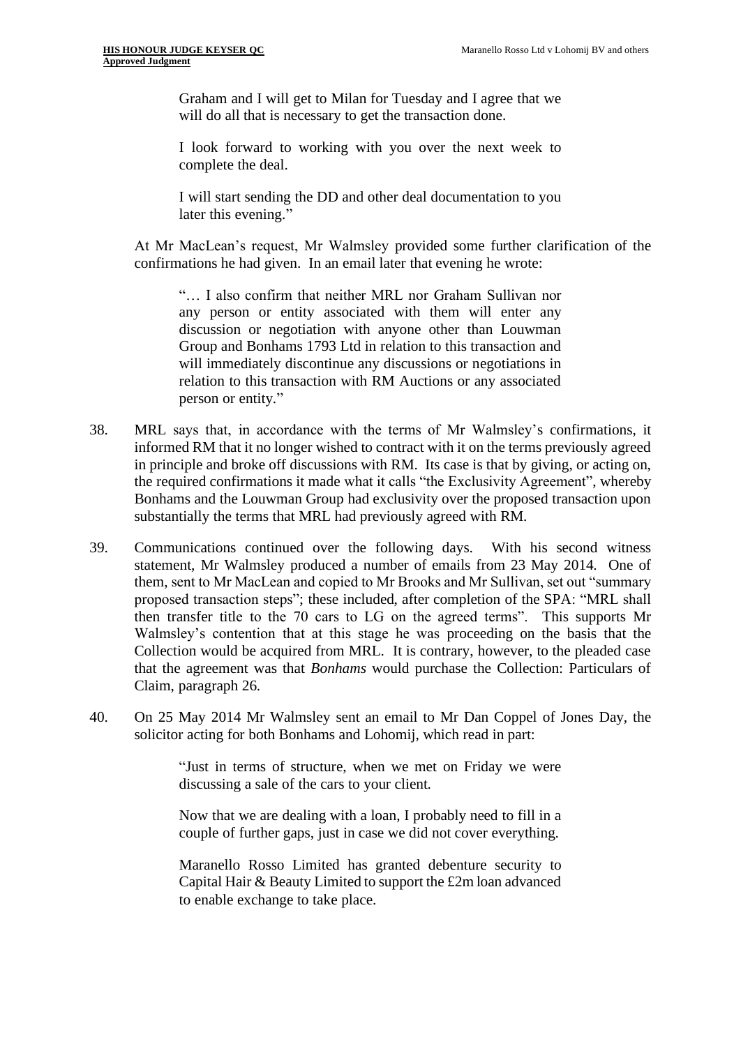> Graham and I will get to Milan for Tuesday and I agree that we will do all that is necessary to get the transaction done.
>
> I look forward to working with you over the next week to complete the deal.
>
> I will start sending the DD and other deal documentation to you later this evening."

At Mr MacLean's request, Mr Walmsley provided some further clarification of the confirmations he had given. In an email later that evening he wrote:

> "… I also confirm that neither MRL nor Graham Sullivan nor any person or entity associated with them will enter any discussion or negotiation with anyone other than Louwman Group and Bonhams 1793 Ltd in relation to this transaction and will immediately discontinue any discussions or negotiations in relation to this transaction with RM Auctions or any associated person or entity."

38. MRL says that, in accordance with the terms of Mr Walmsley's confirmations, it informed RM that it no longer wished to contract with it on the terms previously agreed in principle and broke off discussions with RM. Its case is that by giving, or acting on, the required confirmations it made what it calls "the Exclusivity Agreement", whereby Bonhams and the Louwman Group had exclusivity over the proposed transaction upon substantially the terms that MRL had previously agreed with RM.

39. Communications continued over the following days. With his second witness statement, Mr Walmsley produced a number of emails from 23 May 2014. One of them, sent to Mr MacLean and copied to Mr Brooks and Mr Sullivan, set out "summary proposed transaction steps"; these included, after completion of the SPA: "MRL shall then transfer title to the 70 cars to LG on the agreed terms". This supports Mr Walmsley's contention that at this stage he was proceeding on the basis that the Collection would be acquired from MRL. It is contrary, however, to the pleaded case that the agreement was that *Bonhams* would purchase the Collection: Particulars of Claim, paragraph 26.

40. On 25 May 2014 Mr Walmsley sent an email to Mr Dan Coppel of Jones Day, the solicitor acting for both Bonhams and Lohomij, which read in part:

> "Just in terms of structure, when we met on Friday we were discussing a sale of the cars to your client.
>
> Now that we are dealing with a loan, I probably need to fill in a couple of further gaps, just in case we did not cover everything.
>
> Maranello Rosso Limited has granted debenture security to Capital Hair & Beauty Limited to support the £2m loan advanced to enable exchange to take place.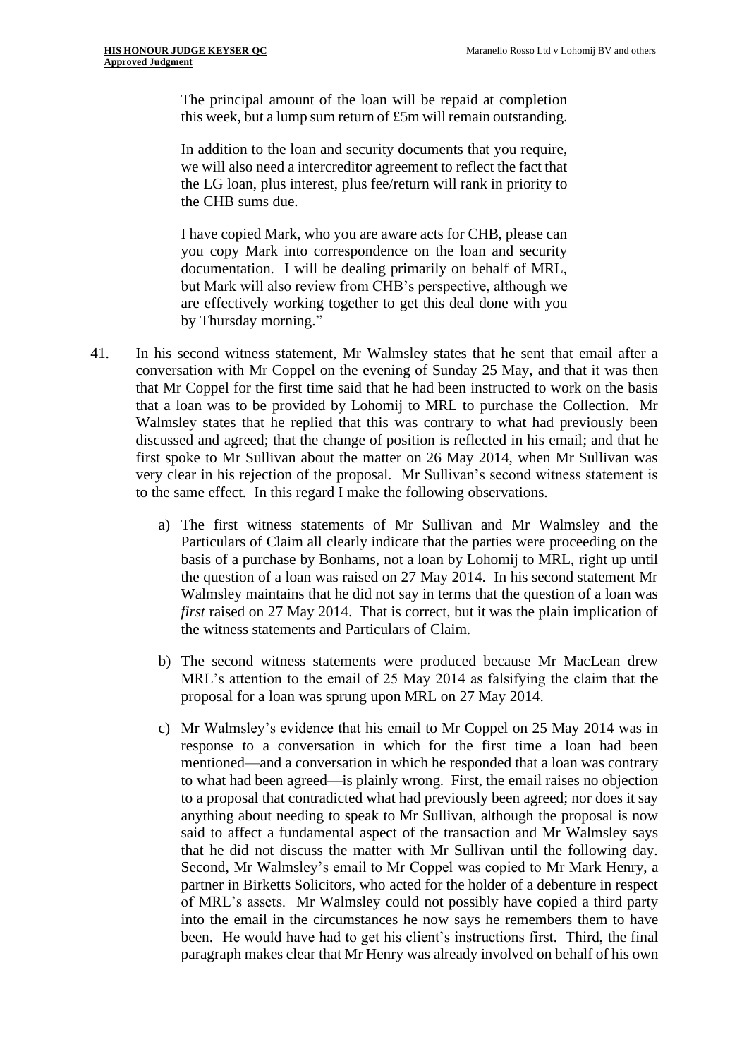> The principal amount of the loan will be repaid at completion this week, but a lump sum return of £5m will remain outstanding.
>
> In addition to the loan and security documents that you require, we will also need a intercreditor agreement to reflect the fact that the LG loan, plus interest, plus fee/return will rank in priority to the CHB sums due.
>
> I have copied Mark, who you are aware acts for CHB, please can you copy Mark into correspondence on the loan and security documentation. I will be dealing primarily on behalf of MRL, but Mark will also review from CHB's perspective, although we are effectively working together to get this deal done with you by Thursday morning."

41. In his second witness statement, Mr Walmsley states that he sent that email after a conversation with Mr Coppel on the evening of Sunday 25 May, and that it was then that Mr Coppel for the first time said that he had been instructed to work on the basis that a loan was to be provided by Lohomij to MRL to purchase the Collection. Mr Walmsley states that he replied that this was contrary to what had previously been discussed and agreed; that the change of position is reflected in his email; and that he first spoke to Mr Sullivan about the matter on 26 May 2014, when Mr Sullivan was very clear in his rejection of the proposal. Mr Sullivan's second witness statement is to the same effect. In this regard I make the following observations.

    a) The first witness statements of Mr Sullivan and Mr Walmsley and the Particulars of Claim all clearly indicate that the parties were proceeding on the basis of a purchase by Bonhams, not a loan by Lohomij to MRL, right up until the question of a loan was raised on 27 May 2014. In his second statement Mr Walmsley maintains that he did not say in terms that the question of a loan was *first* raised on 27 May 2014. That is correct, but it was the plain implication of the witness statements and Particulars of Claim.

    b) The second witness statements were produced because Mr MacLean drew MRL's attention to the email of 25 May 2014 as falsifying the claim that the proposal for a loan was sprung upon MRL on 27 May 2014.

    c) Mr Walmsley's evidence that his email to Mr Coppel on 25 May 2014 was in response to a conversation in which for the first time a loan had been mentioned—and a conversation in which he responded that a loan was contrary to what had been agreed—is plainly wrong. First, the email raises no objection to a proposal that contradicted what had previously been agreed; nor does it say anything about needing to speak to Mr Sullivan, although the proposal is now said to affect a fundamental aspect of the transaction and Mr Walmsley says that he did not discuss the matter with Mr Sullivan until the following day. Second, Mr Walmsley's email to Mr Coppel was copied to Mr Mark Henry, a partner in Birketts Solicitors, who acted for the holder of a debenture in respect of MRL's assets. Mr Walmsley could not possibly have copied a third party into the email in the circumstances he now says he remembers them to have been. He would have had to get his client's instructions first. Third, the final paragraph makes clear that Mr Henry was already involved on behalf of his own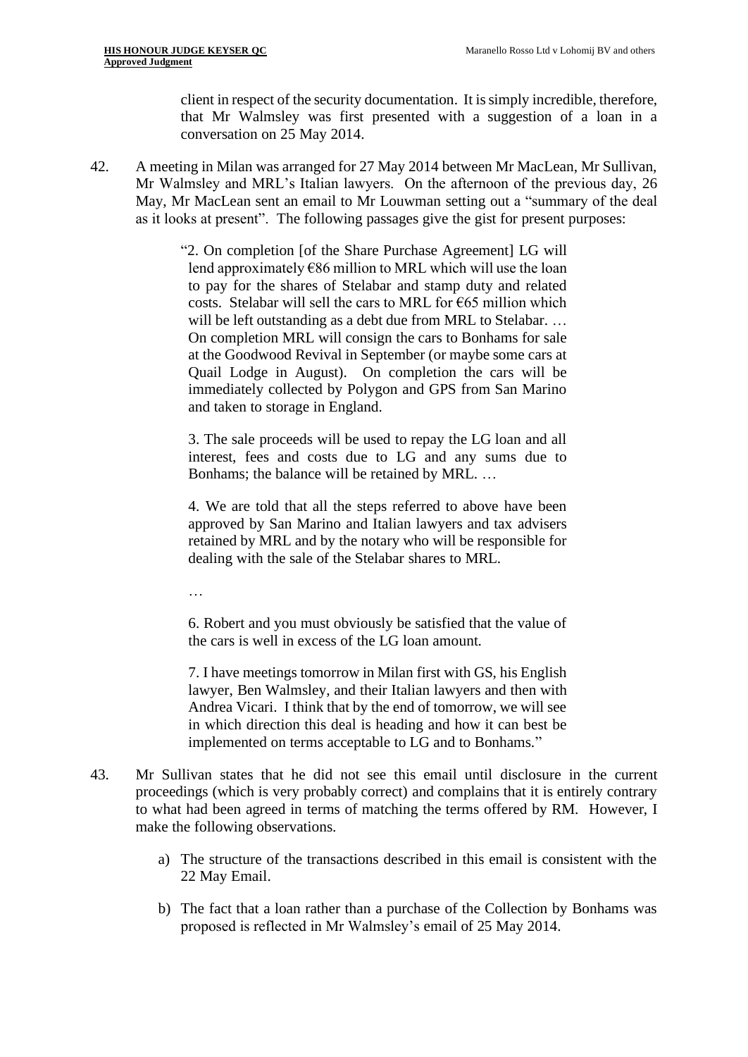client in respect of the security documentation. It is simply incredible, therefore, that Mr Walmsley was first presented with a suggestion of a loan in a conversation on 25 May 2014.

42. A meeting in Milan was arranged for 27 May 2014 between Mr MacLean, Mr Sullivan, Mr Walmsley and MRL's Italian lawyers. On the afternoon of the previous day, 26 May, Mr MacLean sent an email to Mr Louwman setting out a "summary of the deal as it looks at present". The following passages give the gist for present purposes:

> "2. On completion [of the Share Purchase Agreement] LG will lend approximately €86 million to MRL which will use the loan to pay for the shares of Stelabar and stamp duty and related costs. Stelabar will sell the cars to MRL for €65 million which will be left outstanding as a debt due from MRL to Stelabar. … On completion MRL will consign the cars to Bonhams for sale at the Goodwood Revival in September (or maybe some cars at Quail Lodge in August). On completion the cars will be immediately collected by Polygon and GPS from San Marino and taken to storage in England.
>
> 3. The sale proceeds will be used to repay the LG loan and all interest, fees and costs due to LG and any sums due to Bonhams; the balance will be retained by MRL. …
>
> 4. We are told that all the steps referred to above have been approved by San Marino and Italian lawyers and tax advisers retained by MRL and by the notary who will be responsible for dealing with the sale of the Stelabar shares to MRL.
>
> …
>
> 6. Robert and you must obviously be satisfied that the value of the cars is well in excess of the LG loan amount.
>
> 7. I have meetings tomorrow in Milan first with GS, his English lawyer, Ben Walmsley, and their Italian lawyers and then with Andrea Vicari. I think that by the end of tomorrow, we will see in which direction this deal is heading and how it can best be implemented on terms acceptable to LG and to Bonhams."

43. Mr Sullivan states that he did not see this email until disclosure in the current proceedings (which is very probably correct) and complains that it is entirely contrary to what had been agreed in terms of matching the terms offered by RM. However, I make the following observations.

    a) The structure of the transactions described in this email is consistent with the 22 May Email.

    b) The fact that a loan rather than a purchase of the Collection by Bonhams was proposed is reflected in Mr Walmsley's email of 25 May 2014.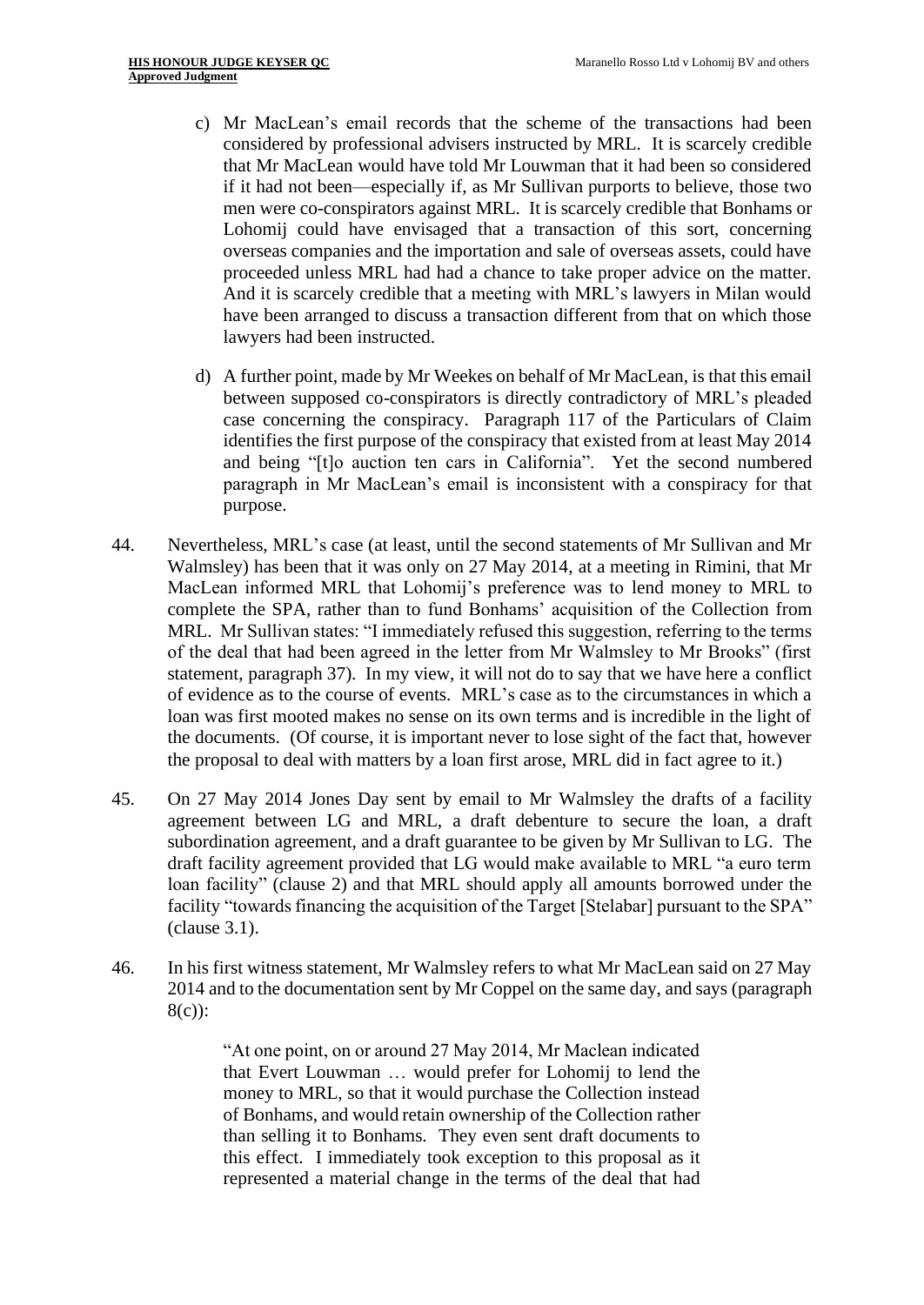c) Mr MacLean's email records that the scheme of the transactions had been considered by professional advisers instructed by MRL. It is scarcely credible that Mr MacLean would have told Mr Louwman that it had been so considered if it had not been—especially if, as Mr Sullivan purports to believe, those two men were co-conspirators against MRL. It is scarcely credible that Bonhams or Lohomij could have envisaged that a transaction of this sort, concerning overseas companies and the importation and sale of overseas assets, could have proceeded unless MRL had had a chance to take proper advice on the matter. And it is scarcely credible that a meeting with MRL's lawyers in Milan would have been arranged to discuss a transaction different from that on which those lawyers had been instructed.

d) A further point, made by Mr Weekes on behalf of Mr MacLean, is that this email between supposed co-conspirators is directly contradictory of MRL's pleaded case concerning the conspiracy. Paragraph 117 of the Particulars of Claim identifies the first purpose of the conspiracy that existed from at least May 2014 and being "[t]o auction ten cars in California". Yet the second numbered paragraph in Mr MacLean's email is inconsistent with a conspiracy for that purpose.

44. Nevertheless, MRL's case (at least, until the second statements of Mr Sullivan and Mr Walmsley) has been that it was only on 27 May 2014, at a meeting in Rimini, that Mr MacLean informed MRL that Lohomij's preference was to lend money to MRL to complete the SPA, rather than to fund Bonhams' acquisition of the Collection from MRL. Mr Sullivan states: "I immediately refused this suggestion, referring to the terms of the deal that had been agreed in the letter from Mr Walmsley to Mr Brooks" (first statement, paragraph 37). In my view, it will not do to say that we have here a conflict of evidence as to the course of events. MRL's case as to the circumstances in which a loan was first mooted makes no sense on its own terms and is incredible in the light of the documents. (Of course, it is important never to lose sight of the fact that, however the proposal to deal with matters by a loan first arose, MRL did in fact agree to it.)

45. On 27 May 2014 Jones Day sent by email to Mr Walmsley the drafts of a facility agreement between LG and MRL, a draft debenture to secure the loan, a draft subordination agreement, and a draft guarantee to be given by Mr Sullivan to LG. The draft facility agreement provided that LG would make available to MRL "a euro term loan facility" (clause 2) and that MRL should apply all amounts borrowed under the facility "towards financing the acquisition of the Target [Stelabar] pursuant to the SPA" (clause 3.1).

46. In his first witness statement, Mr Walmsley refers to what Mr MacLean said on 27 May 2014 and to the documentation sent by Mr Coppel on the same day, and says (paragraph 8(c)):

> "At one point, on or around 27 May 2014, Mr Maclean indicated that Evert Louwman … would prefer for Lohomij to lend the money to MRL, so that it would purchase the Collection instead of Bonhams, and would retain ownership of the Collection rather than selling it to Bonhams. They even sent draft documents to this effect. I immediately took exception to this proposal as it represented a material change in the terms of the deal that had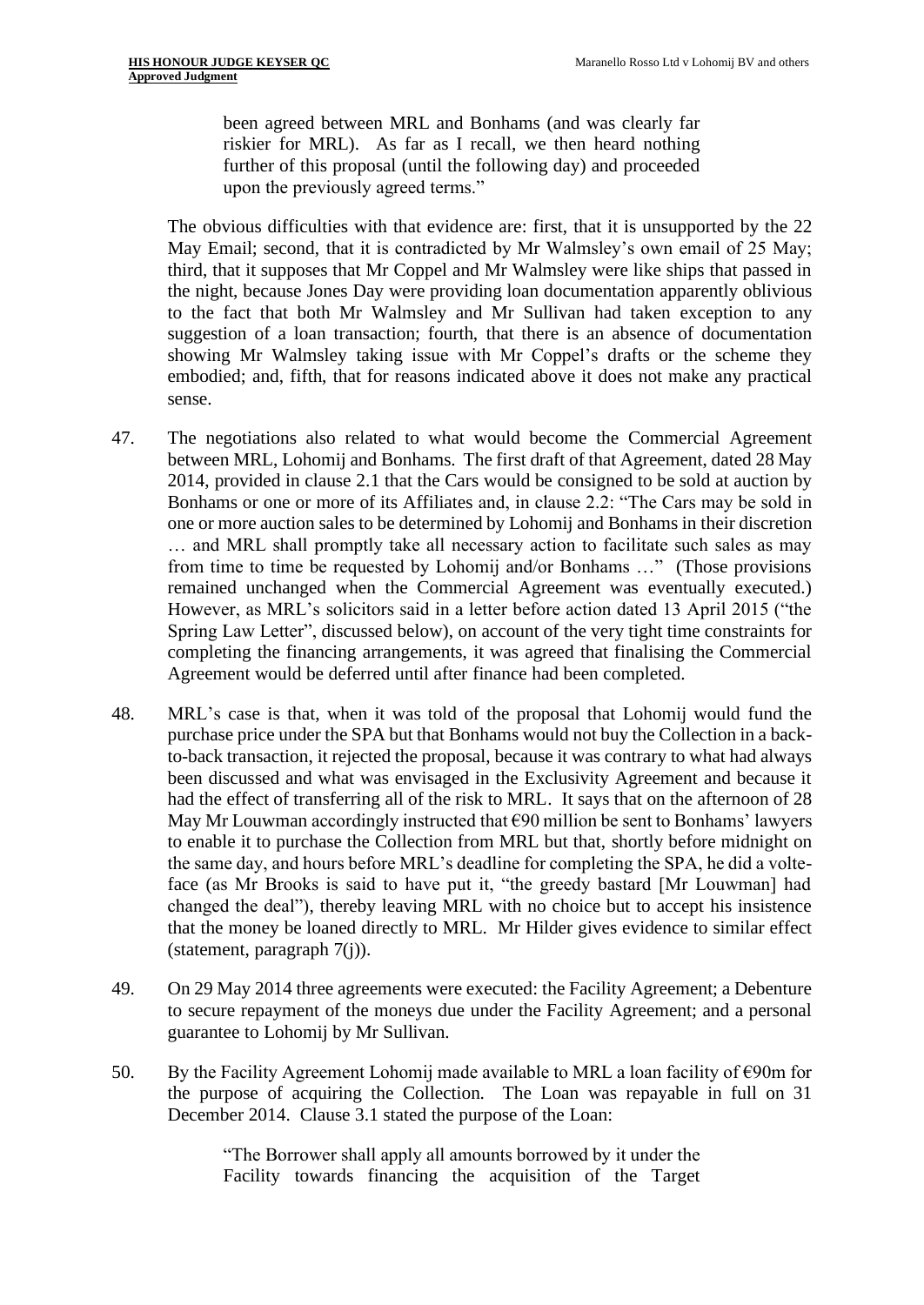> been agreed between MRL and Bonhams (and was clearly far riskier for MRL). As far as I recall, we then heard nothing further of this proposal (until the following day) and proceeded upon the previously agreed terms."

The obvious difficulties with that evidence are: first, that it is unsupported by the 22 May Email; second, that it is contradicted by Mr Walmsley's own email of 25 May; third, that it supposes that Mr Coppel and Mr Walmsley were like ships that passed in the night, because Jones Day were providing loan documentation apparently oblivious to the fact that both Mr Walmsley and Mr Sullivan had taken exception to any suggestion of a loan transaction; fourth, that there is an absence of documentation showing Mr Walmsley taking issue with Mr Coppel's drafts or the scheme they embodied; and, fifth, that for reasons indicated above it does not make any practical sense.

47. The negotiations also related to what would become the Commercial Agreement between MRL, Lohomij and Bonhams. The first draft of that Agreement, dated 28 May 2014, provided in clause 2.1 that the Cars would be consigned to be sold at auction by Bonhams or one or more of its Affiliates and, in clause 2.2: "The Cars may be sold in one or more auction sales to be determined by Lohomij and Bonhams in their discretion … and MRL shall promptly take all necessary action to facilitate such sales as may from time to time be requested by Lohomij and/or Bonhams …" (Those provisions remained unchanged when the Commercial Agreement was eventually executed.) However, as MRL's solicitors said in a letter before action dated 13 April 2015 ("the Spring Law Letter", discussed below), on account of the very tight time constraints for completing the financing arrangements, it was agreed that finalising the Commercial Agreement would be deferred until after finance had been completed.

48. MRL's case is that, when it was told of the proposal that Lohomij would fund the purchase price under the SPA but that Bonhams would not buy the Collection in a back-to-back transaction, it rejected the proposal, because it was contrary to what had always been discussed and what was envisaged in the Exclusivity Agreement and because it had the effect of transferring all of the risk to MRL. It says that on the afternoon of 28 May Mr Louwman accordingly instructed that €90 million be sent to Bonhams' lawyers to enable it to purchase the Collection from MRL but that, shortly before midnight on the same day, and hours before MRL's deadline for completing the SPA, he did a volte-face (as Mr Brooks is said to have put it, "the greedy bastard [Mr Louwman] had changed the deal"), thereby leaving MRL with no choice but to accept his insistence that the money be loaned directly to MRL. Mr Hilder gives evidence to similar effect (statement, paragraph 7(j)).

49. On 29 May 2014 three agreements were executed: the Facility Agreement; a Debenture to secure repayment of the moneys due under the Facility Agreement; and a personal guarantee to Lohomij by Mr Sullivan.

50. By the Facility Agreement Lohomij made available to MRL a loan facility of €90m for the purpose of acquiring the Collection. The Loan was repayable in full on 31 December 2014. Clause 3.1 stated the purpose of the Loan:

> "The Borrower shall apply all amounts borrowed by it under the Facility towards financing the acquisition of the Target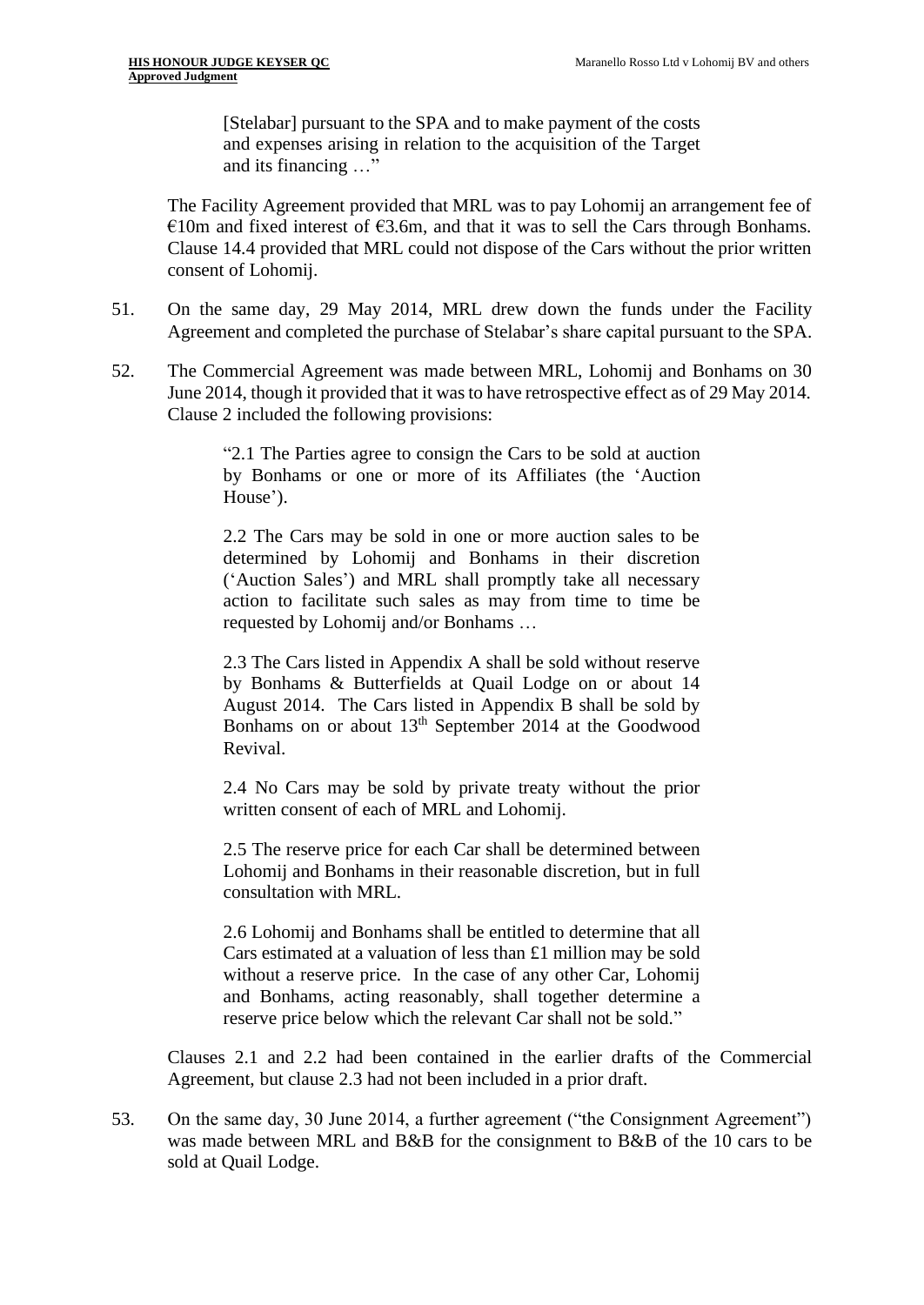> [Stelabar] pursuant to the SPA and to make payment of the costs and expenses arising in relation to the acquisition of the Target and its financing …"

The Facility Agreement provided that MRL was to pay Lohomij an arrangement fee of €10m and fixed interest of €3.6m, and that it was to sell the Cars through Bonhams. Clause 14.4 provided that MRL could not dispose of the Cars without the prior written consent of Lohomij.

51. On the same day, 29 May 2014, MRL drew down the funds under the Facility Agreement and completed the purchase of Stelabar's share capital pursuant to the SPA.

52. The Commercial Agreement was made between MRL, Lohomij and Bonhams on 30 June 2014, though it provided that it was to have retrospective effect as of 29 May 2014. Clause 2 included the following provisions:

> "2.1 The Parties agree to consign the Cars to be sold at auction by Bonhams or one or more of its Affiliates (the 'Auction House').
>
> 2.2 The Cars may be sold in one or more auction sales to be determined by Lohomij and Bonhams in their discretion ('Auction Sales') and MRL shall promptly take all necessary action to facilitate such sales as may from time to time be requested by Lohomij and/or Bonhams …
>
> 2.3 The Cars listed in Appendix A shall be sold without reserve by Bonhams & Butterfields at Quail Lodge on or about 14 August 2014. The Cars listed in Appendix B shall be sold by Bonhams on or about 13th September 2014 at the Goodwood Revival.
>
> 2.4 No Cars may be sold by private treaty without the prior written consent of each of MRL and Lohomij.
>
> 2.5 The reserve price for each Car shall be determined between Lohomij and Bonhams in their reasonable discretion, but in full consultation with MRL.
>
> 2.6 Lohomij and Bonhams shall be entitled to determine that all Cars estimated at a valuation of less than £1 million may be sold without a reserve price. In the case of any other Car, Lohomij and Bonhams, acting reasonably, shall together determine a reserve price below which the relevant Car shall not be sold."

Clauses 2.1 and 2.2 had been contained in the earlier drafts of the Commercial Agreement, but clause 2.3 had not been included in a prior draft.

53. On the same day, 30 June 2014, a further agreement ("the Consignment Agreement") was made between MRL and B&B for the consignment to B&B of the 10 cars to be sold at Quail Lodge.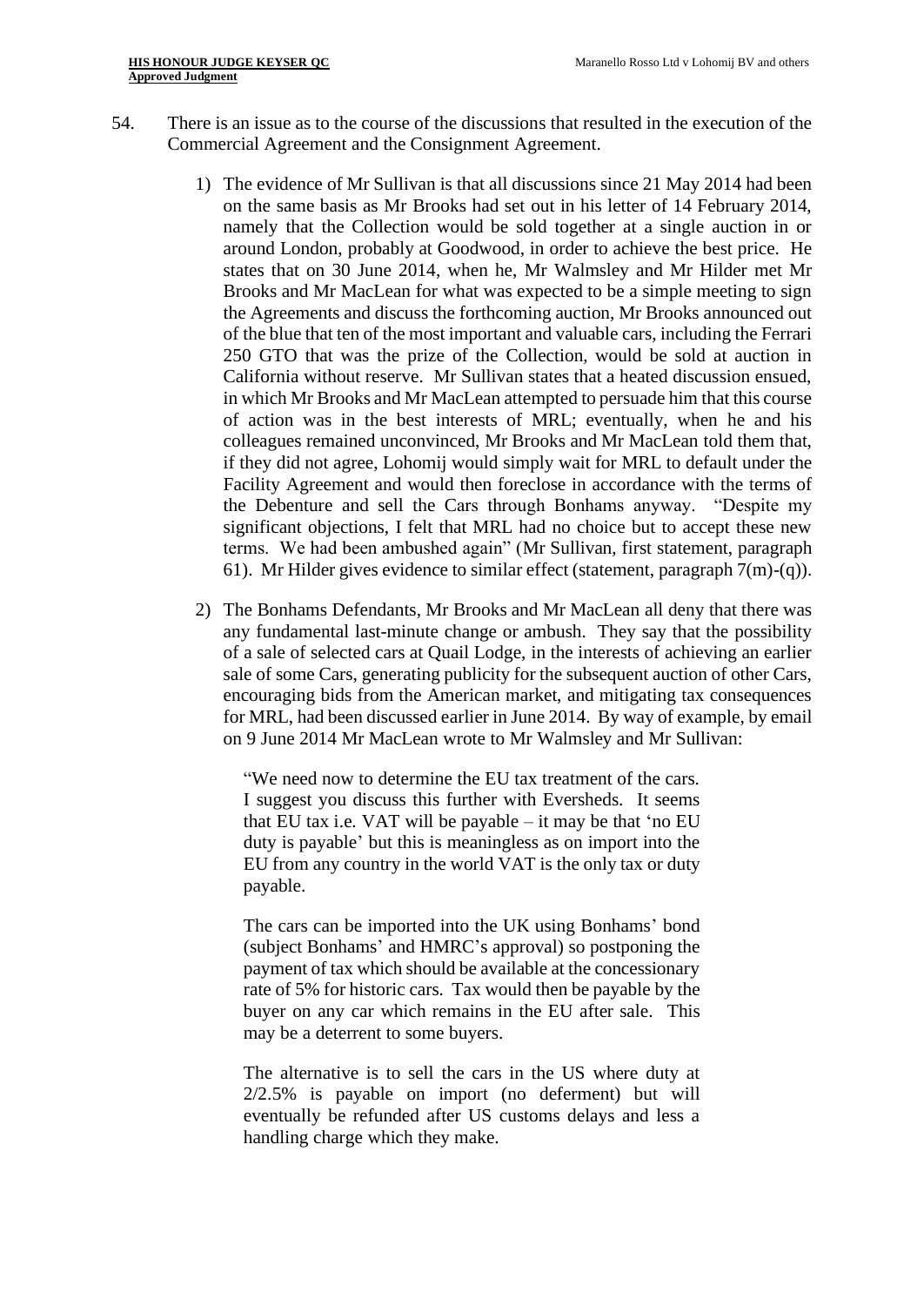54. There is an issue as to the course of the discussions that resulted in the execution of the Commercial Agreement and the Consignment Agreement.

   1) The evidence of Mr Sullivan is that all discussions since 21 May 2014 had been on the same basis as Mr Brooks had set out in his letter of 14 February 2014, namely that the Collection would be sold together at a single auction in or around London, probably at Goodwood, in order to achieve the best price. He states that on 30 June 2014, when he, Mr Walmsley and Mr Hilder met Mr Brooks and Mr MacLean for what was expected to be a simple meeting to sign the Agreements and discuss the forthcoming auction, Mr Brooks announced out of the blue that ten of the most important and valuable cars, including the Ferrari 250 GTO that was the prize of the Collection, would be sold at auction in California without reserve. Mr Sullivan states that a heated discussion ensued, in which Mr Brooks and Mr MacLean attempted to persuade him that this course of action was in the best interests of MRL; eventually, when he and his colleagues remained unconvinced, Mr Brooks and Mr MacLean told them that, if they did not agree, Lohomij would simply wait for MRL to default under the Facility Agreement and would then foreclose in accordance with the terms of the Debenture and sell the Cars through Bonhams anyway. "Despite my significant objections, I felt that MRL had no choice but to accept these new terms. We had been ambushed again" (Mr Sullivan, first statement, paragraph 61). Mr Hilder gives evidence to similar effect (statement, paragraph 7(m)-(q)).

   2) The Bonhams Defendants, Mr Brooks and Mr MacLean all deny that there was any fundamental last-minute change or ambush. They say that the possibility of a sale of selected cars at Quail Lodge, in the interests of achieving an earlier sale of some Cars, generating publicity for the subsequent auction of other Cars, encouraging bids from the American market, and mitigating tax consequences for MRL, had been discussed earlier in June 2014. By way of example, by email on 9 June 2014 Mr MacLean wrote to Mr Walmsley and Mr Sullivan:

      > "We need now to determine the EU tax treatment of the cars. I suggest you discuss this further with Eversheds. It seems that EU tax i.e. VAT will be payable – it may be that 'no EU duty is payable' but this is meaningless as on import into the EU from any country in the world VAT is the only tax or duty payable.
      >
      > The cars can be imported into the UK using Bonhams' bond (subject Bonhams' and HMRC's approval) so postponing the payment of tax which should be available at the concessionary rate of 5% for historic cars. Tax would then be payable by the buyer on any car which remains in the EU after sale. This may be a deterrent to some buyers.
      >
      > The alternative is to sell the cars in the US where duty at 2/2.5% is payable on import (no deferment) but will eventually be refunded after US customs delays and less a handling charge which they make.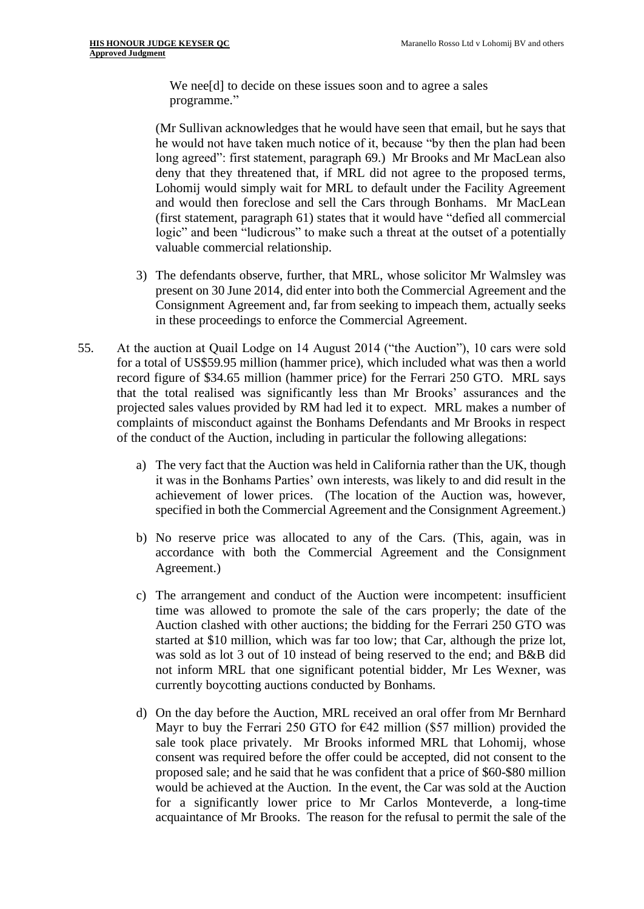We nee[d] to decide on these issues soon and to agree a sales programme."

(Mr Sullivan acknowledges that he would have seen that email, but he says that he would not have taken much notice of it, because "by then the plan had been long agreed": first statement, paragraph 69.) Mr Brooks and Mr MacLean also deny that they threatened that, if MRL did not agree to the proposed terms, Lohomij would simply wait for MRL to default under the Facility Agreement and would then foreclose and sell the Cars through Bonhams. Mr MacLean (first statement, paragraph 61) states that it would have "defied all commercial logic" and been "ludicrous" to make such a threat at the outset of a potentially valuable commercial relationship.

3) The defendants observe, further, that MRL, whose solicitor Mr Walmsley was present on 30 June 2014, did enter into both the Commercial Agreement and the Consignment Agreement and, far from seeking to impeach them, actually seeks in these proceedings to enforce the Commercial Agreement.

55. At the auction at Quail Lodge on 14 August 2014 ("the Auction"), 10 cars were sold for a total of US$59.95 million (hammer price), which included what was then a world record figure of $34.65 million (hammer price) for the Ferrari 250 GTO. MRL says that the total realised was significantly less than Mr Brooks' assurances and the projected sales values provided by RM had led it to expect. MRL makes a number of complaints of misconduct against the Bonhams Defendants and Mr Brooks in respect of the conduct of the Auction, including in particular the following allegations:

a) The very fact that the Auction was held in California rather than the UK, though it was in the Bonhams Parties' own interests, was likely to and did result in the achievement of lower prices. (The location of the Auction was, however, specified in both the Commercial Agreement and the Consignment Agreement.)

b) No reserve price was allocated to any of the Cars. (This, again, was in accordance with both the Commercial Agreement and the Consignment Agreement.)

c) The arrangement and conduct of the Auction were incompetent: insufficient time was allowed to promote the sale of the cars properly; the date of the Auction clashed with other auctions; the bidding for the Ferrari 250 GTO was started at $10 million, which was far too low; that Car, although the prize lot, was sold as lot 3 out of 10 instead of being reserved to the end; and B&B did not inform MRL that one significant potential bidder, Mr Les Wexner, was currently boycotting auctions conducted by Bonhams.

d) On the day before the Auction, MRL received an oral offer from Mr Bernhard Mayr to buy the Ferrari 250 GTO for €42 million ($57 million) provided the sale took place privately. Mr Brooks informed MRL that Lohomij, whose consent was required before the offer could be accepted, did not consent to the proposed sale; and he said that he was confident that a price of $60-$80 million would be achieved at the Auction. In the event, the Car was sold at the Auction for a significantly lower price to Mr Carlos Monteverde, a long-time acquaintance of Mr Brooks. The reason for the refusal to permit the sale of the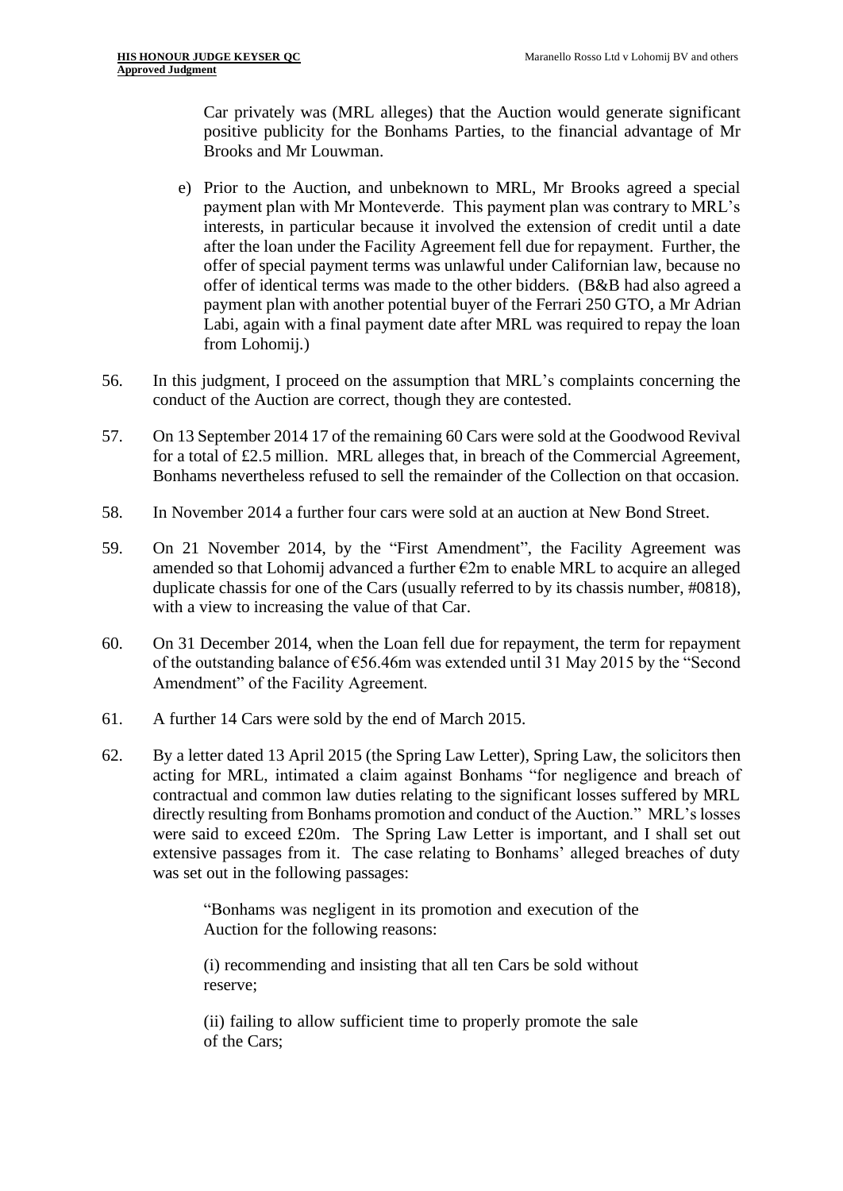Car privately was (MRL alleges) that the Auction would generate significant positive publicity for the Bonhams Parties, to the financial advantage of Mr Brooks and Mr Louwman.

e) Prior to the Auction, and unbeknown to MRL, Mr Brooks agreed a special payment plan with Mr Monteverde. This payment plan was contrary to MRL's interests, in particular because it involved the extension of credit until a date after the loan under the Facility Agreement fell due for repayment. Further, the offer of special payment terms was unlawful under Californian law, because no offer of identical terms was made to the other bidders. (B&B had also agreed a payment plan with another potential buyer of the Ferrari 250 GTO, a Mr Adrian Labi, again with a final payment date after MRL was required to repay the loan from Lohomij.)

56. In this judgment, I proceed on the assumption that MRL's complaints concerning the conduct of the Auction are correct, though they are contested.

57. On 13 September 2014 17 of the remaining 60 Cars were sold at the Goodwood Revival for a total of £2.5 million. MRL alleges that, in breach of the Commercial Agreement, Bonhams nevertheless refused to sell the remainder of the Collection on that occasion.

58. In November 2014 a further four cars were sold at an auction at New Bond Street.

59. On 21 November 2014, by the "First Amendment", the Facility Agreement was amended so that Lohomij advanced a further €2m to enable MRL to acquire an alleged duplicate chassis for one of the Cars (usually referred to by its chassis number, #0818), with a view to increasing the value of that Car.

60. On 31 December 2014, when the Loan fell due for repayment, the term for repayment of the outstanding balance of €56.46m was extended until 31 May 2015 by the "Second Amendment" of the Facility Agreement.

61. A further 14 Cars were sold by the end of March 2015.

62. By a letter dated 13 April 2015 (the Spring Law Letter), Spring Law, the solicitors then acting for MRL, intimated a claim against Bonhams "for negligence and breach of contractual and common law duties relating to the significant losses suffered by MRL directly resulting from Bonhams promotion and conduct of the Auction." MRL's losses were said to exceed £20m. The Spring Law Letter is important, and I shall set out extensive passages from it. The case relating to Bonhams' alleged breaches of duty was set out in the following passages:

> "Bonhams was negligent in its promotion and execution of the Auction for the following reasons:
>
> (i) recommending and insisting that all ten Cars be sold without reserve;
>
> (ii) failing to allow sufficient time to properly promote the sale of the Cars;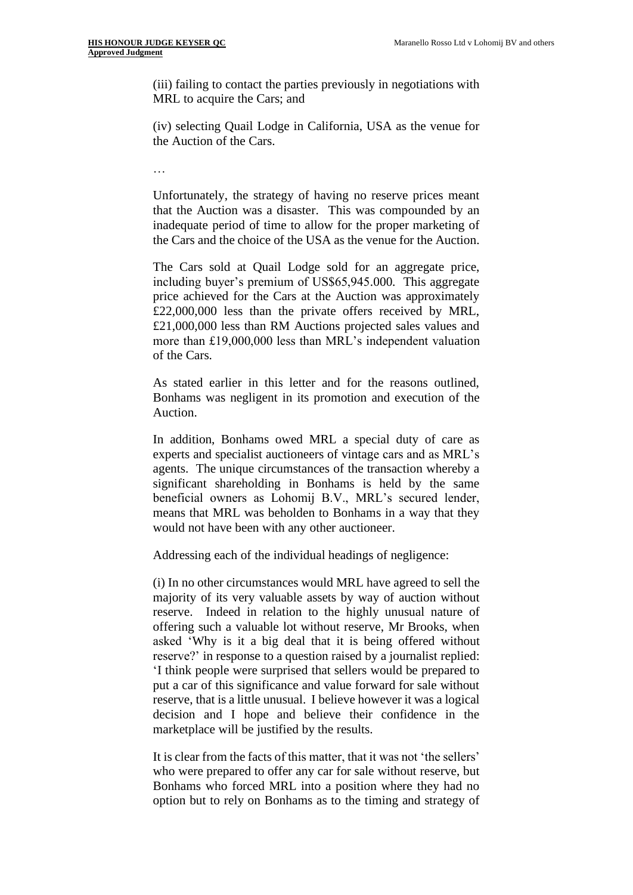(iii) failing to contact the parties previously in negotiations with MRL to acquire the Cars; and

(iv) selecting Quail Lodge in California, USA as the venue for the Auction of the Cars.

…

Unfortunately, the strategy of having no reserve prices meant that the Auction was a disaster. This was compounded by an inadequate period of time to allow for the proper marketing of the Cars and the choice of the USA as the venue for the Auction.

The Cars sold at Quail Lodge sold for an aggregate price, including buyer's premium of US$65,945.000. This aggregate price achieved for the Cars at the Auction was approximately £22,000,000 less than the private offers received by MRL, £21,000,000 less than RM Auctions projected sales values and more than £19,000,000 less than MRL's independent valuation of the Cars.

As stated earlier in this letter and for the reasons outlined, Bonhams was negligent in its promotion and execution of the Auction.

In addition, Bonhams owed MRL a special duty of care as experts and specialist auctioneers of vintage cars and as MRL's agents. The unique circumstances of the transaction whereby a significant shareholding in Bonhams is held by the same beneficial owners as Lohomij B.V., MRL's secured lender, means that MRL was beholden to Bonhams in a way that they would not have been with any other auctioneer.

Addressing each of the individual headings of negligence:

(i) In no other circumstances would MRL have agreed to sell the majority of its very valuable assets by way of auction without reserve. Indeed in relation to the highly unusual nature of offering such a valuable lot without reserve, Mr Brooks, when asked 'Why is it a big deal that it is being offered without reserve?' in response to a question raised by a journalist replied: 'I think people were surprised that sellers would be prepared to put a car of this significance and value forward for sale without reserve, that is a little unusual. I believe however it was a logical decision and I hope and believe their confidence in the marketplace will be justified by the results.

It is clear from the facts of this matter, that it was not 'the sellers' who were prepared to offer any car for sale without reserve, but Bonhams who forced MRL into a position where they had no option but to rely on Bonhams as to the timing and strategy of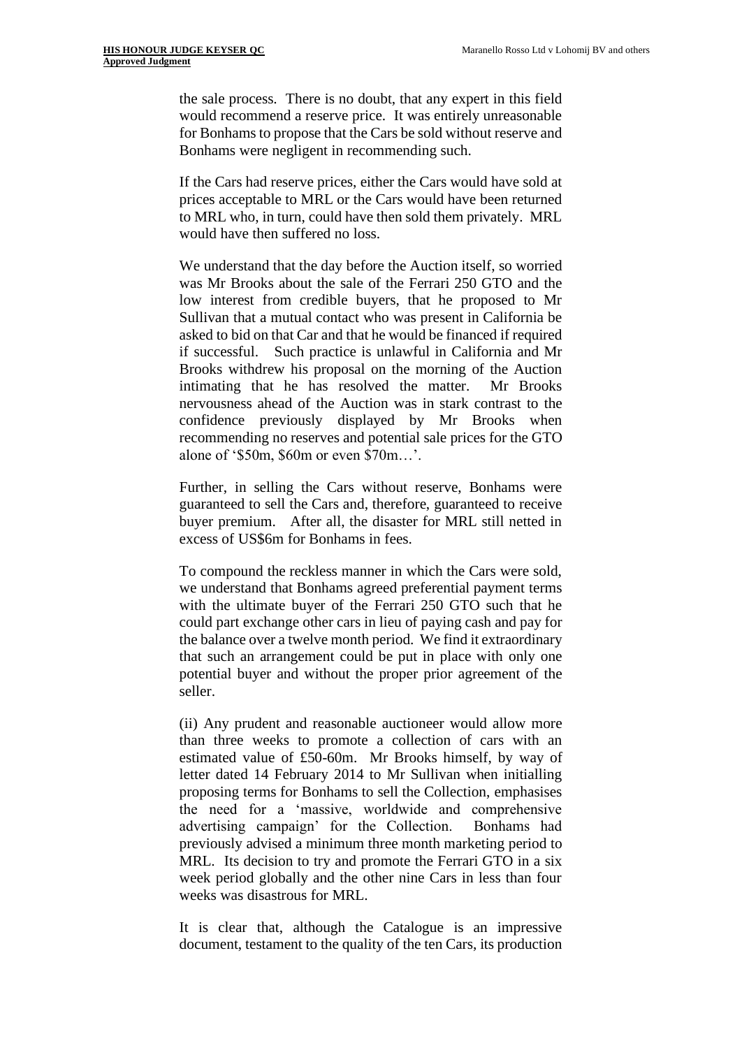the sale process. There is no doubt, that any expert in this field would recommend a reserve price. It was entirely unreasonable for Bonhams to propose that the Cars be sold without reserve and Bonhams were negligent in recommending such.

If the Cars had reserve prices, either the Cars would have sold at prices acceptable to MRL or the Cars would have been returned to MRL who, in turn, could have then sold them privately. MRL would have then suffered no loss.

We understand that the day before the Auction itself, so worried was Mr Brooks about the sale of the Ferrari 250 GTO and the low interest from credible buyers, that he proposed to Mr Sullivan that a mutual contact who was present in California be asked to bid on that Car and that he would be financed if required if successful. Such practice is unlawful in California and Mr Brooks withdrew his proposal on the morning of the Auction intimating that he has resolved the matter. Mr Brooks nervousness ahead of the Auction was in stark contrast to the confidence previously displayed by Mr Brooks when recommending no reserves and potential sale prices for the GTO alone of '\$50m, \$60m or even \$70m…'.

Further, in selling the Cars without reserve, Bonhams were guaranteed to sell the Cars and, therefore, guaranteed to receive buyer premium. After all, the disaster for MRL still netted in excess of US\$6m for Bonhams in fees.

To compound the reckless manner in which the Cars were sold, we understand that Bonhams agreed preferential payment terms with the ultimate buyer of the Ferrari 250 GTO such that he could part exchange other cars in lieu of paying cash and pay for the balance over a twelve month period. We find it extraordinary that such an arrangement could be put in place with only one potential buyer and without the proper prior agreement of the seller.

(ii) Any prudent and reasonable auctioneer would allow more than three weeks to promote a collection of cars with an estimated value of £50-60m. Mr Brooks himself, by way of letter dated 14 February 2014 to Mr Sullivan when initialling proposing terms for Bonhams to sell the Collection, emphasises the need for a 'massive, worldwide and comprehensive advertising campaign' for the Collection. Bonhams had previously advised a minimum three month marketing period to MRL. Its decision to try and promote the Ferrari GTO in a six week period globally and the other nine Cars in less than four weeks was disastrous for MRL.

It is clear that, although the Catalogue is an impressive document, testament to the quality of the ten Cars, its production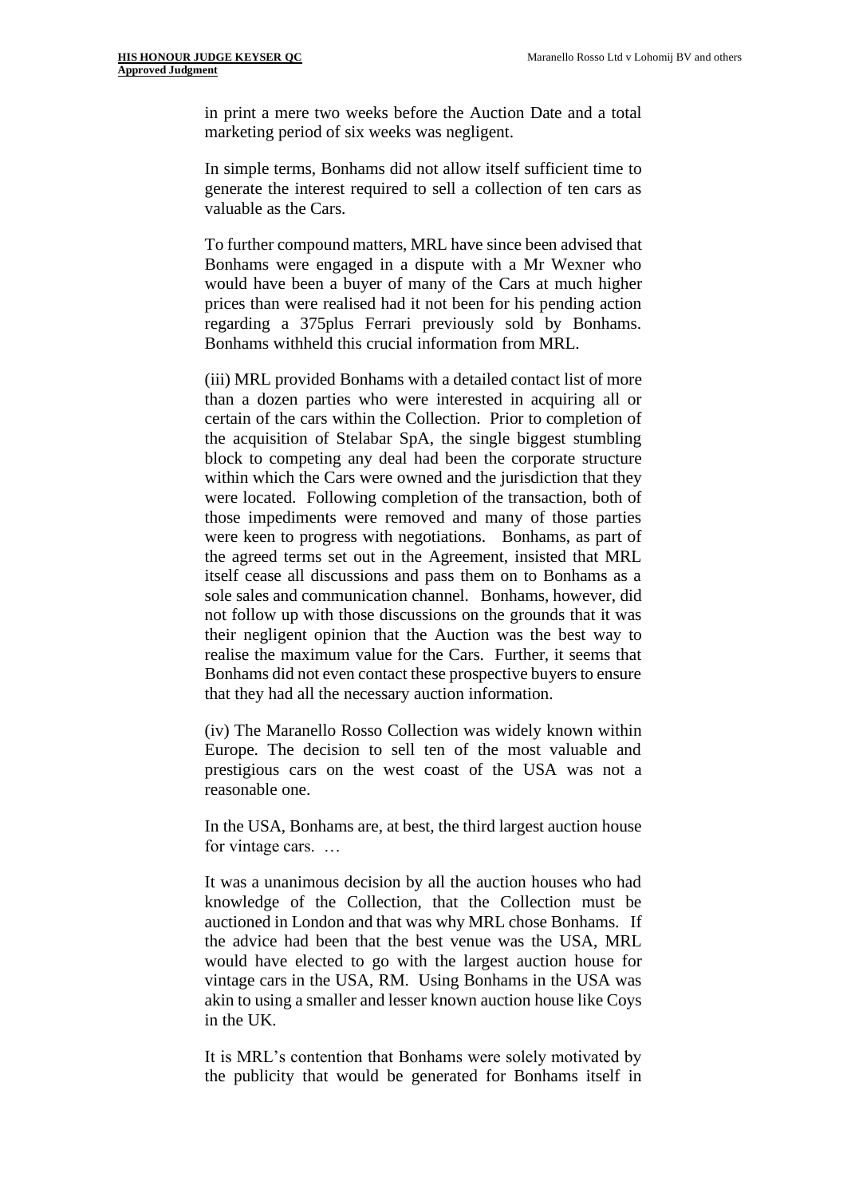in print a mere two weeks before the Auction Date and a total marketing period of six weeks was negligent.

In simple terms, Bonhams did not allow itself sufficient time to generate the interest required to sell a collection of ten cars as valuable as the Cars.

To further compound matters, MRL have since been advised that Bonhams were engaged in a dispute with a Mr Wexner who would have been a buyer of many of the Cars at much higher prices than were realised had it not been for his pending action regarding a 375plus Ferrari previously sold by Bonhams. Bonhams withheld this crucial information from MRL.

(iii) MRL provided Bonhams with a detailed contact list of more than a dozen parties who were interested in acquiring all or certain of the cars within the Collection. Prior to completion of the acquisition of Stelabar SpA, the single biggest stumbling block to competing any deal had been the corporate structure within which the Cars were owned and the jurisdiction that they were located. Following completion of the transaction, both of those impediments were removed and many of those parties were keen to progress with negotiations. Bonhams, as part of the agreed terms set out in the Agreement, insisted that MRL itself cease all discussions and pass them on to Bonhams as a sole sales and communication channel. Bonhams, however, did not follow up with those discussions on the grounds that it was their negligent opinion that the Auction was the best way to realise the maximum value for the Cars. Further, it seems that Bonhams did not even contact these prospective buyers to ensure that they had all the necessary auction information.

(iv) The Maranello Rosso Collection was widely known within Europe. The decision to sell ten of the most valuable and prestigious cars on the west coast of the USA was not a reasonable one.

In the USA, Bonhams are, at best, the third largest auction house for vintage cars. …

It was a unanimous decision by all the auction houses who had knowledge of the Collection, that the Collection must be auctioned in London and that was why MRL chose Bonhams. If the advice had been that the best venue was the USA, MRL would have elected to go with the largest auction house for vintage cars in the USA, RM. Using Bonhams in the USA was akin to using a smaller and lesser known auction house like Coys in the UK.

It is MRL's contention that Bonhams were solely motivated by the publicity that would be generated for Bonhams itself in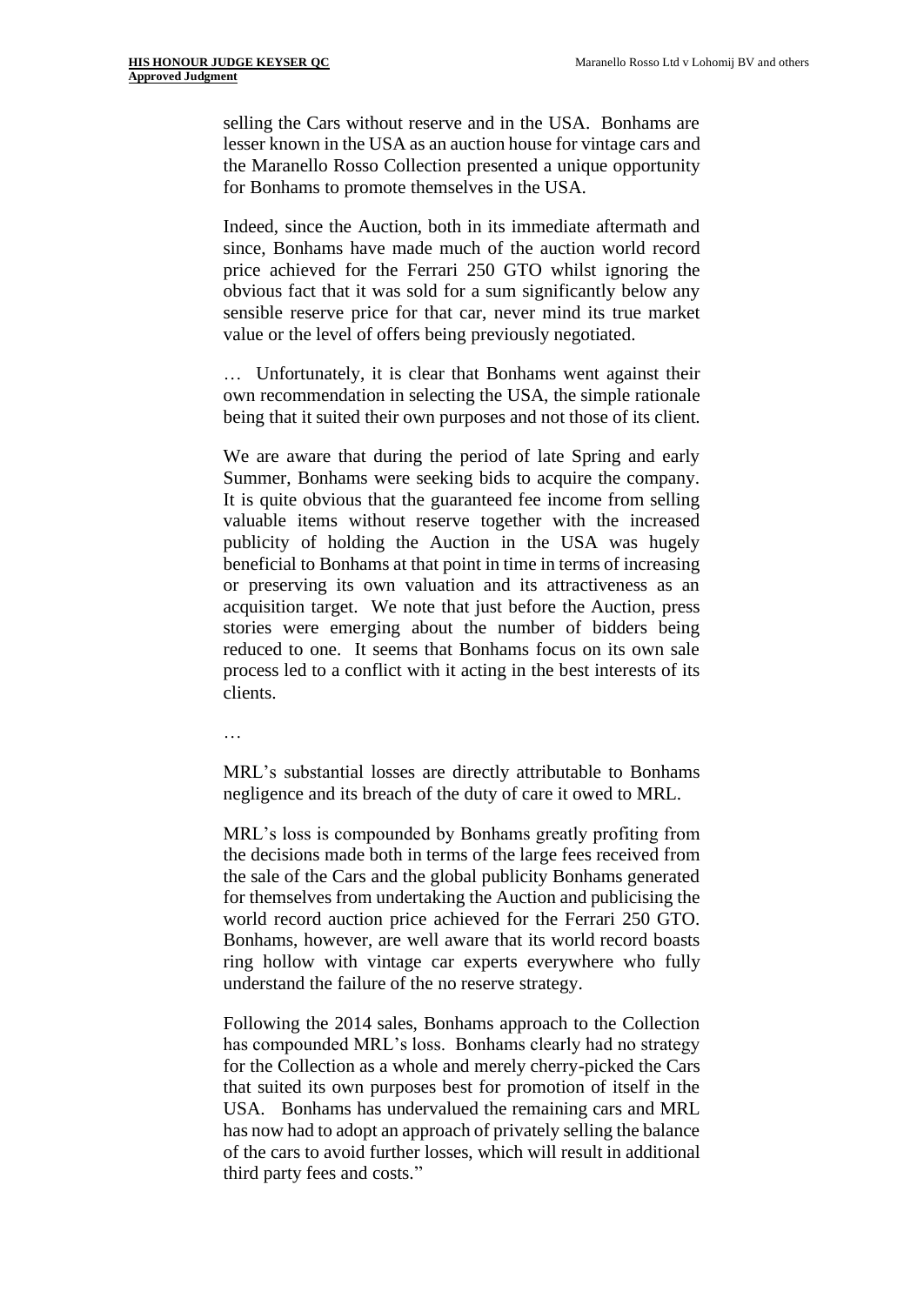selling the Cars without reserve and in the USA. Bonhams are lesser known in the USA as an auction house for vintage cars and the Maranello Rosso Collection presented a unique opportunity for Bonhams to promote themselves in the USA.

Indeed, since the Auction, both in its immediate aftermath and since, Bonhams have made much of the auction world record price achieved for the Ferrari 250 GTO whilst ignoring the obvious fact that it was sold for a sum significantly below any sensible reserve price for that car, never mind its true market value or the level of offers being previously negotiated.

… Unfortunately, it is clear that Bonhams went against their own recommendation in selecting the USA, the simple rationale being that it suited their own purposes and not those of its client.

We are aware that during the period of late Spring and early Summer, Bonhams were seeking bids to acquire the company. It is quite obvious that the guaranteed fee income from selling valuable items without reserve together with the increased publicity of holding the Auction in the USA was hugely beneficial to Bonhams at that point in time in terms of increasing or preserving its own valuation and its attractiveness as an acquisition target. We note that just before the Auction, press stories were emerging about the number of bidders being reduced to one. It seems that Bonhams focus on its own sale process led to a conflict with it acting in the best interests of its clients.

…

MRL's substantial losses are directly attributable to Bonhams negligence and its breach of the duty of care it owed to MRL.

MRL's loss is compounded by Bonhams greatly profiting from the decisions made both in terms of the large fees received from the sale of the Cars and the global publicity Bonhams generated for themselves from undertaking the Auction and publicising the world record auction price achieved for the Ferrari 250 GTO. Bonhams, however, are well aware that its world record boasts ring hollow with vintage car experts everywhere who fully understand the failure of the no reserve strategy.

Following the 2014 sales, Bonhams approach to the Collection has compounded MRL's loss. Bonhams clearly had no strategy for the Collection as a whole and merely cherry-picked the Cars that suited its own purposes best for promotion of itself in the USA. Bonhams has undervalued the remaining cars and MRL has now had to adopt an approach of privately selling the balance of the cars to avoid further losses, which will result in additional third party fees and costs."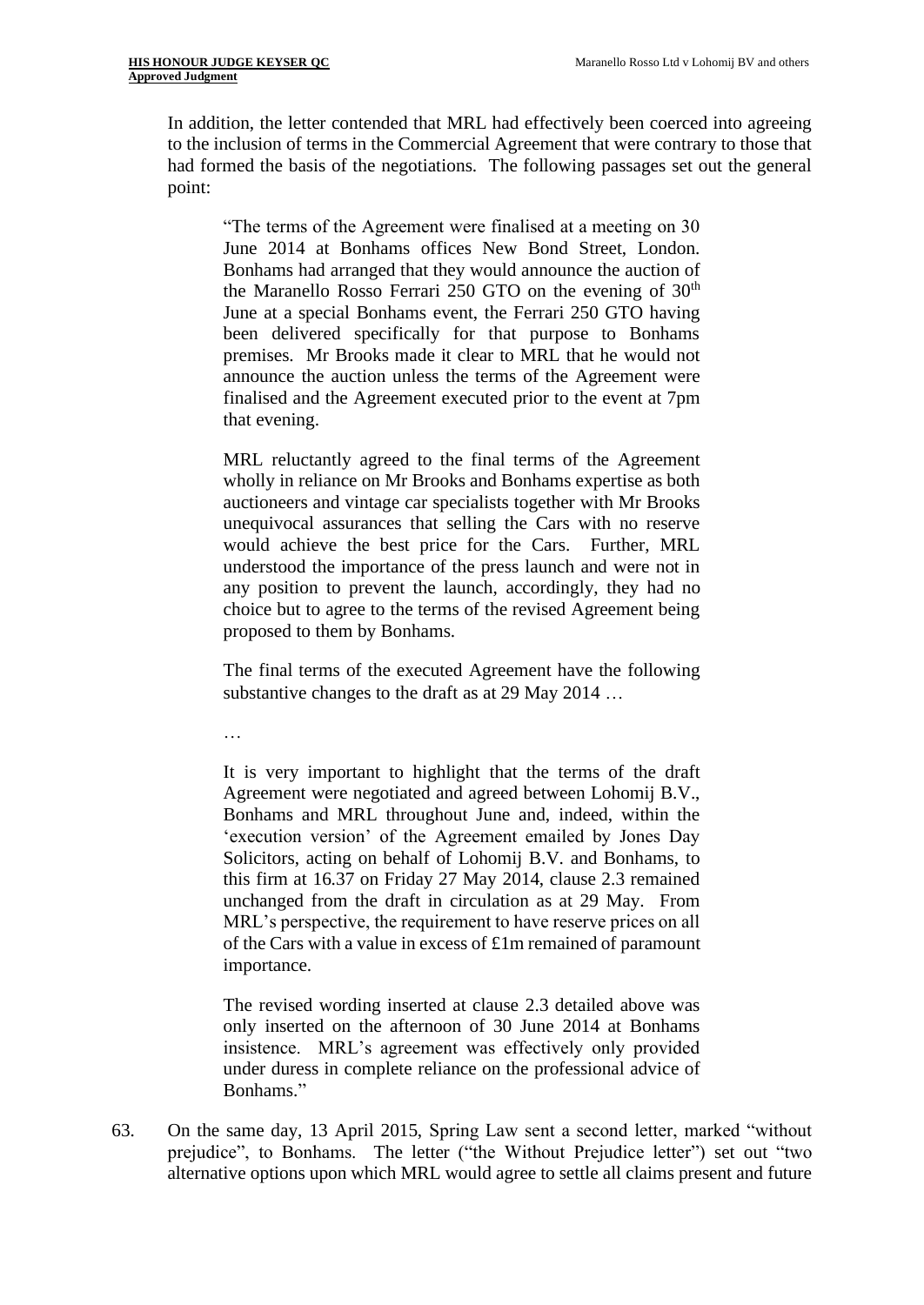In addition, the letter contended that MRL had effectively been coerced into agreeing to the inclusion of terms in the Commercial Agreement that were contrary to those that had formed the basis of the negotiations. The following passages set out the general point:

> "The terms of the Agreement were finalised at a meeting on 30 June 2014 at Bonhams offices New Bond Street, London. Bonhams had arranged that they would announce the auction of the Maranello Rosso Ferrari 250 GTO on the evening of 30th June at a special Bonhams event, the Ferrari 250 GTO having been delivered specifically for that purpose to Bonhams premises. Mr Brooks made it clear to MRL that he would not announce the auction unless the terms of the Agreement were finalised and the Agreement executed prior to the event at 7pm that evening.
>
> MRL reluctantly agreed to the final terms of the Agreement wholly in reliance on Mr Brooks and Bonhams expertise as both auctioneers and vintage car specialists together with Mr Brooks unequivocal assurances that selling the Cars with no reserve would achieve the best price for the Cars. Further, MRL understood the importance of the press launch and were not in any position to prevent the launch, accordingly, they had no choice but to agree to the terms of the revised Agreement being proposed to them by Bonhams.
>
> The final terms of the executed Agreement have the following substantive changes to the draft as at 29 May 2014 …
>
> …
>
> It is very important to highlight that the terms of the draft Agreement were negotiated and agreed between Lohomij B.V., Bonhams and MRL throughout June and, indeed, within the 'execution version' of the Agreement emailed by Jones Day Solicitors, acting on behalf of Lohomij B.V. and Bonhams, to this firm at 16.37 on Friday 27 May 2014, clause 2.3 remained unchanged from the draft in circulation as at 29 May. From MRL's perspective, the requirement to have reserve prices on all of the Cars with a value in excess of £1m remained of paramount importance.
>
> The revised wording inserted at clause 2.3 detailed above was only inserted on the afternoon of 30 June 2014 at Bonhams insistence. MRL's agreement was effectively only provided under duress in complete reliance on the professional advice of Bonhams."

63. On the same day, 13 April 2015, Spring Law sent a second letter, marked "without prejudice", to Bonhams. The letter ("the Without Prejudice letter") set out "two alternative options upon which MRL would agree to settle all claims present and future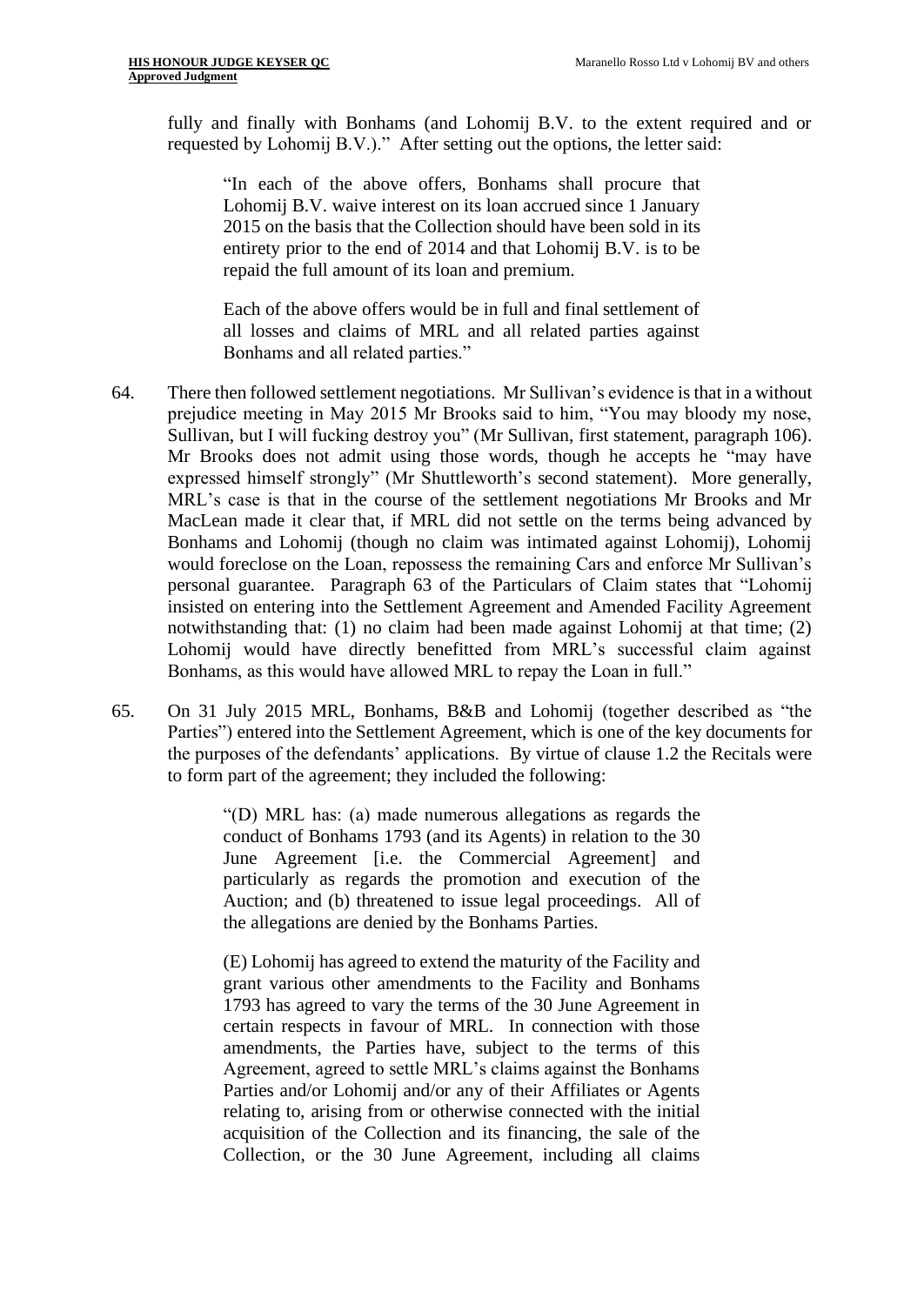fully and finally with Bonhams (and Lohomij B.V. to the extent required and or requested by Lohomij B.V.)." After setting out the options, the letter said:

> "In each of the above offers, Bonhams shall procure that Lohomij B.V. waive interest on its loan accrued since 1 January 2015 on the basis that the Collection should have been sold in its entirety prior to the end of 2014 and that Lohomij B.V. is to be repaid the full amount of its loan and premium.
>
> Each of the above offers would be in full and final settlement of all losses and claims of MRL and all related parties against Bonhams and all related parties."

64. There then followed settlement negotiations. Mr Sullivan's evidence is that in a without prejudice meeting in May 2015 Mr Brooks said to him, "You may bloody my nose, Sullivan, but I will fucking destroy you" (Mr Sullivan, first statement, paragraph 106). Mr Brooks does not admit using those words, though he accepts he "may have expressed himself strongly" (Mr Shuttleworth's second statement). More generally, MRL's case is that in the course of the settlement negotiations Mr Brooks and Mr MacLean made it clear that, if MRL did not settle on the terms being advanced by Bonhams and Lohomij (though no claim was intimated against Lohomij), Lohomij would foreclose on the Loan, repossess the remaining Cars and enforce Mr Sullivan's personal guarantee. Paragraph 63 of the Particulars of Claim states that "Lohomij insisted on entering into the Settlement Agreement and Amended Facility Agreement notwithstanding that: (1) no claim had been made against Lohomij at that time; (2) Lohomij would have directly benefitted from MRL's successful claim against Bonhams, as this would have allowed MRL to repay the Loan in full."

65. On 31 July 2015 MRL, Bonhams, B&B and Lohomij (together described as "the Parties") entered into the Settlement Agreement, which is one of the key documents for the purposes of the defendants' applications. By virtue of clause 1.2 the Recitals were to form part of the agreement; they included the following:

> "(D) MRL has: (a) made numerous allegations as regards the conduct of Bonhams 1793 (and its Agents) in relation to the 30 June Agreement [i.e. the Commercial Agreement] and particularly as regards the promotion and execution of the Auction; and (b) threatened to issue legal proceedings. All of the allegations are denied by the Bonhams Parties.
>
> (E) Lohomij has agreed to extend the maturity of the Facility and grant various other amendments to the Facility and Bonhams 1793 has agreed to vary the terms of the 30 June Agreement in certain respects in favour of MRL. In connection with those amendments, the Parties have, subject to the terms of this Agreement, agreed to settle MRL's claims against the Bonhams Parties and/or Lohomij and/or any of their Affiliates or Agents relating to, arising from or otherwise connected with the initial acquisition of the Collection and its financing, the sale of the Collection, or the 30 June Agreement, including all claims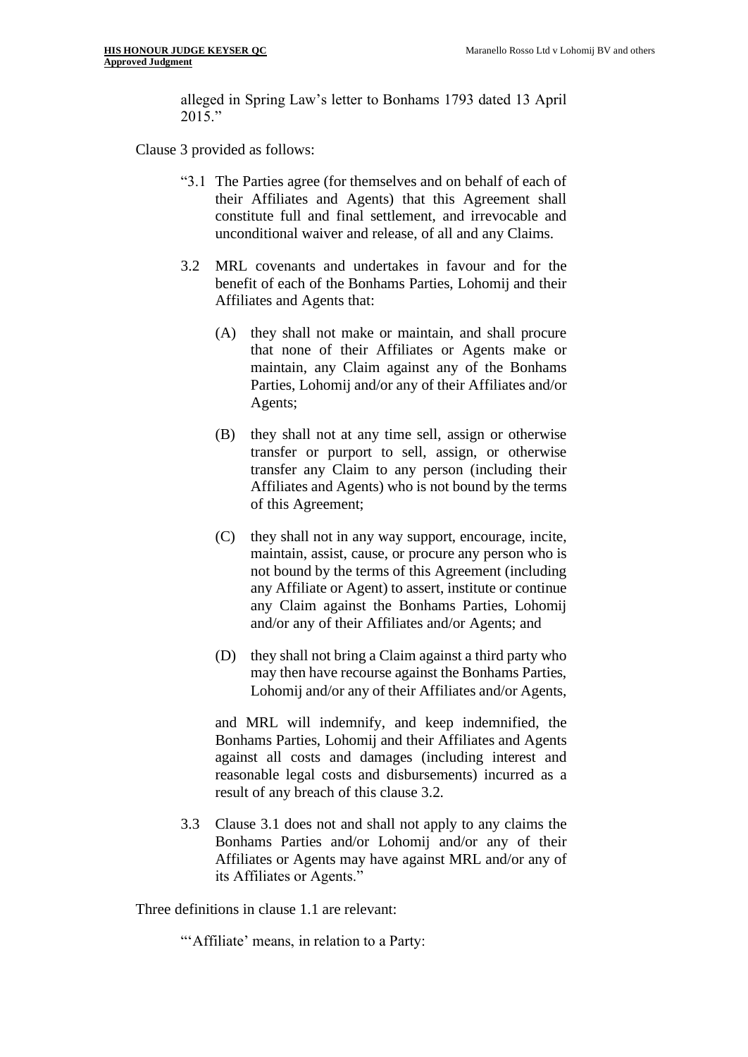> alleged in Spring Law's letter to Bonhams 1793 dated 13 April 2015."

Clause 3 provided as follows:

> "3.1 The Parties agree (for themselves and on behalf of each of their Affiliates and Agents) that this Agreement shall constitute full and final settlement, and irrevocable and unconditional waiver and release, of all and any Claims.
>
> 3.2 MRL covenants and undertakes in favour and for the benefit of each of the Bonhams Parties, Lohomij and their Affiliates and Agents that:
>
> (A) they shall not make or maintain, and shall procure that none of their Affiliates or Agents make or maintain, any Claim against any of the Bonhams Parties, Lohomij and/or any of their Affiliates and/or Agents;
>
> (B) they shall not at any time sell, assign or otherwise transfer or purport to sell, assign, or otherwise transfer any Claim to any person (including their Affiliates and Agents) who is not bound by the terms of this Agreement;
>
> (C) they shall not in any way support, encourage, incite, maintain, assist, cause, or procure any person who is not bound by the terms of this Agreement (including any Affiliate or Agent) to assert, institute or continue any Claim against the Bonhams Parties, Lohomij and/or any of their Affiliates and/or Agents; and
>
> (D) they shall not bring a Claim against a third party who may then have recourse against the Bonhams Parties, Lohomij and/or any of their Affiliates and/or Agents,
>
> and MRL will indemnify, and keep indemnified, the Bonhams Parties, Lohomij and their Affiliates and Agents against all costs and damages (including interest and reasonable legal costs and disbursements) incurred as a result of any breach of this clause 3.2.
>
> 3.3 Clause 3.1 does not and shall not apply to any claims the Bonhams Parties and/or Lohomij and/or any of their Affiliates or Agents may have against MRL and/or any of its Affiliates or Agents."

Three definitions in clause 1.1 are relevant:

> "'Affiliate' means, in relation to a Party: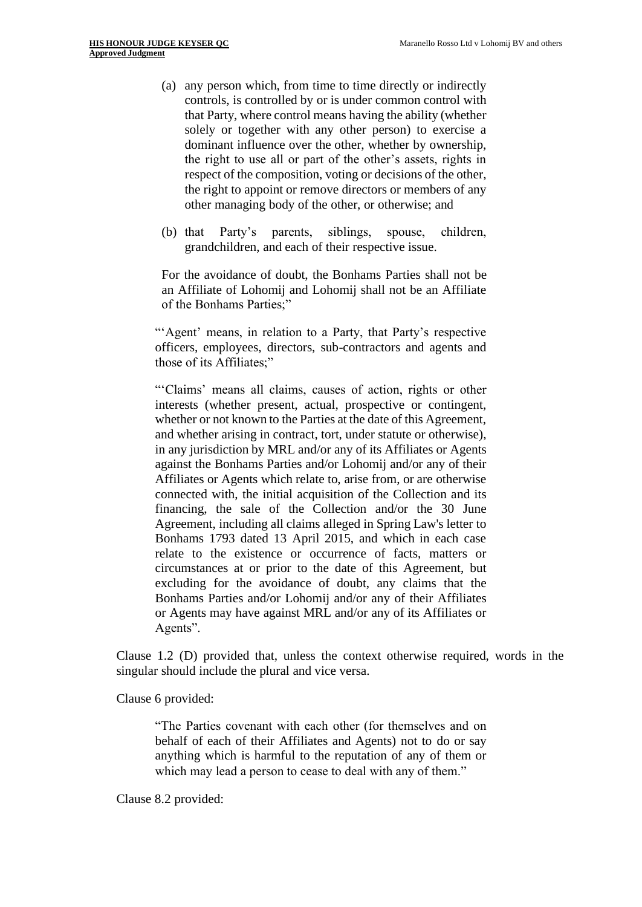(a) any person which, from time to time directly or indirectly controls, is controlled by or is under common control with that Party, where control means having the ability (whether solely or together with any other person) to exercise a dominant influence over the other, whether by ownership, the right to use all or part of the other's assets, rights in respect of the composition, voting or decisions of the other, the right to appoint or remove directors or members of any other managing body of the other, or otherwise; and

(b) that Party's parents, siblings, spouse, children, grandchildren, and each of their respective issue.

> For the avoidance of doubt, the Bonhams Parties shall not be an Affiliate of Lohomij and Lohomij shall not be an Affiliate of the Bonhams Parties;"

> "'Agent' means, in relation to a Party, that Party's respective officers, employees, directors, sub-contractors and agents and those of its Affiliates;"

> "'Claims' means all claims, causes of action, rights or other interests (whether present, actual, prospective or contingent, whether or not known to the Parties at the date of this Agreement, and whether arising in contract, tort, under statute or otherwise), in any jurisdiction by MRL and/or any of its Affiliates or Agents against the Bonhams Parties and/or Lohomij and/or any of their Affiliates or Agents which relate to, arise from, or are otherwise connected with, the initial acquisition of the Collection and its financing, the sale of the Collection and/or the 30 June Agreement, including all claims alleged in Spring Law's letter to Bonhams 1793 dated 13 April 2015, and which in each case relate to the existence or occurrence of facts, matters or circumstances at or prior to the date of this Agreement, but excluding for the avoidance of doubt, any claims that the Bonhams Parties and/or Lohomij and/or any of their Affiliates or Agents may have against MRL and/or any of its Affiliates or Agents".

Clause 1.2 (D) provided that, unless the context otherwise required, words in the singular should include the plural and vice versa.

Clause 6 provided:

> "The Parties covenant with each other (for themselves and on behalf of each of their Affiliates and Agents) not to do or say anything which is harmful to the reputation of any of them or which may lead a person to cease to deal with any of them."

Clause 8.2 provided: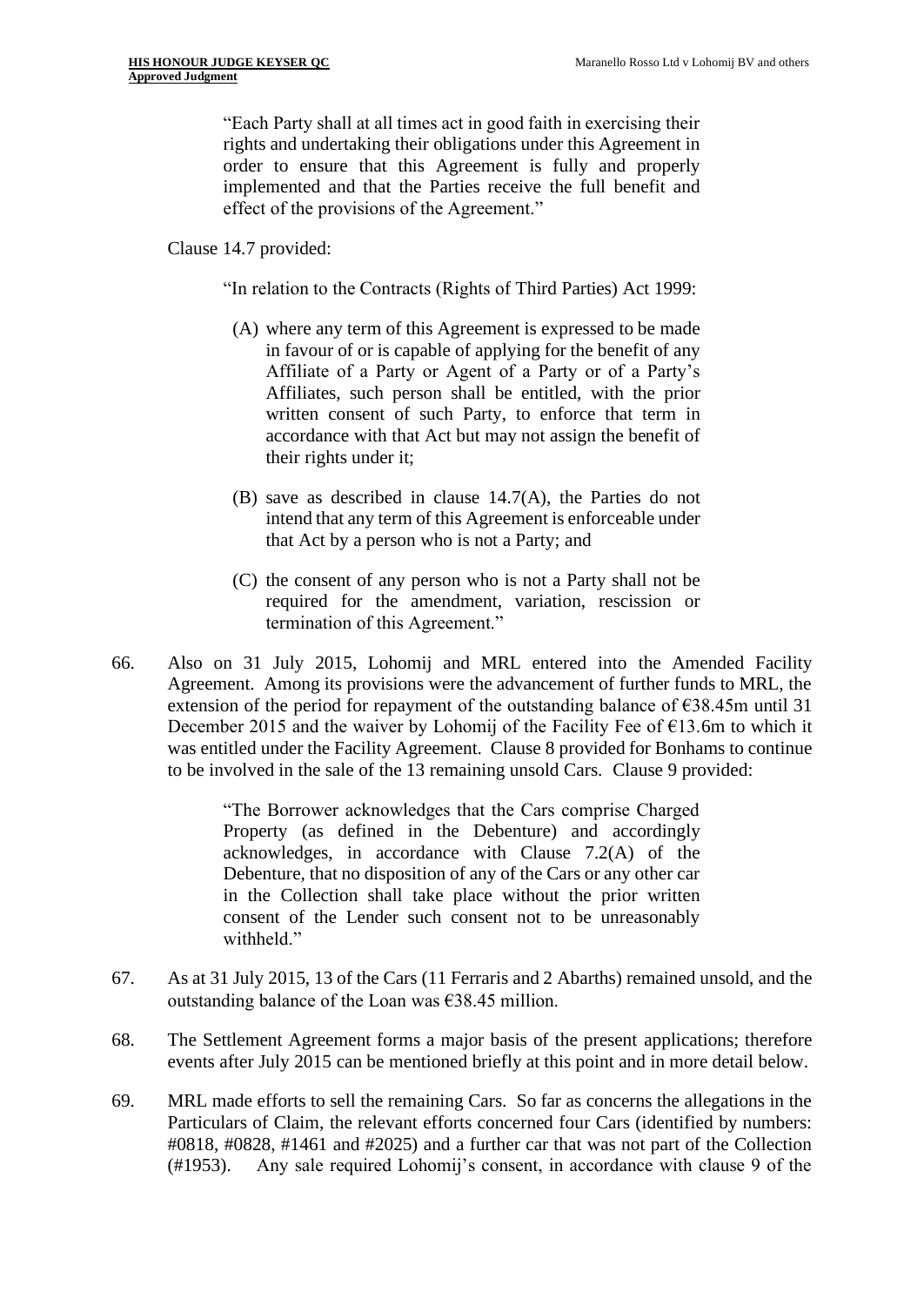> "Each Party shall at all times act in good faith in exercising their rights and undertaking their obligations under this Agreement in order to ensure that this Agreement is fully and properly implemented and that the Parties receive the full benefit and effect of the provisions of the Agreement."

Clause 14.7 provided:

> "In relation to the Contracts (Rights of Third Parties) Act 1999:
>
> (A) where any term of this Agreement is expressed to be made in favour of or is capable of applying for the benefit of any Affiliate of a Party or Agent of a Party or of a Party's Affiliates, such person shall be entitled, with the prior written consent of such Party, to enforce that term in accordance with that Act but may not assign the benefit of their rights under it;
>
> (B) save as described in clause 14.7(A), the Parties do not intend that any term of this Agreement is enforceable under that Act by a person who is not a Party; and
>
> (C) the consent of any person who is not a Party shall not be required for the amendment, variation, rescission or termination of this Agreement."

66. Also on 31 July 2015, Lohomij and MRL entered into the Amended Facility Agreement. Among its provisions were the advancement of further funds to MRL, the extension of the period for repayment of the outstanding balance of €38.45m until 31 December 2015 and the waiver by Lohomij of the Facility Fee of €13.6m to which it was entitled under the Facility Agreement. Clause 8 provided for Bonhams to continue to be involved in the sale of the 13 remaining unsold Cars. Clause 9 provided:

> "The Borrower acknowledges that the Cars comprise Charged Property (as defined in the Debenture) and accordingly acknowledges, in accordance with Clause 7.2(A) of the Debenture, that no disposition of any of the Cars or any other car in the Collection shall take place without the prior written consent of the Lender such consent not to be unreasonably withheld."

67. As at 31 July 2015, 13 of the Cars (11 Ferraris and 2 Abarths) remained unsold, and the outstanding balance of the Loan was €38.45 million.

68. The Settlement Agreement forms a major basis of the present applications; therefore events after July 2015 can be mentioned briefly at this point and in more detail below.

69. MRL made efforts to sell the remaining Cars. So far as concerns the allegations in the Particulars of Claim, the relevant efforts concerned four Cars (identified by numbers: #0818, #0828, #1461 and #2025) and a further car that was not part of the Collection (#1953). Any sale required Lohomij's consent, in accordance with clause 9 of the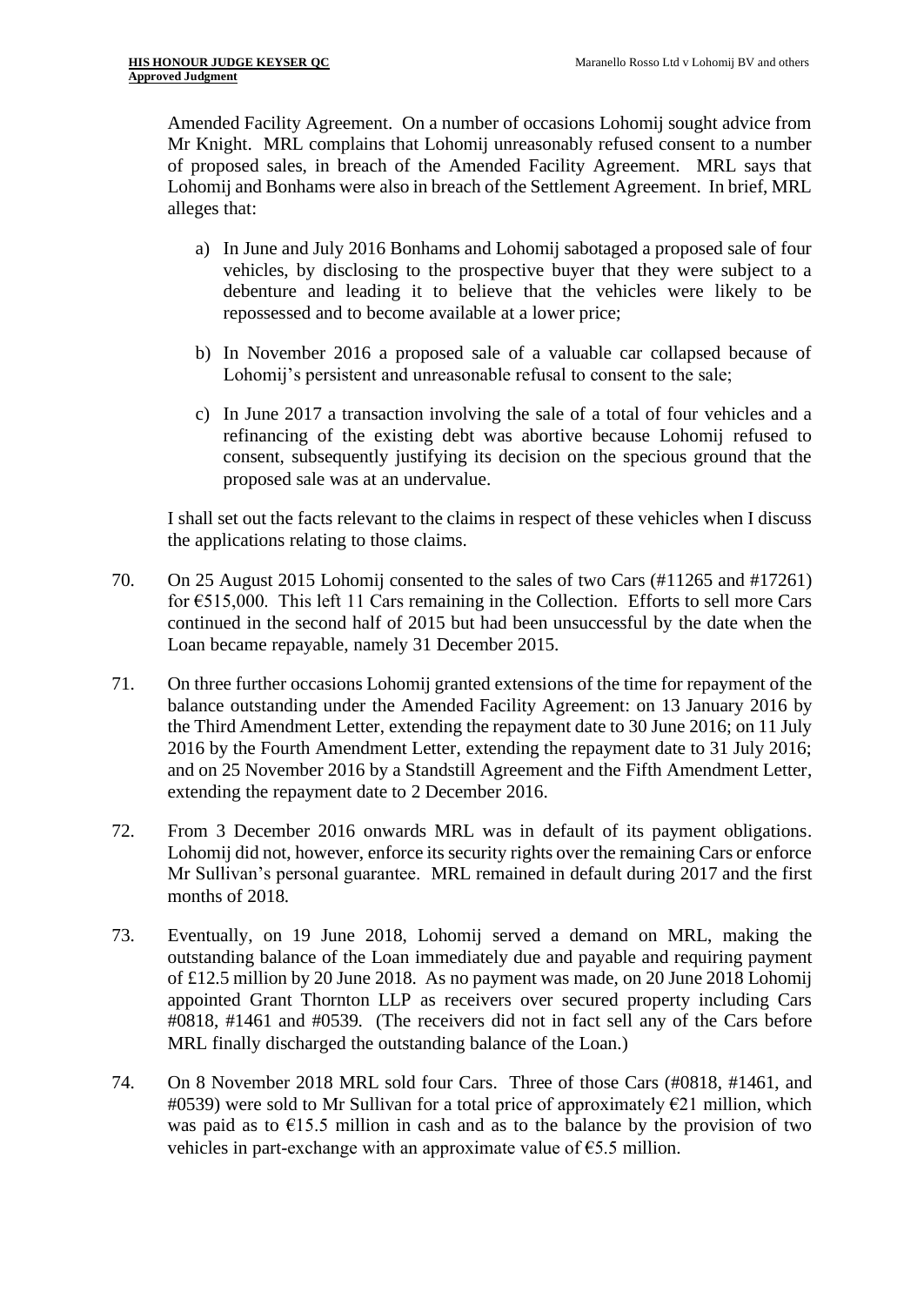Amended Facility Agreement. On a number of occasions Lohomij sought advice from Mr Knight. MRL complains that Lohomij unreasonably refused consent to a number of proposed sales, in breach of the Amended Facility Agreement. MRL says that Lohomij and Bonhams were also in breach of the Settlement Agreement. In brief, MRL alleges that:

a) In June and July 2016 Bonhams and Lohomij sabotaged a proposed sale of four vehicles, by disclosing to the prospective buyer that they were subject to a debenture and leading it to believe that the vehicles were likely to be repossessed and to become available at a lower price;

b) In November 2016 a proposed sale of a valuable car collapsed because of Lohomij's persistent and unreasonable refusal to consent to the sale;

c) In June 2017 a transaction involving the sale of a total of four vehicles and a refinancing of the existing debt was abortive because Lohomij refused to consent, subsequently justifying its decision on the specious ground that the proposed sale was at an undervalue.

I shall set out the facts relevant to the claims in respect of these vehicles when I discuss the applications relating to those claims.

70. On 25 August 2015 Lohomij consented to the sales of two Cars (#11265 and #17261) for €515,000. This left 11 Cars remaining in the Collection. Efforts to sell more Cars continued in the second half of 2015 but had been unsuccessful by the date when the Loan became repayable, namely 31 December 2015.

71. On three further occasions Lohomij granted extensions of the time for repayment of the balance outstanding under the Amended Facility Agreement: on 13 January 2016 by the Third Amendment Letter, extending the repayment date to 30 June 2016; on 11 July 2016 by the Fourth Amendment Letter, extending the repayment date to 31 July 2016; and on 25 November 2016 by a Standstill Agreement and the Fifth Amendment Letter, extending the repayment date to 2 December 2016.

72. From 3 December 2016 onwards MRL was in default of its payment obligations. Lohomij did not, however, enforce its security rights over the remaining Cars or enforce Mr Sullivan's personal guarantee. MRL remained in default during 2017 and the first months of 2018.

73. Eventually, on 19 June 2018, Lohomij served a demand on MRL, making the outstanding balance of the Loan immediately due and payable and requiring payment of £12.5 million by 20 June 2018. As no payment was made, on 20 June 2018 Lohomij appointed Grant Thornton LLP as receivers over secured property including Cars #0818, #1461 and #0539. (The receivers did not in fact sell any of the Cars before MRL finally discharged the outstanding balance of the Loan.)

74. On 8 November 2018 MRL sold four Cars. Three of those Cars (#0818, #1461, and #0539) were sold to Mr Sullivan for a total price of approximately €21 million, which was paid as to €15.5 million in cash and as to the balance by the provision of two vehicles in part-exchange with an approximate value of €5.5 million.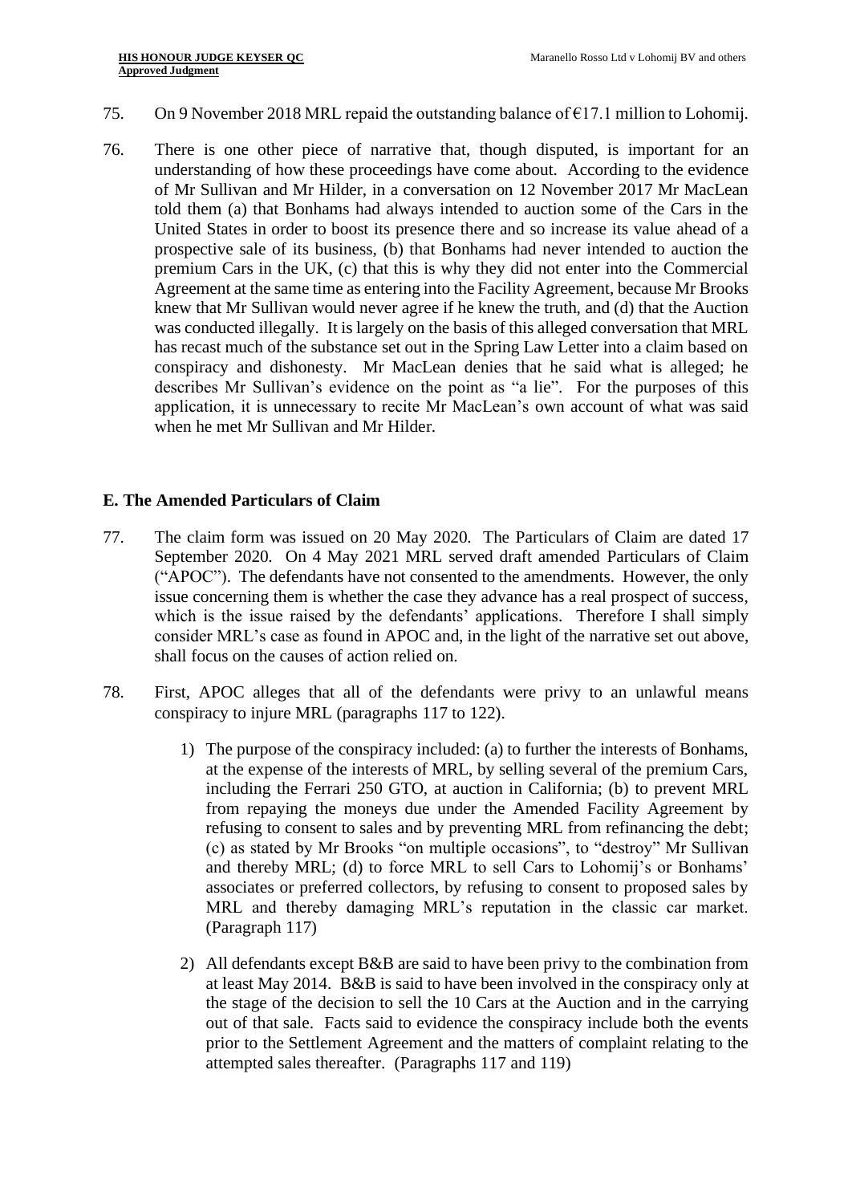75. On 9 November 2018 MRL repaid the outstanding balance of €17.1 million to Lohomij.

76. There is one other piece of narrative that, though disputed, is important for an understanding of how these proceedings have come about. According to the evidence of Mr Sullivan and Mr Hilder, in a conversation on 12 November 2017 Mr MacLean told them (a) that Bonhams had always intended to auction some of the Cars in the United States in order to boost its presence there and so increase its value ahead of a prospective sale of its business, (b) that Bonhams had never intended to auction the premium Cars in the UK, (c) that this is why they did not enter into the Commercial Agreement at the same time as entering into the Facility Agreement, because Mr Brooks knew that Mr Sullivan would never agree if he knew the truth, and (d) that the Auction was conducted illegally. It is largely on the basis of this alleged conversation that MRL has recast much of the substance set out in the Spring Law Letter into a claim based on conspiracy and dishonesty. Mr MacLean denies that he said what is alleged; he describes Mr Sullivan's evidence on the point as "a lie". For the purposes of this application, it is unnecessary to recite Mr MacLean's own account of what was said when he met Mr Sullivan and Mr Hilder.

## E. The Amended Particulars of Claim

77. The claim form was issued on 20 May 2020. The Particulars of Claim are dated 17 September 2020. On 4 May 2021 MRL served draft amended Particulars of Claim ("APOC"). The defendants have not consented to the amendments. However, the only issue concerning them is whether the case they advance has a real prospect of success, which is the issue raised by the defendants' applications. Therefore I shall simply consider MRL's case as found in APOC and, in the light of the narrative set out above, shall focus on the causes of action relied on.

78. First, APOC alleges that all of the defendants were privy to an unlawful means conspiracy to injure MRL (paragraphs 117 to 122).

    1) The purpose of the conspiracy included: (a) to further the interests of Bonhams, at the expense of the interests of MRL, by selling several of the premium Cars, including the Ferrari 250 GTO, at auction in California; (b) to prevent MRL from repaying the moneys due under the Amended Facility Agreement by refusing to consent to sales and by preventing MRL from refinancing the debt; (c) as stated by Mr Brooks "on multiple occasions", to "destroy" Mr Sullivan and thereby MRL; (d) to force MRL to sell Cars to Lohomij's or Bonhams' associates or preferred collectors, by refusing to consent to proposed sales by MRL and thereby damaging MRL's reputation in the classic car market. (Paragraph 117)

    2) All defendants except B&B are said to have been privy to the combination from at least May 2014. B&B is said to have been involved in the conspiracy only at the stage of the decision to sell the 10 Cars at the Auction and in the carrying out of that sale. Facts said to evidence the conspiracy include both the events prior to the Settlement Agreement and the matters of complaint relating to the attempted sales thereafter. (Paragraphs 117 and 119)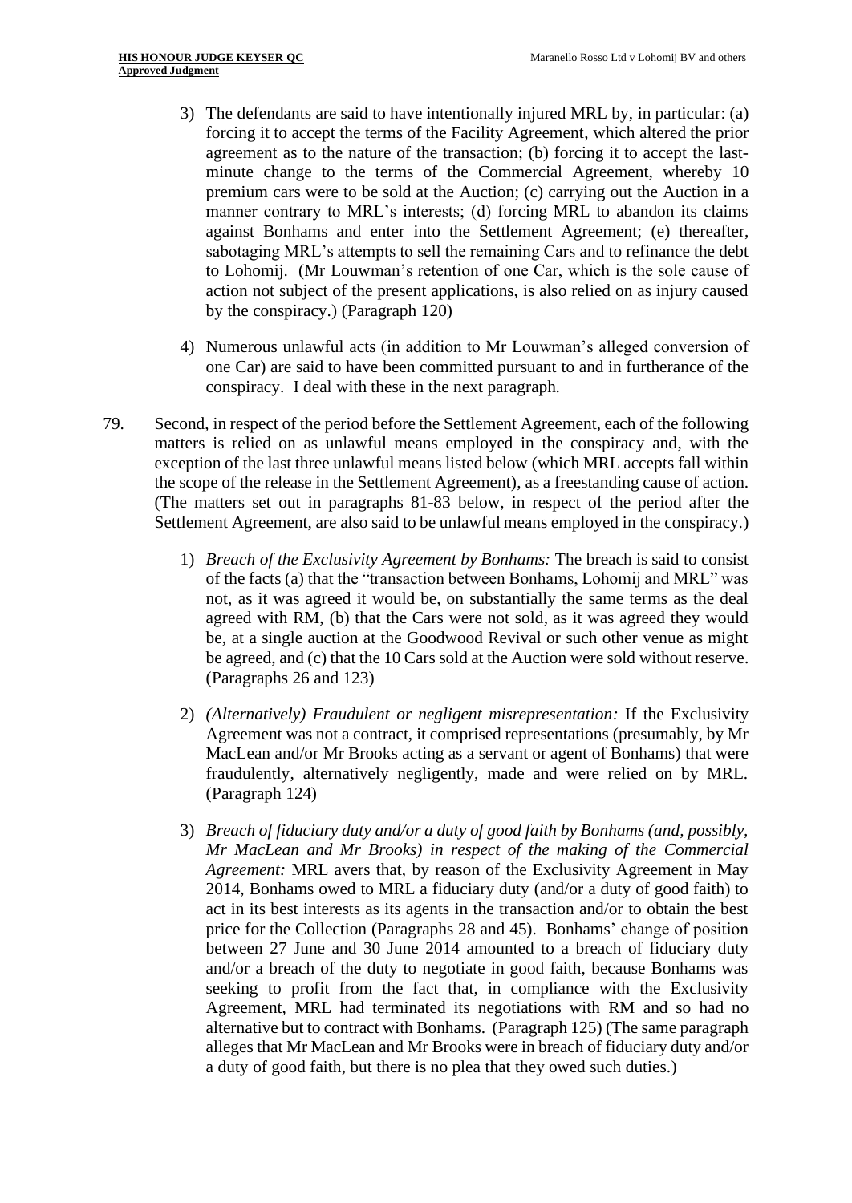3) The defendants are said to have intentionally injured MRL by, in particular: (a) forcing it to accept the terms of the Facility Agreement, which altered the prior agreement as to the nature of the transaction; (b) forcing it to accept the last-minute change to the terms of the Commercial Agreement, whereby 10 premium cars were to be sold at the Auction; (c) carrying out the Auction in a manner contrary to MRL's interests; (d) forcing MRL to abandon its claims against Bonhams and enter into the Settlement Agreement; (e) thereafter, sabotaging MRL's attempts to sell the remaining Cars and to refinance the debt to Lohomij. (Mr Louwman's retention of one Car, which is the sole cause of action not subject of the present applications, is also relied on as injury caused by the conspiracy.) (Paragraph 120)

4) Numerous unlawful acts (in addition to Mr Louwman's alleged conversion of one Car) are said to have been committed pursuant to and in furtherance of the conspiracy. I deal with these in the next paragraph.

79. Second, in respect of the period before the Settlement Agreement, each of the following matters is relied on as unlawful means employed in the conspiracy and, with the exception of the last three unlawful means listed below (which MRL accepts fall within the scope of the release in the Settlement Agreement), as a freestanding cause of action. (The matters set out in paragraphs 81-83 below, in respect of the period after the Settlement Agreement, are also said to be unlawful means employed in the conspiracy.)

1) *Breach of the Exclusivity Agreement by Bonhams:* The breach is said to consist of the facts (a) that the "transaction between Bonhams, Lohomij and MRL" was not, as it was agreed it would be, on substantially the same terms as the deal agreed with RM, (b) that the Cars were not sold, as it was agreed they would be, at a single auction at the Goodwood Revival or such other venue as might be agreed, and (c) that the 10 Cars sold at the Auction were sold without reserve. (Paragraphs 26 and 123)

2) *(Alternatively) Fraudulent or negligent misrepresentation:* If the Exclusivity Agreement was not a contract, it comprised representations (presumably, by Mr MacLean and/or Mr Brooks acting as a servant or agent of Bonhams) that were fraudulently, alternatively negligently, made and were relied on by MRL. (Paragraph 124)

3) *Breach of fiduciary duty and/or a duty of good faith by Bonhams (and, possibly, Mr MacLean and Mr Brooks) in respect of the making of the Commercial Agreement:* MRL avers that, by reason of the Exclusivity Agreement in May 2014, Bonhams owed to MRL a fiduciary duty (and/or a duty of good faith) to act in its best interests as its agents in the transaction and/or to obtain the best price for the Collection (Paragraphs 28 and 45). Bonhams' change of position between 27 June and 30 June 2014 amounted to a breach of fiduciary duty and/or a breach of the duty to negotiate in good faith, because Bonhams was seeking to profit from the fact that, in compliance with the Exclusivity Agreement, MRL had terminated its negotiations with RM and so had no alternative but to contract with Bonhams. (Paragraph 125) (The same paragraph alleges that Mr MacLean and Mr Brooks were in breach of fiduciary duty and/or a duty of good faith, but there is no plea that they owed such duties.)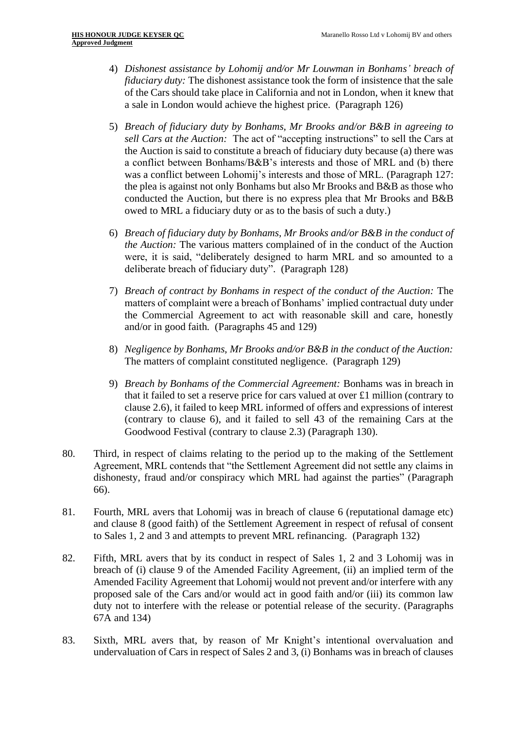4) *Dishonest assistance by Lohomij and/or Mr Louwman in Bonhams' breach of fiduciary duty:* The dishonest assistance took the form of insistence that the sale of the Cars should take place in California and not in London, when it knew that a sale in London would achieve the highest price. (Paragraph 126)

5) *Breach of fiduciary duty by Bonhams, Mr Brooks and/or B&B in agreeing to sell Cars at the Auction:* The act of "accepting instructions" to sell the Cars at the Auction is said to constitute a breach of fiduciary duty because (a) there was a conflict between Bonhams/B&B's interests and those of MRL and (b) there was a conflict between Lohomij's interests and those of MRL. (Paragraph 127: the plea is against not only Bonhams but also Mr Brooks and B&B as those who conducted the Auction, but there is no express plea that Mr Brooks and B&B owed to MRL a fiduciary duty or as to the basis of such a duty.)

6) *Breach of fiduciary duty by Bonhams, Mr Brooks and/or B&B in the conduct of the Auction:* The various matters complained of in the conduct of the Auction were, it is said, "deliberately designed to harm MRL and so amounted to a deliberate breach of fiduciary duty". (Paragraph 128)

7) *Breach of contract by Bonhams in respect of the conduct of the Auction:* The matters of complaint were a breach of Bonhams' implied contractual duty under the Commercial Agreement to act with reasonable skill and care, honestly and/or in good faith. (Paragraphs 45 and 129)

8) *Negligence by Bonhams, Mr Brooks and/or B&B in the conduct of the Auction:* The matters of complaint constituted negligence. (Paragraph 129)

9) *Breach by Bonhams of the Commercial Agreement:* Bonhams was in breach in that it failed to set a reserve price for cars valued at over £1 million (contrary to clause 2.6), it failed to keep MRL informed of offers and expressions of interest (contrary to clause 6), and it failed to sell 43 of the remaining Cars at the Goodwood Festival (contrary to clause 2.3) (Paragraph 130).

80. Third, in respect of claims relating to the period up to the making of the Settlement Agreement, MRL contends that "the Settlement Agreement did not settle any claims in dishonesty, fraud and/or conspiracy which MRL had against the parties" (Paragraph 66).

81. Fourth, MRL avers that Lohomij was in breach of clause 6 (reputational damage etc) and clause 8 (good faith) of the Settlement Agreement in respect of refusal of consent to Sales 1, 2 and 3 and attempts to prevent MRL refinancing. (Paragraph 132)

82. Fifth, MRL avers that by its conduct in respect of Sales 1, 2 and 3 Lohomij was in breach of (i) clause 9 of the Amended Facility Agreement, (ii) an implied term of the Amended Facility Agreement that Lohomij would not prevent and/or interfere with any proposed sale of the Cars and/or would act in good faith and/or (iii) its common law duty not to interfere with the release or potential release of the security. (Paragraphs 67A and 134)

83. Sixth, MRL avers that, by reason of Mr Knight's intentional overvaluation and undervaluation of Cars in respect of Sales 2 and 3, (i) Bonhams was in breach of clauses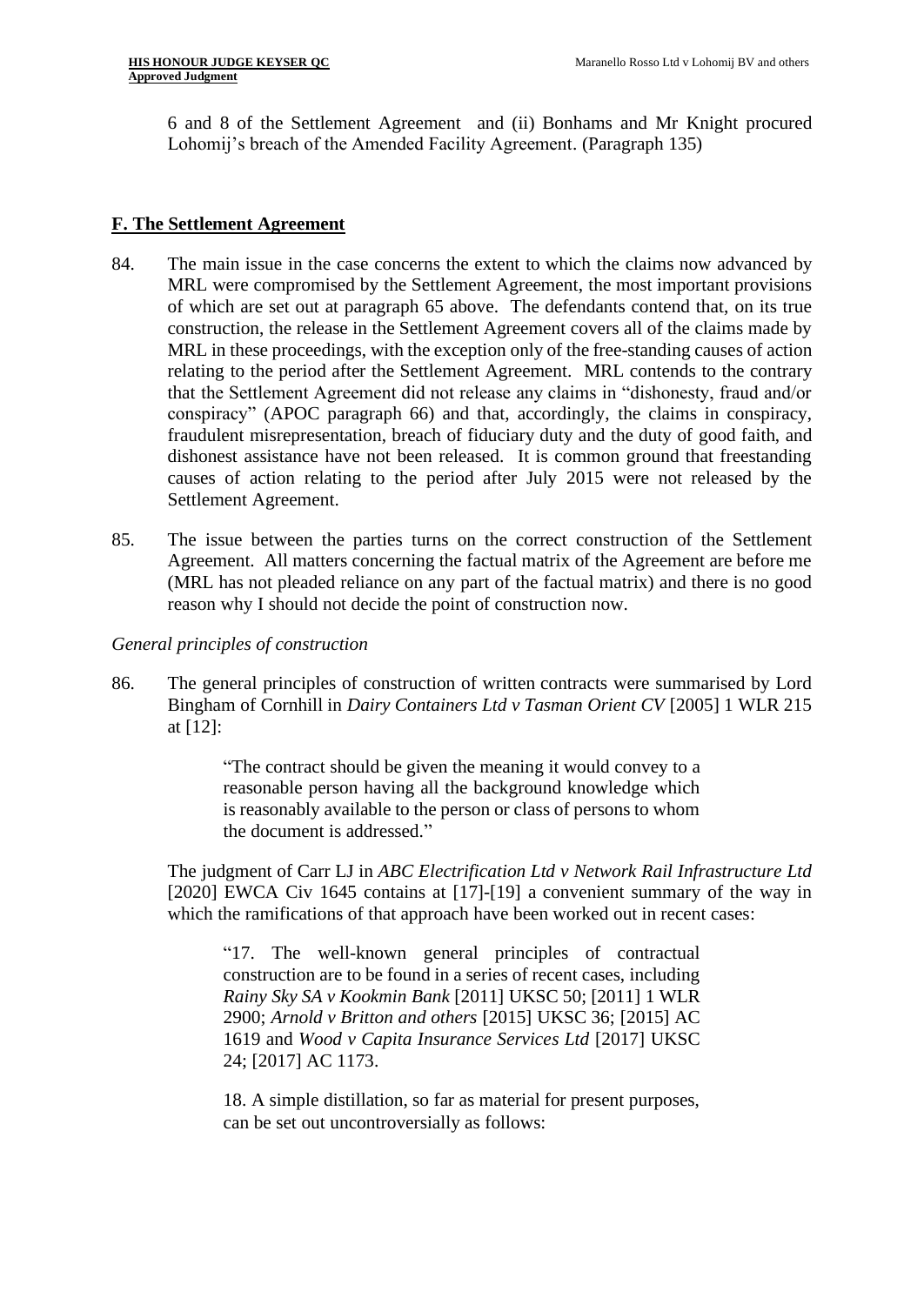6 and 8 of the Settlement Agreement and (ii) Bonhams and Mr Knight procured Lohomij's breach of the Amended Facility Agreement. (Paragraph 135)

## F. The Settlement Agreement

84. The main issue in the case concerns the extent to which the claims now advanced by MRL were compromised by the Settlement Agreement, the most important provisions of which are set out at paragraph 65 above. The defendants contend that, on its true construction, the release in the Settlement Agreement covers all of the claims made by MRL in these proceedings, with the exception only of the free-standing causes of action relating to the period after the Settlement Agreement. MRL contends to the contrary that the Settlement Agreement did not release any claims in "dishonesty, fraud and/or conspiracy" (APOC paragraph 66) and that, accordingly, the claims in conspiracy, fraudulent misrepresentation, breach of fiduciary duty and the duty of good faith, and dishonest assistance have not been released. It is common ground that freestanding causes of action relating to the period after July 2015 were not released by the Settlement Agreement.

85. The issue between the parties turns on the correct construction of the Settlement Agreement. All matters concerning the factual matrix of the Agreement are before me (MRL has not pleaded reliance on any part of the factual matrix) and there is no good reason why I should not decide the point of construction now.

*General principles of construction*

86. The general principles of construction of written contracts were summarised by Lord Bingham of Cornhill in *Dairy Containers Ltd v Tasman Orient CV* [2005] 1 WLR 215 at [12]:

> "The contract should be given the meaning it would convey to a reasonable person having all the background knowledge which is reasonably available to the person or class of persons to whom the document is addressed."

The judgment of Carr LJ in *ABC Electrification Ltd v Network Rail Infrastructure Ltd* [2020] EWCA Civ 1645 contains at [17]-[19] a convenient summary of the way in which the ramifications of that approach have been worked out in recent cases:

> "17. The well-known general principles of contractual construction are to be found in a series of recent cases, including *Rainy Sky SA v Kookmin Bank* [2011] UKSC 50; [2011] 1 WLR 2900; *Arnold v Britton and others* [2015] UKSC 36; [2015] AC 1619 and *Wood v Capita Insurance Services Ltd* [2017] UKSC 24; [2017] AC 1173.
>
> 18. A simple distillation, so far as material for present purposes, can be set out uncontroversially as follows: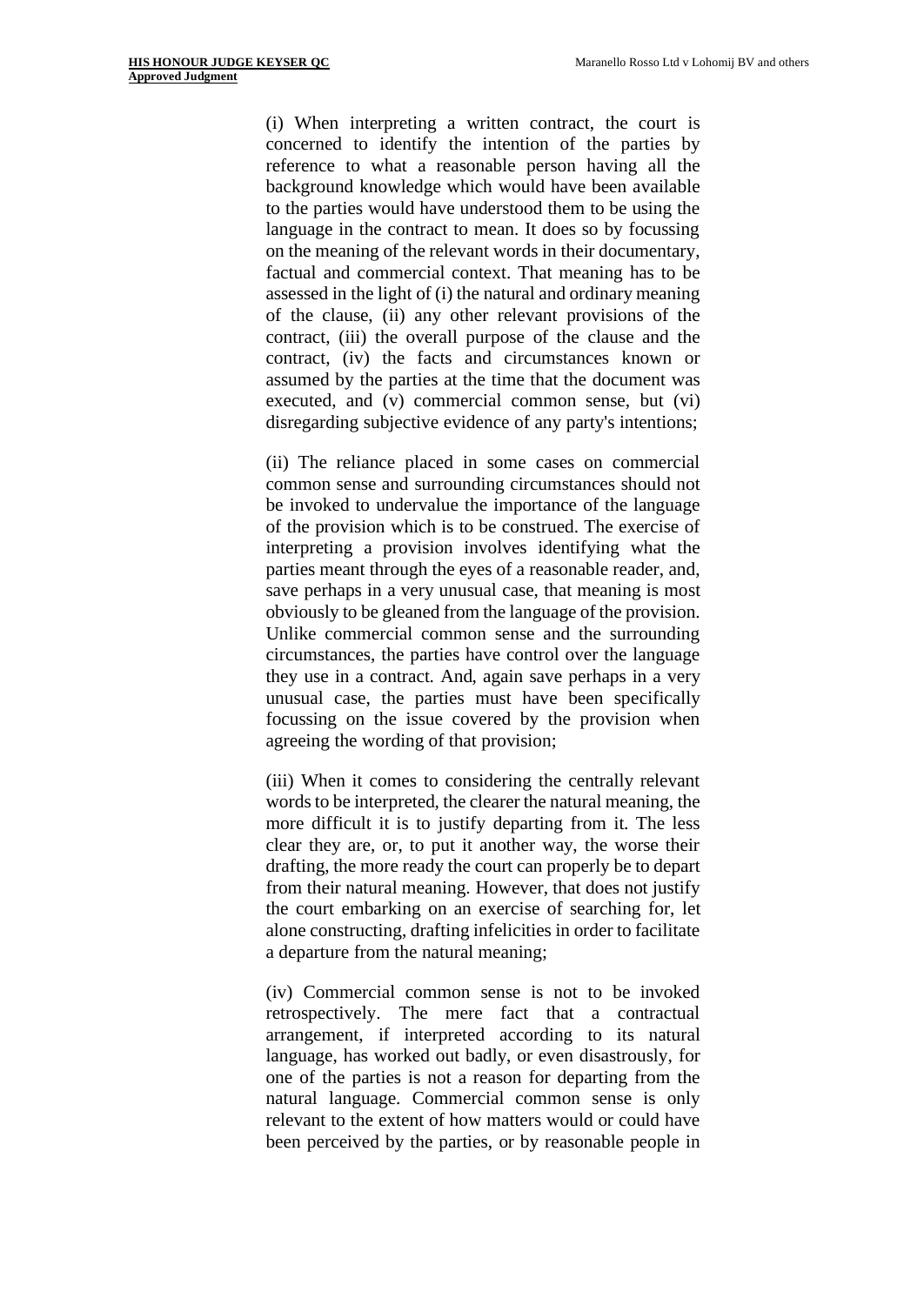(i) When interpreting a written contract, the court is concerned to identify the intention of the parties by reference to what a reasonable person having all the background knowledge which would have been available to the parties would have understood them to be using the language in the contract to mean. It does so by focussing on the meaning of the relevant words in their documentary, factual and commercial context. That meaning has to be assessed in the light of (i) the natural and ordinary meaning of the clause, (ii) any other relevant provisions of the contract, (iii) the overall purpose of the clause and the contract, (iv) the facts and circumstances known or assumed by the parties at the time that the document was executed, and (v) commercial common sense, but (vi) disregarding subjective evidence of any party's intentions;

(ii) The reliance placed in some cases on commercial common sense and surrounding circumstances should not be invoked to undervalue the importance of the language of the provision which is to be construed. The exercise of interpreting a provision involves identifying what the parties meant through the eyes of a reasonable reader, and, save perhaps in a very unusual case, that meaning is most obviously to be gleaned from the language of the provision. Unlike commercial common sense and the surrounding circumstances, the parties have control over the language they use in a contract. And, again save perhaps in a very unusual case, the parties must have been specifically focussing on the issue covered by the provision when agreeing the wording of that provision;

(iii) When it comes to considering the centrally relevant words to be interpreted, the clearer the natural meaning, the more difficult it is to justify departing from it. The less clear they are, or, to put it another way, the worse their drafting, the more ready the court can properly be to depart from their natural meaning. However, that does not justify the court embarking on an exercise of searching for, let alone constructing, drafting infelicities in order to facilitate a departure from the natural meaning;

(iv) Commercial common sense is not to be invoked retrospectively. The mere fact that a contractual arrangement, if interpreted according to its natural language, has worked out badly, or even disastrously, for one of the parties is not a reason for departing from the natural language. Commercial common sense is only relevant to the extent of how matters would or could have been perceived by the parties, or by reasonable people in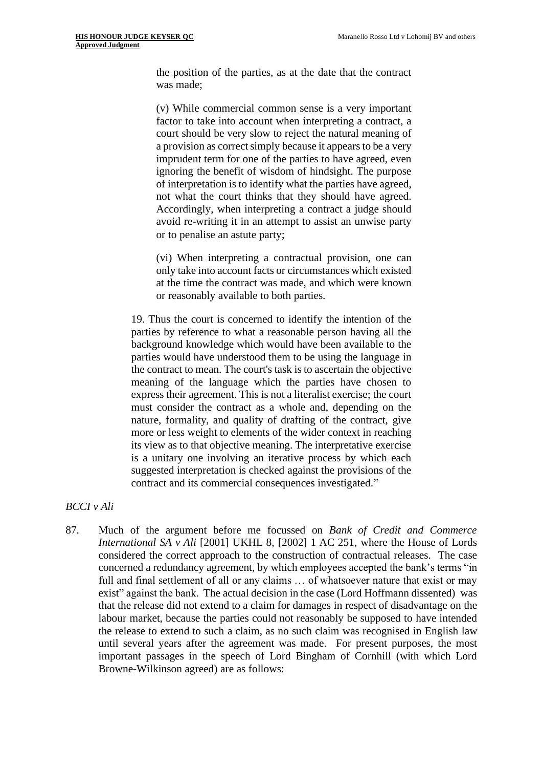> the position of the parties, as at the date that the contract was made;
>
> (v) While commercial common sense is a very important factor to take into account when interpreting a contract, a court should be very slow to reject the natural meaning of a provision as correct simply because it appears to be a very imprudent term for one of the parties to have agreed, even ignoring the benefit of wisdom of hindsight. The purpose of interpretation is to identify what the parties have agreed, not what the court thinks that they should have agreed. Accordingly, when interpreting a contract a judge should avoid re-writing it in an attempt to assist an unwise party or to penalise an astute party;
>
> (vi) When interpreting a contractual provision, one can only take into account facts or circumstances which existed at the time the contract was made, and which were known or reasonably available to both parties.

> 19. Thus the court is concerned to identify the intention of the parties by reference to what a reasonable person having all the background knowledge which would have been available to the parties would have understood them to be using the language in the contract to mean. The court's task is to ascertain the objective meaning of the language which the parties have chosen to express their agreement. This is not a literalist exercise; the court must consider the contract as a whole and, depending on the nature, formality, and quality of drafting of the contract, give more or less weight to elements of the wider context in reaching its view as to that objective meaning. The interpretative exercise is a unitary one involving an iterative process by which each suggested interpretation is checked against the provisions of the contract and its commercial consequences investigated."

*BCCI v Ali*

87. Much of the argument before me focussed on *Bank of Credit and Commerce International SA v Ali* [2001] UKHL 8, [2002] 1 AC 251, where the House of Lords considered the correct approach to the construction of contractual releases. The case concerned a redundancy agreement, by which employees accepted the bank's terms "in full and final settlement of all or any claims … of whatsoever nature that exist or may exist" against the bank. The actual decision in the case (Lord Hoffmann dissented) was that the release did not extend to a claim for damages in respect of disadvantage on the labour market, because the parties could not reasonably be supposed to have intended the release to extend to such a claim, as no such claim was recognised in English law until several years after the agreement was made. For present purposes, the most important passages in the speech of Lord Bingham of Cornhill (with which Lord Browne-Wilkinson agreed) are as follows: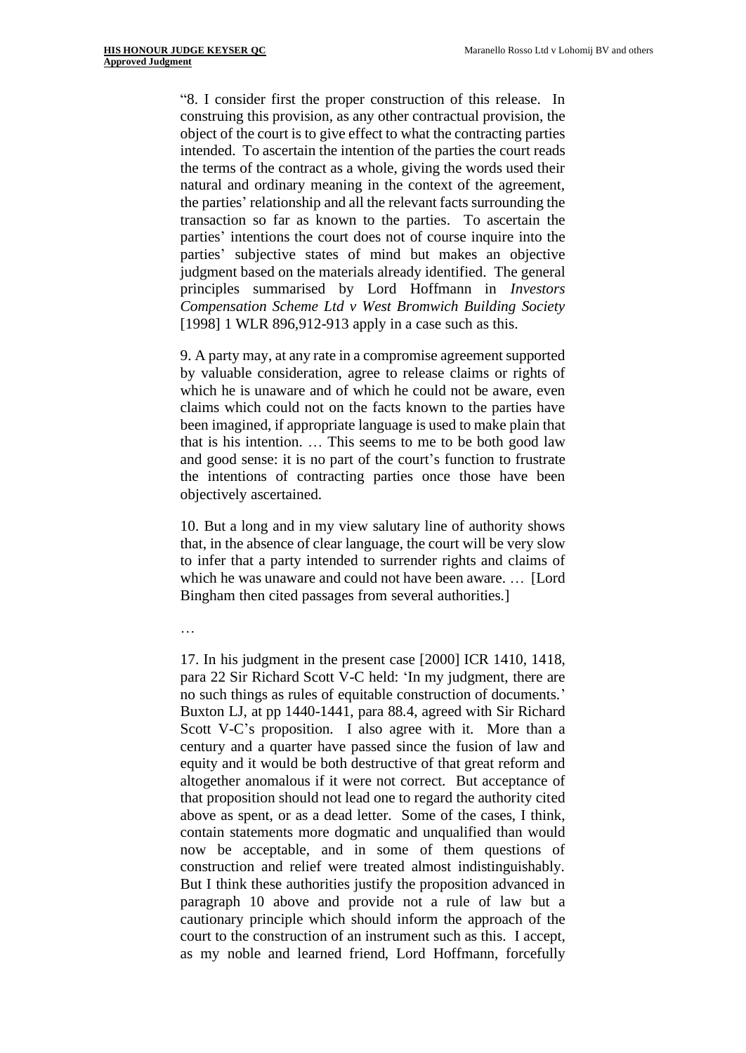"8. I consider first the proper construction of this release. In construing this provision, as any other contractual provision, the object of the court is to give effect to what the contracting parties intended. To ascertain the intention of the parties the court reads the terms of the contract as a whole, giving the words used their natural and ordinary meaning in the context of the agreement, the parties' relationship and all the relevant facts surrounding the transaction so far as known to the parties. To ascertain the parties' intentions the court does not of course inquire into the parties' subjective states of mind but makes an objective judgment based on the materials already identified. The general principles summarised by Lord Hoffmann in *Investors Compensation Scheme Ltd v West Bromwich Building Society* [1998] 1 WLR 896,912-913 apply in a case such as this.

9. A party may, at any rate in a compromise agreement supported by valuable consideration, agree to release claims or rights of which he is unaware and of which he could not be aware, even claims which could not on the facts known to the parties have been imagined, if appropriate language is used to make plain that that is his intention. … This seems to me to be both good law and good sense: it is no part of the court's function to frustrate the intentions of contracting parties once those have been objectively ascertained.

10. But a long and in my view salutary line of authority shows that, in the absence of clear language, the court will be very slow to infer that a party intended to surrender rights and claims of which he was unaware and could not have been aware. … [Lord Bingham then cited passages from several authorities.]

…

17. In his judgment in the present case [2000] ICR 1410, 1418, para 22 Sir Richard Scott V-C held: 'In my judgment, there are no such things as rules of equitable construction of documents.' Buxton LJ, at pp 1440-1441, para 88.4, agreed with Sir Richard Scott V-C's proposition. I also agree with it. More than a century and a quarter have passed since the fusion of law and equity and it would be both destructive of that great reform and altogether anomalous if it were not correct. But acceptance of that proposition should not lead one to regard the authority cited above as spent, or as a dead letter. Some of the cases, I think, contain statements more dogmatic and unqualified than would now be acceptable, and in some of them questions of construction and relief were treated almost indistinguishably. But I think these authorities justify the proposition advanced in paragraph 10 above and provide not a rule of law but a cautionary principle which should inform the approach of the court to the construction of an instrument such as this. I accept, as my noble and learned friend, Lord Hoffmann, forcefully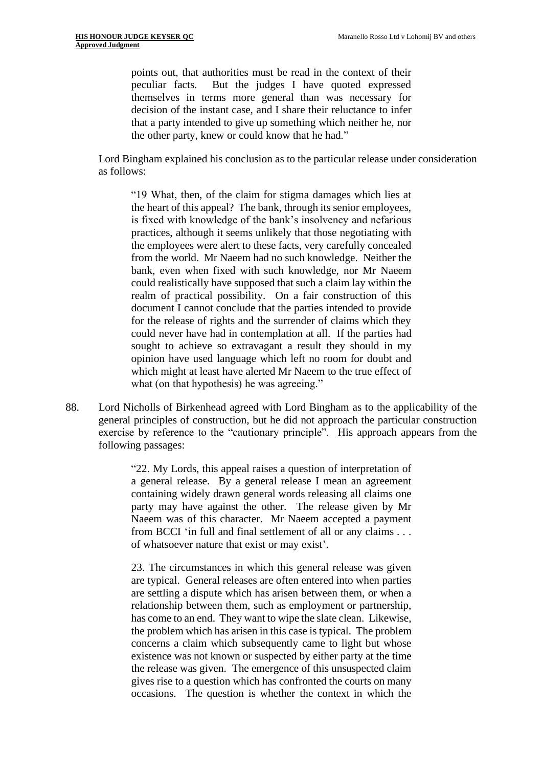> points out, that authorities must be read in the context of their peculiar facts. But the judges I have quoted expressed themselves in terms more general than was necessary for decision of the instant case, and I share their reluctance to infer that a party intended to give up something which neither he, nor the other party, knew or could know that he had."

Lord Bingham explained his conclusion as to the particular release under consideration as follows:

> "19 What, then, of the claim for stigma damages which lies at the heart of this appeal? The bank, through its senior employees, is fixed with knowledge of the bank's insolvency and nefarious practices, although it seems unlikely that those negotiating with the employees were alert to these facts, very carefully concealed from the world. Mr Naeem had no such knowledge. Neither the bank, even when fixed with such knowledge, nor Mr Naeem could realistically have supposed that such a claim lay within the realm of practical possibility. On a fair construction of this document I cannot conclude that the parties intended to provide for the release of rights and the surrender of claims which they could never have had in contemplation at all. If the parties had sought to achieve so extravagant a result they should in my opinion have used language which left no room for doubt and which might at least have alerted Mr Naeem to the true effect of what (on that hypothesis) he was agreeing."

88. Lord Nicholls of Birkenhead agreed with Lord Bingham as to the applicability of the general principles of construction, but he did not approach the particular construction exercise by reference to the "cautionary principle". His approach appears from the following passages:

> "22. My Lords, this appeal raises a question of interpretation of a general release. By a general release I mean an agreement containing widely drawn general words releasing all claims one party may have against the other. The release given by Mr Naeem was of this character. Mr Naeem accepted a payment from BCCI 'in full and final settlement of all or any claims . . . of whatsoever nature that exist or may exist'.
>
> 23. The circumstances in which this general release was given are typical. General releases are often entered into when parties are settling a dispute which has arisen between them, or when a relationship between them, such as employment or partnership, has come to an end. They want to wipe the slate clean. Likewise, the problem which has arisen in this case is typical. The problem concerns a claim which subsequently came to light but whose existence was not known or suspected by either party at the time the release was given. The emergence of this unsuspected claim gives rise to a question which has confronted the courts on many occasions. The question is whether the context in which the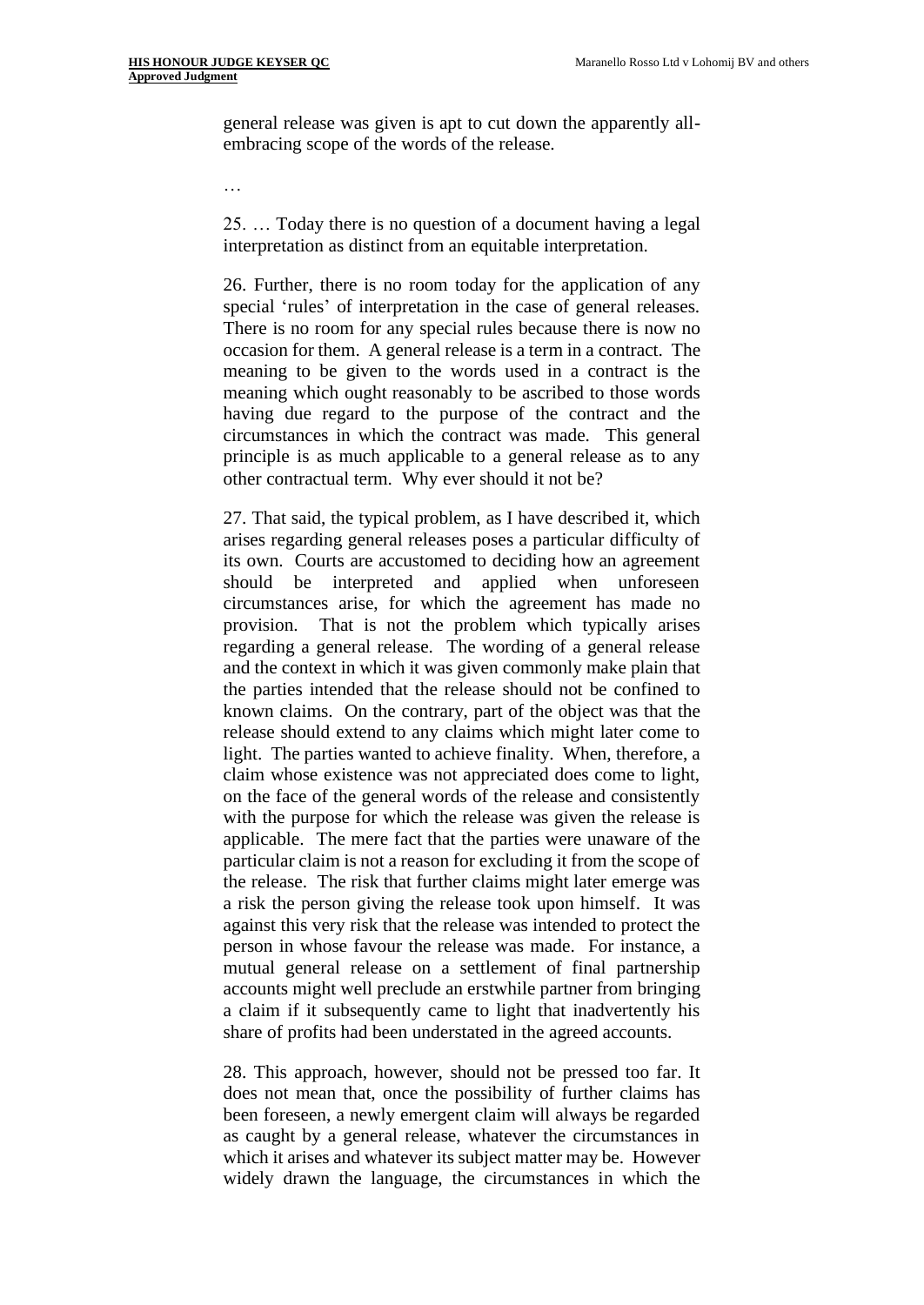general release was given is apt to cut down the apparently all-embracing scope of the words of the release.

…

25. … Today there is no question of a document having a legal interpretation as distinct from an equitable interpretation.

26. Further, there is no room today for the application of any special 'rules' of interpretation in the case of general releases. There is no room for any special rules because there is now no occasion for them. A general release is a term in a contract. The meaning to be given to the words used in a contract is the meaning which ought reasonably to be ascribed to those words having due regard to the purpose of the contract and the circumstances in which the contract was made. This general principle is as much applicable to a general release as to any other contractual term. Why ever should it not be?

27. That said, the typical problem, as I have described it, which arises regarding general releases poses a particular difficulty of its own. Courts are accustomed to deciding how an agreement should be interpreted and applied when unforeseen circumstances arise, for which the agreement has made no provision. That is not the problem which typically arises regarding a general release. The wording of a general release and the context in which it was given commonly make plain that the parties intended that the release should not be confined to known claims. On the contrary, part of the object was that the release should extend to any claims which might later come to light. The parties wanted to achieve finality. When, therefore, a claim whose existence was not appreciated does come to light, on the face of the general words of the release and consistently with the purpose for which the release was given the release is applicable. The mere fact that the parties were unaware of the particular claim is not a reason for excluding it from the scope of the release. The risk that further claims might later emerge was a risk the person giving the release took upon himself. It was against this very risk that the release was intended to protect the person in whose favour the release was made. For instance, a mutual general release on a settlement of final partnership accounts might well preclude an erstwhile partner from bringing a claim if it subsequently came to light that inadvertently his share of profits had been understated in the agreed accounts.

28. This approach, however, should not be pressed too far. It does not mean that, once the possibility of further claims has been foreseen, a newly emergent claim will always be regarded as caught by a general release, whatever the circumstances in which it arises and whatever its subject matter may be. However widely drawn the language, the circumstances in which the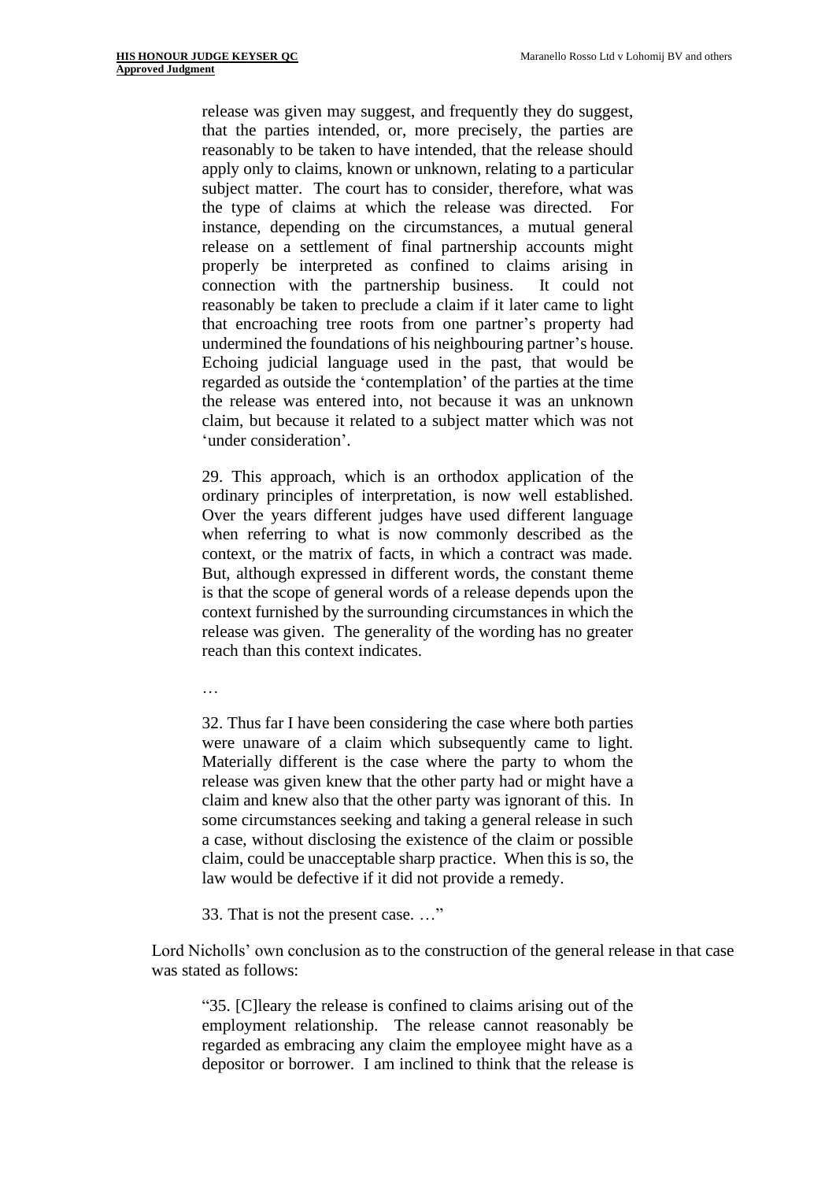> release was given may suggest, and frequently they do suggest, that the parties intended, or, more precisely, the parties are reasonably to be taken to have intended, that the release should apply only to claims, known or unknown, relating to a particular subject matter. The court has to consider, therefore, what was the type of claims at which the release was directed. For instance, depending on the circumstances, a mutual general release on a settlement of final partnership accounts might properly be interpreted as confined to claims arising in connection with the partnership business. It could not reasonably be taken to preclude a claim if it later came to light that encroaching tree roots from one partner's property had undermined the foundations of his neighbouring partner's house. Echoing judicial language used in the past, that would be regarded as outside the 'contemplation' of the parties at the time the release was entered into, not because it was an unknown claim, but because it related to a subject matter which was not 'under consideration'.
>
> 29. This approach, which is an orthodox application of the ordinary principles of interpretation, is now well established. Over the years different judges have used different language when referring to what is now commonly described as the context, or the matrix of facts, in which a contract was made. But, although expressed in different words, the constant theme is that the scope of general words of a release depends upon the context furnished by the surrounding circumstances in which the release was given. The generality of the wording has no greater reach than this context indicates.
>
> …
>
> 32. Thus far I have been considering the case where both parties were unaware of a claim which subsequently came to light. Materially different is the case where the party to whom the release was given knew that the other party had or might have a claim and knew also that the other party was ignorant of this. In some circumstances seeking and taking a general release in such a case, without disclosing the existence of the claim or possible claim, could be unacceptable sharp practice. When this is so, the law would be defective if it did not provide a remedy.
>
> 33. That is not the present case. …"

Lord Nicholls' own conclusion as to the construction of the general release in that case was stated as follows:

> "35. [C]leary the release is confined to claims arising out of the employment relationship. The release cannot reasonably be regarded as embracing any claim the employee might have as a depositor or borrower. I am inclined to think that the release is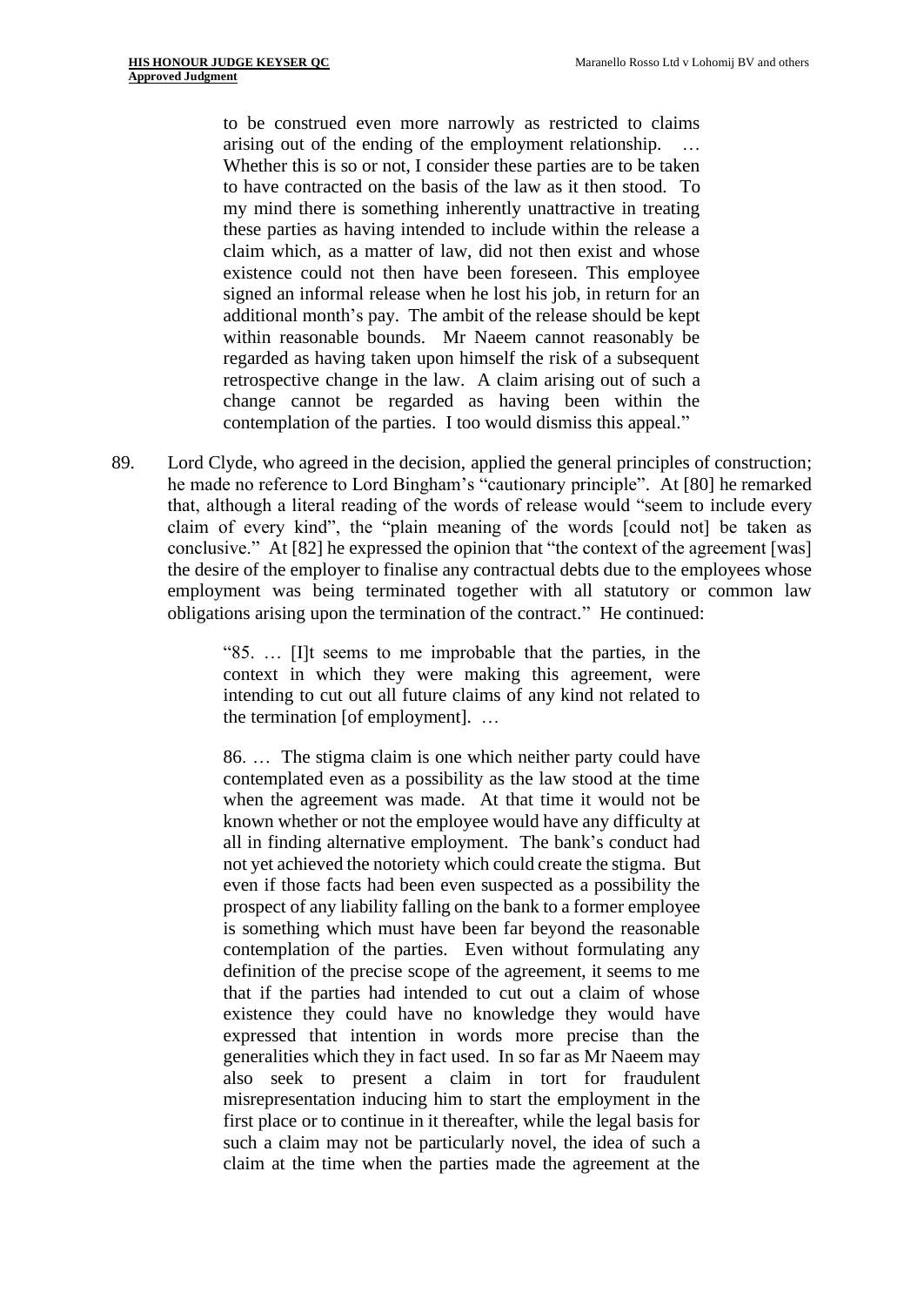> to be construed even more narrowly as restricted to claims arising out of the ending of the employment relationship. … Whether this is so or not, I consider these parties are to be taken to have contracted on the basis of the law as it then stood. To my mind there is something inherently unattractive in treating these parties as having intended to include within the release a claim which, as a matter of law, did not then exist and whose existence could not then have been foreseen. This employee signed an informal release when he lost his job, in return for an additional month's pay. The ambit of the release should be kept within reasonable bounds. Mr Naeem cannot reasonably be regarded as having taken upon himself the risk of a subsequent retrospective change in the law. A claim arising out of such a change cannot be regarded as having been within the contemplation of the parties. I too would dismiss this appeal."

89. Lord Clyde, who agreed in the decision, applied the general principles of construction; he made no reference to Lord Bingham's "cautionary principle". At [80] he remarked that, although a literal reading of the words of release would "seem to include every claim of every kind", the "plain meaning of the words [could not] be taken as conclusive." At [82] he expressed the opinion that "the context of the agreement [was] the desire of the employer to finalise any contractual debts due to the employees whose employment was being terminated together with all statutory or common law obligations arising upon the termination of the contract." He continued:

> "85. … [I]t seems to me improbable that the parties, in the context in which they were making this agreement, were intending to cut out all future claims of any kind not related to the termination [of employment]. …
>
> 86. … The stigma claim is one which neither party could have contemplated even as a possibility as the law stood at the time when the agreement was made. At that time it would not be known whether or not the employee would have any difficulty at all in finding alternative employment. The bank's conduct had not yet achieved the notoriety which could create the stigma. But even if those facts had been even suspected as a possibility the prospect of any liability falling on the bank to a former employee is something which must have been far beyond the reasonable contemplation of the parties. Even without formulating any definition of the precise scope of the agreement, it seems to me that if the parties had intended to cut out a claim of whose existence they could have no knowledge they would have expressed that intention in words more precise than the generalities which they in fact used. In so far as Mr Naeem may also seek to present a claim in tort for fraudulent misrepresentation inducing him to start the employment in the first place or to continue in it thereafter, while the legal basis for such a claim may not be particularly novel, the idea of such a claim at the time when the parties made the agreement at the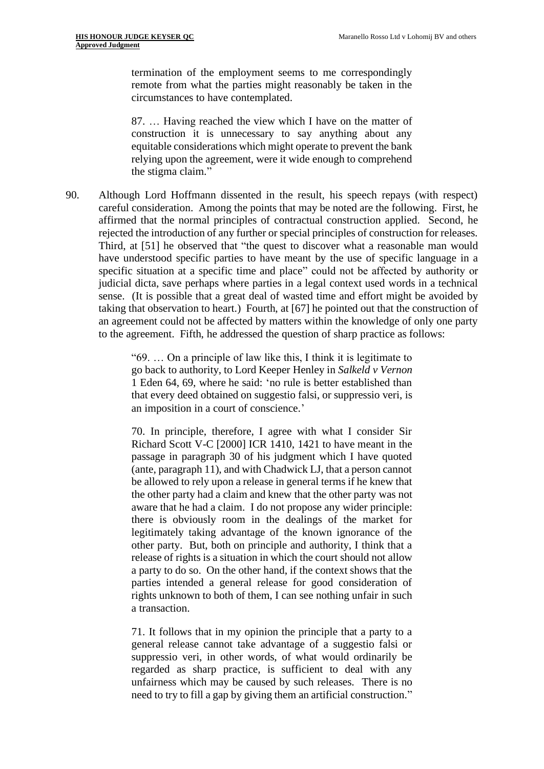> termination of the employment seems to me correspondingly remote from what the parties might reasonably be taken in the circumstances to have contemplated.
>
> 87. … Having reached the view which I have on the matter of construction it is unnecessary to say anything about any equitable considerations which might operate to prevent the bank relying upon the agreement, were it wide enough to comprehend the stigma claim."

90. Although Lord Hoffmann dissented in the result, his speech repays (with respect) careful consideration. Among the points that may be noted are the following. First, he affirmed that the normal principles of contractual construction applied. Second, he rejected the introduction of any further or special principles of construction for releases. Third, at [51] he observed that "the quest to discover what a reasonable man would have understood specific parties to have meant by the use of specific language in a specific situation at a specific time and place" could not be affected by authority or judicial dicta, save perhaps where parties in a legal context used words in a technical sense. (It is possible that a great deal of wasted time and effort might be avoided by taking that observation to heart.) Fourth, at [67] he pointed out that the construction of an agreement could not be affected by matters within the knowledge of only one party to the agreement. Fifth, he addressed the question of sharp practice as follows:

> "69. … On a principle of law like this, I think it is legitimate to go back to authority, to Lord Keeper Henley in *Salkeld v Vernon* 1 Eden 64, 69, where he said: 'no rule is better established than that every deed obtained on suggestio falsi, or suppressio veri, is an imposition in a court of conscience.'
>
> 70. In principle, therefore, I agree with what I consider Sir Richard Scott V-C [2000] ICR 1410, 1421 to have meant in the passage in paragraph 30 of his judgment which I have quoted (ante, paragraph 11), and with Chadwick LJ, that a person cannot be allowed to rely upon a release in general terms if he knew that the other party had a claim and knew that the other party was not aware that he had a claim. I do not propose any wider principle: there is obviously room in the dealings of the market for legitimately taking advantage of the known ignorance of the other party. But, both on principle and authority, I think that a release of rights is a situation in which the court should not allow a party to do so. On the other hand, if the context shows that the parties intended a general release for good consideration of rights unknown to both of them, I can see nothing unfair in such a transaction.
>
> 71. It follows that in my opinion the principle that a party to a general release cannot take advantage of a suggestio falsi or suppressio veri, in other words, of what would ordinarily be regarded as sharp practice, is sufficient to deal with any unfairness which may be caused by such releases. There is no need to try to fill a gap by giving them an artificial construction."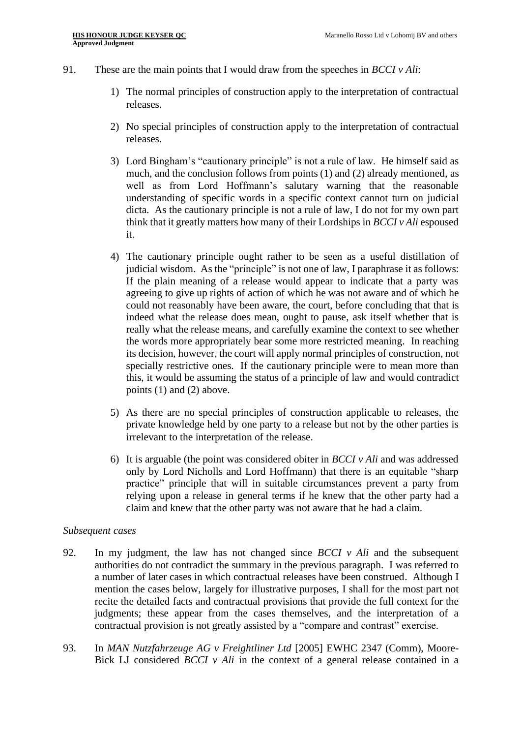91. These are the main points that I would draw from the speeches in *BCCI v Ali*:

   1) The normal principles of construction apply to the interpretation of contractual releases.

   2) No special principles of construction apply to the interpretation of contractual releases.

   3) Lord Bingham's "cautionary principle" is not a rule of law. He himself said as much, and the conclusion follows from points (1) and (2) already mentioned, as well as from Lord Hoffmann's salutary warning that the reasonable understanding of specific words in a specific context cannot turn on judicial dicta. As the cautionary principle is not a rule of law, I do not for my own part think that it greatly matters how many of their Lordships in *BCCI v Ali* espoused it.

   4) The cautionary principle ought rather to be seen as a useful distillation of judicial wisdom. As the "principle" is not one of law, I paraphrase it as follows: If the plain meaning of a release would appear to indicate that a party was agreeing to give up rights of action of which he was not aware and of which he could not reasonably have been aware, the court, before concluding that that is indeed what the release does mean, ought to pause, ask itself whether that is really what the release means, and carefully examine the context to see whether the words more appropriately bear some more restricted meaning. In reaching its decision, however, the court will apply normal principles of construction, not specially restrictive ones. If the cautionary principle were to mean more than this, it would be assuming the status of a principle of law and would contradict points (1) and (2) above.

   5) As there are no special principles of construction applicable to releases, the private knowledge held by one party to a release but not by the other parties is irrelevant to the interpretation of the release.

   6) It is arguable (the point was considered obiter in *BCCI v Ali* and was addressed only by Lord Nicholls and Lord Hoffmann) that there is an equitable "sharp practice" principle that will in suitable circumstances prevent a party from relying upon a release in general terms if he knew that the other party had a claim and knew that the other party was not aware that he had a claim.

*Subsequent cases*

92. In my judgment, the law has not changed since *BCCI v Ali* and the subsequent authorities do not contradict the summary in the previous paragraph. I was referred to a number of later cases in which contractual releases have been construed. Although I mention the cases below, largely for illustrative purposes, I shall for the most part not recite the detailed facts and contractual provisions that provide the full context for the judgments; these appear from the cases themselves, and the interpretation of a contractual provision is not greatly assisted by a "compare and contrast" exercise.

93. In *MAN Nutzfahrzeuge AG v Freightliner Ltd* [2005] EWHC 2347 (Comm), Moore-Bick LJ considered *BCCI v Ali* in the context of a general release contained in a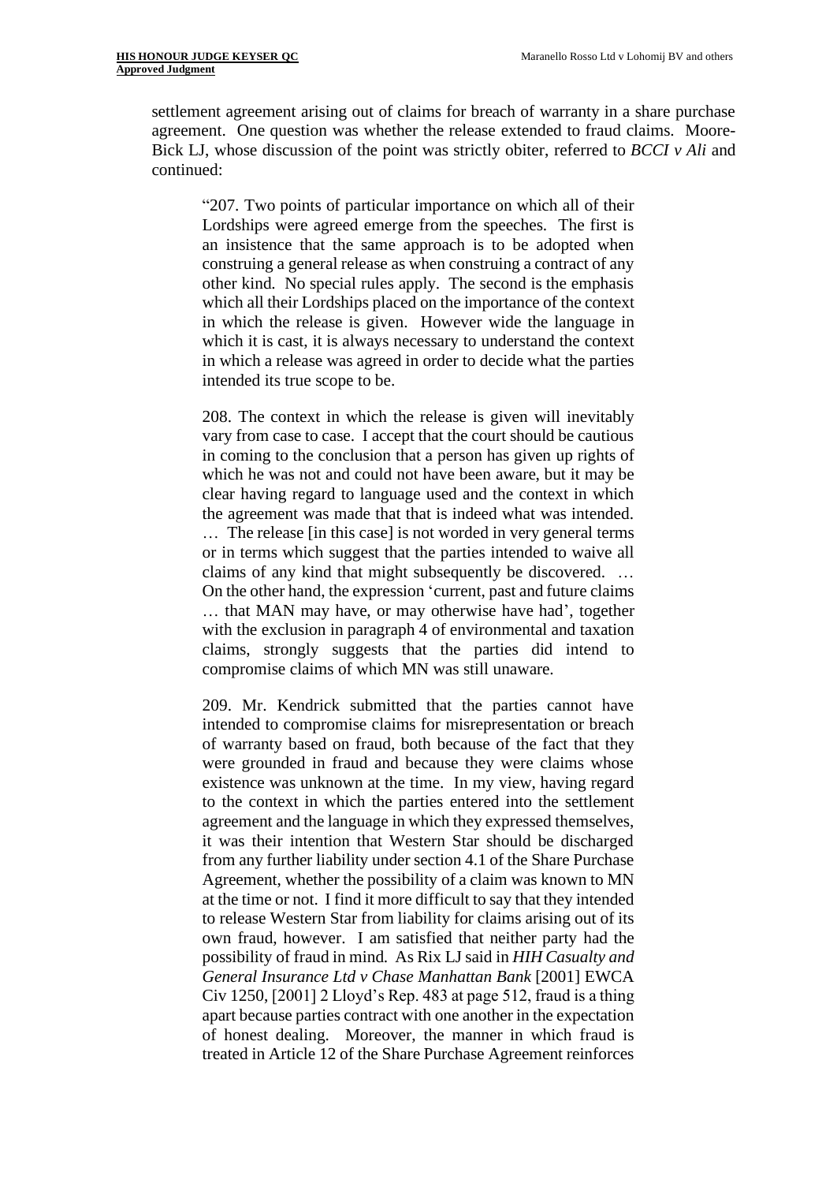settlement agreement arising out of claims for breach of warranty in a share purchase agreement. One question was whether the release extended to fraud claims. Moore-Bick LJ, whose discussion of the point was strictly obiter, referred to *BCCI v Ali* and continued:

> "207. Two points of particular importance on which all of their Lordships were agreed emerge from the speeches. The first is an insistence that the same approach is to be adopted when construing a general release as when construing a contract of any other kind. No special rules apply. The second is the emphasis which all their Lordships placed on the importance of the context in which the release is given. However wide the language in which it is cast, it is always necessary to understand the context in which a release was agreed in order to decide what the parties intended its true scope to be.
>
> 208. The context in which the release is given will inevitably vary from case to case. I accept that the court should be cautious in coming to the conclusion that a person has given up rights of which he was not and could not have been aware, but it may be clear having regard to language used and the context in which the agreement was made that that is indeed what was intended. … The release [in this case] is not worded in very general terms or in terms which suggest that the parties intended to waive all claims of any kind that might subsequently be discovered. … On the other hand, the expression 'current, past and future claims … that MAN may have, or may otherwise have had', together with the exclusion in paragraph 4 of environmental and taxation claims, strongly suggests that the parties did intend to compromise claims of which MN was still unaware.
>
> 209. Mr. Kendrick submitted that the parties cannot have intended to compromise claims for misrepresentation or breach of warranty based on fraud, both because of the fact that they were grounded in fraud and because they were claims whose existence was unknown at the time. In my view, having regard to the context in which the parties entered into the settlement agreement and the language in which they expressed themselves, it was their intention that Western Star should be discharged from any further liability under section 4.1 of the Share Purchase Agreement, whether the possibility of a claim was known to MN at the time or not. I find it more difficult to say that they intended to release Western Star from liability for claims arising out of its own fraud, however. I am satisfied that neither party had the possibility of fraud in mind. As Rix LJ said in *HIH Casualty and General Insurance Ltd v Chase Manhattan Bank* [2001] EWCA Civ 1250, [2001] 2 Lloyd's Rep. 483 at page 512, fraud is a thing apart because parties contract with one another in the expectation of honest dealing. Moreover, the manner in which fraud is treated in Article 12 of the Share Purchase Agreement reinforces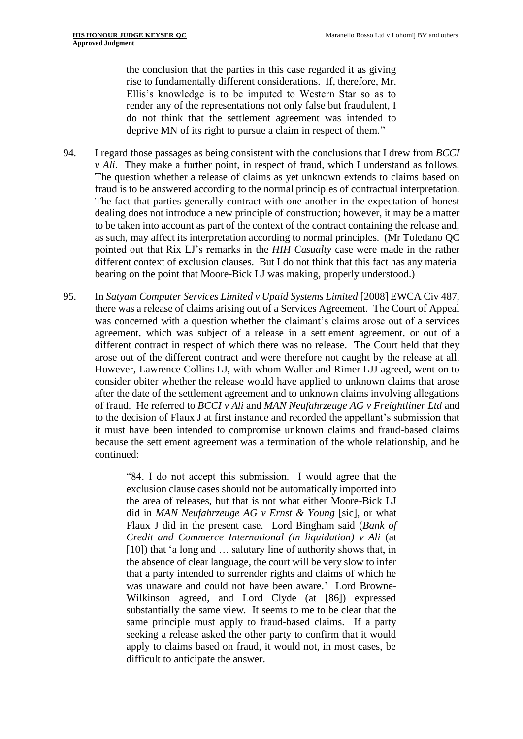> the conclusion that the parties in this case regarded it as giving rise to fundamentally different considerations. If, therefore, Mr. Ellis's knowledge is to be imputed to Western Star so as to render any of the representations not only false but fraudulent, I do not think that the settlement agreement was intended to deprive MN of its right to pursue a claim in respect of them."

94. I regard those passages as being consistent with the conclusions that I drew from *BCCI v Ali*. They make a further point, in respect of fraud, which I understand as follows. The question whether a release of claims as yet unknown extends to claims based on fraud is to be answered according to the normal principles of contractual interpretation. The fact that parties generally contract with one another in the expectation of honest dealing does not introduce a new principle of construction; however, it may be a matter to be taken into account as part of the context of the contract containing the release and, as such, may affect its interpretation according to normal principles. (Mr Toledano QC pointed out that Rix LJ's remarks in the *HIH Casualty* case were made in the rather different context of exclusion clauses. But I do not think that this fact has any material bearing on the point that Moore-Bick LJ was making, properly understood.)

95. In *Satyam Computer Services Limited v Upaid Systems Limited* [2008] EWCA Civ 487, there was a release of claims arising out of a Services Agreement. The Court of Appeal was concerned with a question whether the claimant's claims arose out of a services agreement, which was subject of a release in a settlement agreement, or out of a different contract in respect of which there was no release. The Court held that they arose out of the different contract and were therefore not caught by the release at all. However, Lawrence Collins LJ, with whom Waller and Rimer LJJ agreed, went on to consider obiter whether the release would have applied to unknown claims that arose after the date of the settlement agreement and to unknown claims involving allegations of fraud. He referred to *BCCI v Ali* and *MAN Neufahrzeuge AG v Freightliner Ltd* and to the decision of Flaux J at first instance and recorded the appellant's submission that it must have been intended to compromise unknown claims and fraud-based claims because the settlement agreement was a termination of the whole relationship, and he continued:

> "84. I do not accept this submission. I would agree that the exclusion clause cases should not be automatically imported into the area of releases, but that is not what either Moore-Bick LJ did in *MAN Neufahrzeuge AG v Ernst & Young* [sic], or what Flaux J did in the present case. Lord Bingham said (*Bank of Credit and Commerce International (in liquidation) v Ali* (at [10]) that 'a long and … salutary line of authority shows that, in the absence of clear language, the court will be very slow to infer that a party intended to surrender rights and claims of which he was unaware and could not have been aware.' Lord Browne-Wilkinson agreed, and Lord Clyde (at [86]) expressed substantially the same view. It seems to me to be clear that the same principle must apply to fraud-based claims. If a party seeking a release asked the other party to confirm that it would apply to claims based on fraud, it would not, in most cases, be difficult to anticipate the answer.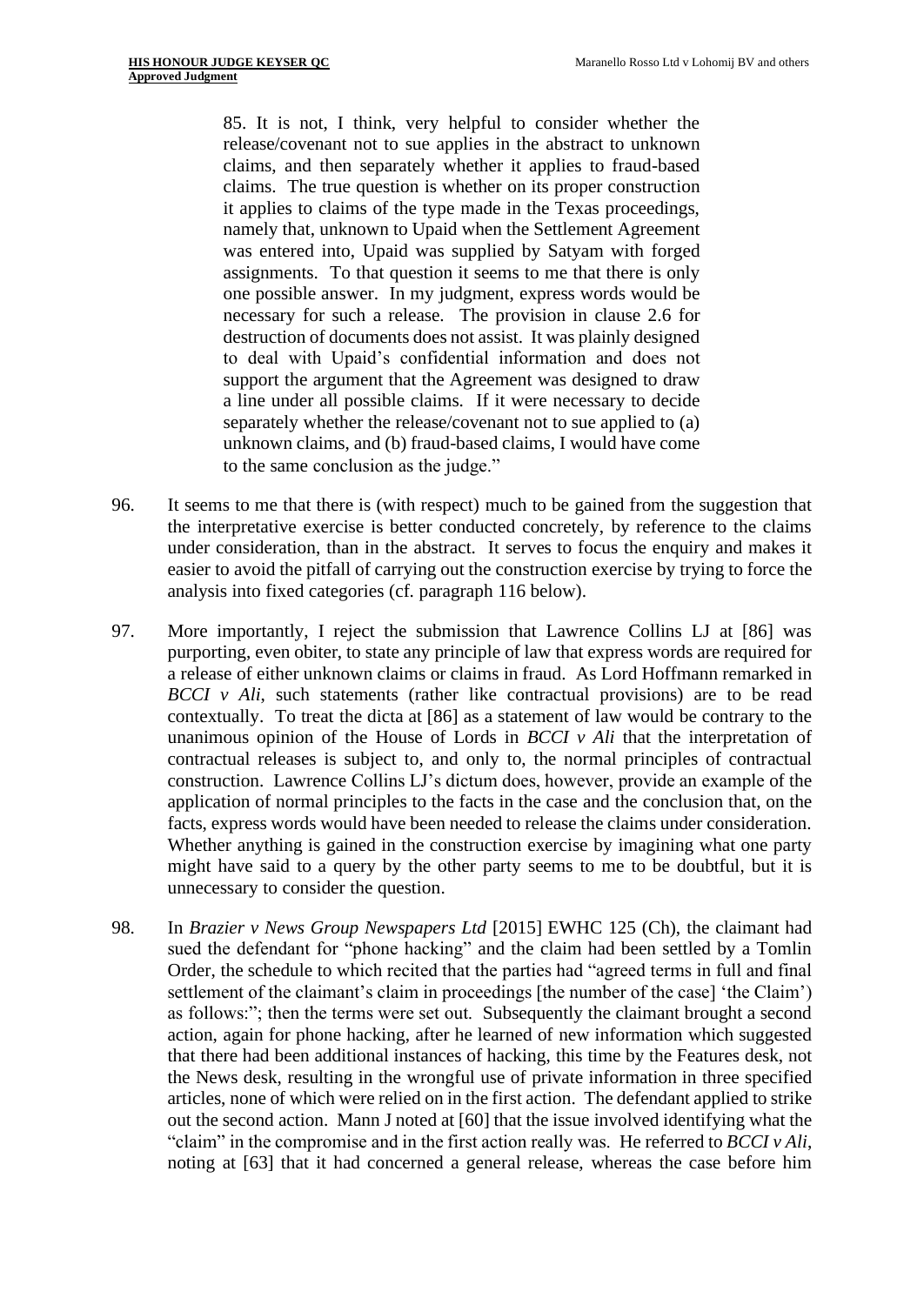> 85. It is not, I think, very helpful to consider whether the release/covenant not to sue applies in the abstract to unknown claims, and then separately whether it applies to fraud-based claims. The true question is whether on its proper construction it applies to claims of the type made in the Texas proceedings, namely that, unknown to Upaid when the Settlement Agreement was entered into, Upaid was supplied by Satyam with forged assignments. To that question it seems to me that there is only one possible answer. In my judgment, express words would be necessary for such a release. The provision in clause 2.6 for destruction of documents does not assist. It was plainly designed to deal with Upaid's confidential information and does not support the argument that the Agreement was designed to draw a line under all possible claims. If it were necessary to decide separately whether the release/covenant not to sue applied to (a) unknown claims, and (b) fraud-based claims, I would have come to the same conclusion as the judge."

96. It seems to me that there is (with respect) much to be gained from the suggestion that the interpretative exercise is better conducted concretely, by reference to the claims under consideration, than in the abstract. It serves to focus the enquiry and makes it easier to avoid the pitfall of carrying out the construction exercise by trying to force the analysis into fixed categories (cf. paragraph 116 below).

97. More importantly, I reject the submission that Lawrence Collins LJ at [86] was purporting, even obiter, to state any principle of law that express words are required for a release of either unknown claims or claims in fraud. As Lord Hoffmann remarked in *BCCI v Ali*, such statements (rather like contractual provisions) are to be read contextually. To treat the dicta at [86] as a statement of law would be contrary to the unanimous opinion of the House of Lords in *BCCI v Ali* that the interpretation of contractual releases is subject to, and only to, the normal principles of contractual construction. Lawrence Collins LJ's dictum does, however, provide an example of the application of normal principles to the facts in the case and the conclusion that, on the facts, express words would have been needed to release the claims under consideration. Whether anything is gained in the construction exercise by imagining what one party might have said to a query by the other party seems to me to be doubtful, but it is unnecessary to consider the question.

98. In *Brazier v News Group Newspapers Ltd* [2015] EWHC 125 (Ch), the claimant had sued the defendant for "phone hacking" and the claim had been settled by a Tomlin Order, the schedule to which recited that the parties had "agreed terms in full and final settlement of the claimant's claim in proceedings [the number of the case] 'the Claim') as follows:"; then the terms were set out. Subsequently the claimant brought a second action, again for phone hacking, after he learned of new information which suggested that there had been additional instances of hacking, this time by the Features desk, not the News desk, resulting in the wrongful use of private information in three specified articles, none of which were relied on in the first action. The defendant applied to strike out the second action. Mann J noted at [60] that the issue involved identifying what the "claim" in the compromise and in the first action really was. He referred to *BCCI v Ali*, noting at [63] that it had concerned a general release, whereas the case before him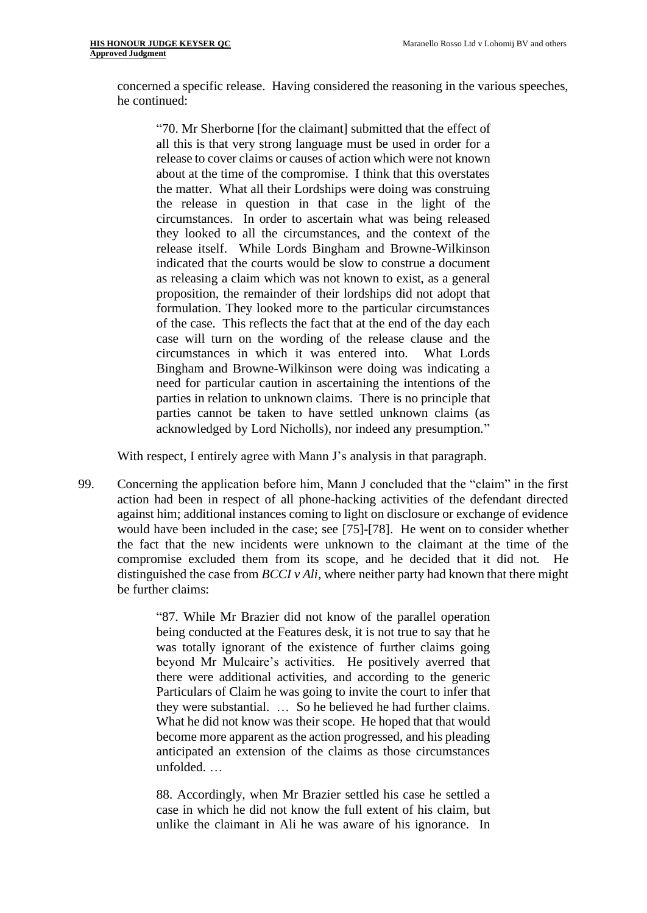concerned a specific release. Having considered the reasoning in the various speeches, he continued:

> "70. Mr Sherborne [for the claimant] submitted that the effect of all this is that very strong language must be used in order for a release to cover claims or causes of action which were not known about at the time of the compromise. I think that this overstates the matter. What all their Lordships were doing was construing the release in question in that case in the light of the circumstances. In order to ascertain what was being released they looked to all the circumstances, and the context of the release itself. While Lords Bingham and Browne-Wilkinson indicated that the courts would be slow to construe a document as releasing a claim which was not known to exist, as a general proposition, the remainder of their lordships did not adopt that formulation. They looked more to the particular circumstances of the case. This reflects the fact that at the end of the day each case will turn on the wording of the release clause and the circumstances in which it was entered into. What Lords Bingham and Browne-Wilkinson were doing was indicating a need for particular caution in ascertaining the intentions of the parties in relation to unknown claims. There is no principle that parties cannot be taken to have settled unknown claims (as acknowledged by Lord Nicholls), nor indeed any presumption."

With respect, I entirely agree with Mann J's analysis in that paragraph.

99. Concerning the application before him, Mann J concluded that the "claim" in the first action had been in respect of all phone-hacking activities of the defendant directed against him; additional instances coming to light on disclosure or exchange of evidence would have been included in the case; see [75]-[78]. He went on to consider whether the fact that the new incidents were unknown to the claimant at the time of the compromise excluded them from its scope, and he decided that it did not. He distinguished the case from *BCCI v Ali*, where neither party had known that there might be further claims:

> "87. While Mr Brazier did not know of the parallel operation being conducted at the Features desk, it is not true to say that he was totally ignorant of the existence of further claims going beyond Mr Mulcaire's activities. He positively averred that there were additional activities, and according to the generic Particulars of Claim he was going to invite the court to infer that they were substantial. … So he believed he had further claims. What he did not know was their scope. He hoped that that would become more apparent as the action progressed, and his pleading anticipated an extension of the claims as those circumstances unfolded. …
>
> 88. Accordingly, when Mr Brazier settled his case he settled a case in which he did not know the full extent of his claim, but unlike the claimant in Ali he was aware of his ignorance. In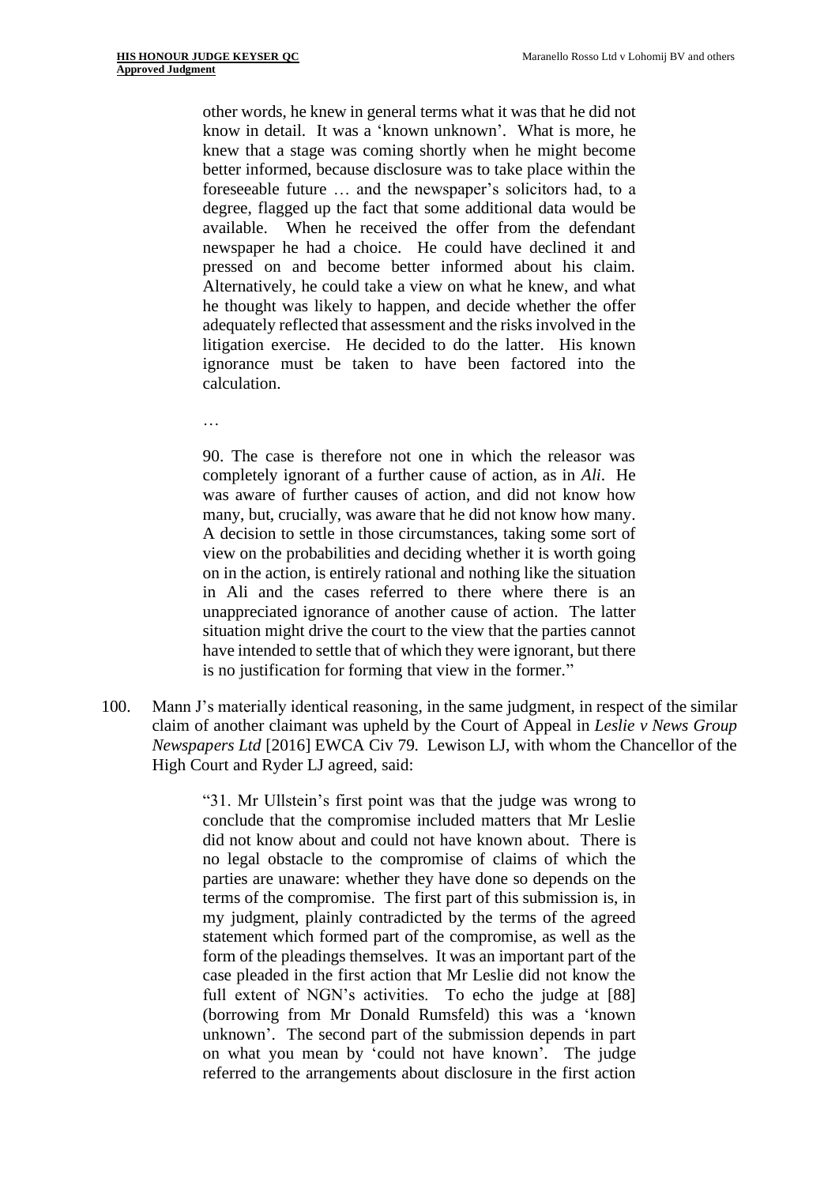> other words, he knew in general terms what it was that he did not know in detail. It was a 'known unknown'. What is more, he knew that a stage was coming shortly when he might become better informed, because disclosure was to take place within the foreseeable future … and the newspaper's solicitors had, to a degree, flagged up the fact that some additional data would be available. When he received the offer from the defendant newspaper he had a choice. He could have declined it and pressed on and become better informed about his claim. Alternatively, he could take a view on what he knew, and what he thought was likely to happen, and decide whether the offer adequately reflected that assessment and the risks involved in the litigation exercise. He decided to do the latter. His known ignorance must be taken to have been factored into the calculation.
>
> …
>
> 90. The case is therefore not one in which the releasor was completely ignorant of a further cause of action, as in *Ali*. He was aware of further causes of action, and did not know how many, but, crucially, was aware that he did not know how many. A decision to settle in those circumstances, taking some sort of view on the probabilities and deciding whether it is worth going on in the action, is entirely rational and nothing like the situation in Ali and the cases referred to there where there is an unappreciated ignorance of another cause of action. The latter situation might drive the court to the view that the parties cannot have intended to settle that of which they were ignorant, but there is no justification for forming that view in the former."

100. Mann J's materially identical reasoning, in the same judgment, in respect of the similar claim of another claimant was upheld by the Court of Appeal in *Leslie v News Group Newspapers Ltd* [2016] EWCA Civ 79. Lewison LJ, with whom the Chancellor of the High Court and Ryder LJ agreed, said:

> "31. Mr Ullstein's first point was that the judge was wrong to conclude that the compromise included matters that Mr Leslie did not know about and could not have known about. There is no legal obstacle to the compromise of claims of which the parties are unaware: whether they have done so depends on the terms of the compromise. The first part of this submission is, in my judgment, plainly contradicted by the terms of the agreed statement which formed part of the compromise, as well as the form of the pleadings themselves. It was an important part of the case pleaded in the first action that Mr Leslie did not know the full extent of NGN's activities. To echo the judge at [88] (borrowing from Mr Donald Rumsfeld) this was a 'known unknown'. The second part of the submission depends in part on what you mean by 'could not have known'. The judge referred to the arrangements about disclosure in the first action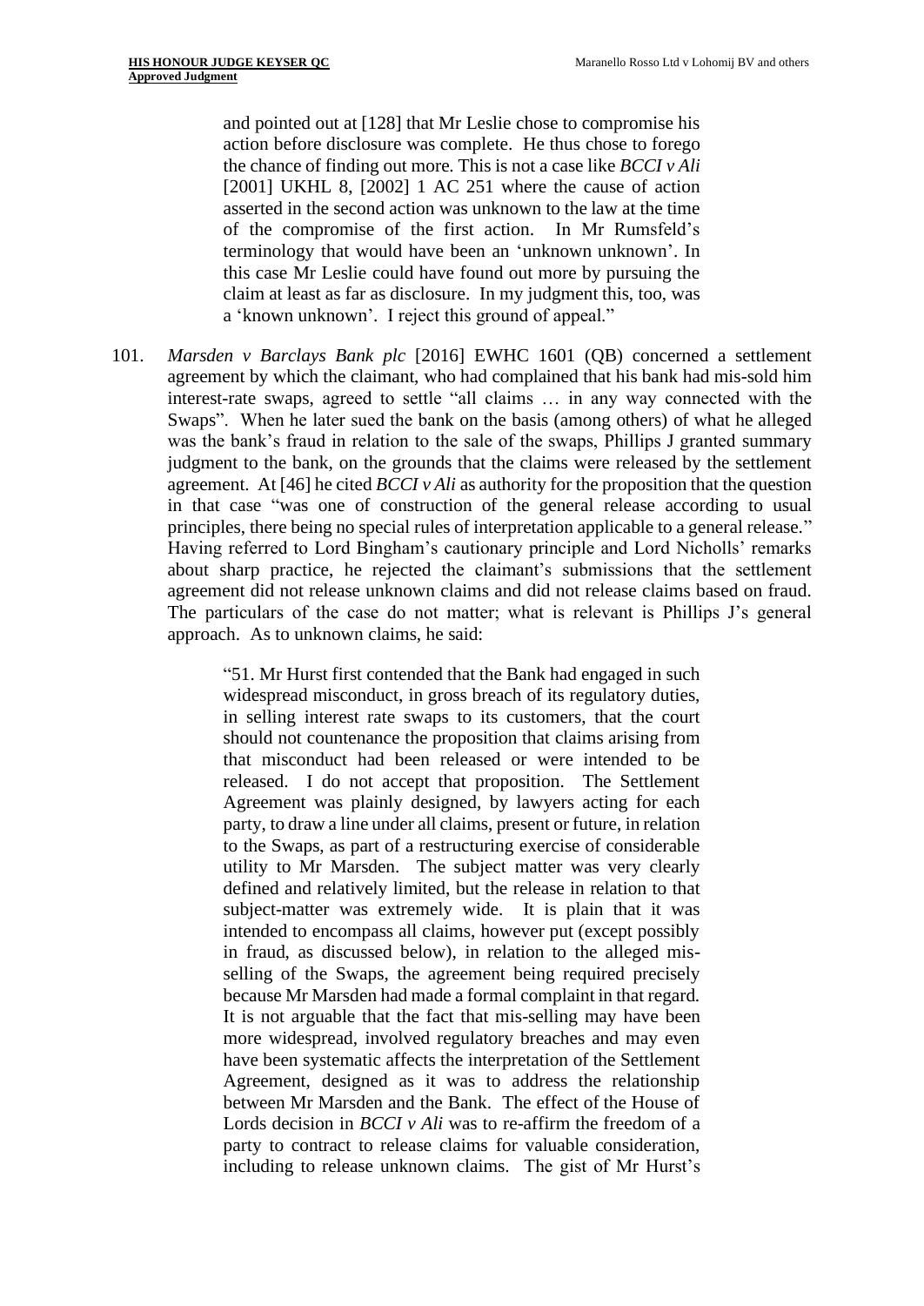> and pointed out at [128] that Mr Leslie chose to compromise his action before disclosure was complete. He thus chose to forego the chance of finding out more. This is not a case like *BCCI v Ali* [2001] UKHL 8, [2002] 1 AC 251 where the cause of action asserted in the second action was unknown to the law at the time of the compromise of the first action. In Mr Rumsfeld's terminology that would have been an 'unknown unknown'. In this case Mr Leslie could have found out more by pursuing the claim at least as far as disclosure. In my judgment this, too, was a 'known unknown'. I reject this ground of appeal."

101. *Marsden v Barclays Bank plc* [2016] EWHC 1601 (QB) concerned a settlement agreement by which the claimant, who had complained that his bank had mis-sold him interest-rate swaps, agreed to settle "all claims … in any way connected with the Swaps". When he later sued the bank on the basis (among others) of what he alleged was the bank's fraud in relation to the sale of the swaps, Phillips J granted summary judgment to the bank, on the grounds that the claims were released by the settlement agreement. At [46] he cited *BCCI v Ali* as authority for the proposition that the question in that case "was one of construction of the general release according to usual principles, there being no special rules of interpretation applicable to a general release." Having referred to Lord Bingham's cautionary principle and Lord Nicholls' remarks about sharp practice, he rejected the claimant's submissions that the settlement agreement did not release unknown claims and did not release claims based on fraud. The particulars of the case do not matter; what is relevant is Phillips J's general approach. As to unknown claims, he said:

> "51. Mr Hurst first contended that the Bank had engaged in such widespread misconduct, in gross breach of its regulatory duties, in selling interest rate swaps to its customers, that the court should not countenance the proposition that claims arising from that misconduct had been released or were intended to be released. I do not accept that proposition. The Settlement Agreement was plainly designed, by lawyers acting for each party, to draw a line under all claims, present or future, in relation to the Swaps, as part of a restructuring exercise of considerable utility to Mr Marsden. The subject matter was very clearly defined and relatively limited, but the release in relation to that subject-matter was extremely wide. It is plain that it was intended to encompass all claims, however put (except possibly in fraud, as discussed below), in relation to the alleged mis-selling of the Swaps, the agreement being required precisely because Mr Marsden had made a formal complaint in that regard. It is not arguable that the fact that mis-selling may have been more widespread, involved regulatory breaches and may even have been systematic affects the interpretation of the Settlement Agreement, designed as it was to address the relationship between Mr Marsden and the Bank. The effect of the House of Lords decision in *BCCI v Ali* was to re-affirm the freedom of a party to contract to release claims for valuable consideration, including to release unknown claims. The gist of Mr Hurst's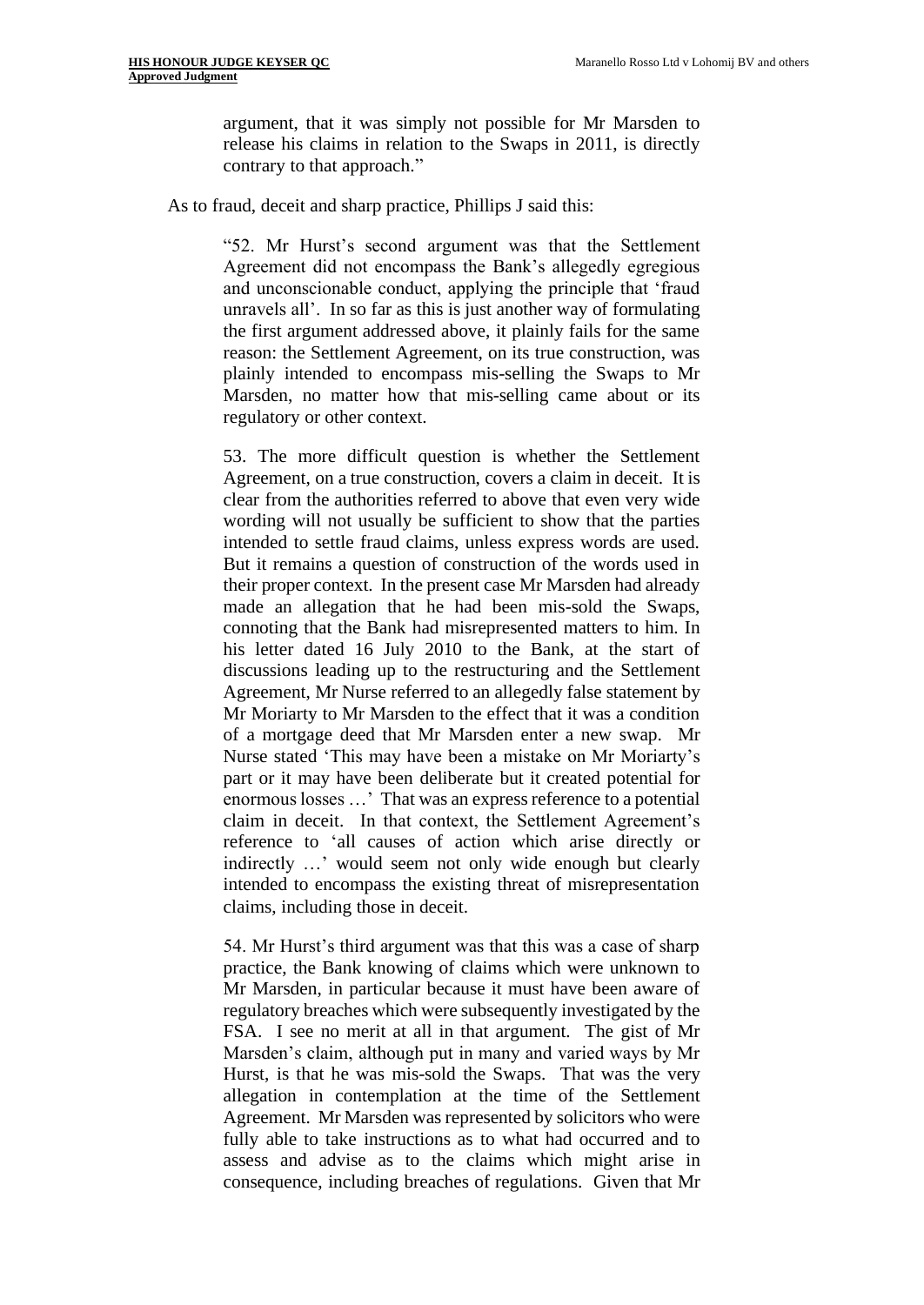> argument, that it was simply not possible for Mr Marsden to release his claims in relation to the Swaps in 2011, is directly contrary to that approach."

As to fraud, deceit and sharp practice, Phillips J said this:

> "52. Mr Hurst's second argument was that the Settlement Agreement did not encompass the Bank's allegedly egregious and unconscionable conduct, applying the principle that 'fraud unravels all'. In so far as this is just another way of formulating the first argument addressed above, it plainly fails for the same reason: the Settlement Agreement, on its true construction, was plainly intended to encompass mis-selling the Swaps to Mr Marsden, no matter how that mis-selling came about or its regulatory or other context.
>
> 53. The more difficult question is whether the Settlement Agreement, on a true construction, covers a claim in deceit. It is clear from the authorities referred to above that even very wide wording will not usually be sufficient to show that the parties intended to settle fraud claims, unless express words are used. But it remains a question of construction of the words used in their proper context. In the present case Mr Marsden had already made an allegation that he had been mis-sold the Swaps, connoting that the Bank had misrepresented matters to him. In his letter dated 16 July 2010 to the Bank, at the start of discussions leading up to the restructuring and the Settlement Agreement, Mr Nurse referred to an allegedly false statement by Mr Moriarty to Mr Marsden to the effect that it was a condition of a mortgage deed that Mr Marsden enter a new swap. Mr Nurse stated 'This may have been a mistake on Mr Moriarty's part or it may have been deliberate but it created potential for enormous losses …' That was an express reference to a potential claim in deceit. In that context, the Settlement Agreement's reference to 'all causes of action which arise directly or indirectly …' would seem not only wide enough but clearly intended to encompass the existing threat of misrepresentation claims, including those in deceit.
>
> 54. Mr Hurst's third argument was that this was a case of sharp practice, the Bank knowing of claims which were unknown to Mr Marsden, in particular because it must have been aware of regulatory breaches which were subsequently investigated by the FSA. I see no merit at all in that argument. The gist of Mr Marsden's claim, although put in many and varied ways by Mr Hurst, is that he was mis-sold the Swaps. That was the very allegation in contemplation at the time of the Settlement Agreement. Mr Marsden was represented by solicitors who were fully able to take instructions as to what had occurred and to assess and advise as to the claims which might arise in consequence, including breaches of regulations. Given that Mr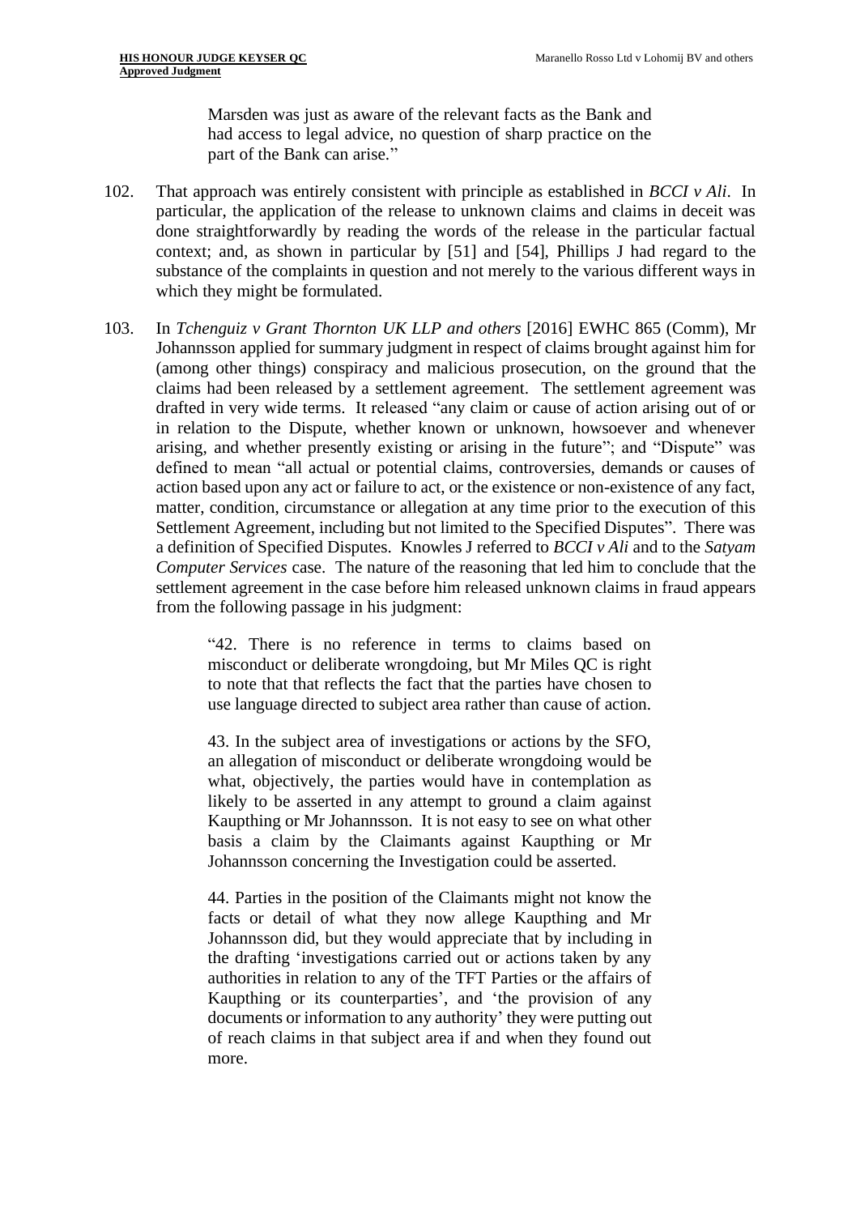> Marsden was just as aware of the relevant facts as the Bank and had access to legal advice, no question of sharp practice on the part of the Bank can arise."

102. That approach was entirely consistent with principle as established in *BCCI v Ali*. In particular, the application of the release to unknown claims and claims in deceit was done straightforwardly by reading the words of the release in the particular factual context; and, as shown in particular by [51] and [54], Phillips J had regard to the substance of the complaints in question and not merely to the various different ways in which they might be formulated.

103. In *Tchenguiz v Grant Thornton UK LLP and others* [2016] EWHC 865 (Comm), Mr Johannsson applied for summary judgment in respect of claims brought against him for (among other things) conspiracy and malicious prosecution, on the ground that the claims had been released by a settlement agreement. The settlement agreement was drafted in very wide terms. It released "any claim or cause of action arising out of or in relation to the Dispute, whether known or unknown, howsoever and whenever arising, and whether presently existing or arising in the future"; and "Dispute" was defined to mean "all actual or potential claims, controversies, demands or causes of action based upon any act or failure to act, or the existence or non-existence of any fact, matter, condition, circumstance or allegation at any time prior to the execution of this Settlement Agreement, including but not limited to the Specified Disputes". There was a definition of Specified Disputes. Knowles J referred to *BCCI v Ali* and to the *Satyam Computer Services* case. The nature of the reasoning that led him to conclude that the settlement agreement in the case before him released unknown claims in fraud appears from the following passage in his judgment:

> "42. There is no reference in terms to claims based on misconduct or deliberate wrongdoing, but Mr Miles QC is right to note that that reflects the fact that the parties have chosen to use language directed to subject area rather than cause of action.
>
> 43. In the subject area of investigations or actions by the SFO, an allegation of misconduct or deliberate wrongdoing would be what, objectively, the parties would have in contemplation as likely to be asserted in any attempt to ground a claim against Kaupthing or Mr Johannsson. It is not easy to see on what other basis a claim by the Claimants against Kaupthing or Mr Johannsson concerning the Investigation could be asserted.
>
> 44. Parties in the position of the Claimants might not know the facts or detail of what they now allege Kaupthing and Mr Johannsson did, but they would appreciate that by including in the drafting 'investigations carried out or actions taken by any authorities in relation to any of the TFT Parties or the affairs of Kaupthing or its counterparties', and 'the provision of any documents or information to any authority' they were putting out of reach claims in that subject area if and when they found out more.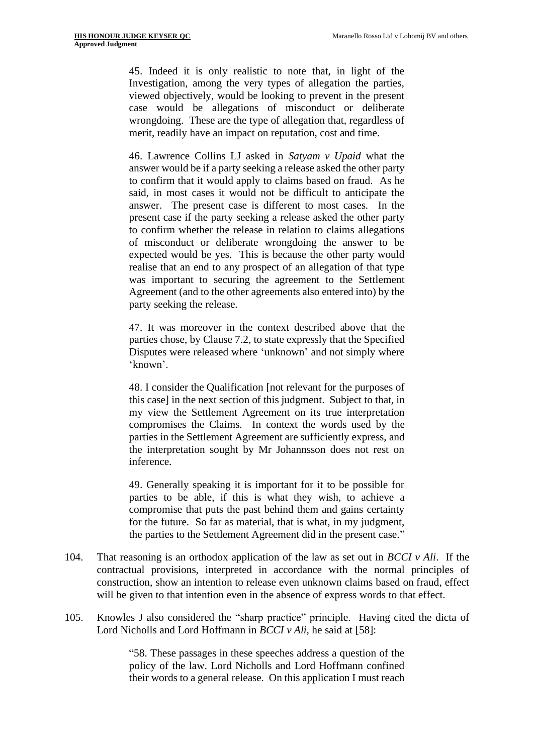> 45. Indeed it is only realistic to note that, in light of the Investigation, among the very types of allegation the parties, viewed objectively, would be looking to prevent in the present case would be allegations of misconduct or deliberate wrongdoing. These are the type of allegation that, regardless of merit, readily have an impact on reputation, cost and time.
>
> 46. Lawrence Collins LJ asked in *Satyam v Upaid* what the answer would be if a party seeking a release asked the other party to confirm that it would apply to claims based on fraud. As he said, in most cases it would not be difficult to anticipate the answer. The present case is different to most cases. In the present case if the party seeking a release asked the other party to confirm whether the release in relation to claims allegations of misconduct or deliberate wrongdoing the answer to be expected would be yes. This is because the other party would realise that an end to any prospect of an allegation of that type was important to securing the agreement to the Settlement Agreement (and to the other agreements also entered into) by the party seeking the release.
>
> 47. It was moreover in the context described above that the parties chose, by Clause 7.2, to state expressly that the Specified Disputes were released where 'unknown' and not simply where 'known'.
>
> 48. I consider the Qualification [not relevant for the purposes of this case] in the next section of this judgment. Subject to that, in my view the Settlement Agreement on its true interpretation compromises the Claims. In context the words used by the parties in the Settlement Agreement are sufficiently express, and the interpretation sought by Mr Johannsson does not rest on inference.
>
> 49. Generally speaking it is important for it to be possible for parties to be able, if this is what they wish, to achieve a compromise that puts the past behind them and gains certainty for the future. So far as material, that is what, in my judgment, the parties to the Settlement Agreement did in the present case."

104. That reasoning is an orthodox application of the law as set out in *BCCI v Ali*. If the contractual provisions, interpreted in accordance with the normal principles of construction, show an intention to release even unknown claims based on fraud, effect will be given to that intention even in the absence of express words to that effect.

105. Knowles J also considered the "sharp practice" principle. Having cited the dicta of Lord Nicholls and Lord Hoffmann in *BCCI v Ali*, he said at [58]:

> "58. These passages in these speeches address a question of the policy of the law. Lord Nicholls and Lord Hoffmann confined their words to a general release. On this application I must reach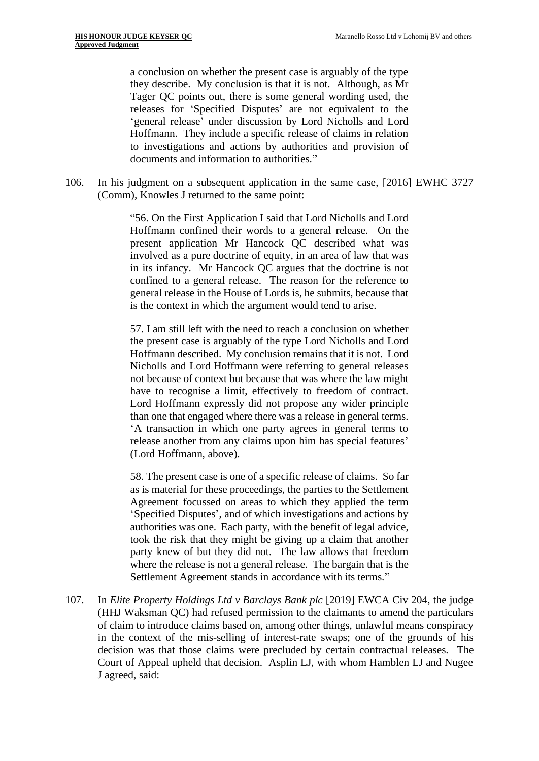> a conclusion on whether the present case is arguably of the type they describe. My conclusion is that it is not. Although, as Mr Tager QC points out, there is some general wording used, the releases for 'Specified Disputes' are not equivalent to the 'general release' under discussion by Lord Nicholls and Lord Hoffmann. They include a specific release of claims in relation to investigations and actions by authorities and provision of documents and information to authorities."

106. In his judgment on a subsequent application in the same case, [2016] EWHC 3727 (Comm), Knowles J returned to the same point:

> "56. On the First Application I said that Lord Nicholls and Lord Hoffmann confined their words to a general release. On the present application Mr Hancock QC described what was involved as a pure doctrine of equity, in an area of law that was in its infancy. Mr Hancock QC argues that the doctrine is not confined to a general release. The reason for the reference to general release in the House of Lords is, he submits, because that is the context in which the argument would tend to arise.
>
> 57. I am still left with the need to reach a conclusion on whether the present case is arguably of the type Lord Nicholls and Lord Hoffmann described. My conclusion remains that it is not. Lord Nicholls and Lord Hoffmann were referring to general releases not because of context but because that was where the law might have to recognise a limit, effectively to freedom of contract. Lord Hoffmann expressly did not propose any wider principle than one that engaged where there was a release in general terms. 'A transaction in which one party agrees in general terms to release another from any claims upon him has special features' (Lord Hoffmann, above).
>
> 58. The present case is one of a specific release of claims. So far as is material for these proceedings, the parties to the Settlement Agreement focussed on areas to which they applied the term 'Specified Disputes', and of which investigations and actions by authorities was one. Each party, with the benefit of legal advice, took the risk that they might be giving up a claim that another party knew of but they did not. The law allows that freedom where the release is not a general release. The bargain that is the Settlement Agreement stands in accordance with its terms."

107. In *Elite Property Holdings Ltd v Barclays Bank plc* [2019] EWCA Civ 204, the judge (HHJ Waksman QC) had refused permission to the claimants to amend the particulars of claim to introduce claims based on, among other things, unlawful means conspiracy in the context of the mis-selling of interest-rate swaps; one of the grounds of his decision was that those claims were precluded by certain contractual releases. The Court of Appeal upheld that decision. Asplin LJ, with whom Hamblen LJ and Nugee J agreed, said: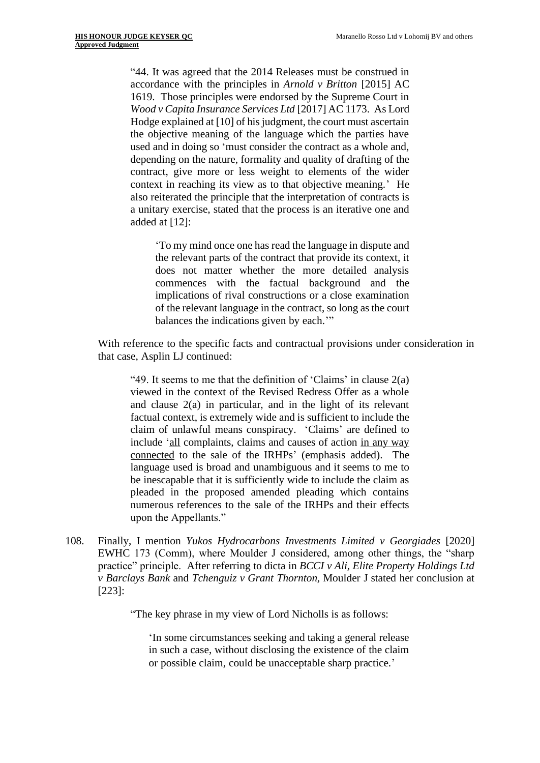> "44. It was agreed that the 2014 Releases must be construed in accordance with the principles in *Arnold v Britton* [2015] AC 1619. Those principles were endorsed by the Supreme Court in *Wood v Capita Insurance Services Ltd* [2017] AC 1173. As Lord Hodge explained at [10] of his judgment, the court must ascertain the objective meaning of the language which the parties have used and in doing so 'must consider the contract as a whole and, depending on the nature, formality and quality of drafting of the contract, give more or less weight to elements of the wider context in reaching its view as to that objective meaning.' He also reiterated the principle that the interpretation of contracts is a unitary exercise, stated that the process is an iterative one and added at [12]:
>
> > 'To my mind once one has read the language in dispute and the relevant parts of the contract that provide its context, it does not matter whether the more detailed analysis commences with the factual background and the implications of rival constructions or a close examination of the relevant language in the contract, so long as the court balances the indications given by each.'"

With reference to the specific facts and contractual provisions under consideration in that case, Asplin LJ continued:

> "49. It seems to me that the definition of 'Claims' in clause 2(a) viewed in the context of the Revised Redress Offer as a whole and clause 2(a) in particular, and in the light of its relevant factual context, is extremely wide and is sufficient to include the claim of unlawful means conspiracy. 'Claims' are defined to include '<u>all</u> complaints, claims and causes of action <u>in any way connected</u> to the sale of the IRHPs' (emphasis added). The language used is broad and unambiguous and it seems to me to be inescapable that it is sufficiently wide to include the claim as pleaded in the proposed amended pleading which contains numerous references to the sale of the IRHPs and their effects upon the Appellants."

108. Finally, I mention *Yukos Hydrocarbons Investments Limited v Georgiades* [2020] EWHC 173 (Comm), where Moulder J considered, among other things, the "sharp practice" principle. After referring to dicta in *BCCI v Ali*, *Elite Property Holdings Ltd v Barclays Bank* and *Tchenguiz v Grant Thornton*, Moulder J stated her conclusion at [223]:

> "The key phrase in my view of Lord Nicholls is as follows:
>
> > 'In some circumstances seeking and taking a general release in such a case, without disclosing the existence of the claim or possible claim, could be unacceptable sharp practice.'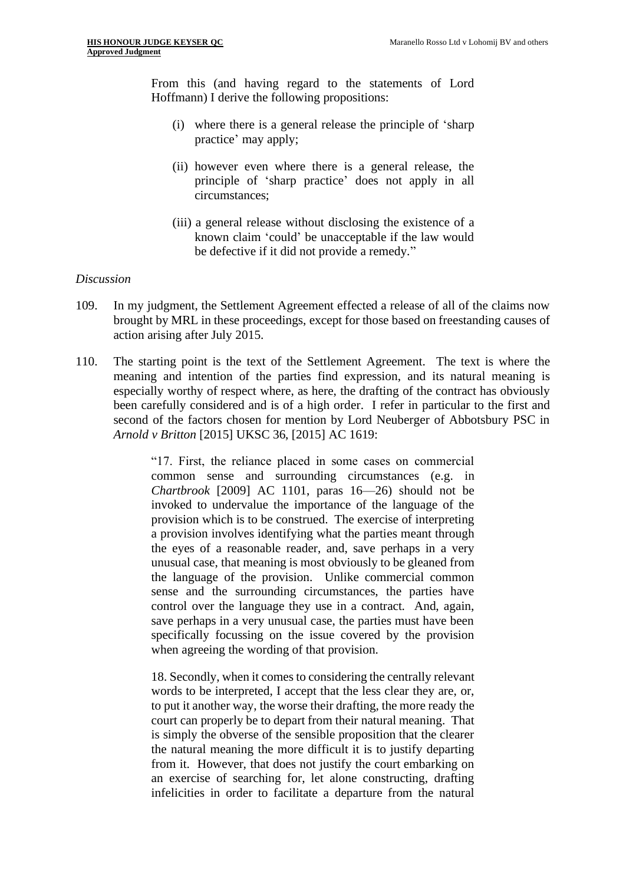From this (and having regard to the statements of Lord Hoffmann) I derive the following propositions:

(i) where there is a general release the principle of 'sharp practice' may apply;

(ii) however even where there is a general release, the principle of 'sharp practice' does not apply in all circumstances;

(iii) a general release without disclosing the existence of a known claim 'could' be unacceptable if the law would be defective if it did not provide a remedy."

*Discussion*

109. In my judgment, the Settlement Agreement effected a release of all of the claims now brought by MRL in these proceedings, except for those based on freestanding causes of action arising after July 2015.

110. The starting point is the text of the Settlement Agreement. The text is where the meaning and intention of the parties find expression, and its natural meaning is especially worthy of respect where, as here, the drafting of the contract has obviously been carefully considered and is of a high order. I refer in particular to the first and second of the factors chosen for mention by Lord Neuberger of Abbotsbury PSC in *Arnold v Britton* [2015] UKSC 36, [2015] AC 1619:

> "17. First, the reliance placed in some cases on commercial common sense and surrounding circumstances (e.g. in *Chartbrook* [2009] AC 1101, paras 16—26) should not be invoked to undervalue the importance of the language of the provision which is to be construed. The exercise of interpreting a provision involves identifying what the parties meant through the eyes of a reasonable reader, and, save perhaps in a very unusual case, that meaning is most obviously to be gleaned from the language of the provision. Unlike commercial common sense and the surrounding circumstances, the parties have control over the language they use in a contract. And, again, save perhaps in a very unusual case, the parties must have been specifically focussing on the issue covered by the provision when agreeing the wording of that provision.
>
> 18. Secondly, when it comes to considering the centrally relevant words to be interpreted, I accept that the less clear they are, or, to put it another way, the worse their drafting, the more ready the court can properly be to depart from their natural meaning. That is simply the obverse of the sensible proposition that the clearer the natural meaning the more difficult it is to justify departing from it. However, that does not justify the court embarking on an exercise of searching for, let alone constructing, drafting infelicities in order to facilitate a departure from the natural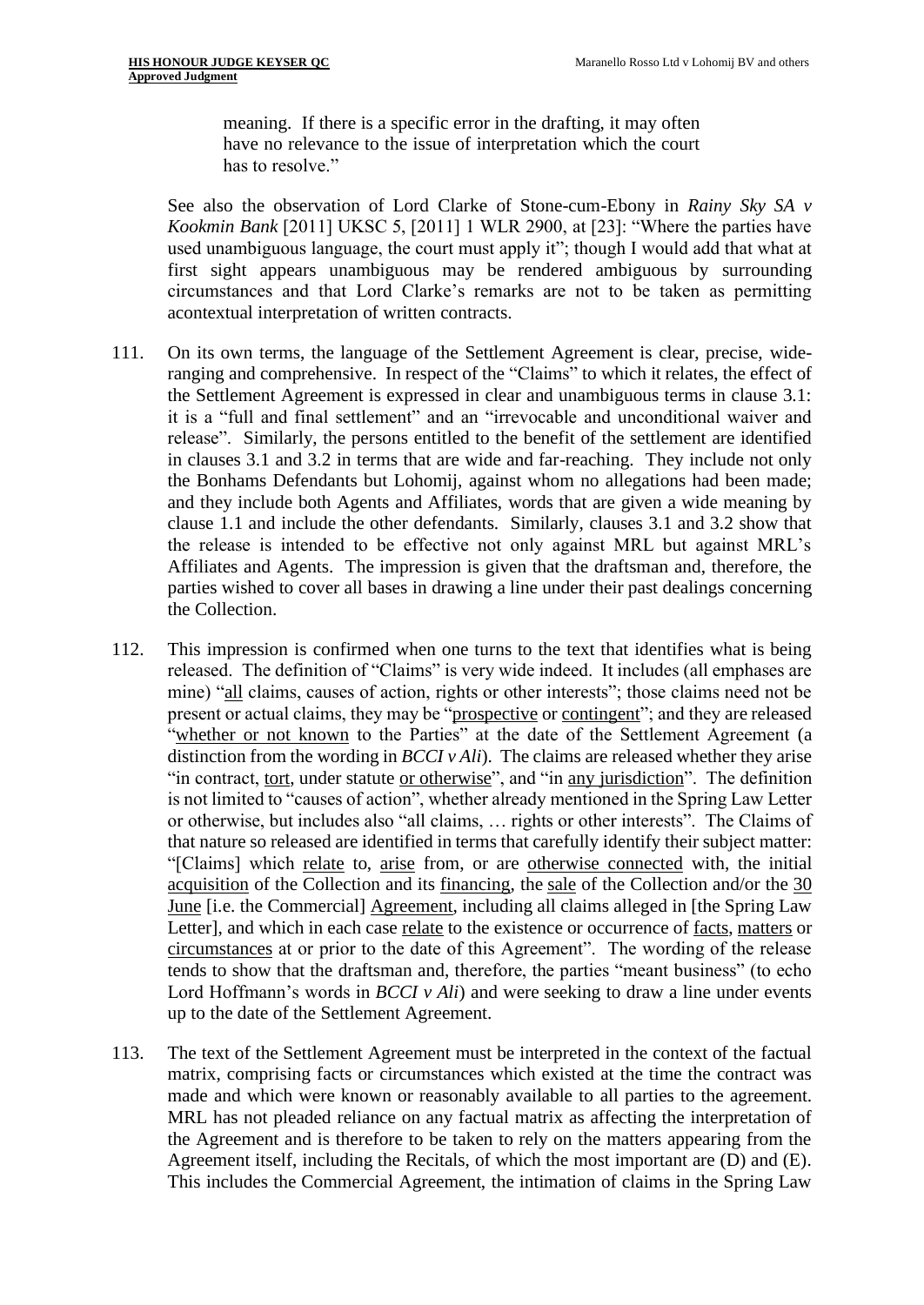meaning. If there is a specific error in the drafting, it may often have no relevance to the issue of interpretation which the court has to resolve."

See also the observation of Lord Clarke of Stone-cum-Ebony in *Rainy Sky SA v Kookmin Bank* [2011] UKSC 5, [2011] 1 WLR 2900, at [23]: "Where the parties have used unambiguous language, the court must apply it"; though I would add that what at first sight appears unambiguous may be rendered ambiguous by surrounding circumstances and that Lord Clarke's remarks are not to be taken as permitting acontextual interpretation of written contracts.

111. On its own terms, the language of the Settlement Agreement is clear, precise, wide-ranging and comprehensive. In respect of the "Claims" to which it relates, the effect of the Settlement Agreement is expressed in clear and unambiguous terms in clause 3.1: it is a "full and final settlement" and an "irrevocable and unconditional waiver and release". Similarly, the persons entitled to the benefit of the settlement are identified in clauses 3.1 and 3.2 in terms that are wide and far-reaching. They include not only the Bonhams Defendants but Lohomij, against whom no allegations had been made; and they include both Agents and Affiliates, words that are given a wide meaning by clause 1.1 and include the other defendants. Similarly, clauses 3.1 and 3.2 show that the release is intended to be effective not only against MRL but against MRL's Affiliates and Agents. The impression is given that the draftsman and, therefore, the parties wished to cover all bases in drawing a line under their past dealings concerning the Collection.

112. This impression is confirmed when one turns to the text that identifies what is being released. The definition of "Claims" is very wide indeed. It includes (all emphases are mine) "<u>all</u> claims, causes of action, rights or other interests"; those claims need not be present or actual claims, they may be "<u>prospective</u> or <u>contingent</u>"; and they are released "<u>whether or not known</u> to the Parties" at the date of the Settlement Agreement (a distinction from the wording in *BCCI v Ali*). The claims are released whether they arise "in contract, <u>tort</u>, under statute <u>or otherwise</u>", and "in <u>any jurisdiction</u>". The definition is not limited to "causes of action", whether already mentioned in the Spring Law Letter or otherwise, but includes also "all claims, … rights or other interests". The Claims of that nature so released are identified in terms that carefully identify their subject matter: "[Claims] which <u>relate</u> to, <u>arise</u> from, or are <u>otherwise connected</u> with, the initial <u>acquisition</u> of the Collection and its <u>financing</u>, the <u>sale</u> of the Collection and/or the <u>30 June</u> [i.e. the Commercial] <u>Agreement</u>, including all claims alleged in [the Spring Law Letter], and which in each case <u>relate</u> to the existence or occurrence of <u>facts</u>, <u>matters</u> or <u>circumstances</u> at or prior to the date of this Agreement". The wording of the release tends to show that the draftsman and, therefore, the parties "meant business" (to echo Lord Hoffmann's words in *BCCI v Ali*) and were seeking to draw a line under events up to the date of the Settlement Agreement.

113. The text of the Settlement Agreement must be interpreted in the context of the factual matrix, comprising facts or circumstances which existed at the time the contract was made and which were known or reasonably available to all parties to the agreement. MRL has not pleaded reliance on any factual matrix as affecting the interpretation of the Agreement and is therefore to be taken to rely on the matters appearing from the Agreement itself, including the Recitals, of which the most important are (D) and (E). This includes the Commercial Agreement, the intimation of claims in the Spring Law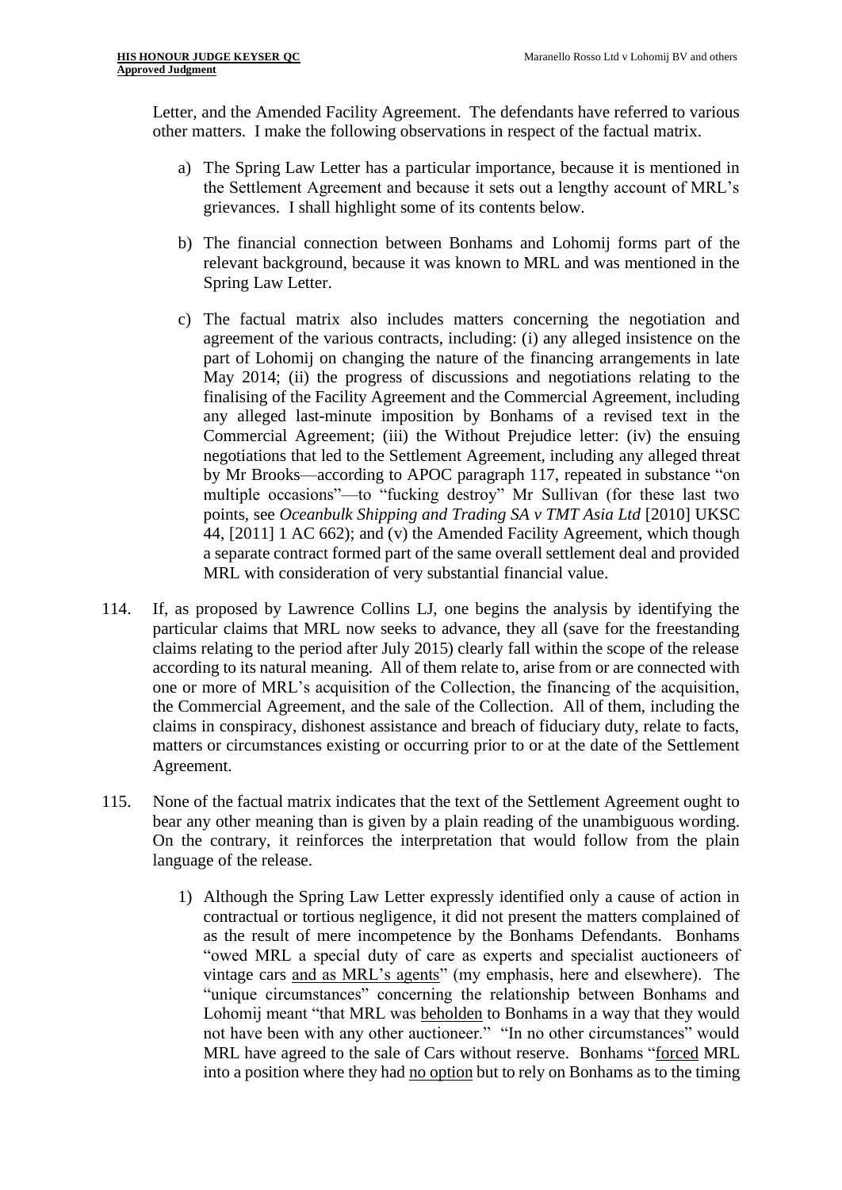Letter, and the Amended Facility Agreement. The defendants have referred to various other matters. I make the following observations in respect of the factual matrix.

a) The Spring Law Letter has a particular importance, because it is mentioned in the Settlement Agreement and because it sets out a lengthy account of MRL's grievances. I shall highlight some of its contents below.

b) The financial connection between Bonhams and Lohomij forms part of the relevant background, because it was known to MRL and was mentioned in the Spring Law Letter.

c) The factual matrix also includes matters concerning the negotiation and agreement of the various contracts, including: (i) any alleged insistence on the part of Lohomij on changing the nature of the financing arrangements in late May 2014; (ii) the progress of discussions and negotiations relating to the finalising of the Facility Agreement and the Commercial Agreement, including any alleged last-minute imposition by Bonhams of a revised text in the Commercial Agreement; (iii) the Without Prejudice letter: (iv) the ensuing negotiations that led to the Settlement Agreement, including any alleged threat by Mr Brooks—according to APOC paragraph 117, repeated in substance "on multiple occasions"—to "fucking destroy" Mr Sullivan (for these last two points, see *Oceanbulk Shipping and Trading SA v TMT Asia Ltd* [2010] UKSC 44, [2011] 1 AC 662); and (v) the Amended Facility Agreement, which though a separate contract formed part of the same overall settlement deal and provided MRL with consideration of very substantial financial value.

114. If, as proposed by Lawrence Collins LJ, one begins the analysis by identifying the particular claims that MRL now seeks to advance, they all (save for the freestanding claims relating to the period after July 2015) clearly fall within the scope of the release according to its natural meaning. All of them relate to, arise from or are connected with one or more of MRL's acquisition of the Collection, the financing of the acquisition, the Commercial Agreement, and the sale of the Collection. All of them, including the claims in conspiracy, dishonest assistance and breach of fiduciary duty, relate to facts, matters or circumstances existing or occurring prior to or at the date of the Settlement Agreement.

115. None of the factual matrix indicates that the text of the Settlement Agreement ought to bear any other meaning than is given by a plain reading of the unambiguous wording. On the contrary, it reinforces the interpretation that would follow from the plain language of the release.

1) Although the Spring Law Letter expressly identified only a cause of action in contractual or tortious negligence, it did not present the matters complained of as the result of mere incompetence by the Bonhams Defendants. Bonhams "owed MRL a special duty of care as experts and specialist auctioneers of vintage cars <u>and as MRL's agents</u>" (my emphasis, here and elsewhere). The "unique circumstances" concerning the relationship between Bonhams and Lohomij meant "that MRL was <u>beholden</u> to Bonhams in a way that they would not have been with any other auctioneer." "In no other circumstances" would MRL have agreed to the sale of Cars without reserve. Bonhams "<u>forced</u> MRL into a position where they had <u>no option</u> but to rely on Bonhams as to the timing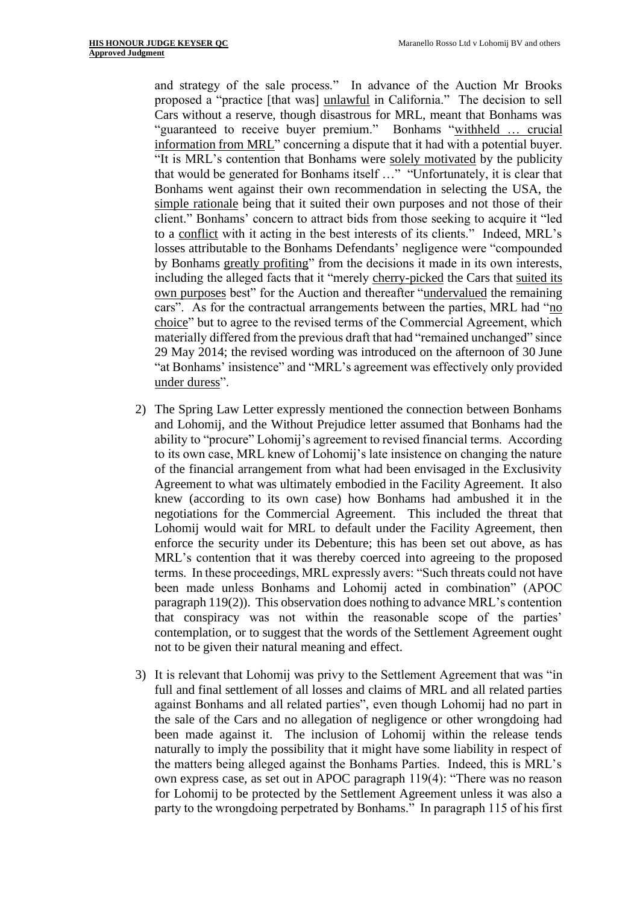and strategy of the sale process." In advance of the Auction Mr Brooks proposed a "practice [that was] <u>unlawful</u> in California." The decision to sell Cars without a reserve, though disastrous for MRL, meant that Bonhams was "guaranteed to receive buyer premium." Bonhams "<u>withheld … crucial information from MRL</u>" concerning a dispute that it had with a potential buyer. "It is MRL's contention that Bonhams were <u>solely motivated</u> by the publicity that would be generated for Bonhams itself …" "Unfortunately, it is clear that Bonhams went against their own recommendation in selecting the USA, the <u>simple rationale</u> being that it suited their own purposes and not those of their client." Bonhams' concern to attract bids from those seeking to acquire it "led to a <u>conflict</u> with it acting in the best interests of its clients." Indeed, MRL's losses attributable to the Bonhams Defendants' negligence were "compounded by Bonhams <u>greatly profiting</u>" from the decisions it made in its own interests, including the alleged facts that it "merely <u>cherry-picked</u> the Cars that <u>suited its own purposes</u> best" for the Auction and thereafter "<u>undervalued</u> the remaining cars". As for the contractual arrangements between the parties, MRL had "<u>no choice</u>" but to agree to the revised terms of the Commercial Agreement, which materially differed from the previous draft that had "remained unchanged" since 29 May 2014; the revised wording was introduced on the afternoon of 30 June "at Bonhams' insistence" and "MRL's agreement was effectively only provided <u>under duress</u>".

2) The Spring Law Letter expressly mentioned the connection between Bonhams and Lohomij, and the Without Prejudice letter assumed that Bonhams had the ability to "procure" Lohomij's agreement to revised financial terms. According to its own case, MRL knew of Lohomij's late insistence on changing the nature of the financial arrangement from what had been envisaged in the Exclusivity Agreement to what was ultimately embodied in the Facility Agreement. It also knew (according to its own case) how Bonhams had ambushed it in the negotiations for the Commercial Agreement. This included the threat that Lohomij would wait for MRL to default under the Facility Agreement, then enforce the security under its Debenture; this has been set out above, as has MRL's contention that it was thereby coerced into agreeing to the proposed terms. In these proceedings, MRL expressly avers: "Such threats could not have been made unless Bonhams and Lohomij acted in combination" (APOC paragraph 119(2)). This observation does nothing to advance MRL's contention that conspiracy was not within the reasonable scope of the parties' contemplation, or to suggest that the words of the Settlement Agreement ought not to be given their natural meaning and effect.

3) It is relevant that Lohomij was privy to the Settlement Agreement that was "in full and final settlement of all losses and claims of MRL and all related parties against Bonhams and all related parties", even though Lohomij had no part in the sale of the Cars and no allegation of negligence or other wrongdoing had been made against it. The inclusion of Lohomij within the release tends naturally to imply the possibility that it might have some liability in respect of the matters being alleged against the Bonhams Parties. Indeed, this is MRL's own express case, as set out in APOC paragraph 119(4): "There was no reason for Lohomij to be protected by the Settlement Agreement unless it was also a party to the wrongdoing perpetrated by Bonhams." In paragraph 115 of his first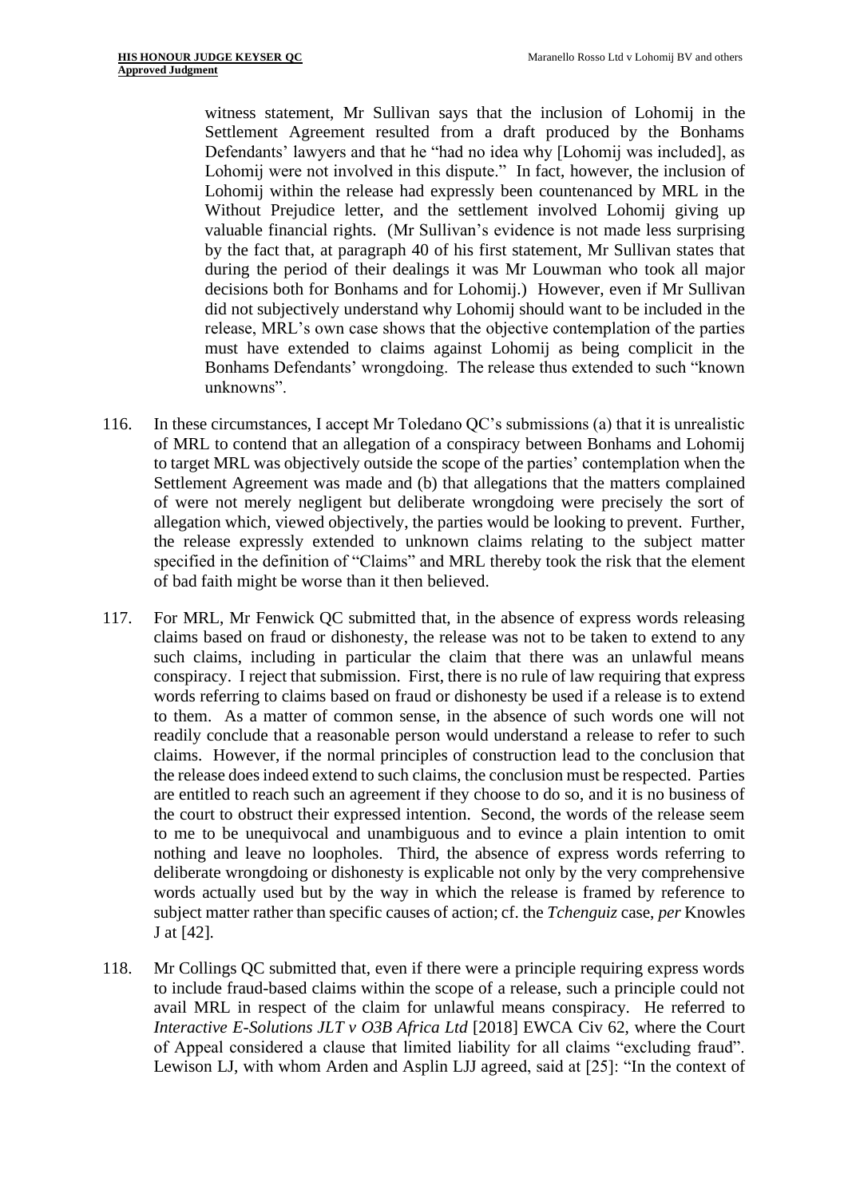witness statement, Mr Sullivan says that the inclusion of Lohomij in the Settlement Agreement resulted from a draft produced by the Bonhams Defendants' lawyers and that he "had no idea why [Lohomij was included], as Lohomij were not involved in this dispute." In fact, however, the inclusion of Lohomij within the release had expressly been countenanced by MRL in the Without Prejudice letter, and the settlement involved Lohomij giving up valuable financial rights. (Mr Sullivan's evidence is not made less surprising by the fact that, at paragraph 40 of his first statement, Mr Sullivan states that during the period of their dealings it was Mr Louwman who took all major decisions both for Bonhams and for Lohomij.) However, even if Mr Sullivan did not subjectively understand why Lohomij should want to be included in the release, MRL's own case shows that the objective contemplation of the parties must have extended to claims against Lohomij as being complicit in the Bonhams Defendants' wrongdoing. The release thus extended to such "known unknowns".

116. In these circumstances, I accept Mr Toledano QC's submissions (a) that it is unrealistic of MRL to contend that an allegation of a conspiracy between Bonhams and Lohomij to target MRL was objectively outside the scope of the parties' contemplation when the Settlement Agreement was made and (b) that allegations that the matters complained of were not merely negligent but deliberate wrongdoing were precisely the sort of allegation which, viewed objectively, the parties would be looking to prevent. Further, the release expressly extended to unknown claims relating to the subject matter specified in the definition of "Claims" and MRL thereby took the risk that the element of bad faith might be worse than it then believed.

117. For MRL, Mr Fenwick QC submitted that, in the absence of express words releasing claims based on fraud or dishonesty, the release was not to be taken to extend to any such claims, including in particular the claim that there was an unlawful means conspiracy. I reject that submission. First, there is no rule of law requiring that express words referring to claims based on fraud or dishonesty be used if a release is to extend to them. As a matter of common sense, in the absence of such words one will not readily conclude that a reasonable person would understand a release to refer to such claims. However, if the normal principles of construction lead to the conclusion that the release does indeed extend to such claims, the conclusion must be respected. Parties are entitled to reach such an agreement if they choose to do so, and it is no business of the court to obstruct their expressed intention. Second, the words of the release seem to me to be unequivocal and unambiguous and to evince a plain intention to omit nothing and leave no loopholes. Third, the absence of express words referring to deliberate wrongdoing or dishonesty is explicable not only by the very comprehensive words actually used but by the way in which the release is framed by reference to subject matter rather than specific causes of action; cf. the *Tchenguiz* case, *per* Knowles J at [42].

118. Mr Collings QC submitted that, even if there were a principle requiring express words to include fraud-based claims within the scope of a release, such a principle could not avail MRL in respect of the claim for unlawful means conspiracy. He referred to *Interactive E-Solutions JLT v O3B Africa Ltd* [2018] EWCA Civ 62, where the Court of Appeal considered a clause that limited liability for all claims "excluding fraud". Lewison LJ, with whom Arden and Asplin LJJ agreed, said at [25]: "In the context of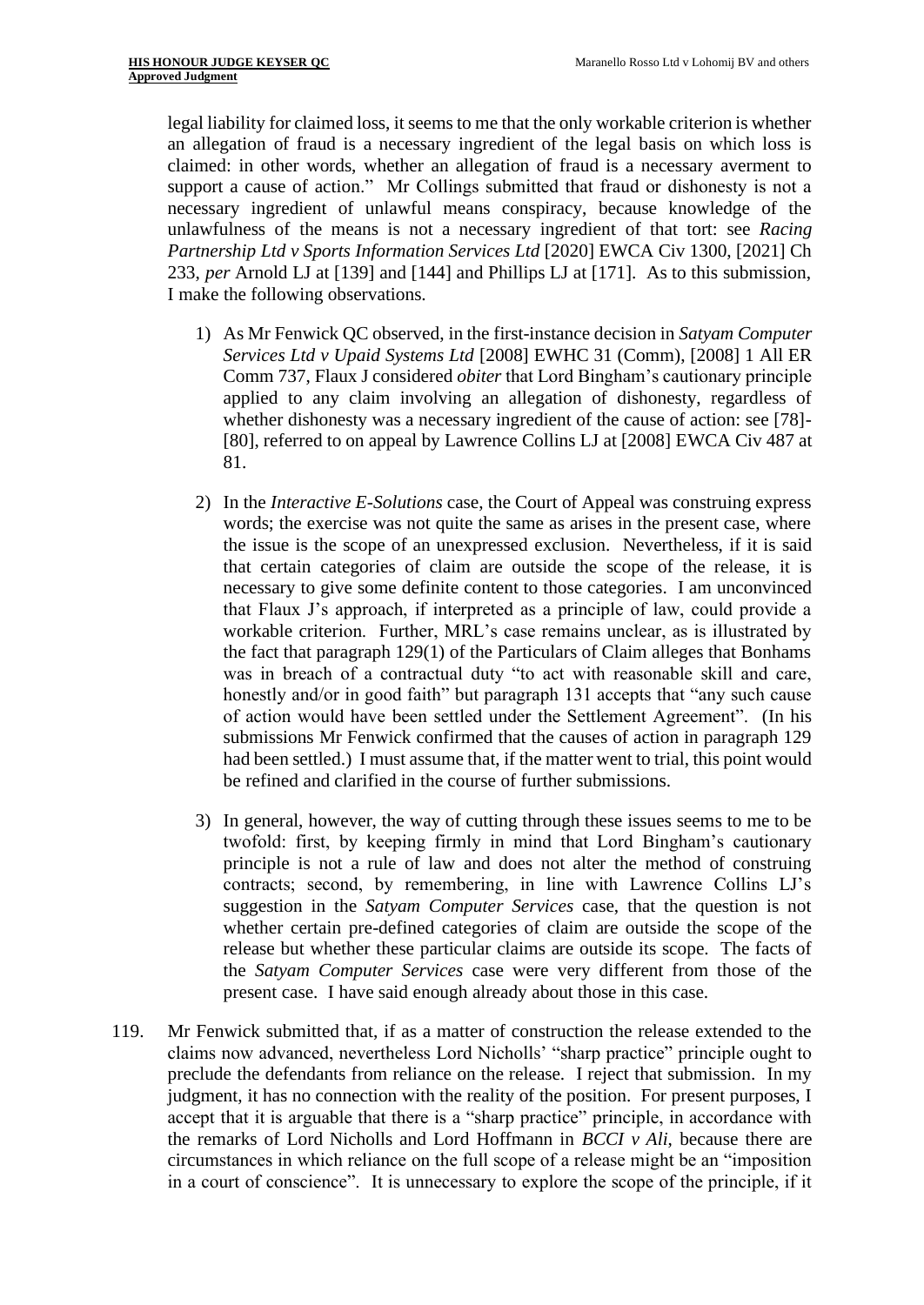legal liability for claimed loss, it seems to me that the only workable criterion is whether an allegation of fraud is a necessary ingredient of the legal basis on which loss is claimed: in other words, whether an allegation of fraud is a necessary averment to support a cause of action." Mr Collings submitted that fraud or dishonesty is not a necessary ingredient of unlawful means conspiracy, because knowledge of the unlawfulness of the means is not a necessary ingredient of that tort: see *Racing Partnership Ltd v Sports Information Services Ltd* [2020] EWCA Civ 1300, [2021] Ch 233, *per* Arnold LJ at [139] and [144] and Phillips LJ at [171]. As to this submission, I make the following observations.

1) As Mr Fenwick QC observed, in the first-instance decision in *Satyam Computer Services Ltd v Upaid Systems Ltd* [2008] EWHC 31 (Comm), [2008] 1 All ER Comm 737, Flaux J considered *obiter* that Lord Bingham's cautionary principle applied to any claim involving an allegation of dishonesty, regardless of whether dishonesty was a necessary ingredient of the cause of action: see [78]-[80], referred to on appeal by Lawrence Collins LJ at [2008] EWCA Civ 487 at 81.

2) In the *Interactive E-Solutions* case, the Court of Appeal was construing express words; the exercise was not quite the same as arises in the present case, where the issue is the scope of an unexpressed exclusion. Nevertheless, if it is said that certain categories of claim are outside the scope of the release, it is necessary to give some definite content to those categories. I am unconvinced that Flaux J's approach, if interpreted as a principle of law, could provide a workable criterion. Further, MRL's case remains unclear, as is illustrated by the fact that paragraph 129(1) of the Particulars of Claim alleges that Bonhams was in breach of a contractual duty "to act with reasonable skill and care, honestly and/or in good faith" but paragraph 131 accepts that "any such cause of action would have been settled under the Settlement Agreement". (In his submissions Mr Fenwick confirmed that the causes of action in paragraph 129 had been settled.) I must assume that, if the matter went to trial, this point would be refined and clarified in the course of further submissions.

3) In general, however, the way of cutting through these issues seems to me to be twofold: first, by keeping firmly in mind that Lord Bingham's cautionary principle is not a rule of law and does not alter the method of construing contracts; second, by remembering, in line with Lawrence Collins LJ's suggestion in the *Satyam Computer Services* case, that the question is not whether certain pre-defined categories of claim are outside the scope of the release but whether these particular claims are outside its scope. The facts of the *Satyam Computer Services* case were very different from those of the present case. I have said enough already about those in this case.

119. Mr Fenwick submitted that, if as a matter of construction the release extended to the claims now advanced, nevertheless Lord Nicholls' "sharp practice" principle ought to preclude the defendants from reliance on the release. I reject that submission. In my judgment, it has no connection with the reality of the position. For present purposes, I accept that it is arguable that there is a "sharp practice" principle, in accordance with the remarks of Lord Nicholls and Lord Hoffmann in *BCCI v Ali*, because there are circumstances in which reliance on the full scope of a release might be an "imposition in a court of conscience". It is unnecessary to explore the scope of the principle, if it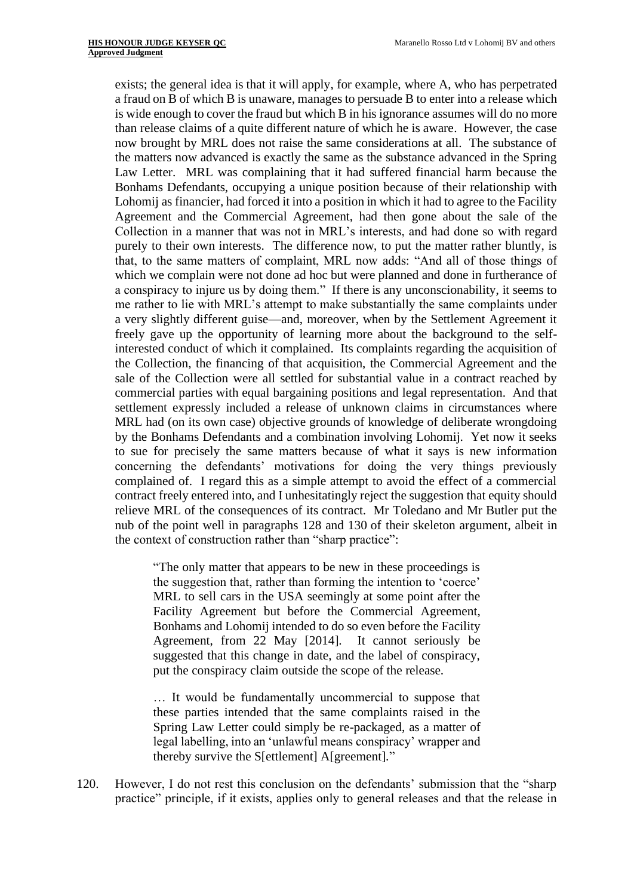exists; the general idea is that it will apply, for example, where A, who has perpetrated a fraud on B of which B is unaware, manages to persuade B to enter into a release which is wide enough to cover the fraud but which B in his ignorance assumes will do no more than release claims of a quite different nature of which he is aware. However, the case now brought by MRL does not raise the same considerations at all. The substance of the matters now advanced is exactly the same as the substance advanced in the Spring Law Letter. MRL was complaining that it had suffered financial harm because the Bonhams Defendants, occupying a unique position because of their relationship with Lohomij as financier, had forced it into a position in which it had to agree to the Facility Agreement and the Commercial Agreement, had then gone about the sale of the Collection in a manner that was not in MRL's interests, and had done so with regard purely to their own interests. The difference now, to put the matter rather bluntly, is that, to the same matters of complaint, MRL now adds: "And all of those things of which we complain were not done ad hoc but were planned and done in furtherance of a conspiracy to injure us by doing them." If there is any unconscionability, it seems to me rather to lie with MRL's attempt to make substantially the same complaints under a very slightly different guise—and, moreover, when by the Settlement Agreement it freely gave up the opportunity of learning more about the background to the self-interested conduct of which it complained. Its complaints regarding the acquisition of the Collection, the financing of that acquisition, the Commercial Agreement and the sale of the Collection were all settled for substantial value in a contract reached by commercial parties with equal bargaining positions and legal representation. And that settlement expressly included a release of unknown claims in circumstances where MRL had (on its own case) objective grounds of knowledge of deliberate wrongdoing by the Bonhams Defendants and a combination involving Lohomij. Yet now it seeks to sue for precisely the same matters because of what it says is new information concerning the defendants' motivations for doing the very things previously complained of. I regard this as a simple attempt to avoid the effect of a commercial contract freely entered into, and I unhesitatingly reject the suggestion that equity should relieve MRL of the consequences of its contract. Mr Toledano and Mr Butler put the nub of the point well in paragraphs 128 and 130 of their skeleton argument, albeit in the context of construction rather than "sharp practice":

> "The only matter that appears to be new in these proceedings is the suggestion that, rather than forming the intention to 'coerce' MRL to sell cars in the USA seemingly at some point after the Facility Agreement but before the Commercial Agreement, Bonhams and Lohomij intended to do so even before the Facility Agreement, from 22 May [2014]. It cannot seriously be suggested that this change in date, and the label of conspiracy, put the conspiracy claim outside the scope of the release.
>
> … It would be fundamentally uncommercial to suppose that these parties intended that the same complaints raised in the Spring Law Letter could simply be re-packaged, as a matter of legal labelling, into an 'unlawful means conspiracy' wrapper and thereby survive the S[ettlement] A[greement]."

120. However, I do not rest this conclusion on the defendants' submission that the "sharp practice" principle, if it exists, applies only to general releases and that the release in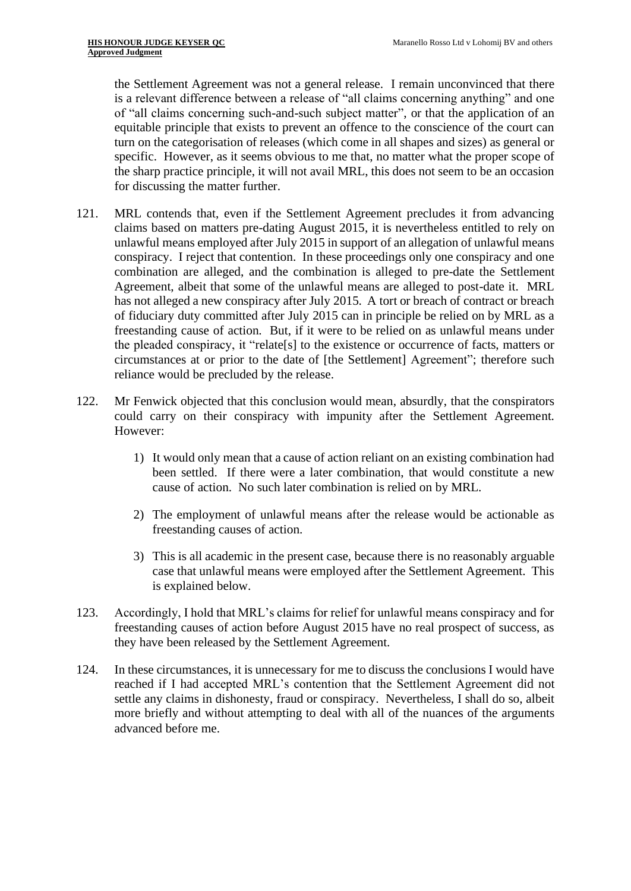the Settlement Agreement was not a general release. I remain unconvinced that there is a relevant difference between a release of "all claims concerning anything" and one of "all claims concerning such-and-such subject matter", or that the application of an equitable principle that exists to prevent an offence to the conscience of the court can turn on the categorisation of releases (which come in all shapes and sizes) as general or specific. However, as it seems obvious to me that, no matter what the proper scope of the sharp practice principle, it will not avail MRL, this does not seem to be an occasion for discussing the matter further.

121. MRL contends that, even if the Settlement Agreement precludes it from advancing claims based on matters pre-dating August 2015, it is nevertheless entitled to rely on unlawful means employed after July 2015 in support of an allegation of unlawful means conspiracy. I reject that contention. In these proceedings only one conspiracy and one combination are alleged, and the combination is alleged to pre-date the Settlement Agreement, albeit that some of the unlawful means are alleged to post-date it. MRL has not alleged a new conspiracy after July 2015. A tort or breach of contract or breach of fiduciary duty committed after July 2015 can in principle be relied on by MRL as a freestanding cause of action. But, if it were to be relied on as unlawful means under the pleaded conspiracy, it "relate[s] to the existence or occurrence of facts, matters or circumstances at or prior to the date of [the Settlement] Agreement"; therefore such reliance would be precluded by the release.

122. Mr Fenwick objected that this conclusion would mean, absurdly, that the conspirators could carry on their conspiracy with impunity after the Settlement Agreement. However:

    1) It would only mean that a cause of action reliant on an existing combination had been settled. If there were a later combination, that would constitute a new cause of action. No such later combination is relied on by MRL.

    2) The employment of unlawful means after the release would be actionable as freestanding causes of action.

    3) This is all academic in the present case, because there is no reasonably arguable case that unlawful means were employed after the Settlement Agreement. This is explained below.

123. Accordingly, I hold that MRL's claims for relief for unlawful means conspiracy and for freestanding causes of action before August 2015 have no real prospect of success, as they have been released by the Settlement Agreement.

124. In these circumstances, it is unnecessary for me to discuss the conclusions I would have reached if I had accepted MRL's contention that the Settlement Agreement did not settle any claims in dishonesty, fraud or conspiracy. Nevertheless, I shall do so, albeit more briefly and without attempting to deal with all of the nuances of the arguments advanced before me.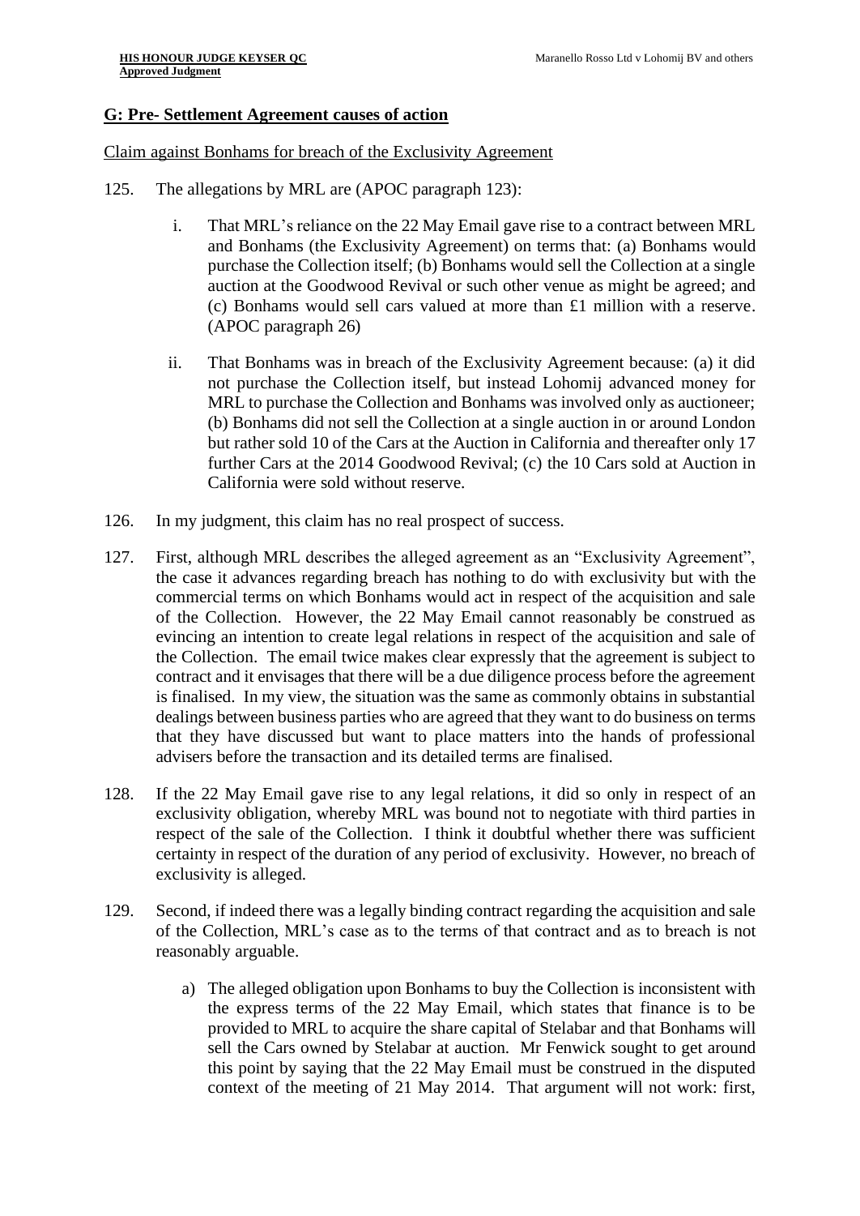## G: Pre- Settlement Agreement causes of action

Claim against Bonhams for breach of the Exclusivity Agreement

125. The allegations by MRL are (APOC paragraph 123):

   i. That MRL's reliance on the 22 May Email gave rise to a contract between MRL and Bonhams (the Exclusivity Agreement) on terms that: (a) Bonhams would purchase the Collection itself; (b) Bonhams would sell the Collection at a single auction at the Goodwood Revival or such other venue as might be agreed; and (c) Bonhams would sell cars valued at more than £1 million with a reserve. (APOC paragraph 26)

   ii. That Bonhams was in breach of the Exclusivity Agreement because: (a) it did not purchase the Collection itself, but instead Lohomij advanced money for MRL to purchase the Collection and Bonhams was involved only as auctioneer; (b) Bonhams did not sell the Collection at a single auction in or around London but rather sold 10 of the Cars at the Auction in California and thereafter only 17 further Cars at the 2014 Goodwood Revival; (c) the 10 Cars sold at Auction in California were sold without reserve.

126. In my judgment, this claim has no real prospect of success.

127. First, although MRL describes the alleged agreement as an "Exclusivity Agreement", the case it advances regarding breach has nothing to do with exclusivity but with the commercial terms on which Bonhams would act in respect of the acquisition and sale of the Collection. However, the 22 May Email cannot reasonably be construed as evincing an intention to create legal relations in respect of the acquisition and sale of the Collection. The email twice makes clear expressly that the agreement is subject to contract and it envisages that there will be a due diligence process before the agreement is finalised. In my view, the situation was the same as commonly obtains in substantial dealings between business parties who are agreed that they want to do business on terms that they have discussed but want to place matters into the hands of professional advisers before the transaction and its detailed terms are finalised.

128. If the 22 May Email gave rise to any legal relations, it did so only in respect of an exclusivity obligation, whereby MRL was bound not to negotiate with third parties in respect of the sale of the Collection. I think it doubtful whether there was sufficient certainty in respect of the duration of any period of exclusivity. However, no breach of exclusivity is alleged.

129. Second, if indeed there was a legally binding contract regarding the acquisition and sale of the Collection, MRL's case as to the terms of that contract and as to breach is not reasonably arguable.

   a) The alleged obligation upon Bonhams to buy the Collection is inconsistent with the express terms of the 22 May Email, which states that finance is to be provided to MRL to acquire the share capital of Stelabar and that Bonhams will sell the Cars owned by Stelabar at auction. Mr Fenwick sought to get around this point by saying that the 22 May Email must be construed in the disputed context of the meeting of 21 May 2014. That argument will not work: first,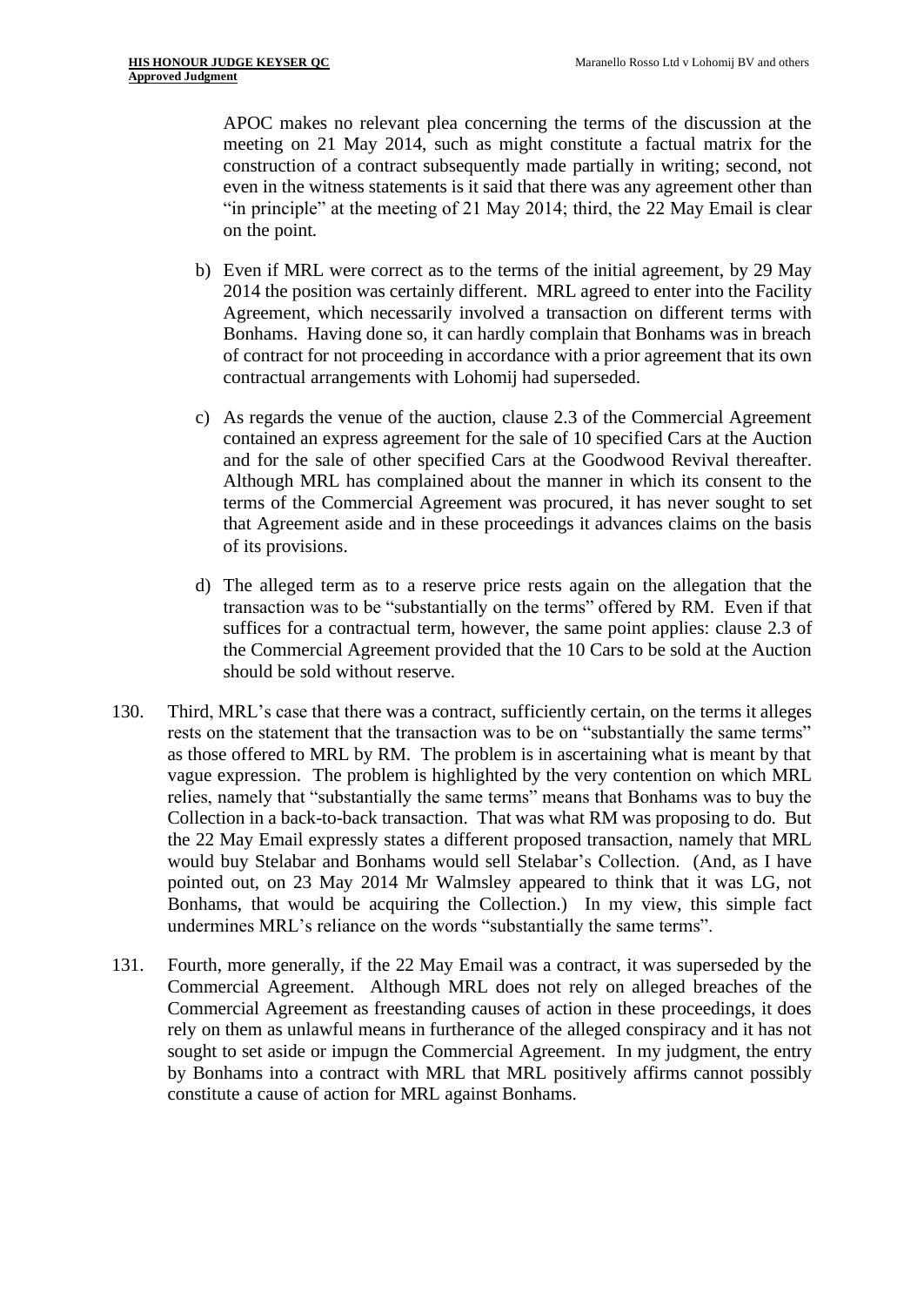APOC makes no relevant plea concerning the terms of the discussion at the meeting on 21 May 2014, such as might constitute a factual matrix for the construction of a contract subsequently made partially in writing; second, not even in the witness statements is it said that there was any agreement other than "in principle" at the meeting of 21 May 2014; third, the 22 May Email is clear on the point.

b) Even if MRL were correct as to the terms of the initial agreement, by 29 May 2014 the position was certainly different. MRL agreed to enter into the Facility Agreement, which necessarily involved a transaction on different terms with Bonhams. Having done so, it can hardly complain that Bonhams was in breach of contract for not proceeding in accordance with a prior agreement that its own contractual arrangements with Lohomij had superseded.

c) As regards the venue of the auction, clause 2.3 of the Commercial Agreement contained an express agreement for the sale of 10 specified Cars at the Auction and for the sale of other specified Cars at the Goodwood Revival thereafter. Although MRL has complained about the manner in which its consent to the terms of the Commercial Agreement was procured, it has never sought to set that Agreement aside and in these proceedings it advances claims on the basis of its provisions.

d) The alleged term as to a reserve price rests again on the allegation that the transaction was to be "substantially on the terms" offered by RM. Even if that suffices for a contractual term, however, the same point applies: clause 2.3 of the Commercial Agreement provided that the 10 Cars to be sold at the Auction should be sold without reserve.

130. Third, MRL's case that there was a contract, sufficiently certain, on the terms it alleges rests on the statement that the transaction was to be on "substantially the same terms" as those offered to MRL by RM. The problem is in ascertaining what is meant by that vague expression. The problem is highlighted by the very contention on which MRL relies, namely that "substantially the same terms" means that Bonhams was to buy the Collection in a back-to-back transaction. That was what RM was proposing to do. But the 22 May Email expressly states a different proposed transaction, namely that MRL would buy Stelabar and Bonhams would sell Stelabar's Collection. (And, as I have pointed out, on 23 May 2014 Mr Walmsley appeared to think that it was LG, not Bonhams, that would be acquiring the Collection.) In my view, this simple fact undermines MRL's reliance on the words "substantially the same terms".

131. Fourth, more generally, if the 22 May Email was a contract, it was superseded by the Commercial Agreement. Although MRL does not rely on alleged breaches of the Commercial Agreement as freestanding causes of action in these proceedings, it does rely on them as unlawful means in furtherance of the alleged conspiracy and it has not sought to set aside or impugn the Commercial Agreement. In my judgment, the entry by Bonhams into a contract with MRL that MRL positively affirms cannot possibly constitute a cause of action for MRL against Bonhams.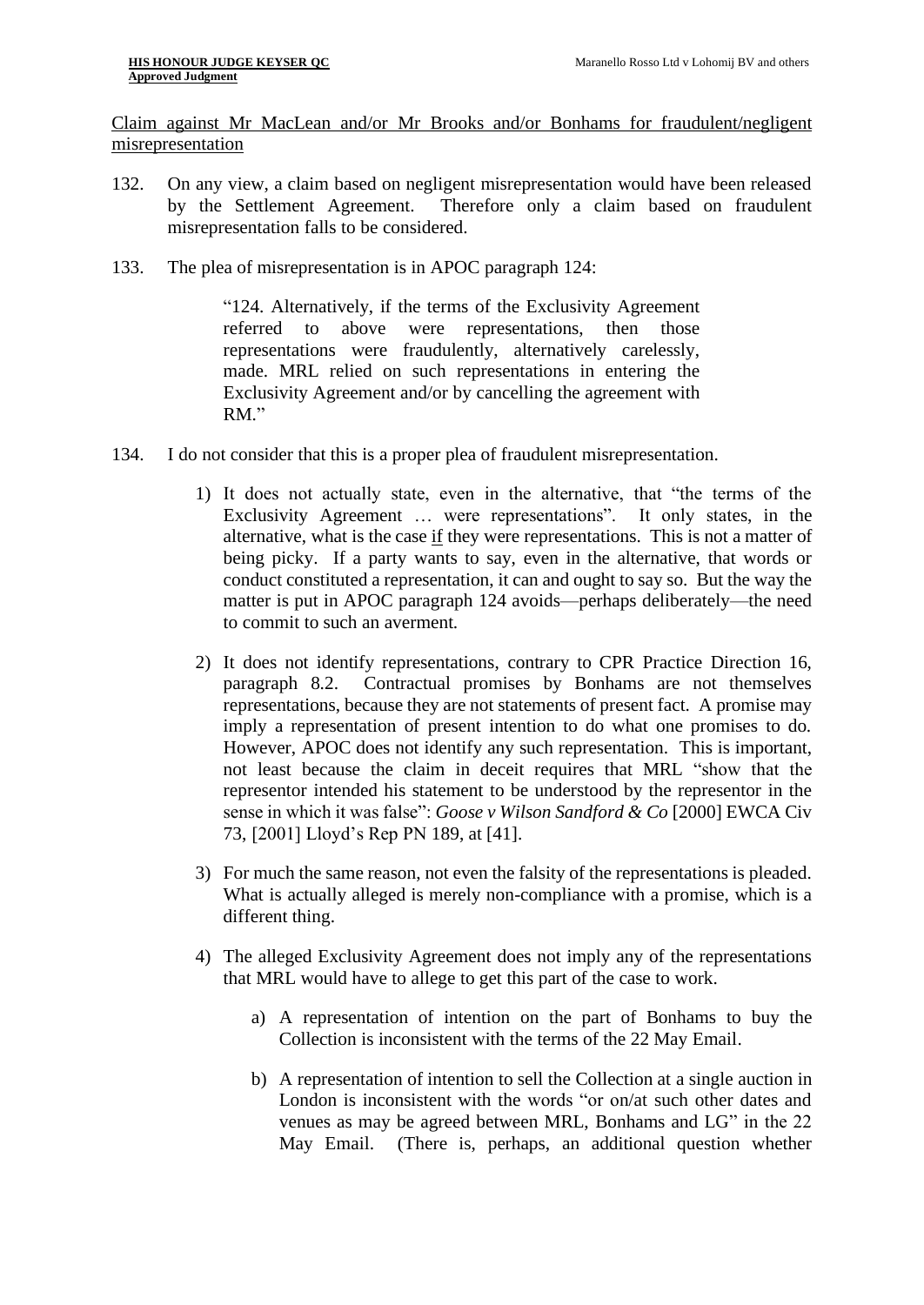Claim against Mr MacLean and/or Mr Brooks and/or Bonhams for fraudulent/negligent misrepresentation

132. On any view, a claim based on negligent misrepresentation would have been released by the Settlement Agreement. Therefore only a claim based on fraudulent misrepresentation falls to be considered.

133. The plea of misrepresentation is in APOC paragraph 124:

> "124. Alternatively, if the terms of the Exclusivity Agreement referred to above were representations, then those representations were fraudulently, alternatively carelessly, made. MRL relied on such representations in entering the Exclusivity Agreement and/or by cancelling the agreement with RM."

134. I do not consider that this is a proper plea of fraudulent misrepresentation.

1) It does not actually state, even in the alternative, that "the terms of the Exclusivity Agreement … were representations". It only states, in the alternative, what is the case <u>if</u> they were representations. This is not a matter of being picky. If a party wants to say, even in the alternative, that words or conduct constituted a representation, it can and ought to say so. But the way the matter is put in APOC paragraph 124 avoids—perhaps deliberately—the need to commit to such an averment.

2) It does not identify representations, contrary to CPR Practice Direction 16, paragraph 8.2. Contractual promises by Bonhams are not themselves representations, because they are not statements of present fact. A promise may imply a representation of present intention to do what one promises to do. However, APOC does not identify any such representation. This is important, not least because the claim in deceit requires that MRL "show that the representor intended his statement to be understood by the representor in the sense in which it was false": *Goose v Wilson Sandford & Co* [2000] EWCA Civ 73, [2001] Lloyd's Rep PN 189, at [41].

3) For much the same reason, not even the falsity of the representations is pleaded. What is actually alleged is merely non-compliance with a promise, which is a different thing.

4) The alleged Exclusivity Agreement does not imply any of the representations that MRL would have to allege to get this part of the case to work.

   a) A representation of intention on the part of Bonhams to buy the Collection is inconsistent with the terms of the 22 May Email.

   b) A representation of intention to sell the Collection at a single auction in London is inconsistent with the words "or on/at such other dates and venues as may be agreed between MRL, Bonhams and LG" in the 22 May Email. (There is, perhaps, an additional question whether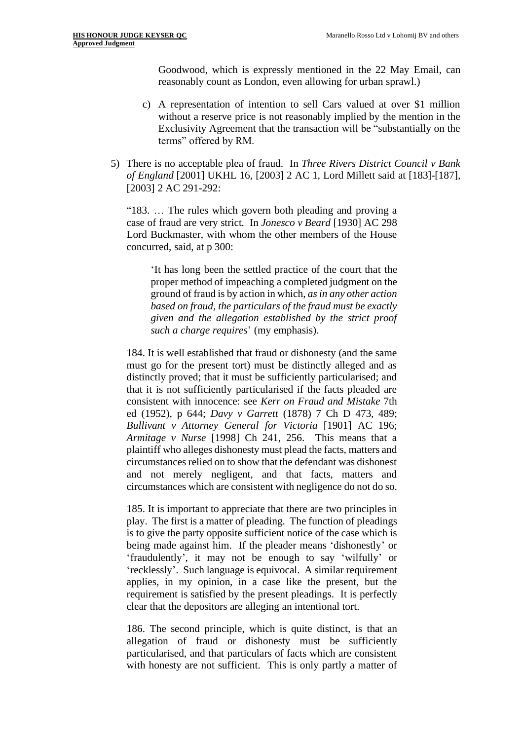Goodwood, which is expressly mentioned in the 22 May Email, can reasonably count as London, even allowing for urban sprawl.)

c) A representation of intention to sell Cars valued at over $1 million without a reserve price is not reasonably implied by the mention in the Exclusivity Agreement that the transaction will be "substantially on the terms" offered by RM.

5) There is no acceptable plea of fraud. In *Three Rivers District Council v Bank of England* [2001] UKHL 16, [2003] 2 AC 1, Lord Millett said at [183]-[187], [2003] 2 AC 291-292:

> "183. … The rules which govern both pleading and proving a case of fraud are very strict. In *Jonesco v Beard* [1930] AC 298 Lord Buckmaster, with whom the other members of the House concurred, said, at p 300:
>
> > 'It has long been the settled practice of the court that the proper method of impeaching a completed judgment on the ground of fraud is by action in which, *as in any other action based on fraud, the particulars of the fraud must be exactly given and the allegation established by the strict proof such a charge requires*' (my emphasis).
>
> 184. It is well established that fraud or dishonesty (and the same must go for the present tort) must be distinctly alleged and as distinctly proved; that it must be sufficiently particularised; and that it is not sufficiently particularised if the facts pleaded are consistent with innocence: see *Kerr on Fraud and Mistake* 7th ed (1952), p 644; *Davy v Garrett* (1878) 7 Ch D 473, 489; *Bullivant v Attorney General for Victoria* [1901] AC 196; *Armitage v Nurse* [1998] Ch 241, 256. This means that a plaintiff who alleges dishonesty must plead the facts, matters and circumstances relied on to show that the defendant was dishonest and not merely negligent, and that facts, matters and circumstances which are consistent with negligence do not do so.
>
> 185. It is important to appreciate that there are two principles in play. The first is a matter of pleading. The function of pleadings is to give the party opposite sufficient notice of the case which is being made against him. If the pleader means 'dishonestly' or 'fraudulently', it may not be enough to say 'wilfully' or 'recklessly'. Such language is equivocal. A similar requirement applies, in my opinion, in a case like the present, but the requirement is satisfied by the present pleadings. It is perfectly clear that the depositors are alleging an intentional tort.
>
> 186. The second principle, which is quite distinct, is that an allegation of fraud or dishonesty must be sufficiently particularised, and that particulars of facts which are consistent with honesty are not sufficient. This is only partly a matter of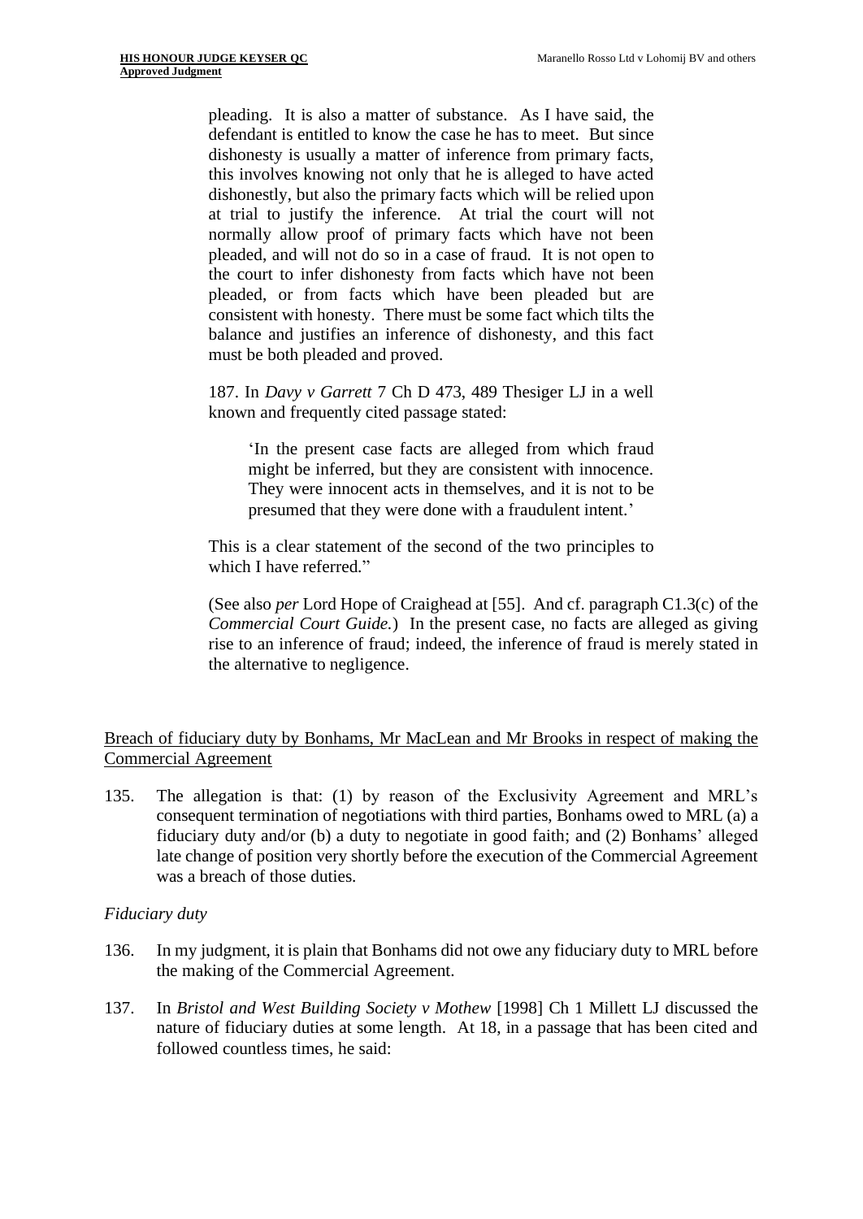> pleading. It is also a matter of substance. As I have said, the defendant is entitled to know the case he has to meet. But since dishonesty is usually a matter of inference from primary facts, this involves knowing not only that he is alleged to have acted dishonestly, but also the primary facts which will be relied upon at trial to justify the inference. At trial the court will not normally allow proof of primary facts which have not been pleaded, and will not do so in a case of fraud. It is not open to the court to infer dishonesty from facts which have not been pleaded, or from facts which have been pleaded but are consistent with honesty. There must be some fact which tilts the balance and justifies an inference of dishonesty, and this fact must be both pleaded and proved.
>
> 187. In *Davy v Garrett* 7 Ch D 473, 489 Thesiger LJ in a well known and frequently cited passage stated:
>
> > 'In the present case facts are alleged from which fraud might be inferred, but they are consistent with innocence. They were innocent acts in themselves, and it is not to be presumed that they were done with a fraudulent intent.'
>
> This is a clear statement of the second of the two principles to which I have referred."

(See also *per* Lord Hope of Craighead at [55]. And cf. paragraph C1.3(c) of the *Commercial Court Guide.*) In the present case, no facts are alleged as giving rise to an inference of fraud; indeed, the inference of fraud is merely stated in the alternative to negligence.

<u>Breach of fiduciary duty by Bonhams, Mr MacLean and Mr Brooks in respect of making the Commercial Agreement</u>

135. The allegation is that: (1) by reason of the Exclusivity Agreement and MRL's consequent termination of negotiations with third parties, Bonhams owed to MRL (a) a fiduciary duty and/or (b) a duty to negotiate in good faith; and (2) Bonhams' alleged late change of position very shortly before the execution of the Commercial Agreement was a breach of those duties.

*Fiduciary duty*

136. In my judgment, it is plain that Bonhams did not owe any fiduciary duty to MRL before the making of the Commercial Agreement.

137. In *Bristol and West Building Society v Mothew* [1998] Ch 1 Millett LJ discussed the nature of fiduciary duties at some length. At 18, in a passage that has been cited and followed countless times, he said: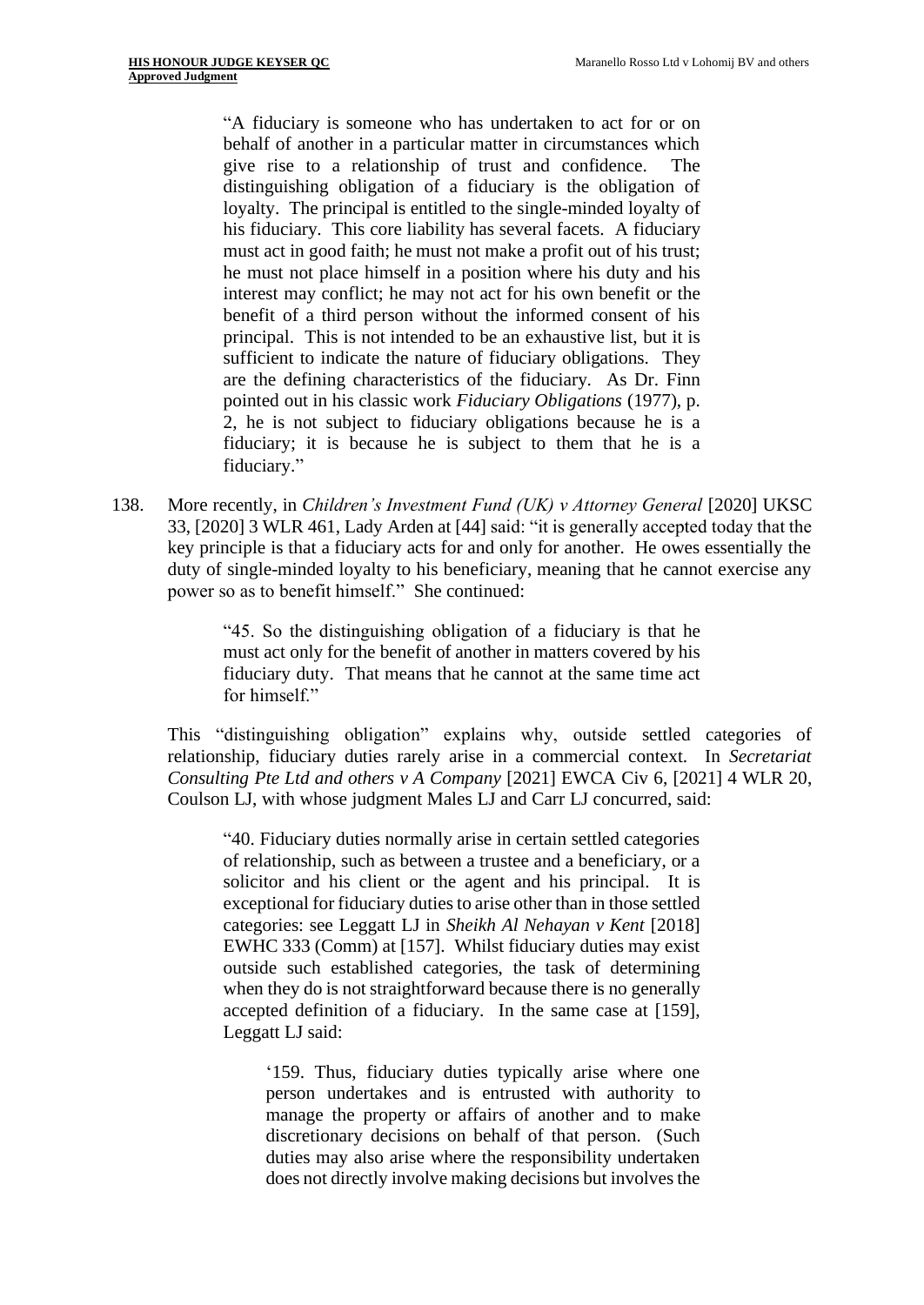> "A fiduciary is someone who has undertaken to act for or on behalf of another in a particular matter in circumstances which give rise to a relationship of trust and confidence. The distinguishing obligation of a fiduciary is the obligation of loyalty. The principal is entitled to the single-minded loyalty of his fiduciary. This core liability has several facets. A fiduciary must act in good faith; he must not make a profit out of his trust; he must not place himself in a position where his duty and his interest may conflict; he may not act for his own benefit or the benefit of a third person without the informed consent of his principal. This is not intended to be an exhaustive list, but it is sufficient to indicate the nature of fiduciary obligations. They are the defining characteristics of the fiduciary. As Dr. Finn pointed out in his classic work *Fiduciary Obligations* (1977), p. 2, he is not subject to fiduciary obligations because he is a fiduciary; it is because he is subject to them that he is a fiduciary."

138. More recently, in *Children's Investment Fund (UK) v Attorney General* [2020] UKSC 33, [2020] 3 WLR 461, Lady Arden at [44] said: "it is generally accepted today that the key principle is that a fiduciary acts for and only for another. He owes essentially the duty of single-minded loyalty to his beneficiary, meaning that he cannot exercise any power so as to benefit himself." She continued:

> "45. So the distinguishing obligation of a fiduciary is that he must act only for the benefit of another in matters covered by his fiduciary duty. That means that he cannot at the same time act for himself."

This "distinguishing obligation" explains why, outside settled categories of relationship, fiduciary duties rarely arise in a commercial context. In *Secretariat Consulting Pte Ltd and others v A Company* [2021] EWCA Civ 6, [2021] 4 WLR 20, Coulson LJ, with whose judgment Males LJ and Carr LJ concurred, said:

> "40. Fiduciary duties normally arise in certain settled categories of relationship, such as between a trustee and a beneficiary, or a solicitor and his client or the agent and his principal. It is exceptional for fiduciary duties to arise other than in those settled categories: see Leggatt LJ in *Sheikh Al Nehayan v Kent* [2018] EWHC 333 (Comm) at [157]. Whilst fiduciary duties may exist outside such established categories, the task of determining when they do is not straightforward because there is no generally accepted definition of a fiduciary. In the same case at [159], Leggatt LJ said:
>
> > '159. Thus, fiduciary duties typically arise where one person undertakes and is entrusted with authority to manage the property or affairs of another and to make discretionary decisions on behalf of that person. (Such duties may also arise where the responsibility undertaken does not directly involve making decisions but involves the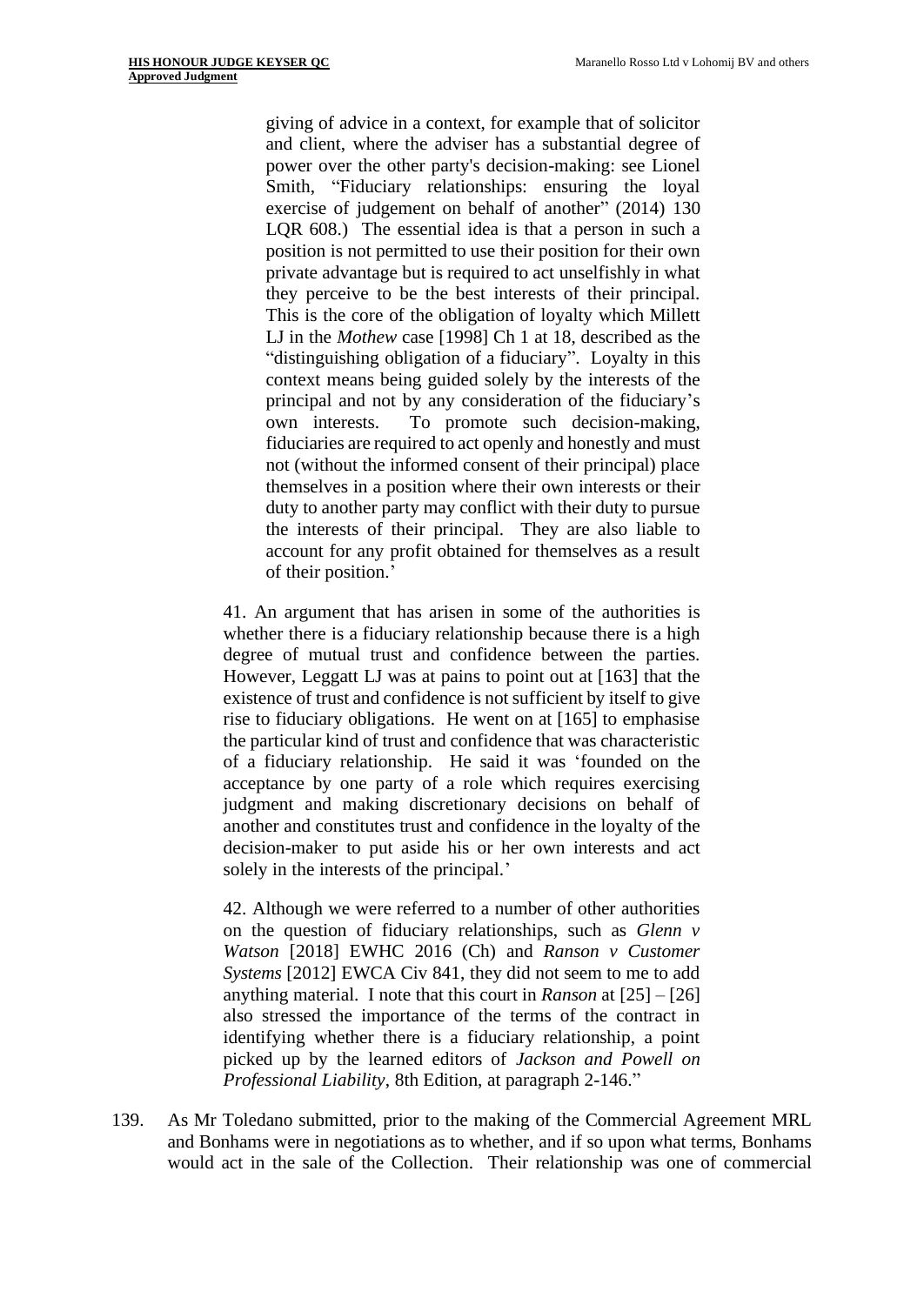> giving of advice in a context, for example that of solicitor and client, where the adviser has a substantial degree of power over the other party's decision-making: see Lionel Smith, "Fiduciary relationships: ensuring the loyal exercise of judgement on behalf of another" (2014) 130 LQR 608.) The essential idea is that a person in such a position is not permitted to use their position for their own private advantage but is required to act unselfishly in what they perceive to be the best interests of their principal. This is the core of the obligation of loyalty which Millett LJ in the *Mothew* case [1998] Ch 1 at 18, described as the "distinguishing obligation of a fiduciary". Loyalty in this context means being guided solely by the interests of the principal and not by any consideration of the fiduciary's own interests. To promote such decision-making, fiduciaries are required to act openly and honestly and must not (without the informed consent of their principal) place themselves in a position where their own interests or their duty to another party may conflict with their duty to pursue the interests of their principal. They are also liable to account for any profit obtained for themselves as a result of their position.'
>
> 41. An argument that has arisen in some of the authorities is whether there is a fiduciary relationship because there is a high degree of mutual trust and confidence between the parties. However, Leggatt LJ was at pains to point out at [163] that the existence of trust and confidence is not sufficient by itself to give rise to fiduciary obligations. He went on at [165] to emphasise the particular kind of trust and confidence that was characteristic of a fiduciary relationship. He said it was 'founded on the acceptance by one party of a role which requires exercising judgment and making discretionary decisions on behalf of another and constitutes trust and confidence in the loyalty of the decision-maker to put aside his or her own interests and act solely in the interests of the principal.'
>
> 42. Although we were referred to a number of other authorities on the question of fiduciary relationships, such as *Glenn v Watson* [2018] EWHC 2016 (Ch) and *Ranson v Customer Systems* [2012] EWCA Civ 841, they did not seem to me to add anything material. I note that this court in *Ranson* at [25] – [26] also stressed the importance of the terms of the contract in identifying whether there is a fiduciary relationship, a point picked up by the learned editors of *Jackson and Powell on Professional Liability*, 8th Edition, at paragraph 2-146."

139. As Mr Toledano submitted, prior to the making of the Commercial Agreement MRL and Bonhams were in negotiations as to whether, and if so upon what terms, Bonhams would act in the sale of the Collection. Their relationship was one of commercial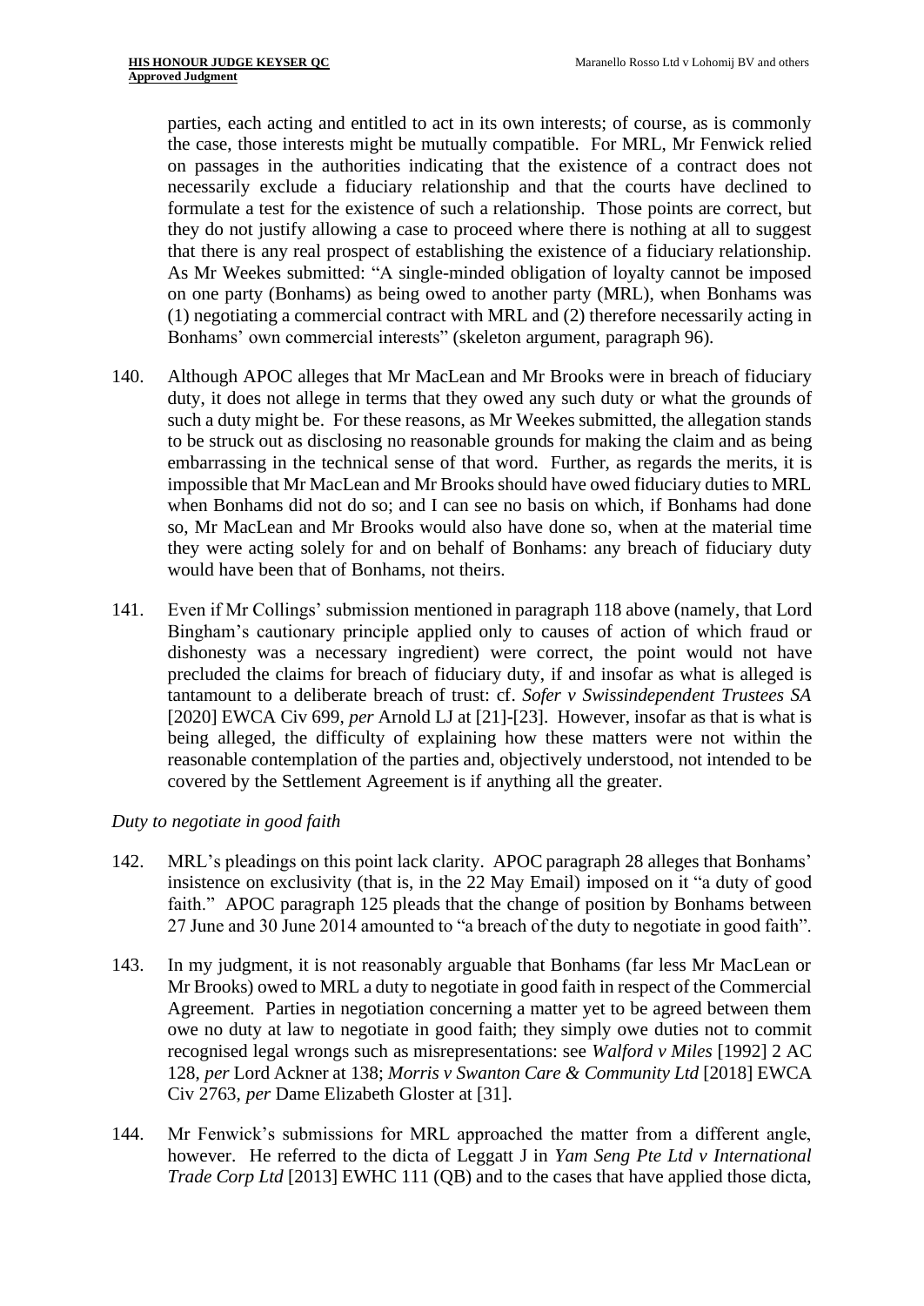parties, each acting and entitled to act in its own interests; of course, as is commonly the case, those interests might be mutually compatible. For MRL, Mr Fenwick relied on passages in the authorities indicating that the existence of a contract does not necessarily exclude a fiduciary relationship and that the courts have declined to formulate a test for the existence of such a relationship. Those points are correct, but they do not justify allowing a case to proceed where there is nothing at all to suggest that there is any real prospect of establishing the existence of a fiduciary relationship. As Mr Weekes submitted: "A single-minded obligation of loyalty cannot be imposed on one party (Bonhams) as being owed to another party (MRL), when Bonhams was (1) negotiating a commercial contract with MRL and (2) therefore necessarily acting in Bonhams' own commercial interests" (skeleton argument, paragraph 96).

140. Although APOC alleges that Mr MacLean and Mr Brooks were in breach of fiduciary duty, it does not allege in terms that they owed any such duty or what the grounds of such a duty might be. For these reasons, as Mr Weekes submitted, the allegation stands to be struck out as disclosing no reasonable grounds for making the claim and as being embarrassing in the technical sense of that word. Further, as regards the merits, it is impossible that Mr MacLean and Mr Brooks should have owed fiduciary duties to MRL when Bonhams did not do so; and I can see no basis on which, if Bonhams had done so, Mr MacLean and Mr Brooks would also have done so, when at the material time they were acting solely for and on behalf of Bonhams: any breach of fiduciary duty would have been that of Bonhams, not theirs.

141. Even if Mr Collings' submission mentioned in paragraph 118 above (namely, that Lord Bingham's cautionary principle applied only to causes of action of which fraud or dishonesty was a necessary ingredient) were correct, the point would not have precluded the claims for breach of fiduciary duty, if and insofar as what is alleged is tantamount to a deliberate breach of trust: cf. *Sofer v Swissindependent Trustees SA* [2020] EWCA Civ 699, *per* Arnold LJ at [21]-[23]. However, insofar as that is what is being alleged, the difficulty of explaining how these matters were not within the reasonable contemplation of the parties and, objectively understood, not intended to be covered by the Settlement Agreement is if anything all the greater.

*Duty to negotiate in good faith*

142. MRL's pleadings on this point lack clarity. APOC paragraph 28 alleges that Bonhams' insistence on exclusivity (that is, in the 22 May Email) imposed on it "a duty of good faith." APOC paragraph 125 pleads that the change of position by Bonhams between 27 June and 30 June 2014 amounted to "a breach of the duty to negotiate in good faith".

143. In my judgment, it is not reasonably arguable that Bonhams (far less Mr MacLean or Mr Brooks) owed to MRL a duty to negotiate in good faith in respect of the Commercial Agreement. Parties in negotiation concerning a matter yet to be agreed between them owe no duty at law to negotiate in good faith; they simply owe duties not to commit recognised legal wrongs such as misrepresentations: see *Walford v Miles* [1992] 2 AC 128, *per* Lord Ackner at 138; *Morris v Swanton Care & Community Ltd* [2018] EWCA Civ 2763, *per* Dame Elizabeth Gloster at [31].

144. Mr Fenwick's submissions for MRL approached the matter from a different angle, however. He referred to the dicta of Leggatt J in *Yam Seng Pte Ltd v International Trade Corp Ltd* [2013] EWHC 111 (QB) and to the cases that have applied those dicta,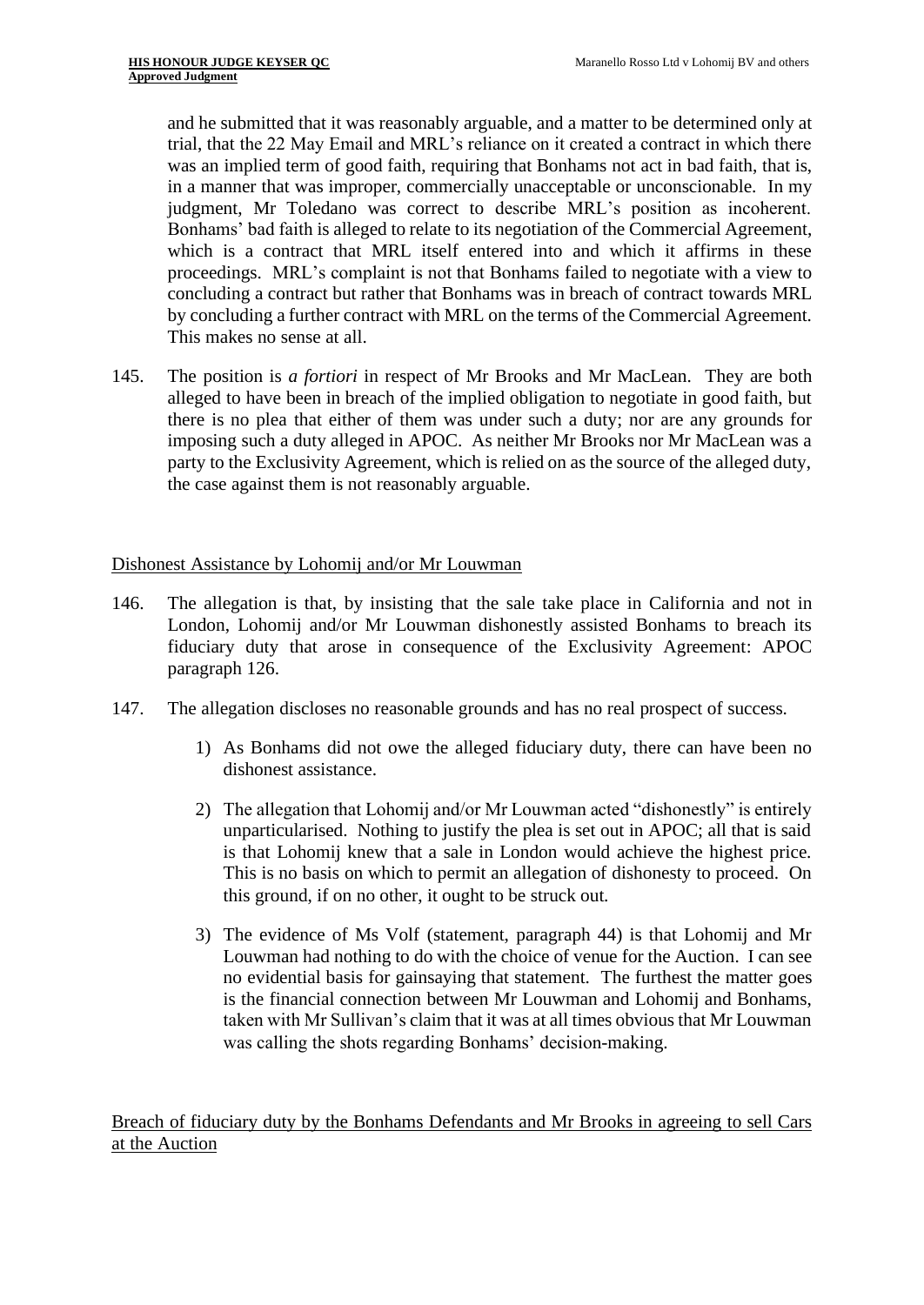and he submitted that it was reasonably arguable, and a matter to be determined only at trial, that the 22 May Email and MRL's reliance on it created a contract in which there was an implied term of good faith, requiring that Bonhams not act in bad faith, that is, in a manner that was improper, commercially unacceptable or unconscionable. In my judgment, Mr Toledano was correct to describe MRL's position as incoherent. Bonhams' bad faith is alleged to relate to its negotiation of the Commercial Agreement, which is a contract that MRL itself entered into and which it affirms in these proceedings. MRL's complaint is not that Bonhams failed to negotiate with a view to concluding a contract but rather that Bonhams was in breach of contract towards MRL by concluding a further contract with MRL on the terms of the Commercial Agreement. This makes no sense at all.

145. The position is *a fortiori* in respect of Mr Brooks and Mr MacLean. They are both alleged to have been in breach of the implied obligation to negotiate in good faith, but there is no plea that either of them was under such a duty; nor are any grounds for imposing such a duty alleged in APOC. As neither Mr Brooks nor Mr MacLean was a party to the Exclusivity Agreement, which is relied on as the source of the alleged duty, the case against them is not reasonably arguable.

Dishonest Assistance by Lohomij and/or Mr Louwman

146. The allegation is that, by insisting that the sale take place in California and not in London, Lohomij and/or Mr Louwman dishonestly assisted Bonhams to breach its fiduciary duty that arose in consequence of the Exclusivity Agreement: APOC paragraph 126.

147. The allegation discloses no reasonable grounds and has no real prospect of success.

1) As Bonhams did not owe the alleged fiduciary duty, there can have been no dishonest assistance.

2) The allegation that Lohomij and/or Mr Louwman acted "dishonestly" is entirely unparticularised. Nothing to justify the plea is set out in APOC; all that is said is that Lohomij knew that a sale in London would achieve the highest price. This is no basis on which to permit an allegation of dishonesty to proceed. On this ground, if on no other, it ought to be struck out.

3) The evidence of Ms Volf (statement, paragraph 44) is that Lohomij and Mr Louwman had nothing to do with the choice of venue for the Auction. I can see no evidential basis for gainsaying that statement. The furthest the matter goes is the financial connection between Mr Louwman and Lohomij and Bonhams, taken with Mr Sullivan's claim that it was at all times obvious that Mr Louwman was calling the shots regarding Bonhams' decision-making.

Breach of fiduciary duty by the Bonhams Defendants and Mr Brooks in agreeing to sell Cars at the Auction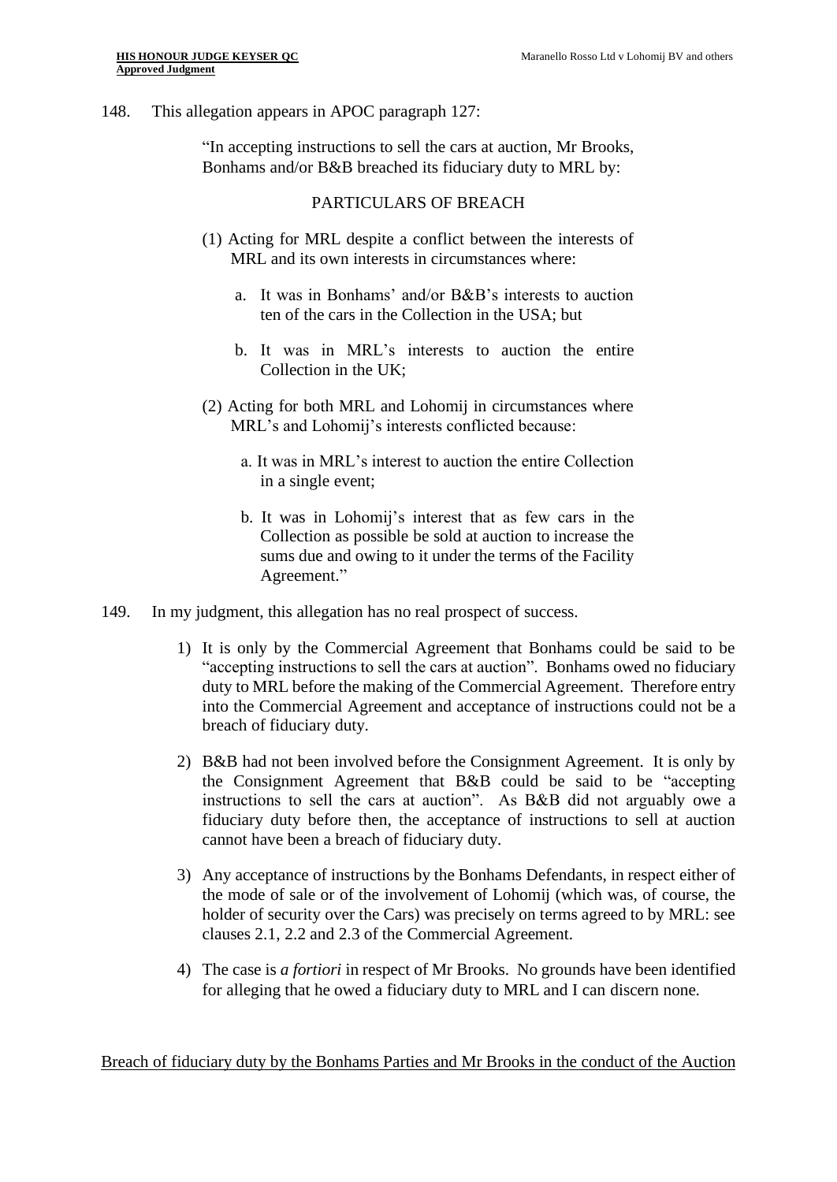148. This allegation appears in APOC paragraph 127:

> "In accepting instructions to sell the cars at auction, Mr Brooks, Bonhams and/or B&B breached its fiduciary duty to MRL by:
>
> PARTICULARS OF BREACH
>
> (1) Acting for MRL despite a conflict between the interests of MRL and its own interests in circumstances where:
>
> a. It was in Bonhams' and/or B&B's interests to auction ten of the cars in the Collection in the USA; but
>
> b. It was in MRL's interests to auction the entire Collection in the UK;
>
> (2) Acting for both MRL and Lohomij in circumstances where MRL's and Lohomij's interests conflicted because:
>
> a. It was in MRL's interest to auction the entire Collection in a single event;
>
> b. It was in Lohomij's interest that as few cars in the Collection as possible be sold at auction to increase the sums due and owing to it under the terms of the Facility Agreement."

149. In my judgment, this allegation has no real prospect of success.

1) It is only by the Commercial Agreement that Bonhams could be said to be "accepting instructions to sell the cars at auction". Bonhams owed no fiduciary duty to MRL before the making of the Commercial Agreement. Therefore entry into the Commercial Agreement and acceptance of instructions could not be a breach of fiduciary duty.

2) B&B had not been involved before the Consignment Agreement. It is only by the Consignment Agreement that B&B could be said to be "accepting instructions to sell the cars at auction". As B&B did not arguably owe a fiduciary duty before then, the acceptance of instructions to sell at auction cannot have been a breach of fiduciary duty.

3) Any acceptance of instructions by the Bonhams Defendants, in respect either of the mode of sale or of the involvement of Lohomij (which was, of course, the holder of security over the Cars) was precisely on terms agreed to by MRL: see clauses 2.1, 2.2 and 2.3 of the Commercial Agreement.

4) The case is *a fortiori* in respect of Mr Brooks. No grounds have been identified for alleging that he owed a fiduciary duty to MRL and I can discern none.

<u>Breach of fiduciary duty by the Bonhams Parties and Mr Brooks in the conduct of the Auction</u>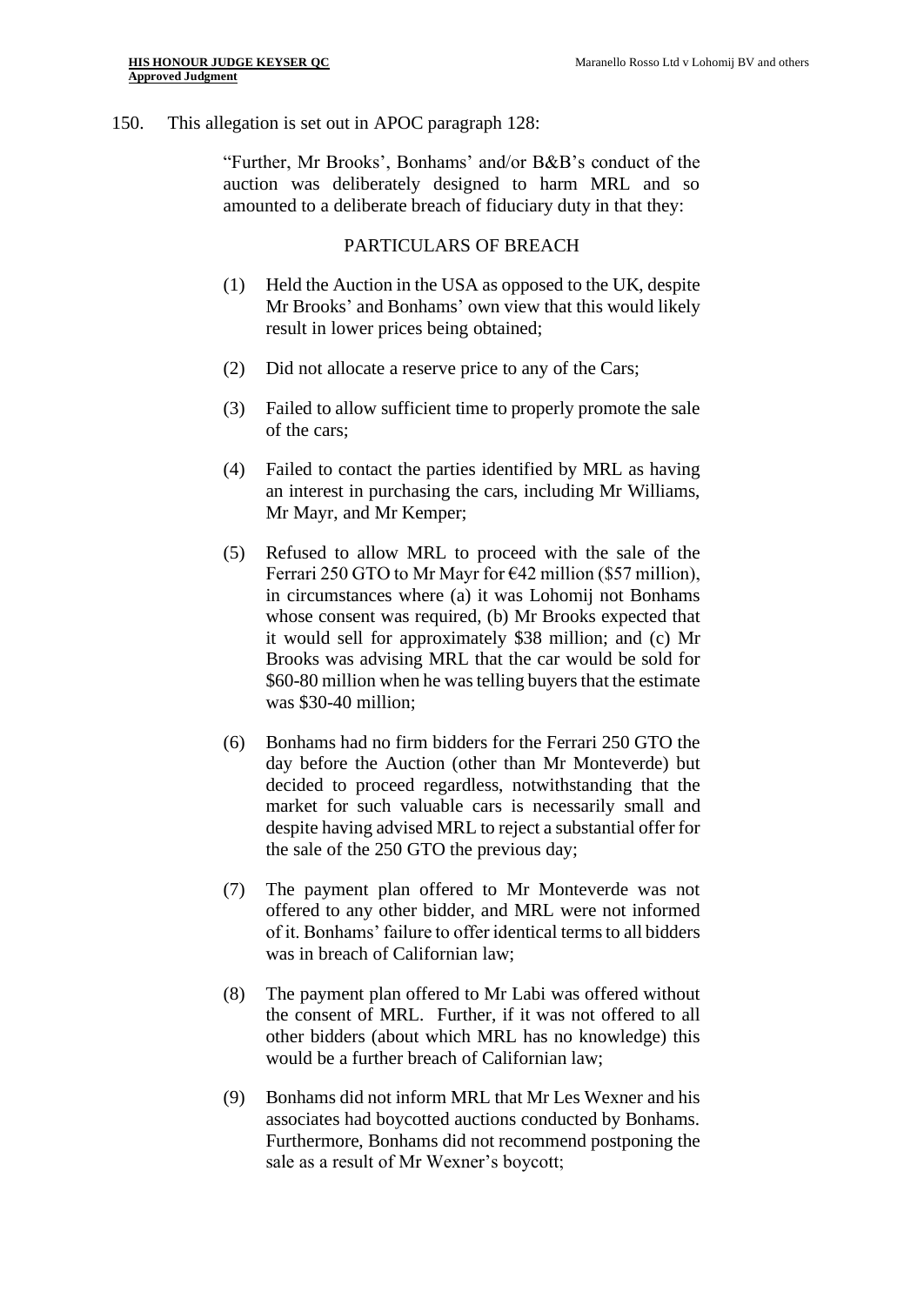150. This allegation is set out in APOC paragraph 128:

> "Further, Mr Brooks', Bonhams' and/or B&B's conduct of the auction was deliberately designed to harm MRL and so amounted to a deliberate breach of fiduciary duty in that they:
>
> PARTICULARS OF BREACH
>
> (1) Held the Auction in the USA as opposed to the UK, despite Mr Brooks' and Bonhams' own view that this would likely result in lower prices being obtained;
>
> (2) Did not allocate a reserve price to any of the Cars;
>
> (3) Failed to allow sufficient time to properly promote the sale of the cars;
>
> (4) Failed to contact the parties identified by MRL as having an interest in purchasing the cars, including Mr Williams, Mr Mayr, and Mr Kemper;
>
> (5) Refused to allow MRL to proceed with the sale of the Ferrari 250 GTO to Mr Mayr for €42 million ($57 million), in circumstances where (a) it was Lohomij not Bonhams whose consent was required, (b) Mr Brooks expected that it would sell for approximately $38 million; and (c) Mr Brooks was advising MRL that the car would be sold for $60-80 million when he was telling buyers that the estimate was $30-40 million;
>
> (6) Bonhams had no firm bidders for the Ferrari 250 GTO the day before the Auction (other than Mr Monteverde) but decided to proceed regardless, notwithstanding that the market for such valuable cars is necessarily small and despite having advised MRL to reject a substantial offer for the sale of the 250 GTO the previous day;
>
> (7) The payment plan offered to Mr Monteverde was not offered to any other bidder, and MRL were not informed of it. Bonhams' failure to offer identical terms to all bidders was in breach of Californian law;
>
> (8) The payment plan offered to Mr Labi was offered without the consent of MRL. Further, if it was not offered to all other bidders (about which MRL has no knowledge) this would be a further breach of Californian law;
>
> (9) Bonhams did not inform MRL that Mr Les Wexner and his associates had boycotted auctions conducted by Bonhams. Furthermore, Bonhams did not recommend postponing the sale as a result of Mr Wexner's boycott;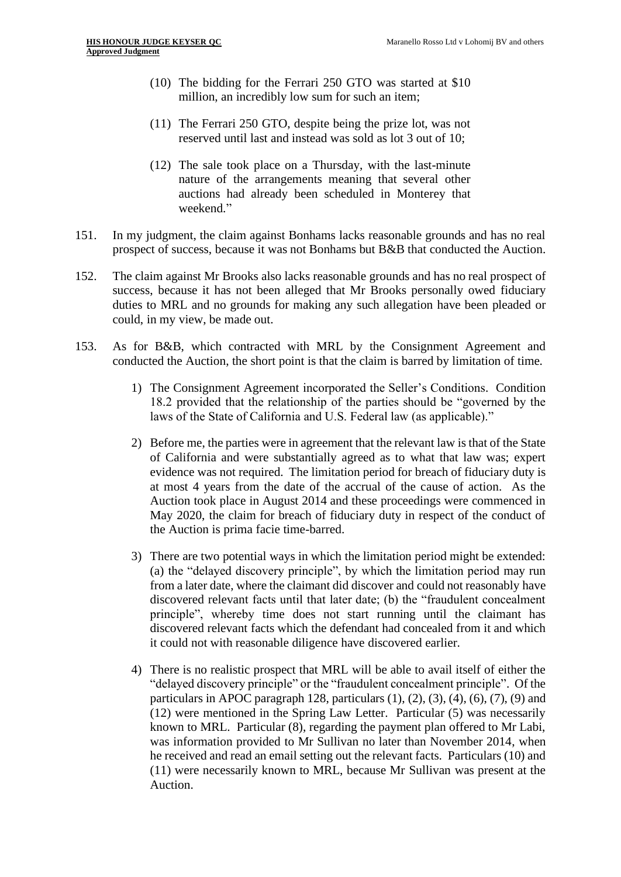(10) The bidding for the Ferrari 250 GTO was started at $10 million, an incredibly low sum for such an item;

(11) The Ferrari 250 GTO, despite being the prize lot, was not reserved until last and instead was sold as lot 3 out of 10;

(12) The sale took place on a Thursday, with the last-minute nature of the arrangements meaning that several other auctions had already been scheduled in Monterey that weekend."

151. In my judgment, the claim against Bonhams lacks reasonable grounds and has no real prospect of success, because it was not Bonhams but B&B that conducted the Auction.

152. The claim against Mr Brooks also lacks reasonable grounds and has no real prospect of success, because it has not been alleged that Mr Brooks personally owed fiduciary duties to MRL and no grounds for making any such allegation have been pleaded or could, in my view, be made out.

153. As for B&B, which contracted with MRL by the Consignment Agreement and conducted the Auction, the short point is that the claim is barred by limitation of time.

1) The Consignment Agreement incorporated the Seller's Conditions. Condition 18.2 provided that the relationship of the parties should be "governed by the laws of the State of California and U.S. Federal law (as applicable)."

2) Before me, the parties were in agreement that the relevant law is that of the State of California and were substantially agreed as to what that law was; expert evidence was not required. The limitation period for breach of fiduciary duty is at most 4 years from the date of the accrual of the cause of action. As the Auction took place in August 2014 and these proceedings were commenced in May 2020, the claim for breach of fiduciary duty in respect of the conduct of the Auction is prima facie time-barred.

3) There are two potential ways in which the limitation period might be extended: (a) the "delayed discovery principle", by which the limitation period may run from a later date, where the claimant did discover and could not reasonably have discovered relevant facts until that later date; (b) the "fraudulent concealment principle", whereby time does not start running until the claimant has discovered relevant facts which the defendant had concealed from it and which it could not with reasonable diligence have discovered earlier.

4) There is no realistic prospect that MRL will be able to avail itself of either the "delayed discovery principle" or the "fraudulent concealment principle". Of the particulars in APOC paragraph 128, particulars (1), (2), (3), (4), (6), (7), (9) and (12) were mentioned in the Spring Law Letter. Particular (5) was necessarily known to MRL. Particular (8), regarding the payment plan offered to Mr Labi, was information provided to Mr Sullivan no later than November 2014, when he received and read an email setting out the relevant facts. Particulars (10) and (11) were necessarily known to MRL, because Mr Sullivan was present at the Auction.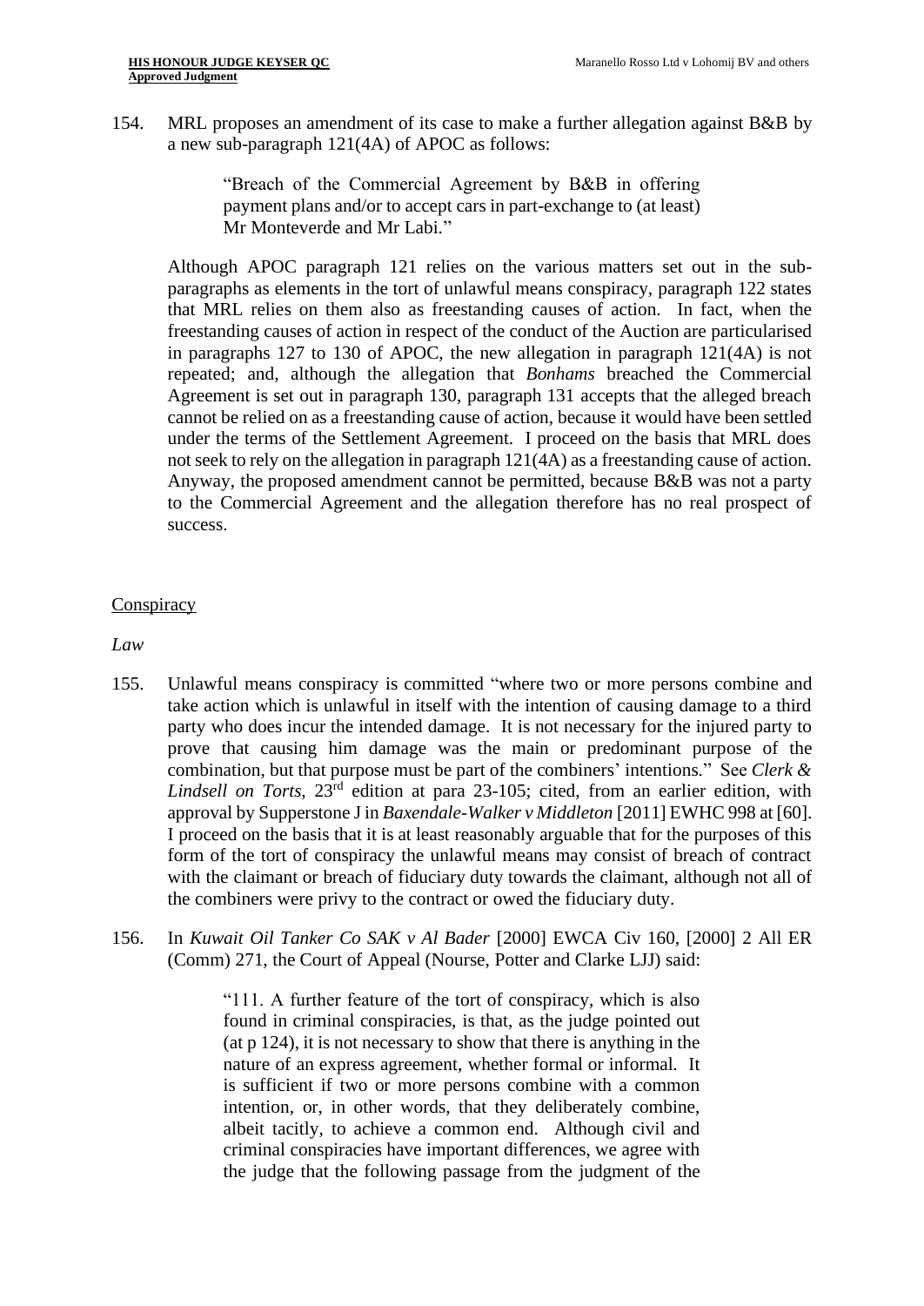154. MRL proposes an amendment of its case to make a further allegation against B&B by a new sub-paragraph 121(4A) of APOC as follows:

> "Breach of the Commercial Agreement by B&B in offering payment plans and/or to accept cars in part-exchange to (at least) Mr Monteverde and Mr Labi."

Although APOC paragraph 121 relies on the various matters set out in the sub-paragraphs as elements in the tort of unlawful means conspiracy, paragraph 122 states that MRL relies on them also as freestanding causes of action. In fact, when the freestanding causes of action in respect of the conduct of the Auction are particularised in paragraphs 127 to 130 of APOC, the new allegation in paragraph 121(4A) is not repeated; and, although the allegation that *Bonhams* breached the Commercial Agreement is set out in paragraph 130, paragraph 131 accepts that the alleged breach cannot be relied on as a freestanding cause of action, because it would have been settled under the terms of the Settlement Agreement. I proceed on the basis that MRL does not seek to rely on the allegation in paragraph 121(4A) as a freestanding cause of action. Anyway, the proposed amendment cannot be permitted, because B&B was not a party to the Commercial Agreement and the allegation therefore has no real prospect of success.

<u>Conspiracy</u>

*Law*

155. Unlawful means conspiracy is committed "where two or more persons combine and take action which is unlawful in itself with the intention of causing damage to a third party who does incur the intended damage. It is not necessary for the injured party to prove that causing him damage was the main or predominant purpose of the combination, but that purpose must be part of the combiners' intentions." See *Clerk & Lindsell on Torts*, 23rd edition at para 23-105; cited, from an earlier edition, with approval by Supperstone J in *Baxendale-Walker v Middleton* [2011] EWHC 998 at [60]. I proceed on the basis that it is at least reasonably arguable that for the purposes of this form of the tort of conspiracy the unlawful means may consist of breach of contract with the claimant or breach of fiduciary duty towards the claimant, although not all of the combiners were privy to the contract or owed the fiduciary duty.

156. In *Kuwait Oil Tanker Co SAK v Al Bader* [2000] EWCA Civ 160, [2000] 2 All ER (Comm) 271, the Court of Appeal (Nourse, Potter and Clarke LJJ) said:

> "111. A further feature of the tort of conspiracy, which is also found in criminal conspiracies, is that, as the judge pointed out (at p 124), it is not necessary to show that there is anything in the nature of an express agreement, whether formal or informal. It is sufficient if two or more persons combine with a common intention, or, in other words, that they deliberately combine, albeit tacitly, to achieve a common end. Although civil and criminal conspiracies have important differences, we agree with the judge that the following passage from the judgment of the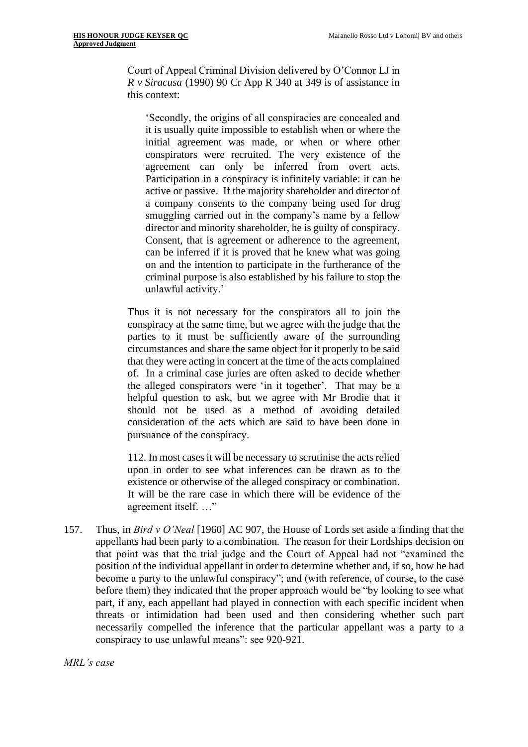Court of Appeal Criminal Division delivered by O'Connor LJ in *R v Siracusa* (1990) 90 Cr App R 340 at 349 is of assistance in this context:

> 'Secondly, the origins of all conspiracies are concealed and it is usually quite impossible to establish when or where the initial agreement was made, or when or where other conspirators were recruited. The very existence of the agreement can only be inferred from overt acts. Participation in a conspiracy is infinitely variable: it can be active or passive. If the majority shareholder and director of a company consents to the company being used for drug smuggling carried out in the company's name by a fellow director and minority shareholder, he is guilty of conspiracy. Consent, that is agreement or adherence to the agreement, can be inferred if it is proved that he knew what was going on and the intention to participate in the furtherance of the criminal purpose is also established by his failure to stop the unlawful activity.'

Thus it is not necessary for the conspirators all to join the conspiracy at the same time, but we agree with the judge that the parties to it must be sufficiently aware of the surrounding circumstances and share the same object for it properly to be said that they were acting in concert at the time of the acts complained of. In a criminal case juries are often asked to decide whether the alleged conspirators were 'in it together'. That may be a helpful question to ask, but we agree with Mr Brodie that it should not be used as a method of avoiding detailed consideration of the acts which are said to have been done in pursuance of the conspiracy.

112. In most cases it will be necessary to scrutinise the acts relied upon in order to see what inferences can be drawn as to the existence or otherwise of the alleged conspiracy or combination. It will be the rare case in which there will be evidence of the agreement itself. …"

157. Thus, in *Bird v O'Neal* [1960] AC 907, the House of Lords set aside a finding that the appellants had been party to a combination. The reason for their Lordships decision on that point was that the trial judge and the Court of Appeal had not "examined the position of the individual appellant in order to determine whether and, if so, how he had become a party to the unlawful conspiracy"; and (with reference, of course, to the case before them) they indicated that the proper approach would be "by looking to see what part, if any, each appellant had played in connection with each specific incident when threats or intimidation had been used and then considering whether such part necessarily compelled the inference that the particular appellant was a party to a conspiracy to use unlawful means": see 920-921.

*MRL's case*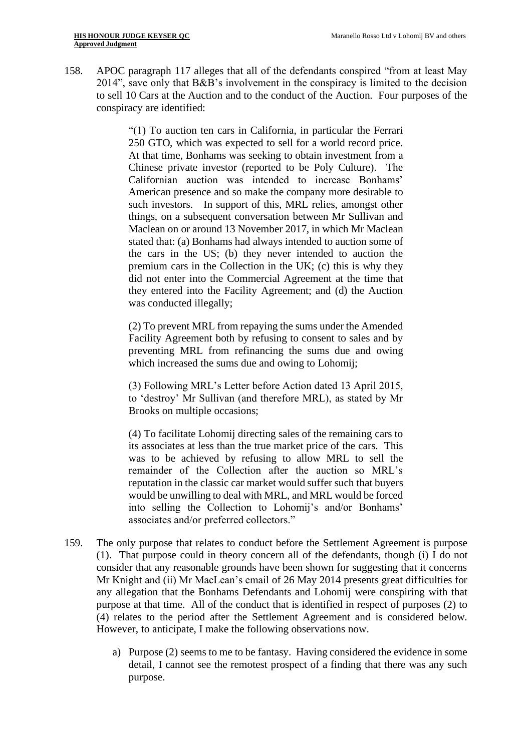158. APOC paragraph 117 alleges that all of the defendants conspired "from at least May 2014", save only that B&B's involvement in the conspiracy is limited to the decision to sell 10 Cars at the Auction and to the conduct of the Auction. Four purposes of the conspiracy are identified:

> "(1) To auction ten cars in California, in particular the Ferrari 250 GTO, which was expected to sell for a world record price. At that time, Bonhams was seeking to obtain investment from a Chinese private investor (reported to be Poly Culture). The Californian auction was intended to increase Bonhams' American presence and so make the company more desirable to such investors. In support of this, MRL relies, amongst other things, on a subsequent conversation between Mr Sullivan and Maclean on or around 13 November 2017, in which Mr Maclean stated that: (a) Bonhams had always intended to auction some of the cars in the US; (b) they never intended to auction the premium cars in the Collection in the UK; (c) this is why they did not enter into the Commercial Agreement at the time that they entered into the Facility Agreement; and (d) the Auction was conducted illegally;
>
> (2) To prevent MRL from repaying the sums under the Amended Facility Agreement both by refusing to consent to sales and by preventing MRL from refinancing the sums due and owing which increased the sums due and owing to Lohomij;
>
> (3) Following MRL's Letter before Action dated 13 April 2015, to 'destroy' Mr Sullivan (and therefore MRL), as stated by Mr Brooks on multiple occasions;
>
> (4) To facilitate Lohomij directing sales of the remaining cars to its associates at less than the true market price of the cars. This was to be achieved by refusing to allow MRL to sell the remainder of the Collection after the auction so MRL's reputation in the classic car market would suffer such that buyers would be unwilling to deal with MRL, and MRL would be forced into selling the Collection to Lohomij's and/or Bonhams' associates and/or preferred collectors."

159. The only purpose that relates to conduct before the Settlement Agreement is purpose (1). That purpose could in theory concern all of the defendants, though (i) I do not consider that any reasonable grounds have been shown for suggesting that it concerns Mr Knight and (ii) Mr MacLean's email of 26 May 2014 presents great difficulties for any allegation that the Bonhams Defendants and Lohomij were conspiring with that purpose at that time. All of the conduct that is identified in respect of purposes (2) to (4) relates to the period after the Settlement Agreement and is considered below. However, to anticipate, I make the following observations now.

    a) Purpose (2) seems to me to be fantasy. Having considered the evidence in some detail, I cannot see the remotest prospect of a finding that there was any such purpose.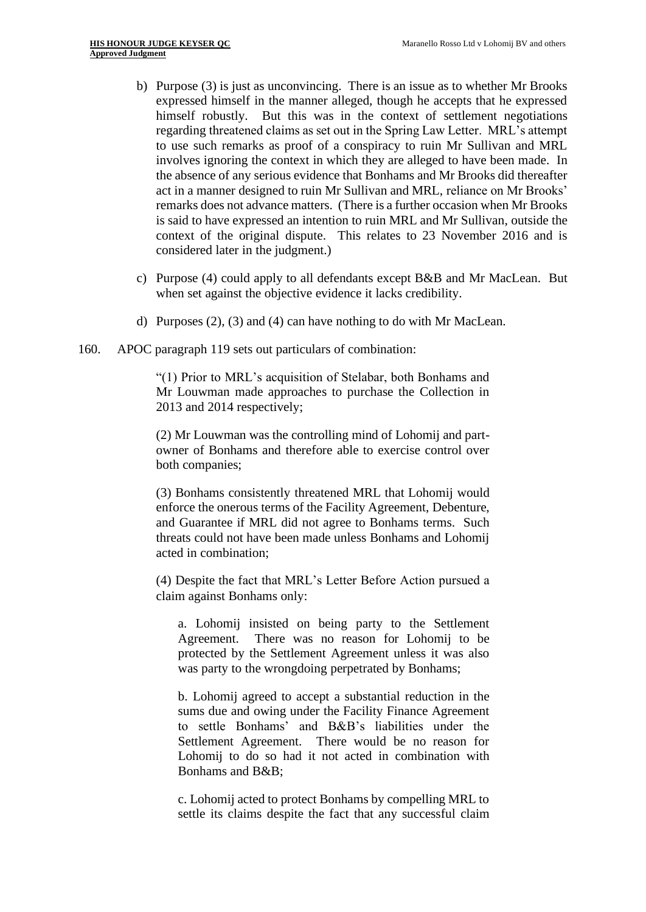b) Purpose (3) is just as unconvincing. There is an issue as to whether Mr Brooks expressed himself in the manner alleged, though he accepts that he expressed himself robustly. But this was in the context of settlement negotiations regarding threatened claims as set out in the Spring Law Letter. MRL's attempt to use such remarks as proof of a conspiracy to ruin Mr Sullivan and MRL involves ignoring the context in which they are alleged to have been made. In the absence of any serious evidence that Bonhams and Mr Brooks did thereafter act in a manner designed to ruin Mr Sullivan and MRL, reliance on Mr Brooks' remarks does not advance matters. (There is a further occasion when Mr Brooks is said to have expressed an intention to ruin MRL and Mr Sullivan, outside the context of the original dispute. This relates to 23 November 2016 and is considered later in the judgment.)

c) Purpose (4) could apply to all defendants except B&B and Mr MacLean. But when set against the objective evidence it lacks credibility.

d) Purposes (2), (3) and (4) can have nothing to do with Mr MacLean.

160. APOC paragraph 119 sets out particulars of combination:

> "(1) Prior to MRL's acquisition of Stelabar, both Bonhams and Mr Louwman made approaches to purchase the Collection in 2013 and 2014 respectively;
>
> (2) Mr Louwman was the controlling mind of Lohomij and part-owner of Bonhams and therefore able to exercise control over both companies;
>
> (3) Bonhams consistently threatened MRL that Lohomij would enforce the onerous terms of the Facility Agreement, Debenture, and Guarantee if MRL did not agree to Bonhams terms. Such threats could not have been made unless Bonhams and Lohomij acted in combination;
>
> (4) Despite the fact that MRL's Letter Before Action pursued a claim against Bonhams only:
>
> a. Lohomij insisted on being party to the Settlement Agreement. There was no reason for Lohomij to be protected by the Settlement Agreement unless it was also was party to the wrongdoing perpetrated by Bonhams;
>
> b. Lohomij agreed to accept a substantial reduction in the sums due and owing under the Facility Finance Agreement to settle Bonhams' and B&B's liabilities under the Settlement Agreement. There would be no reason for Lohomij to do so had it not acted in combination with Bonhams and B&B;
>
> c. Lohomij acted to protect Bonhams by compelling MRL to settle its claims despite the fact that any successful claim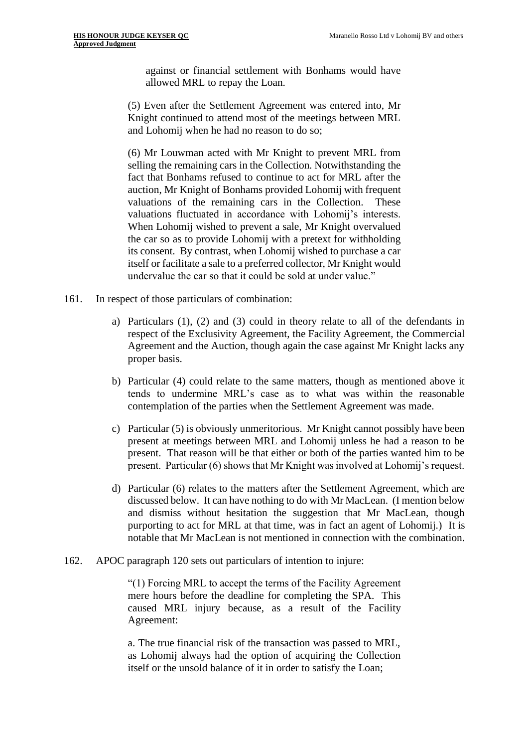> against or financial settlement with Bonhams would have allowed MRL to repay the Loan.
>
> (5) Even after the Settlement Agreement was entered into, Mr Knight continued to attend most of the meetings between MRL and Lohomij when he had no reason to do so;
>
> (6) Mr Louwman acted with Mr Knight to prevent MRL from selling the remaining cars in the Collection. Notwithstanding the fact that Bonhams refused to continue to act for MRL after the auction, Mr Knight of Bonhams provided Lohomij with frequent valuations of the remaining cars in the Collection. These valuations fluctuated in accordance with Lohomij's interests. When Lohomij wished to prevent a sale, Mr Knight overvalued the car so as to provide Lohomij with a pretext for withholding its consent. By contrast, when Lohomij wished to purchase a car itself or facilitate a sale to a preferred collector, Mr Knight would undervalue the car so that it could be sold at under value."

161. In respect of those particulars of combination:

a) Particulars (1), (2) and (3) could in theory relate to all of the defendants in respect of the Exclusivity Agreement, the Facility Agreement, the Commercial Agreement and the Auction, though again the case against Mr Knight lacks any proper basis.

b) Particular (4) could relate to the same matters, though as mentioned above it tends to undermine MRL's case as to what was within the reasonable contemplation of the parties when the Settlement Agreement was made.

c) Particular (5) is obviously unmeritorious. Mr Knight cannot possibly have been present at meetings between MRL and Lohomij unless he had a reason to be present. That reason will be that either or both of the parties wanted him to be present. Particular (6) shows that Mr Knight was involved at Lohomij's request.

d) Particular (6) relates to the matters after the Settlement Agreement, which are discussed below. It can have nothing to do with Mr MacLean. (I mention below and dismiss without hesitation the suggestion that Mr MacLean, though purporting to act for MRL at that time, was in fact an agent of Lohomij.) It is notable that Mr MacLean is not mentioned in connection with the combination.

162. APOC paragraph 120 sets out particulars of intention to injure:

> "(1) Forcing MRL to accept the terms of the Facility Agreement mere hours before the deadline for completing the SPA. This caused MRL injury because, as a result of the Facility Agreement:
>
> a. The true financial risk of the transaction was passed to MRL, as Lohomij always had the option of acquiring the Collection itself or the unsold balance of it in order to satisfy the Loan;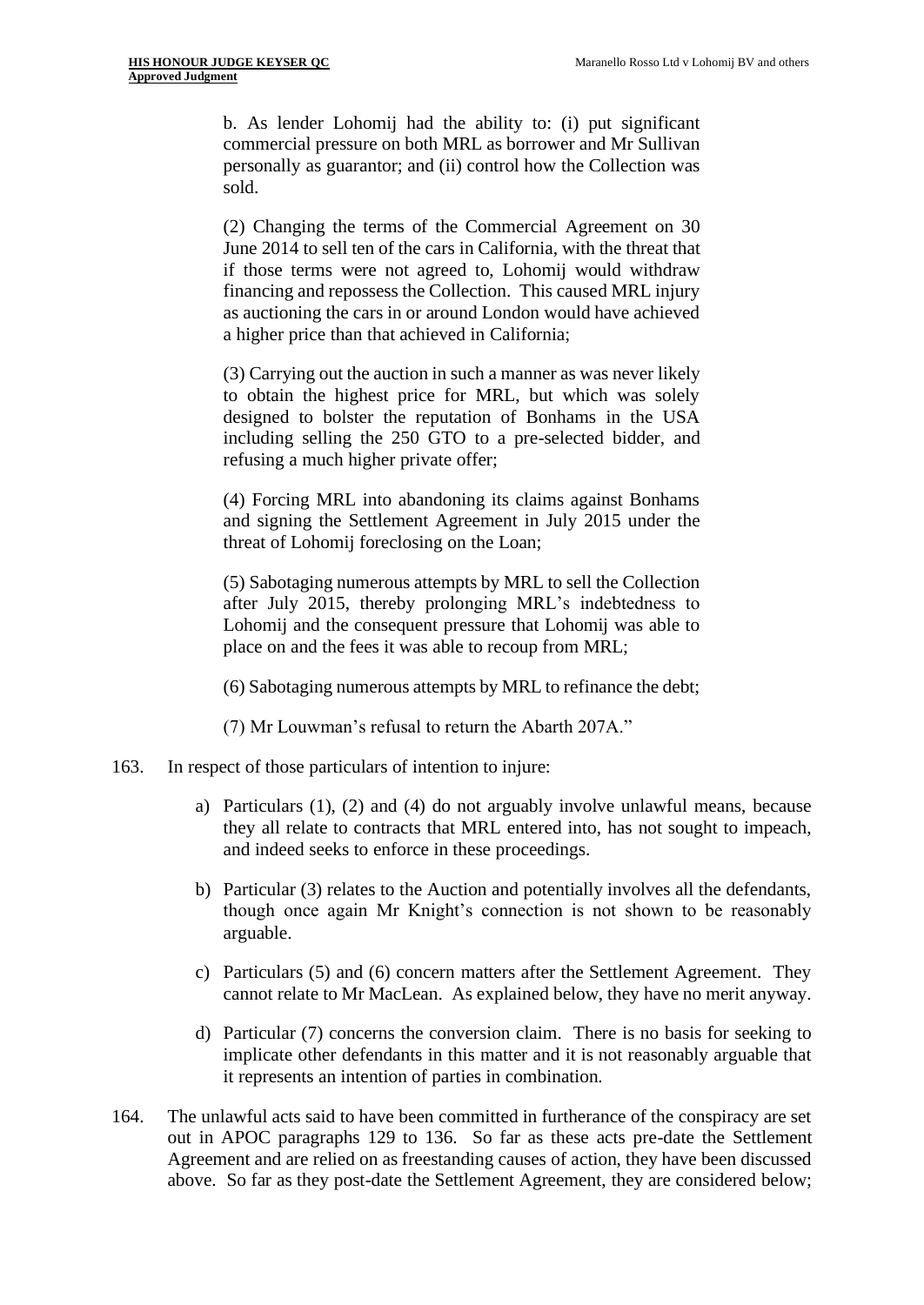b. As lender Lohomij had the ability to: (i) put significant commercial pressure on both MRL as borrower and Mr Sullivan personally as guarantor; and (ii) control how the Collection was sold.

(2) Changing the terms of the Commercial Agreement on 30 June 2014 to sell ten of the cars in California, with the threat that if those terms were not agreed to, Lohomij would withdraw financing and repossess the Collection. This caused MRL injury as auctioning the cars in or around London would have achieved a higher price than that achieved in California;

(3) Carrying out the auction in such a manner as was never likely to obtain the highest price for MRL, but which was solely designed to bolster the reputation of Bonhams in the USA including selling the 250 GTO to a pre-selected bidder, and refusing a much higher private offer;

(4) Forcing MRL into abandoning its claims against Bonhams and signing the Settlement Agreement in July 2015 under the threat of Lohomij foreclosing on the Loan;

(5) Sabotaging numerous attempts by MRL to sell the Collection after July 2015, thereby prolonging MRL's indebtedness to Lohomij and the consequent pressure that Lohomij was able to place on and the fees it was able to recoup from MRL;

(6) Sabotaging numerous attempts by MRL to refinance the debt;

(7) Mr Louwman's refusal to return the Abarth 207A."

163. In respect of those particulars of intention to injure:

a) Particulars (1), (2) and (4) do not arguably involve unlawful means, because they all relate to contracts that MRL entered into, has not sought to impeach, and indeed seeks to enforce in these proceedings.

b) Particular (3) relates to the Auction and potentially involves all the defendants, though once again Mr Knight's connection is not shown to be reasonably arguable.

c) Particulars (5) and (6) concern matters after the Settlement Agreement. They cannot relate to Mr MacLean. As explained below, they have no merit anyway.

d) Particular (7) concerns the conversion claim. There is no basis for seeking to implicate other defendants in this matter and it is not reasonably arguable that it represents an intention of parties in combination.

164. The unlawful acts said to have been committed in furtherance of the conspiracy are set out in APOC paragraphs 129 to 136. So far as these acts pre-date the Settlement Agreement and are relied on as freestanding causes of action, they have been discussed above. So far as they post-date the Settlement Agreement, they are considered below;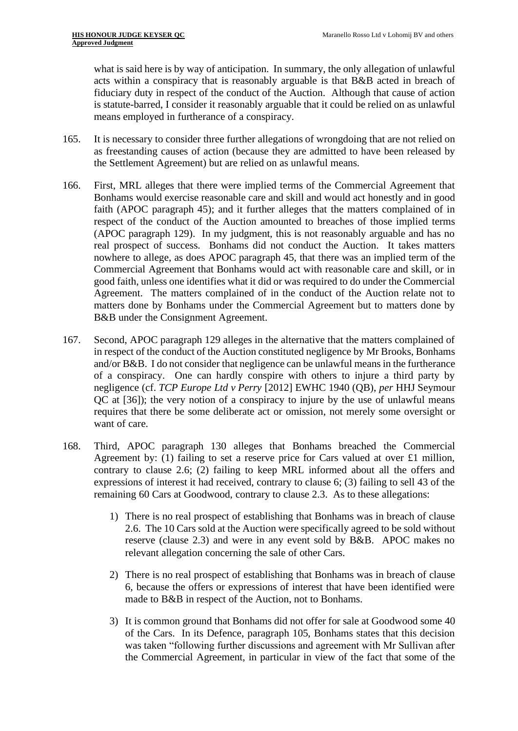what is said here is by way of anticipation. In summary, the only allegation of unlawful acts within a conspiracy that is reasonably arguable is that B&B acted in breach of fiduciary duty in respect of the conduct of the Auction. Although that cause of action is statute-barred, I consider it reasonably arguable that it could be relied on as unlawful means employed in furtherance of a conspiracy.

165. It is necessary to consider three further allegations of wrongdoing that are not relied on as freestanding causes of action (because they are admitted to have been released by the Settlement Agreement) but are relied on as unlawful means.

166. First, MRL alleges that there were implied terms of the Commercial Agreement that Bonhams would exercise reasonable care and skill and would act honestly and in good faith (APOC paragraph 45); and it further alleges that the matters complained of in respect of the conduct of the Auction amounted to breaches of those implied terms (APOC paragraph 129). In my judgment, this is not reasonably arguable and has no real prospect of success. Bonhams did not conduct the Auction. It takes matters nowhere to allege, as does APOC paragraph 45, that there was an implied term of the Commercial Agreement that Bonhams would act with reasonable care and skill, or in good faith, unless one identifies what it did or was required to do under the Commercial Agreement. The matters complained of in the conduct of the Auction relate not to matters done by Bonhams under the Commercial Agreement but to matters done by B&B under the Consignment Agreement.

167. Second, APOC paragraph 129 alleges in the alternative that the matters complained of in respect of the conduct of the Auction constituted negligence by Mr Brooks, Bonhams and/or B&B. I do not consider that negligence can be unlawful means in the furtherance of a conspiracy. One can hardly conspire with others to injure a third party by negligence (cf. *TCP Europe Ltd v Perry* [2012] EWHC 1940 (QB), *per* HHJ Seymour QC at [36]); the very notion of a conspiracy to injure by the use of unlawful means requires that there be some deliberate act or omission, not merely some oversight or want of care.

168. Third, APOC paragraph 130 alleges that Bonhams breached the Commercial Agreement by: (1) failing to set a reserve price for Cars valued at over £1 million, contrary to clause 2.6; (2) failing to keep MRL informed about all the offers and expressions of interest it had received, contrary to clause 6; (3) failing to sell 43 of the remaining 60 Cars at Goodwood, contrary to clause 2.3. As to these allegations:

    1) There is no real prospect of establishing that Bonhams was in breach of clause 2.6. The 10 Cars sold at the Auction were specifically agreed to be sold without reserve (clause 2.3) and were in any event sold by B&B. APOC makes no relevant allegation concerning the sale of other Cars.

    2) There is no real prospect of establishing that Bonhams was in breach of clause 6, because the offers or expressions of interest that have been identified were made to B&B in respect of the Auction, not to Bonhams.

    3) It is common ground that Bonhams did not offer for sale at Goodwood some 40 of the Cars. In its Defence, paragraph 105, Bonhams states that this decision was taken "following further discussions and agreement with Mr Sullivan after the Commercial Agreement, in particular in view of the fact that some of the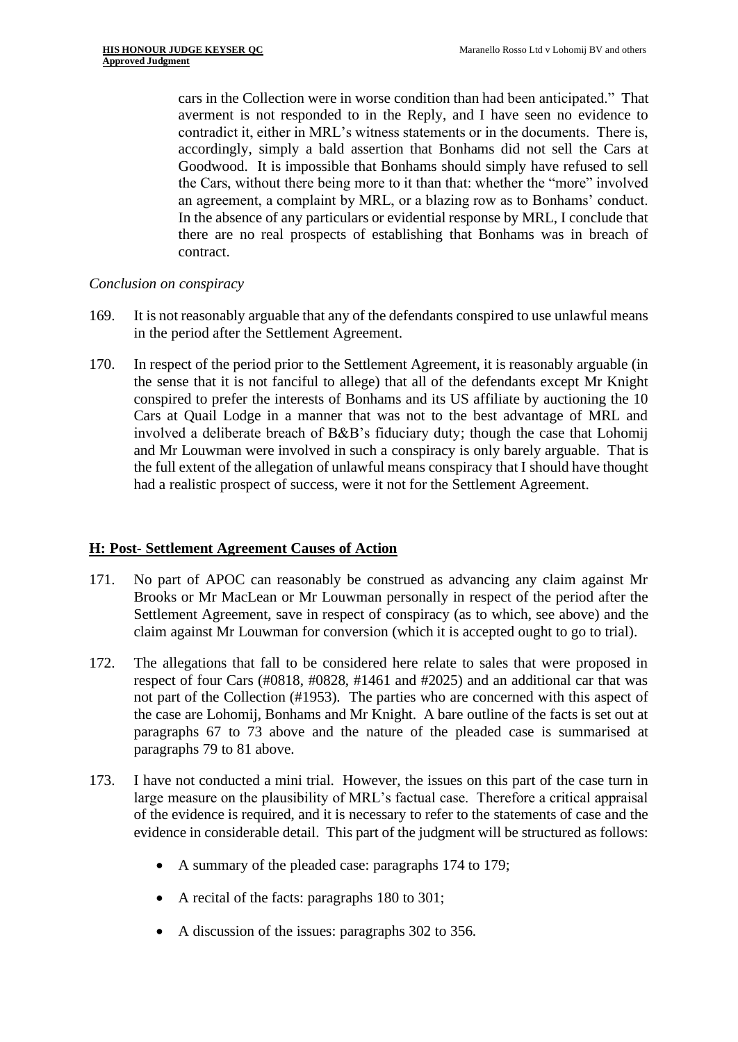cars in the Collection were in worse condition than had been anticipated." That averment is not responded to in the Reply, and I have seen no evidence to contradict it, either in MRL's witness statements or in the documents. There is, accordingly, simply a bald assertion that Bonhams did not sell the Cars at Goodwood. It is impossible that Bonhams should simply have refused to sell the Cars, without there being more to it than that: whether the "more" involved an agreement, a complaint by MRL, or a blazing row as to Bonhams' conduct. In the absence of any particulars or evidential response by MRL, I conclude that there are no real prospects of establishing that Bonhams was in breach of contract.

*Conclusion on conspiracy*

169. It is not reasonably arguable that any of the defendants conspired to use unlawful means in the period after the Settlement Agreement.

170. In respect of the period prior to the Settlement Agreement, it is reasonably arguable (in the sense that it is not fanciful to allege) that all of the defendants except Mr Knight conspired to prefer the interests of Bonhams and its US affiliate by auctioning the 10 Cars at Quail Lodge in a manner that was not to the best advantage of MRL and involved a deliberate breach of B&B's fiduciary duty; though the case that Lohomij and Mr Louwman were involved in such a conspiracy is only barely arguable. That is the full extent of the allegation of unlawful means conspiracy that I should have thought had a realistic prospect of success, were it not for the Settlement Agreement.

## H: Post- Settlement Agreement Causes of Action

171. No part of APOC can reasonably be construed as advancing any claim against Mr Brooks or Mr MacLean or Mr Louwman personally in respect of the period after the Settlement Agreement, save in respect of conspiracy (as to which, see above) and the claim against Mr Louwman for conversion (which it is accepted ought to go to trial).

172. The allegations that fall to be considered here relate to sales that were proposed in respect of four Cars (#0818, #0828, #1461 and #2025) and an additional car that was not part of the Collection (#1953). The parties who are concerned with this aspect of the case are Lohomij, Bonhams and Mr Knight. A bare outline of the facts is set out at paragraphs 67 to 73 above and the nature of the pleaded case is summarised at paragraphs 79 to 81 above.

173. I have not conducted a mini trial. However, the issues on this part of the case turn in large measure on the plausibility of MRL's factual case. Therefore a critical appraisal of the evidence is required, and it is necessary to refer to the statements of case and the evidence in considerable detail. This part of the judgment will be structured as follows:

- A summary of the pleaded case: paragraphs 174 to 179;
- A recital of the facts: paragraphs 180 to 301;
- A discussion of the issues: paragraphs 302 to 356.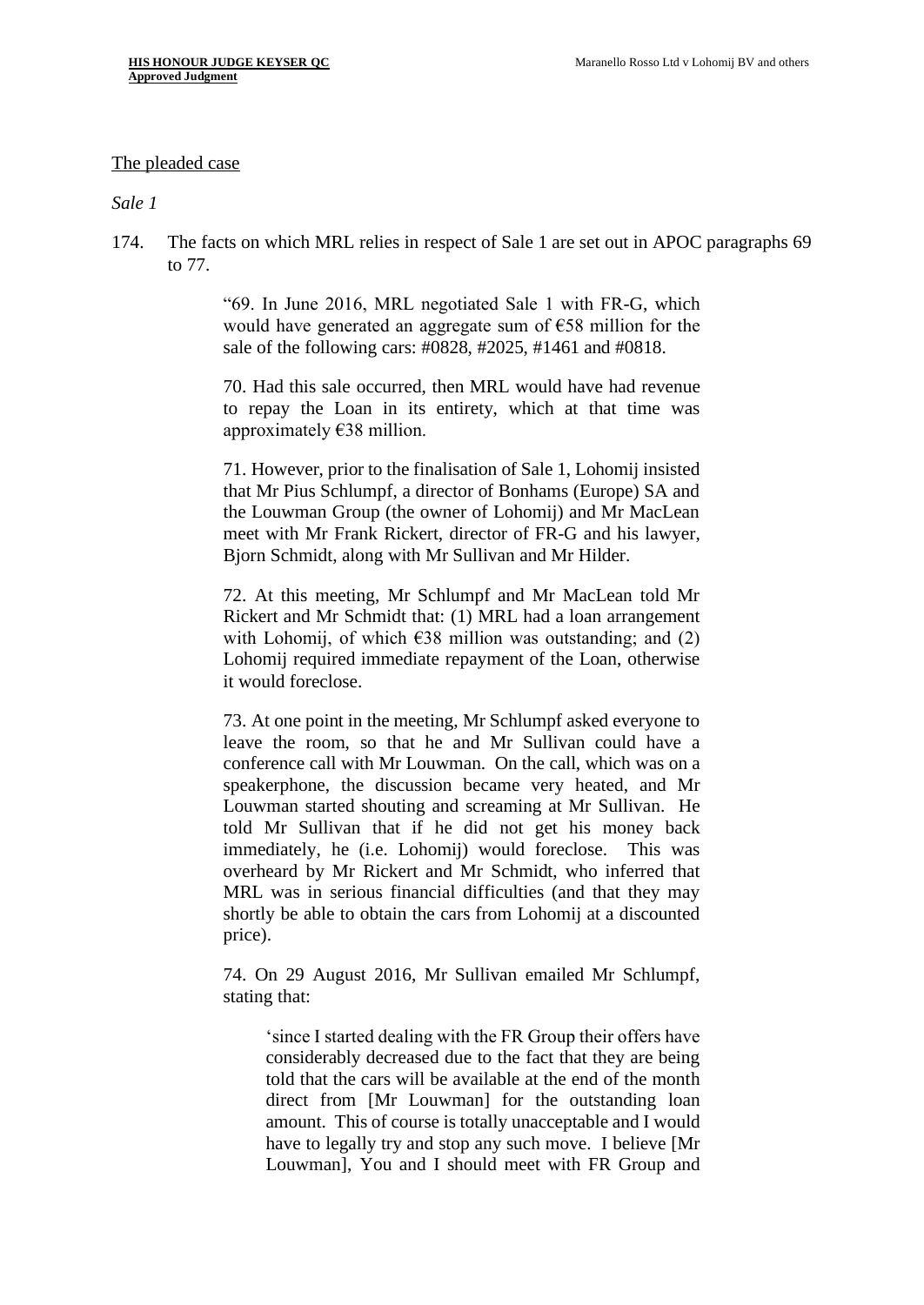The pleaded case

*Sale 1*

174. The facts on which MRL relies in respect of Sale 1 are set out in APOC paragraphs 69 to 77.

> "69. In June 2016, MRL negotiated Sale 1 with FR-G, which would have generated an aggregate sum of €58 million for the sale of the following cars: #0828, #2025, #1461 and #0818.
>
> 70. Had this sale occurred, then MRL would have had revenue to repay the Loan in its entirety, which at that time was approximately €38 million.
>
> 71. However, prior to the finalisation of Sale 1, Lohomij insisted that Mr Pius Schlumpf, a director of Bonhams (Europe) SA and the Louwman Group (the owner of Lohomij) and Mr MacLean meet with Mr Frank Rickert, director of FR-G and his lawyer, Bjorn Schmidt, along with Mr Sullivan and Mr Hilder.
>
> 72. At this meeting, Mr Schlumpf and Mr MacLean told Mr Rickert and Mr Schmidt that: (1) MRL had a loan arrangement with Lohomij, of which €38 million was outstanding; and (2) Lohomij required immediate repayment of the Loan, otherwise it would foreclose.
>
> 73. At one point in the meeting, Mr Schlumpf asked everyone to leave the room, so that he and Mr Sullivan could have a conference call with Mr Louwman. On the call, which was on a speakerphone, the discussion became very heated, and Mr Louwman started shouting and screaming at Mr Sullivan. He told Mr Sullivan that if he did not get his money back immediately, he (i.e. Lohomij) would foreclose. This was overheard by Mr Rickert and Mr Schmidt, who inferred that MRL was in serious financial difficulties (and that they may shortly be able to obtain the cars from Lohomij at a discounted price).
>
> 74. On 29 August 2016, Mr Sullivan emailed Mr Schlumpf, stating that:
>
>> 'since I started dealing with the FR Group their offers have considerably decreased due to the fact that they are being told that the cars will be available at the end of the month direct from [Mr Louwman] for the outstanding loan amount. This of course is totally unacceptable and I would have to legally try and stop any such move. I believe [Mr Louwman], You and I should meet with FR Group and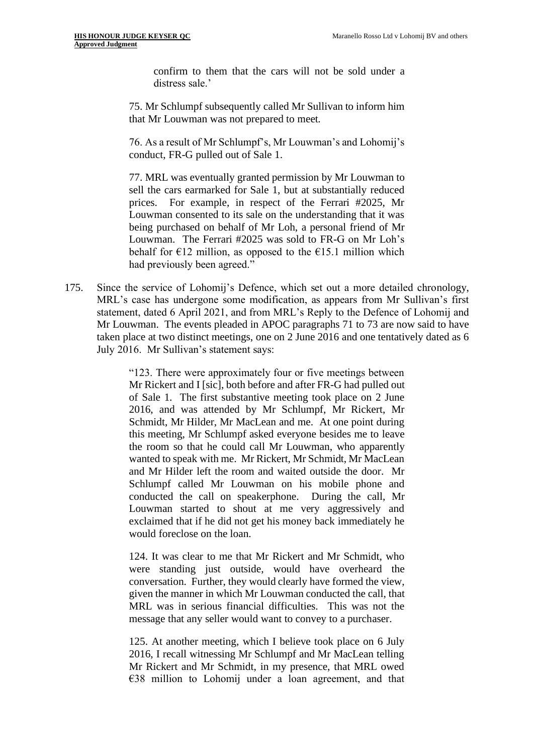confirm to them that the cars will not be sold under a distress sale.'

75. Mr Schlumpf subsequently called Mr Sullivan to inform him that Mr Louwman was not prepared to meet.

76. As a result of Mr Schlumpf's, Mr Louwman's and Lohomij's conduct, FR-G pulled out of Sale 1.

77. MRL was eventually granted permission by Mr Louwman to sell the cars earmarked for Sale 1, but at substantially reduced prices. For example, in respect of the Ferrari #2025, Mr Louwman consented to its sale on the understanding that it was being purchased on behalf of Mr Loh, a personal friend of Mr Louwman. The Ferrari #2025 was sold to FR-G on Mr Loh's behalf for €12 million, as opposed to the €15.1 million which had previously been agreed."

175. Since the service of Lohomij's Defence, which set out a more detailed chronology, MRL's case has undergone some modification, as appears from Mr Sullivan's first statement, dated 6 April 2021, and from MRL's Reply to the Defence of Lohomij and Mr Louwman. The events pleaded in APOC paragraphs 71 to 73 are now said to have taken place at two distinct meetings, one on 2 June 2016 and one tentatively dated as 6 July 2016. Mr Sullivan's statement says:

> "123. There were approximately four or five meetings between Mr Rickert and I [sic], both before and after FR-G had pulled out of Sale 1. The first substantive meeting took place on 2 June 2016, and was attended by Mr Schlumpf, Mr Rickert, Mr Schmidt, Mr Hilder, Mr MacLean and me. At one point during this meeting, Mr Schlumpf asked everyone besides me to leave the room so that he could call Mr Louwman, who apparently wanted to speak with me. Mr Rickert, Mr Schmidt, Mr MacLean and Mr Hilder left the room and waited outside the door. Mr Schlumpf called Mr Louwman on his mobile phone and conducted the call on speakerphone. During the call, Mr Louwman started to shout at me very aggressively and exclaimed that if he did not get his money back immediately he would foreclose on the loan.
>
> 124. It was clear to me that Mr Rickert and Mr Schmidt, who were standing just outside, would have overheard the conversation. Further, they would clearly have formed the view, given the manner in which Mr Louwman conducted the call, that MRL was in serious financial difficulties. This was not the message that any seller would want to convey to a purchaser.
>
> 125. At another meeting, which I believe took place on 6 July 2016, I recall witnessing Mr Schlumpf and Mr MacLean telling Mr Rickert and Mr Schmidt, in my presence, that MRL owed €38 million to Lohomij under a loan agreement, and that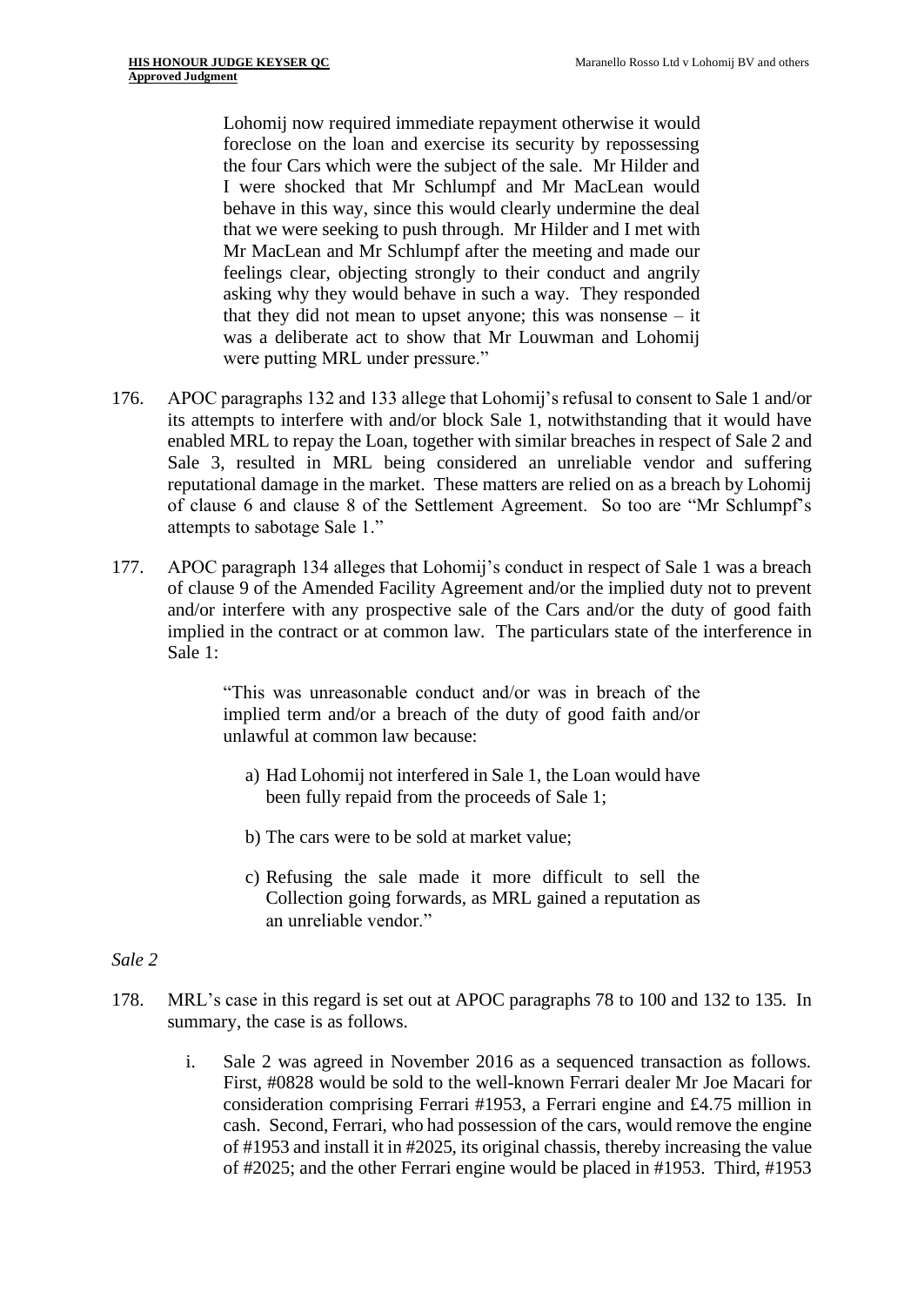> Lohomij now required immediate repayment otherwise it would foreclose on the loan and exercise its security by repossessing the four Cars which were the subject of the sale. Mr Hilder and I were shocked that Mr Schlumpf and Mr MacLean would behave in this way, since this would clearly undermine the deal that we were seeking to push through. Mr Hilder and I met with Mr MacLean and Mr Schlumpf after the meeting and made our feelings clear, objecting strongly to their conduct and angrily asking why they would behave in such a way. They responded that they did not mean to upset anyone; this was nonsense – it was a deliberate act to show that Mr Louwman and Lohomij were putting MRL under pressure."

176. APOC paragraphs 132 and 133 allege that Lohomij's refusal to consent to Sale 1 and/or its attempts to interfere with and/or block Sale 1, notwithstanding that it would have enabled MRL to repay the Loan, together with similar breaches in respect of Sale 2 and Sale 3, resulted in MRL being considered an unreliable vendor and suffering reputational damage in the market. These matters are relied on as a breach by Lohomij of clause 6 and clause 8 of the Settlement Agreement. So too are "Mr Schlumpf's attempts to sabotage Sale 1."

177. APOC paragraph 134 alleges that Lohomij's conduct in respect of Sale 1 was a breach of clause 9 of the Amended Facility Agreement and/or the implied duty not to prevent and/or interfere with any prospective sale of the Cars and/or the duty of good faith implied in the contract or at common law. The particulars state of the interference in Sale 1:

> "This was unreasonable conduct and/or was in breach of the implied term and/or a breach of the duty of good faith and/or unlawful at common law because:
>
> a) Had Lohomij not interfered in Sale 1, the Loan would have been fully repaid from the proceeds of Sale 1;
>
> b) The cars were to be sold at market value;
>
> c) Refusing the sale made it more difficult to sell the Collection going forwards, as MRL gained a reputation as an unreliable vendor."

*Sale 2*

178. MRL's case in this regard is set out at APOC paragraphs 78 to 100 and 132 to 135. In summary, the case is as follows.

    i. Sale 2 was agreed in November 2016 as a sequenced transaction as follows. First, #0828 would be sold to the well-known Ferrari dealer Mr Joe Macari for consideration comprising Ferrari #1953, a Ferrari engine and £4.75 million in cash. Second, Ferrari, who had possession of the cars, would remove the engine of #1953 and install it in #2025, its original chassis, thereby increasing the value of #2025; and the other Ferrari engine would be placed in #1953. Third, #1953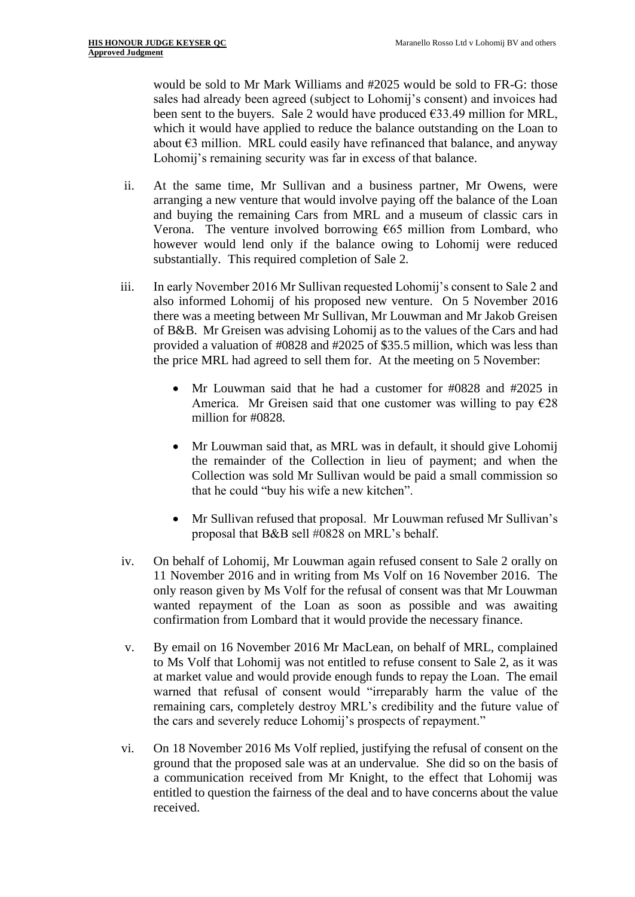would be sold to Mr Mark Williams and #2025 would be sold to FR-G: those sales had already been agreed (subject to Lohomij's consent) and invoices had been sent to the buyers. Sale 2 would have produced €33.49 million for MRL, which it would have applied to reduce the balance outstanding on the Loan to about €3 million. MRL could easily have refinanced that balance, and anyway Lohomij's remaining security was far in excess of that balance.

ii. At the same time, Mr Sullivan and a business partner, Mr Owens, were arranging a new venture that would involve paying off the balance of the Loan and buying the remaining Cars from MRL and a museum of classic cars in Verona. The venture involved borrowing €65 million from Lombard, who however would lend only if the balance owing to Lohomij were reduced substantially. This required completion of Sale 2.

iii. In early November 2016 Mr Sullivan requested Lohomij's consent to Sale 2 and also informed Lohomij of his proposed new venture. On 5 November 2016 there was a meeting between Mr Sullivan, Mr Louwman and Mr Jakob Greisen of B&B. Mr Greisen was advising Lohomij as to the values of the Cars and had provided a valuation of #0828 and #2025 of $35.5 million, which was less than the price MRL had agreed to sell them for. At the meeting on 5 November:

- Mr Louwman said that he had a customer for #0828 and #2025 in America. Mr Greisen said that one customer was willing to pay €28 million for #0828.
- Mr Louwman said that, as MRL was in default, it should give Lohomij the remainder of the Collection in lieu of payment; and when the Collection was sold Mr Sullivan would be paid a small commission so that he could "buy his wife a new kitchen".
- Mr Sullivan refused that proposal. Mr Louwman refused Mr Sullivan's proposal that B&B sell #0828 on MRL's behalf.

iv. On behalf of Lohomij, Mr Louwman again refused consent to Sale 2 orally on 11 November 2016 and in writing from Ms Volf on 16 November 2016. The only reason given by Ms Volf for the refusal of consent was that Mr Louwman wanted repayment of the Loan as soon as possible and was awaiting confirmation from Lombard that it would provide the necessary finance.

v. By email on 16 November 2016 Mr MacLean, on behalf of MRL, complained to Ms Volf that Lohomij was not entitled to refuse consent to Sale 2, as it was at market value and would provide enough funds to repay the Loan. The email warned that refusal of consent would "irreparably harm the value of the remaining cars, completely destroy MRL's credibility and the future value of the cars and severely reduce Lohomij's prospects of repayment."

vi. On 18 November 2016 Ms Volf replied, justifying the refusal of consent on the ground that the proposed sale was at an undervalue. She did so on the basis of a communication received from Mr Knight, to the effect that Lohomij was entitled to question the fairness of the deal and to have concerns about the value received.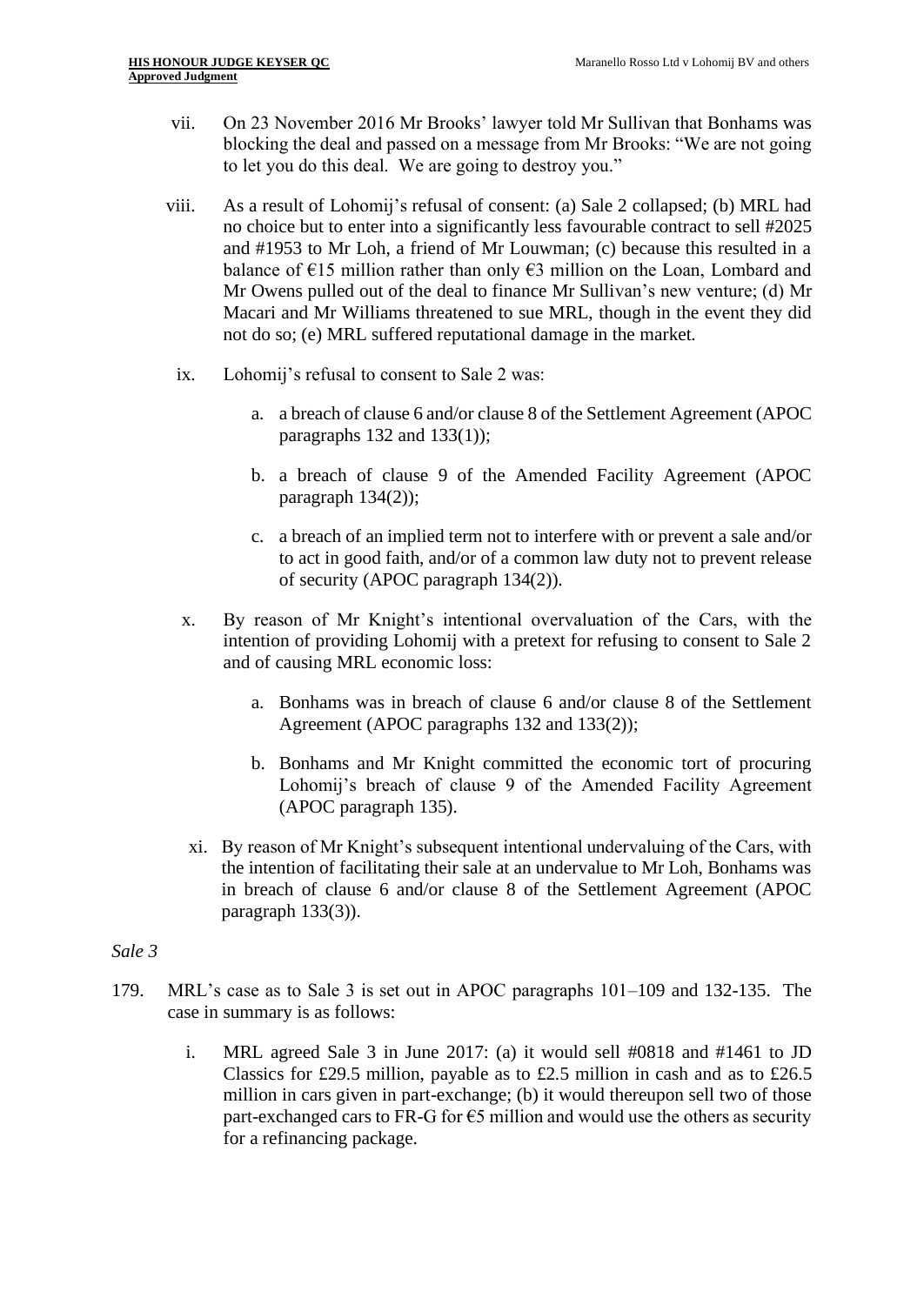vii. On 23 November 2016 Mr Brooks' lawyer told Mr Sullivan that Bonhams was blocking the deal and passed on a message from Mr Brooks: "We are not going to let you do this deal. We are going to destroy you."

viii. As a result of Lohomij's refusal of consent: (a) Sale 2 collapsed; (b) MRL had no choice but to enter into a significantly less favourable contract to sell #2025 and #1953 to Mr Loh, a friend of Mr Louwman; (c) because this resulted in a balance of €15 million rather than only €3 million on the Loan, Lombard and Mr Owens pulled out of the deal to finance Mr Sullivan's new venture; (d) Mr Macari and Mr Williams threatened to sue MRL, though in the event they did not do so; (e) MRL suffered reputational damage in the market.

ix. Lohomij's refusal to consent to Sale 2 was:

   a. a breach of clause 6 and/or clause 8 of the Settlement Agreement (APOC paragraphs 132 and 133(1));

   b. a breach of clause 9 of the Amended Facility Agreement (APOC paragraph 134(2));

   c. a breach of an implied term not to interfere with or prevent a sale and/or to act in good faith, and/or of a common law duty not to prevent release of security (APOC paragraph 134(2)).

x. By reason of Mr Knight's intentional overvaluation of the Cars, with the intention of providing Lohomij with a pretext for refusing to consent to Sale 2 and of causing MRL economic loss:

   a. Bonhams was in breach of clause 6 and/or clause 8 of the Settlement Agreement (APOC paragraphs 132 and 133(2));

   b. Bonhams and Mr Knight committed the economic tort of procuring Lohomij's breach of clause 9 of the Amended Facility Agreement (APOC paragraph 135).

xi. By reason of Mr Knight's subsequent intentional undervaluing of the Cars, with the intention of facilitating their sale at an undervalue to Mr Loh, Bonhams was in breach of clause 6 and/or clause 8 of the Settlement Agreement (APOC paragraph 133(3)).

*Sale 3*

179. MRL's case as to Sale 3 is set out in APOC paragraphs 101–109 and 132-135. The case in summary is as follows:

   i. MRL agreed Sale 3 in June 2017: (a) it would sell #0818 and #1461 to JD Classics for £29.5 million, payable as to £2.5 million in cash and as to £26.5 million in cars given in part-exchange; (b) it would thereupon sell two of those part-exchanged cars to FR-G for €5 million and would use the others as security for a refinancing package.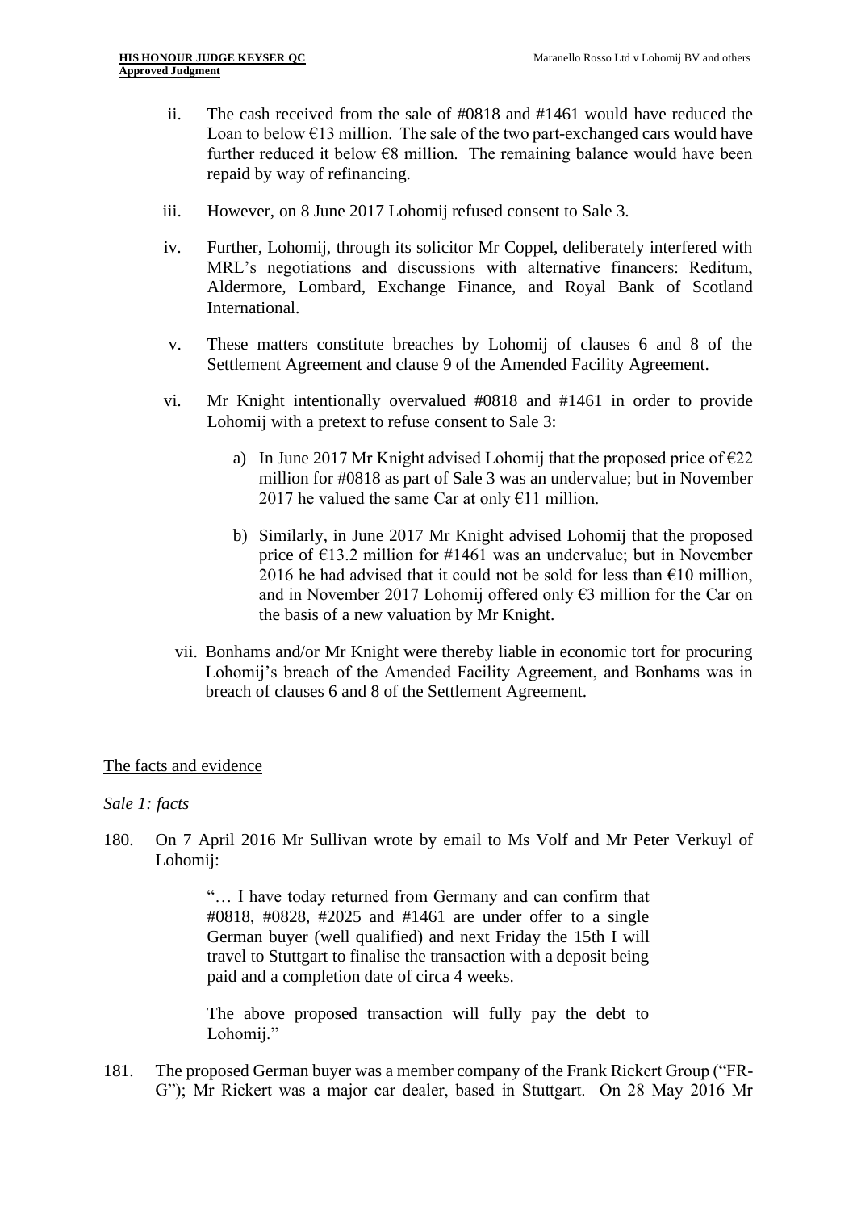ii. The cash received from the sale of #0818 and #1461 would have reduced the Loan to below €13 million. The sale of the two part-exchanged cars would have further reduced it below €8 million. The remaining balance would have been repaid by way of refinancing.

iii. However, on 8 June 2017 Lohomij refused consent to Sale 3.

iv. Further, Lohomij, through its solicitor Mr Coppel, deliberately interfered with MRL's negotiations and discussions with alternative financers: Reditum, Aldermore, Lombard, Exchange Finance, and Royal Bank of Scotland International.

v. These matters constitute breaches by Lohomij of clauses 6 and 8 of the Settlement Agreement and clause 9 of the Amended Facility Agreement.

vi. Mr Knight intentionally overvalued #0818 and #1461 in order to provide Lohomij with a pretext to refuse consent to Sale 3:

   a) In June 2017 Mr Knight advised Lohomij that the proposed price of €22 million for #0818 as part of Sale 3 was an undervalue; but in November 2017 he valued the same Car at only €11 million.

   b) Similarly, in June 2017 Mr Knight advised Lohomij that the proposed price of €13.2 million for #1461 was an undervalue; but in November 2016 he had advised that it could not be sold for less than €10 million, and in November 2017 Lohomij offered only €3 million for the Car on the basis of a new valuation by Mr Knight.

vii. Bonhams and/or Mr Knight were thereby liable in economic tort for procuring Lohomij's breach of the Amended Facility Agreement, and Bonhams was in breach of clauses 6 and 8 of the Settlement Agreement.

## The facts and evidence

*Sale 1: facts*

180. On 7 April 2016 Mr Sullivan wrote by email to Ms Volf and Mr Peter Verkuyl of Lohomij:

> "… I have today returned from Germany and can confirm that #0818, #0828, #2025 and #1461 are under offer to a single German buyer (well qualified) and next Friday the 15th I will travel to Stuttgart to finalise the transaction with a deposit being paid and a completion date of circa 4 weeks.
>
> The above proposed transaction will fully pay the debt to Lohomij."

181. The proposed German buyer was a member company of the Frank Rickert Group ("FR-G"); Mr Rickert was a major car dealer, based in Stuttgart. On 28 May 2016 Mr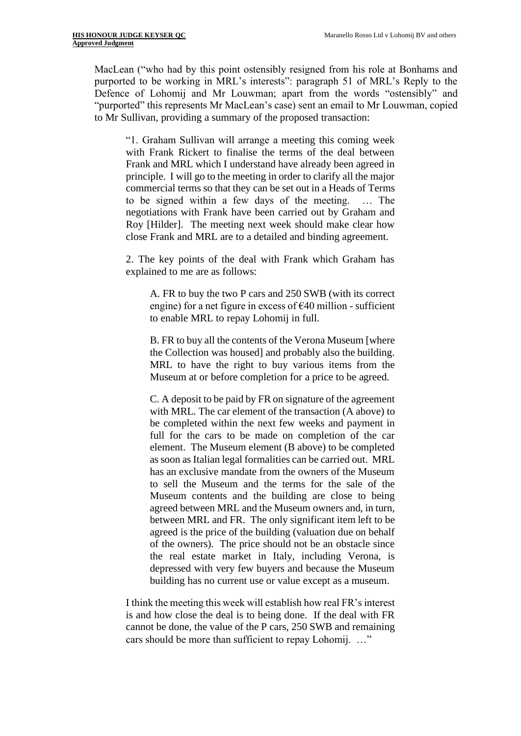MacLean ("who had by this point ostensibly resigned from his role at Bonhams and purported to be working in MRL's interests": paragraph 51 of MRL's Reply to the Defence of Lohomij and Mr Louwman; apart from the words "ostensibly" and "purported" this represents Mr MacLean's case) sent an email to Mr Louwman, copied to Mr Sullivan, providing a summary of the proposed transaction:

> "1. Graham Sullivan will arrange a meeting this coming week with Frank Rickert to finalise the terms of the deal between Frank and MRL which I understand have already been agreed in principle. I will go to the meeting in order to clarify all the major commercial terms so that they can be set out in a Heads of Terms to be signed within a few days of the meeting. … The negotiations with Frank have been carried out by Graham and Roy [Hilder]. The meeting next week should make clear how close Frank and MRL are to a detailed and binding agreement.
>
> 2. The key points of the deal with Frank which Graham has explained to me are as follows:
>
> > A. FR to buy the two P cars and 250 SWB (with its correct engine) for a net figure in excess of €40 million - sufficient to enable MRL to repay Lohomij in full.
> >
> > B. FR to buy all the contents of the Verona Museum [where the Collection was housed] and probably also the building. MRL to have the right to buy various items from the Museum at or before completion for a price to be agreed.
> >
> > C. A deposit to be paid by FR on signature of the agreement with MRL. The car element of the transaction (A above) to be completed within the next few weeks and payment in full for the cars to be made on completion of the car element. The Museum element (B above) to be completed as soon as Italian legal formalities can be carried out. MRL has an exclusive mandate from the owners of the Museum to sell the Museum and the terms for the sale of the Museum contents and the building are close to being agreed between MRL and the Museum owners and, in turn, between MRL and FR. The only significant item left to be agreed is the price of the building (valuation due on behalf of the owners). The price should not be an obstacle since the real estate market in Italy, including Verona, is depressed with very few buyers and because the Museum building has no current use or value except as a museum.
>
> I think the meeting this week will establish how real FR's interest is and how close the deal is to being done. If the deal with FR cannot be done, the value of the P cars, 250 SWB and remaining cars should be more than sufficient to repay Lohomij. …"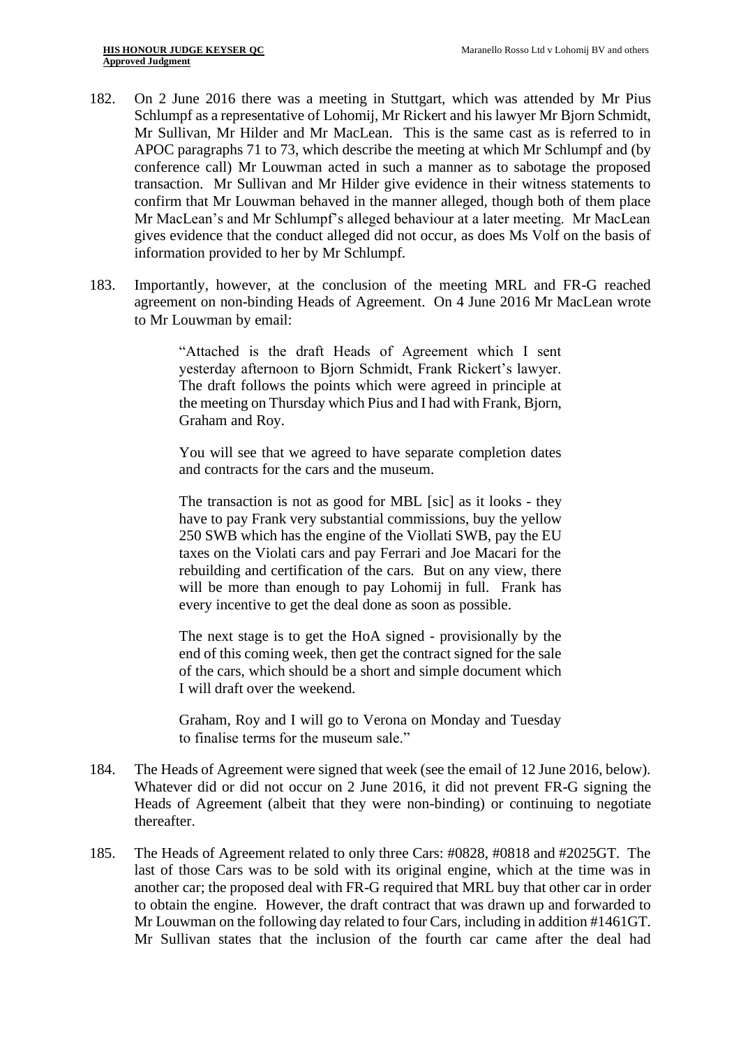182. On 2 June 2016 there was a meeting in Stuttgart, which was attended by Mr Pius Schlumpf as a representative of Lohomij, Mr Rickert and his lawyer Mr Bjorn Schmidt, Mr Sullivan, Mr Hilder and Mr MacLean. This is the same cast as is referred to in APOC paragraphs 71 to 73, which describe the meeting at which Mr Schlumpf and (by conference call) Mr Louwman acted in such a manner as to sabotage the proposed transaction. Mr Sullivan and Mr Hilder give evidence in their witness statements to confirm that Mr Louwman behaved in the manner alleged, though both of them place Mr MacLean's and Mr Schlumpf's alleged behaviour at a later meeting. Mr MacLean gives evidence that the conduct alleged did not occur, as does Ms Volf on the basis of information provided to her by Mr Schlumpf.

183. Importantly, however, at the conclusion of the meeting MRL and FR-G reached agreement on non-binding Heads of Agreement. On 4 June 2016 Mr MacLean wrote to Mr Louwman by email:

> "Attached is the draft Heads of Agreement which I sent yesterday afternoon to Bjorn Schmidt, Frank Rickert's lawyer. The draft follows the points which were agreed in principle at the meeting on Thursday which Pius and I had with Frank, Bjorn, Graham and Roy.
>
> You will see that we agreed to have separate completion dates and contracts for the cars and the museum.
>
> The transaction is not as good for MBL [sic] as it looks - they have to pay Frank very substantial commissions, buy the yellow 250 SWB which has the engine of the Viollati SWB, pay the EU taxes on the Violati cars and pay Ferrari and Joe Macari for the rebuilding and certification of the cars. But on any view, there will be more than enough to pay Lohomij in full. Frank has every incentive to get the deal done as soon as possible.
>
> The next stage is to get the HoA signed - provisionally by the end of this coming week, then get the contract signed for the sale of the cars, which should be a short and simple document which I will draft over the weekend.
>
> Graham, Roy and I will go to Verona on Monday and Tuesday to finalise terms for the museum sale."

184. The Heads of Agreement were signed that week (see the email of 12 June 2016, below). Whatever did or did not occur on 2 June 2016, it did not prevent FR-G signing the Heads of Agreement (albeit that they were non-binding) or continuing to negotiate thereafter.

185. The Heads of Agreement related to only three Cars: #0828, #0818 and #2025GT. The last of those Cars was to be sold with its original engine, which at the time was in another car; the proposed deal with FR-G required that MRL buy that other car in order to obtain the engine. However, the draft contract that was drawn up and forwarded to Mr Louwman on the following day related to four Cars, including in addition #1461GT. Mr Sullivan states that the inclusion of the fourth car came after the deal had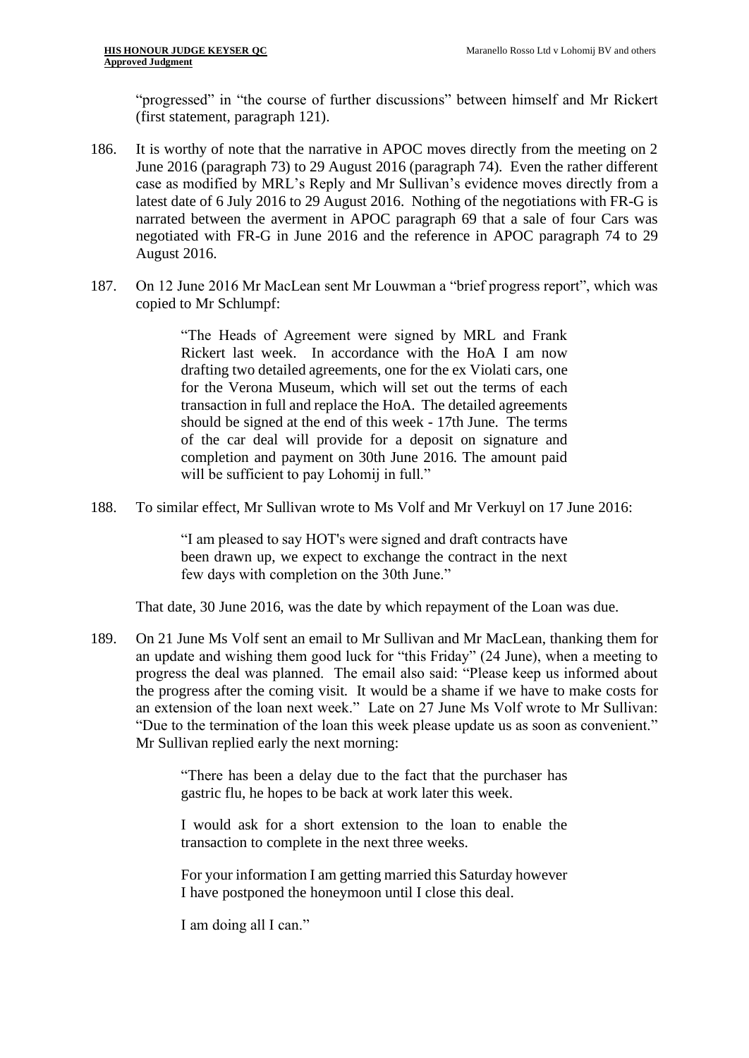"progressed" in "the course of further discussions" between himself and Mr Rickert (first statement, paragraph 121).

186. It is worthy of note that the narrative in APOC moves directly from the meeting on 2 June 2016 (paragraph 73) to 29 August 2016 (paragraph 74). Even the rather different case as modified by MRL's Reply and Mr Sullivan's evidence moves directly from a latest date of 6 July 2016 to 29 August 2016. Nothing of the negotiations with FR-G is narrated between the averment in APOC paragraph 69 that a sale of four Cars was negotiated with FR-G in June 2016 and the reference in APOC paragraph 74 to 29 August 2016.

187. On 12 June 2016 Mr MacLean sent Mr Louwman a "brief progress report", which was copied to Mr Schlumpf:

> "The Heads of Agreement were signed by MRL and Frank Rickert last week. In accordance with the HoA I am now drafting two detailed agreements, one for the ex Violati cars, one for the Verona Museum, which will set out the terms of each transaction in full and replace the HoA. The detailed agreements should be signed at the end of this week - 17th June. The terms of the car deal will provide for a deposit on signature and completion and payment on 30th June 2016. The amount paid will be sufficient to pay Lohomij in full."

188. To similar effect, Mr Sullivan wrote to Ms Volf and Mr Verkuyl on 17 June 2016:

> "I am pleased to say HOT's were signed and draft contracts have been drawn up, we expect to exchange the contract in the next few days with completion on the 30th June."

That date, 30 June 2016, was the date by which repayment of the Loan was due.

189. On 21 June Ms Volf sent an email to Mr Sullivan and Mr MacLean, thanking them for an update and wishing them good luck for "this Friday" (24 June), when a meeting to progress the deal was planned. The email also said: "Please keep us informed about the progress after the coming visit. It would be a shame if we have to make costs for an extension of the loan next week." Late on 27 June Ms Volf wrote to Mr Sullivan: "Due to the termination of the loan this week please update us as soon as convenient." Mr Sullivan replied early the next morning:

> "There has been a delay due to the fact that the purchaser has gastric flu, he hopes to be back at work later this week.
>
> I would ask for a short extension to the loan to enable the transaction to complete in the next three weeks.
>
> For your information I am getting married this Saturday however I have postponed the honeymoon until I close this deal.
>
> I am doing all I can."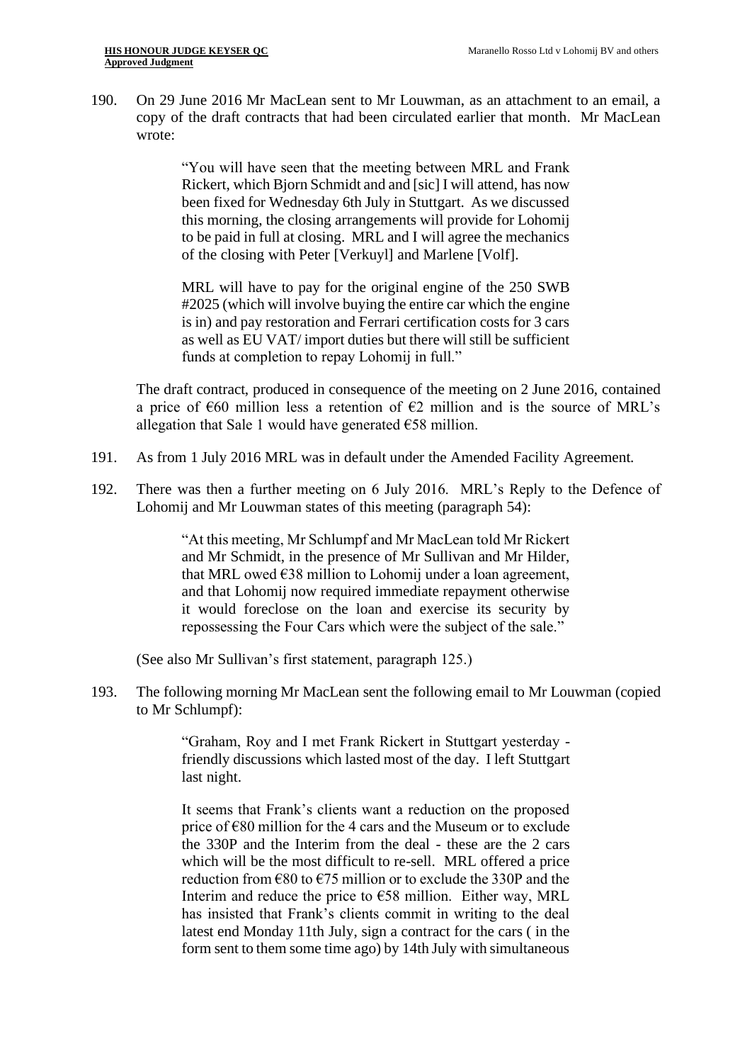190. On 29 June 2016 Mr MacLean sent to Mr Louwman, as an attachment to an email, a copy of the draft contracts that had been circulated earlier that month. Mr MacLean wrote:

> "You will have seen that the meeting between MRL and Frank Rickert, which Bjorn Schmidt and and [sic] I will attend, has now been fixed for Wednesday 6th July in Stuttgart. As we discussed this morning, the closing arrangements will provide for Lohomij to be paid in full at closing. MRL and I will agree the mechanics of the closing with Peter [Verkuyl] and Marlene [Volf].
>
> MRL will have to pay for the original engine of the 250 SWB #2025 (which will involve buying the entire car which the engine is in) and pay restoration and Ferrari certification costs for 3 cars as well as EU VAT/ import duties but there will still be sufficient funds at completion to repay Lohomij in full."

The draft contract, produced in consequence of the meeting on 2 June 2016, contained a price of €60 million less a retention of €2 million and is the source of MRL's allegation that Sale 1 would have generated €58 million.

191. As from 1 July 2016 MRL was in default under the Amended Facility Agreement.

192. There was then a further meeting on 6 July 2016. MRL's Reply to the Defence of Lohomij and Mr Louwman states of this meeting (paragraph 54):

> "At this meeting, Mr Schlumpf and Mr MacLean told Mr Rickert and Mr Schmidt, in the presence of Mr Sullivan and Mr Hilder, that MRL owed €38 million to Lohomij under a loan agreement, and that Lohomij now required immediate repayment otherwise it would foreclose on the loan and exercise its security by repossessing the Four Cars which were the subject of the sale."

(See also Mr Sullivan's first statement, paragraph 125.)

193. The following morning Mr MacLean sent the following email to Mr Louwman (copied to Mr Schlumpf):

> "Graham, Roy and I met Frank Rickert in Stuttgart yesterday - friendly discussions which lasted most of the day. I left Stuttgart last night.
>
> It seems that Frank's clients want a reduction on the proposed price of €80 million for the 4 cars and the Museum or to exclude the 330P and the Interim from the deal - these are the 2 cars which will be the most difficult to re-sell. MRL offered a price reduction from €80 to €75 million or to exclude the 330P and the Interim and reduce the price to €58 million. Either way, MRL has insisted that Frank's clients commit in writing to the deal latest end Monday 11th July, sign a contract for the cars ( in the form sent to them some time ago) by 14th July with simultaneous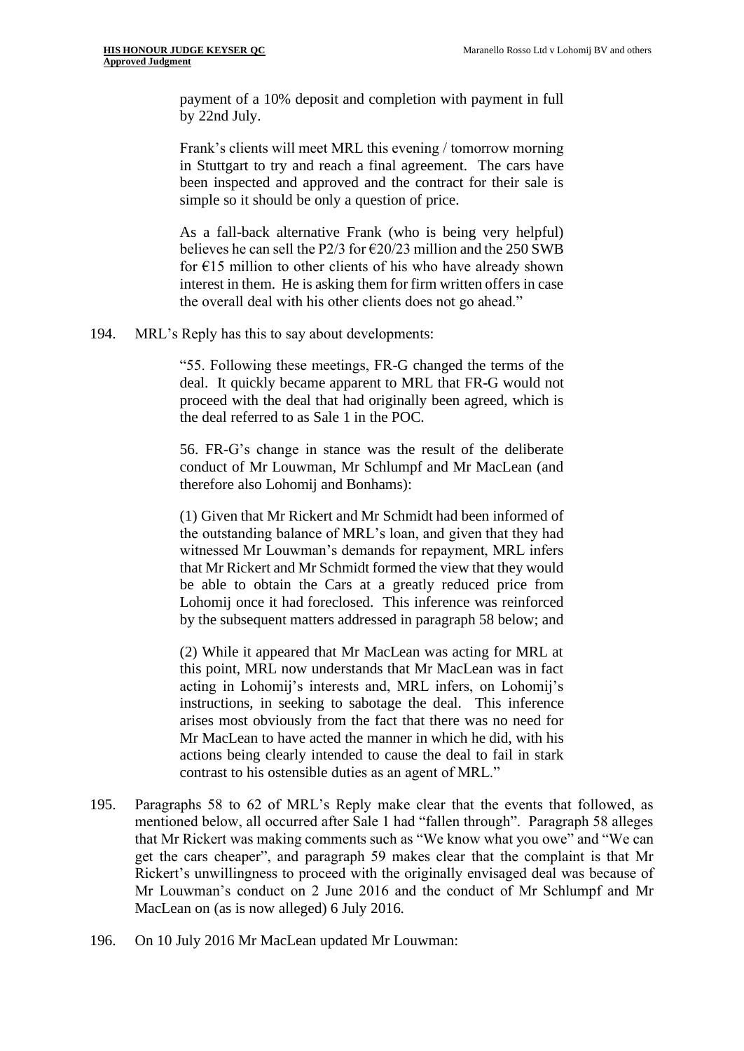payment of a 10% deposit and completion with payment in full by 22nd July.

> Frank's clients will meet MRL this evening / tomorrow morning in Stuttgart to try and reach a final agreement. The cars have been inspected and approved and the contract for their sale is simple so it should be only a question of price.
>
> As a fall-back alternative Frank (who is being very helpful) believes he can sell the P2/3 for €20/23 million and the 250 SWB for €15 million to other clients of his who have already shown interest in them. He is asking them for firm written offers in case the overall deal with his other clients does not go ahead."

194. MRL's Reply has this to say about developments:

> "55. Following these meetings, FR-G changed the terms of the deal. It quickly became apparent to MRL that FR-G would not proceed with the deal that had originally been agreed, which is the deal referred to as Sale 1 in the POC.
>
> 56. FR-G's change in stance was the result of the deliberate conduct of Mr Louwman, Mr Schlumpf and Mr MacLean (and therefore also Lohomij and Bonhams):
>
> (1) Given that Mr Rickert and Mr Schmidt had been informed of the outstanding balance of MRL's loan, and given that they had witnessed Mr Louwman's demands for repayment, MRL infers that Mr Rickert and Mr Schmidt formed the view that they would be able to obtain the Cars at a greatly reduced price from Lohomij once it had foreclosed. This inference was reinforced by the subsequent matters addressed in paragraph 58 below; and
>
> (2) While it appeared that Mr MacLean was acting for MRL at this point, MRL now understands that Mr MacLean was in fact acting in Lohomij's interests and, MRL infers, on Lohomij's instructions, in seeking to sabotage the deal. This inference arises most obviously from the fact that there was no need for Mr MacLean to have acted the manner in which he did, with his actions being clearly intended to cause the deal to fail in stark contrast to his ostensible duties as an agent of MRL."

195. Paragraphs 58 to 62 of MRL's Reply make clear that the events that followed, as mentioned below, all occurred after Sale 1 had "fallen through". Paragraph 58 alleges that Mr Rickert was making comments such as "We know what you owe" and "We can get the cars cheaper", and paragraph 59 makes clear that the complaint is that Mr Rickert's unwillingness to proceed with the originally envisaged deal was because of Mr Louwman's conduct on 2 June 2016 and the conduct of Mr Schlumpf and Mr MacLean on (as is now alleged) 6 July 2016.

196. On 10 July 2016 Mr MacLean updated Mr Louwman: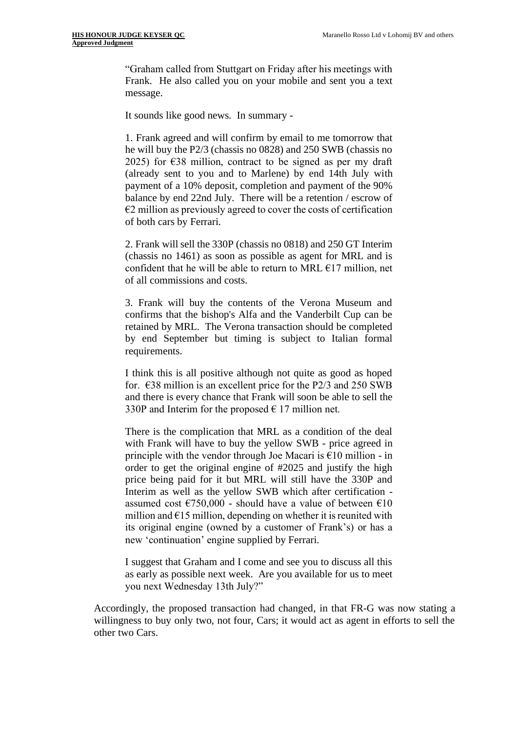> "Graham called from Stuttgart on Friday after his meetings with Frank. He also called you on your mobile and sent you a text message.
>
> It sounds like good news. In summary -
>
> 1. Frank agreed and will confirm by email to me tomorrow that he will buy the P2/3 (chassis no 0828) and 250 SWB (chassis no 2025) for €38 million, contract to be signed as per my draft (already sent to you and to Marlene) by end 14th July with payment of a 10% deposit, completion and payment of the 90% balance by end 22nd July. There will be a retention / escrow of €2 million as previously agreed to cover the costs of certification of both cars by Ferrari.
>
> 2. Frank will sell the 330P (chassis no 0818) and 250 GT Interim (chassis no 1461) as soon as possible as agent for MRL and is confident that he will be able to return to MRL €17 million, net of all commissions and costs.
>
> 3. Frank will buy the contents of the Verona Museum and confirms that the bishop's Alfa and the Vanderbilt Cup can be retained by MRL. The Verona transaction should be completed by end September but timing is subject to Italian formal requirements.
>
> I think this is all positive although not quite as good as hoped for. €38 million is an excellent price for the P2/3 and 250 SWB and there is every chance that Frank will soon be able to sell the 330P and Interim for the proposed € 17 million net.
>
> There is the complication that MRL as a condition of the deal with Frank will have to buy the yellow SWB - price agreed in principle with the vendor through Joe Macari is €10 million - in order to get the original engine of #2025 and justify the high price being paid for it but MRL will still have the 330P and Interim as well as the yellow SWB which after certification - assumed cost €750,000 - should have a value of between €10 million and €15 million, depending on whether it is reunited with its original engine (owned by a customer of Frank's) or has a new 'continuation' engine supplied by Ferrari.
>
> I suggest that Graham and I come and see you to discuss all this as early as possible next week. Are you available for us to meet you next Wednesday 13th July?"

Accordingly, the proposed transaction had changed, in that FR-G was now stating a willingness to buy only two, not four, Cars; it would act as agent in efforts to sell the other two Cars.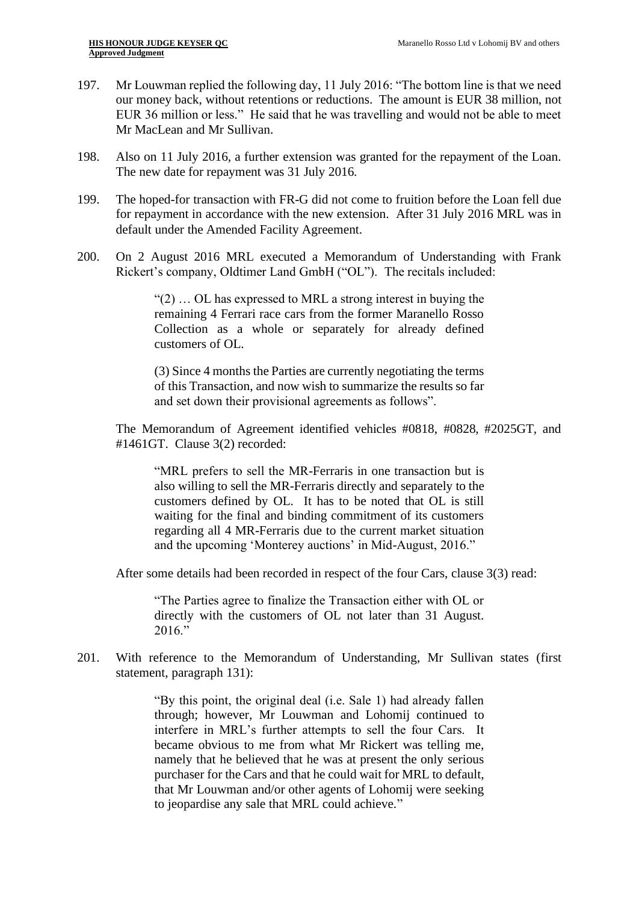197. Mr Louwman replied the following day, 11 July 2016: "The bottom line is that we need our money back, without retentions or reductions. The amount is EUR 38 million, not EUR 36 million or less." He said that he was travelling and would not be able to meet Mr MacLean and Mr Sullivan.

198. Also on 11 July 2016, a further extension was granted for the repayment of the Loan. The new date for repayment was 31 July 2016.

199. The hoped-for transaction with FR-G did not come to fruition before the Loan fell due for repayment in accordance with the new extension. After 31 July 2016 MRL was in default under the Amended Facility Agreement.

200. On 2 August 2016 MRL executed a Memorandum of Understanding with Frank Rickert's company, Oldtimer Land GmbH ("OL"). The recitals included:

> "(2) … OL has expressed to MRL a strong interest in buying the remaining 4 Ferrari race cars from the former Maranello Rosso Collection as a whole or separately for already defined customers of OL.
>
> (3) Since 4 months the Parties are currently negotiating the terms of this Transaction, and now wish to summarize the results so far and set down their provisional agreements as follows".

The Memorandum of Agreement identified vehicles #0818, #0828, #2025GT, and #1461GT. Clause 3(2) recorded:

> "MRL prefers to sell the MR-Ferraris in one transaction but is also willing to sell the MR-Ferraris directly and separately to the customers defined by OL. It has to be noted that OL is still waiting for the final and binding commitment of its customers regarding all 4 MR-Ferraris due to the current market situation and the upcoming 'Monterey auctions' in Mid-August, 2016."

After some details had been recorded in respect of the four Cars, clause 3(3) read:

> "The Parties agree to finalize the Transaction either with OL or directly with the customers of OL not later than 31 August. 2016."

201. With reference to the Memorandum of Understanding, Mr Sullivan states (first statement, paragraph 131):

> "By this point, the original deal (i.e. Sale 1) had already fallen through; however, Mr Louwman and Lohomij continued to interfere in MRL's further attempts to sell the four Cars. It became obvious to me from what Mr Rickert was telling me, namely that he believed that he was at present the only serious purchaser for the Cars and that he could wait for MRL to default, that Mr Louwman and/or other agents of Lohomij were seeking to jeopardise any sale that MRL could achieve."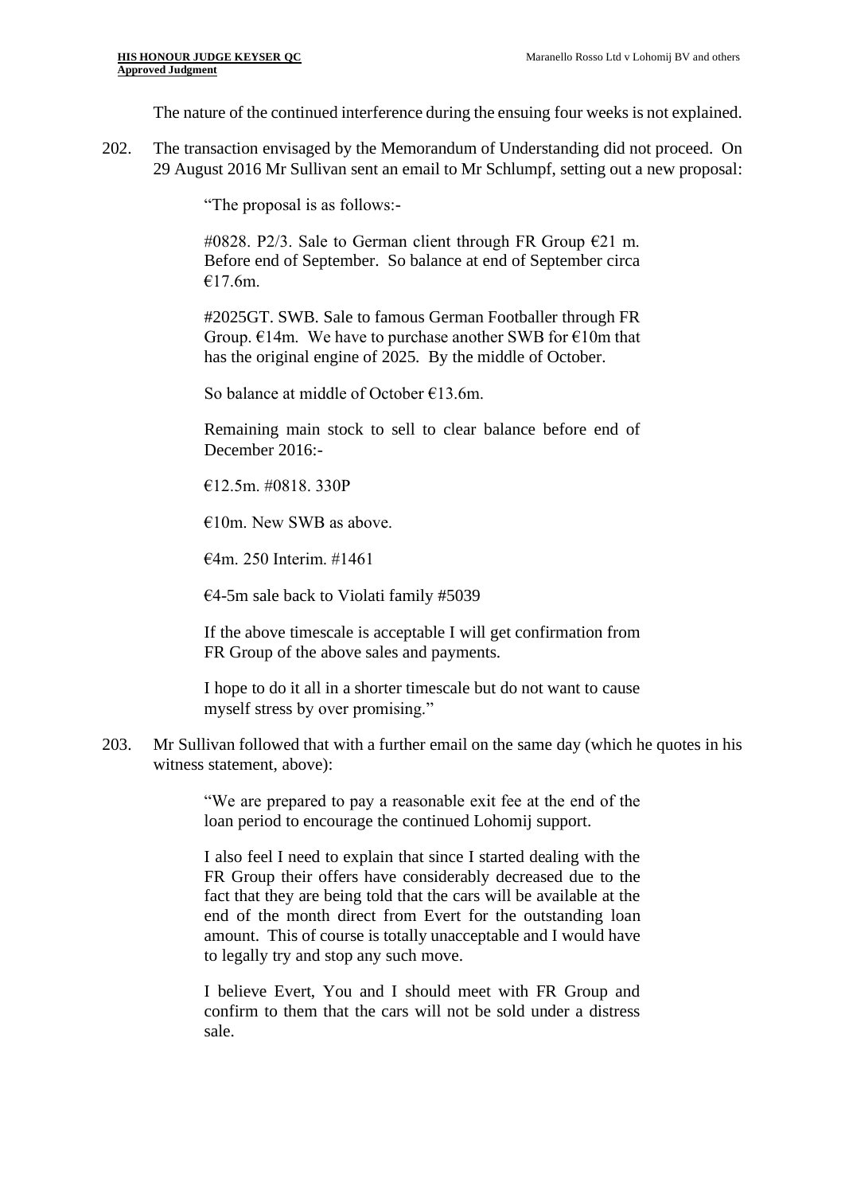The nature of the continued interference during the ensuing four weeks is not explained.

202. The transaction envisaged by the Memorandum of Understanding did not proceed. On 29 August 2016 Mr Sullivan sent an email to Mr Schlumpf, setting out a new proposal:

> "The proposal is as follows:-
>
> #0828. P2/3. Sale to German client through FR Group €21 m. Before end of September. So balance at end of September circa €17.6m.
>
> #2025GT. SWB. Sale to famous German Footballer through FR Group. €14m. We have to purchase another SWB for €10m that has the original engine of 2025. By the middle of October.
>
> So balance at middle of October €13.6m.
>
> Remaining main stock to sell to clear balance before end of December 2016:-
>
> €12.5m. #0818. 330P
>
> €10m. New SWB as above.
>
> €4m. 250 Interim. #1461
>
> €4-5m sale back to Violati family #5039
>
> If the above timescale is acceptable I will get confirmation from FR Group of the above sales and payments.
>
> I hope to do it all in a shorter timescale but do not want to cause myself stress by over promising."

203. Mr Sullivan followed that with a further email on the same day (which he quotes in his witness statement, above):

> "We are prepared to pay a reasonable exit fee at the end of the loan period to encourage the continued Lohomij support.
>
> I also feel I need to explain that since I started dealing with the FR Group their offers have considerably decreased due to the fact that they are being told that the cars will be available at the end of the month direct from Evert for the outstanding loan amount. This of course is totally unacceptable and I would have to legally try and stop any such move.
>
> I believe Evert, You and I should meet with FR Group and confirm to them that the cars will not be sold under a distress sale.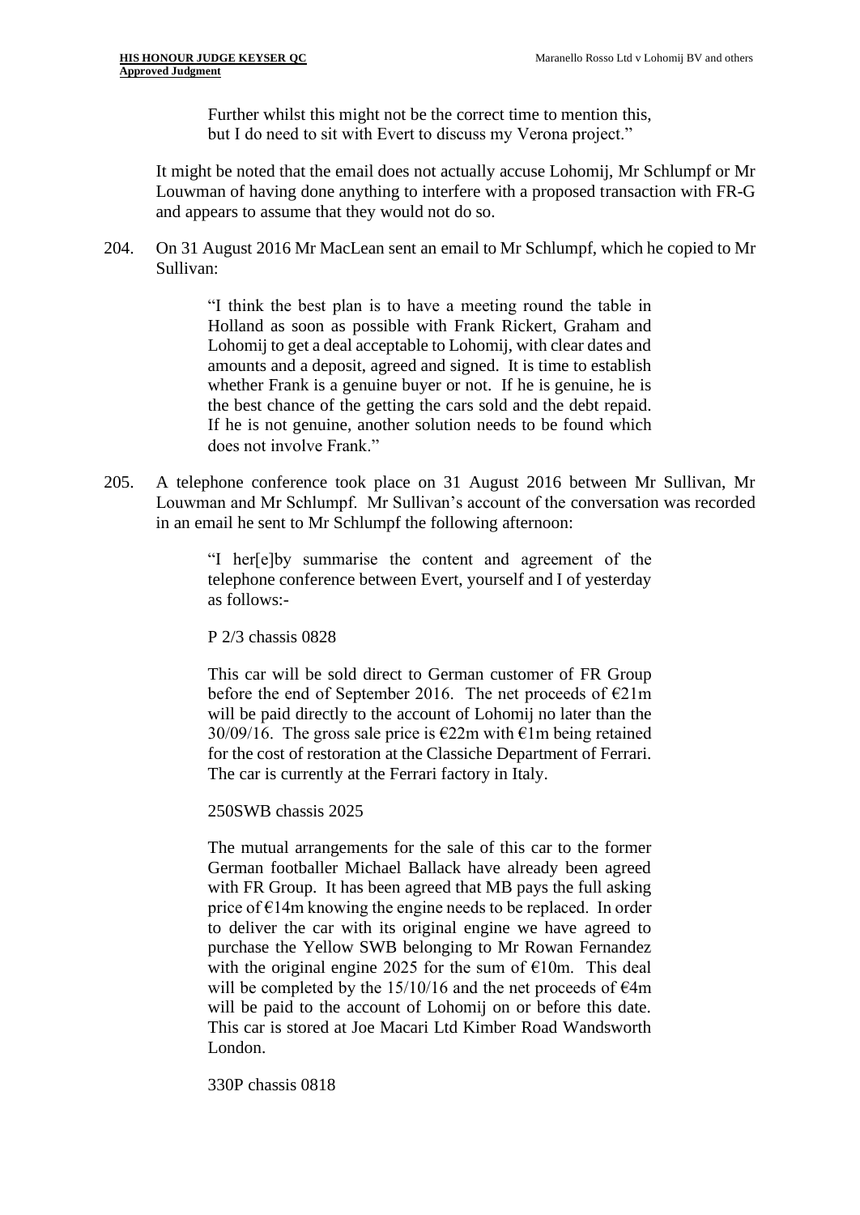> Further whilst this might not be the correct time to mention this, but I do need to sit with Evert to discuss my Verona project."

It might be noted that the email does not actually accuse Lohomij, Mr Schlumpf or Mr Louwman of having done anything to interfere with a proposed transaction with FR-G and appears to assume that they would not do so.

204. On 31 August 2016 Mr MacLean sent an email to Mr Schlumpf, which he copied to Mr Sullivan:

> "I think the best plan is to have a meeting round the table in Holland as soon as possible with Frank Rickert, Graham and Lohomij to get a deal acceptable to Lohomij, with clear dates and amounts and a deposit, agreed and signed. It is time to establish whether Frank is a genuine buyer or not. If he is genuine, he is the best chance of the getting the cars sold and the debt repaid. If he is not genuine, another solution needs to be found which does not involve Frank."

205. A telephone conference took place on 31 August 2016 between Mr Sullivan, Mr Louwman and Mr Schlumpf. Mr Sullivan's account of the conversation was recorded in an email he sent to Mr Schlumpf the following afternoon:

> "I her[e]by summarise the content and agreement of the telephone conference between Evert, yourself and I of yesterday as follows:-
>
> P 2/3 chassis 0828
>
> This car will be sold direct to German customer of FR Group before the end of September 2016. The net proceeds of €21m will be paid directly to the account of Lohomij no later than the 30/09/16. The gross sale price is €22m with €1m being retained for the cost of restoration at the Classiche Department of Ferrari. The car is currently at the Ferrari factory in Italy.
>
> 250SWB chassis 2025
>
> The mutual arrangements for the sale of this car to the former German footballer Michael Ballack have already been agreed with FR Group. It has been agreed that MB pays the full asking price of €14m knowing the engine needs to be replaced. In order to deliver the car with its original engine we have agreed to purchase the Yellow SWB belonging to Mr Rowan Fernandez with the original engine 2025 for the sum of €10m. This deal will be completed by the 15/10/16 and the net proceeds of €4m will be paid to the account of Lohomij on or before this date. This car is stored at Joe Macari Ltd Kimber Road Wandsworth London.
>
> 330P chassis 0818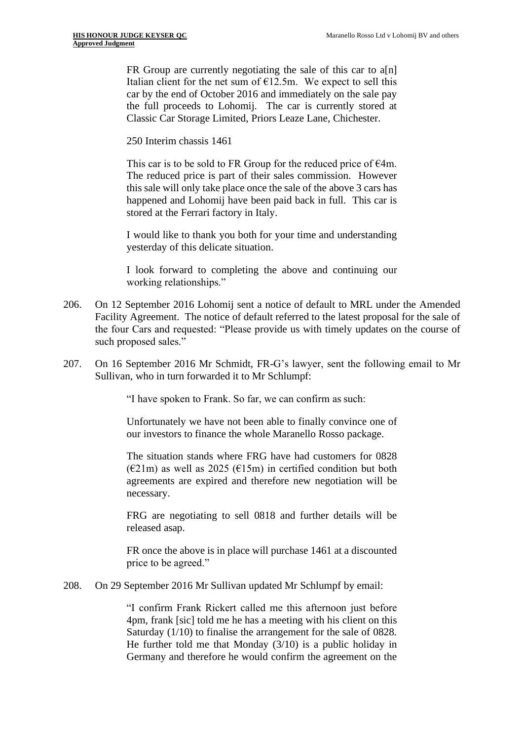> FR Group are currently negotiating the sale of this car to a[n] Italian client for the net sum of €12.5m. We expect to sell this car by the end of October 2016 and immediately on the sale pay the full proceeds to Lohomij. The car is currently stored at Classic Car Storage Limited, Priors Leaze Lane, Chichester.
>
> 250 Interim chassis 1461
>
> This car is to be sold to FR Group for the reduced price of €4m. The reduced price is part of their sales commission. However this sale will only take place once the sale of the above 3 cars has happened and Lohomij have been paid back in full. This car is stored at the Ferrari factory in Italy.
>
> I would like to thank you both for your time and understanding yesterday of this delicate situation.
>
> I look forward to completing the above and continuing our working relationships."

206. On 12 September 2016 Lohomij sent a notice of default to MRL under the Amended Facility Agreement. The notice of default referred to the latest proposal for the sale of the four Cars and requested: "Please provide us with timely updates on the course of such proposed sales."

207. On 16 September 2016 Mr Schmidt, FR-G's lawyer, sent the following email to Mr Sullivan, who in turn forwarded it to Mr Schlumpf:

> "I have spoken to Frank. So far, we can confirm as such:
>
> Unfortunately we have not been able to finally convince one of our investors to finance the whole Maranello Rosso package.
>
> The situation stands where FRG have had customers for 0828 (€21m) as well as 2025 (€15m) in certified condition but both agreements are expired and therefore new negotiation will be necessary.
>
> FRG are negotiating to sell 0818 and further details will be released asap.
>
> FR once the above is in place will purchase 1461 at a discounted price to be agreed."

208. On 29 September 2016 Mr Sullivan updated Mr Schlumpf by email:

> "I confirm Frank Rickert called me this afternoon just before 4pm, frank [sic] told me he has a meeting with his client on this Saturday (1/10) to finalise the arrangement for the sale of 0828. He further told me that Monday (3/10) is a public holiday in Germany and therefore he would confirm the agreement on the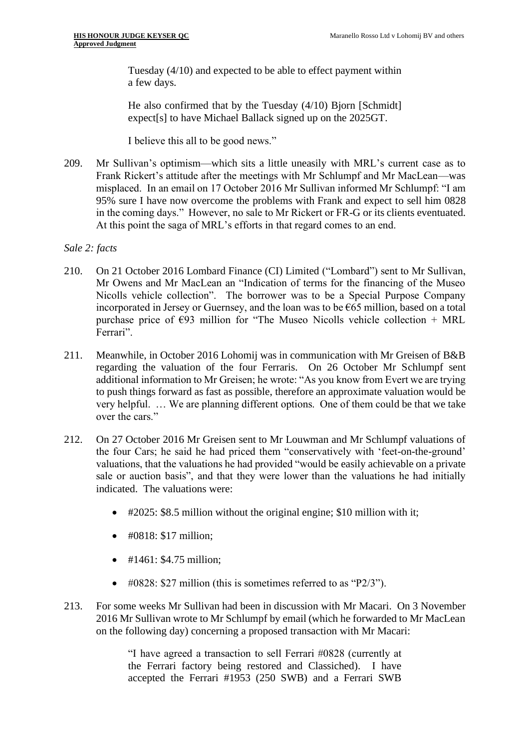> Tuesday (4/10) and expected to be able to effect payment within a few days.
>
> He also confirmed that by the Tuesday (4/10) Bjorn [Schmidt] expect[s] to have Michael Ballack signed up on the 2025GT.
>
> I believe this all to be good news."

209. Mr Sullivan's optimism—which sits a little uneasily with MRL's current case as to Frank Rickert's attitude after the meetings with Mr Schlumpf and Mr MacLean—was misplaced. In an email on 17 October 2016 Mr Sullivan informed Mr Schlumpf: "I am 95% sure I have now overcome the problems with Frank and expect to sell him 0828 in the coming days." However, no sale to Mr Rickert or FR-G or its clients eventuated. At this point the saga of MRL's efforts in that regard comes to an end.

*Sale 2: facts*

210. On 21 October 2016 Lombard Finance (CI) Limited ("Lombard") sent to Mr Sullivan, Mr Owens and Mr MacLean an "Indication of terms for the financing of the Museo Nicolls vehicle collection". The borrower was to be a Special Purpose Company incorporated in Jersey or Guernsey, and the loan was to be €65 million, based on a total purchase price of €93 million for "The Museo Nicolls vehicle collection + MRL Ferrari".

211. Meanwhile, in October 2016 Lohomij was in communication with Mr Greisen of B&B regarding the valuation of the four Ferraris. On 26 October Mr Schlumpf sent additional information to Mr Greisen; he wrote: "As you know from Evert we are trying to push things forward as fast as possible, therefore an approximate valuation would be very helpful. … We are planning different options. One of them could be that we take over the cars."

212. On 27 October 2016 Mr Greisen sent to Mr Louwman and Mr Schlumpf valuations of the four Cars; he said he had priced them "conservatively with 'feet-on-the-ground' valuations, that the valuations he had provided "would be easily achievable on a private sale or auction basis", and that they were lower than the valuations he had initially indicated. The valuations were:

- #2025: $8.5 million without the original engine; $10 million with it;
- #0818: $17 million;
- #1461: $4.75 million;
- #0828: $27 million (this is sometimes referred to as "P2/3").

213. For some weeks Mr Sullivan had been in discussion with Mr Macari. On 3 November 2016 Mr Sullivan wrote to Mr Schlumpf by email (which he forwarded to Mr MacLean on the following day) concerning a proposed transaction with Mr Macari:

> "I have agreed a transaction to sell Ferrari #0828 (currently at the Ferrari factory being restored and Classiched). I have accepted the Ferrari #1953 (250 SWB) and a Ferrari SWB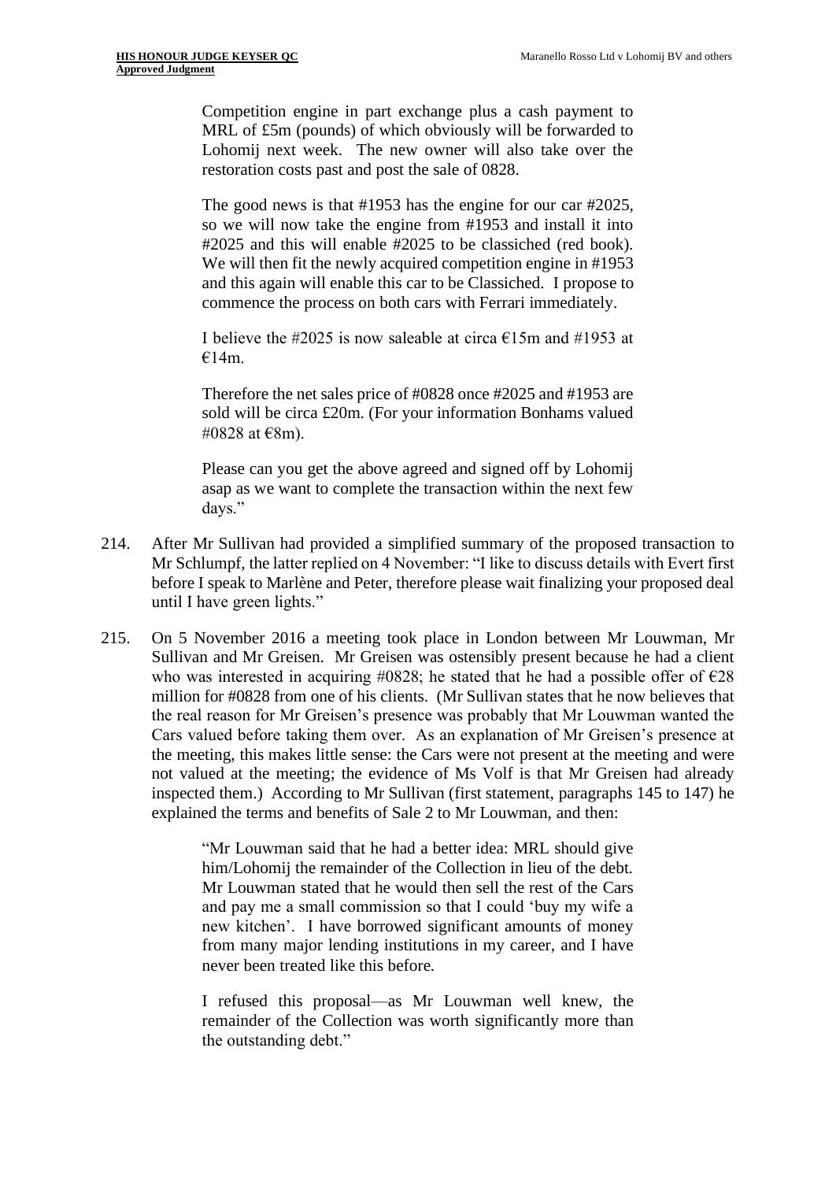> Competition engine in part exchange plus a cash payment to MRL of £5m (pounds) of which obviously will be forwarded to Lohomij next week. The new owner will also take over the restoration costs past and post the sale of 0828.
>
> The good news is that #1953 has the engine for our car #2025, so we will now take the engine from #1953 and install it into #2025 and this will enable #2025 to be classiched (red book). We will then fit the newly acquired competition engine in #1953 and this again will enable this car to be Classiched. I propose to commence the process on both cars with Ferrari immediately.
>
> I believe the #2025 is now saleable at circa €15m and #1953 at €14m.
>
> Therefore the net sales price of #0828 once #2025 and #1953 are sold will be circa £20m. (For your information Bonhams valued #0828 at €8m).
>
> Please can you get the above agreed and signed off by Lohomij asap as we want to complete the transaction within the next few days."

214. After Mr Sullivan had provided a simplified summary of the proposed transaction to Mr Schlumpf, the latter replied on 4 November: "I like to discuss details with Evert first before I speak to Marlène and Peter, therefore please wait finalizing your proposed deal until I have green lights."

215. On 5 November 2016 a meeting took place in London between Mr Louwman, Mr Sullivan and Mr Greisen. Mr Greisen was ostensibly present because he had a client who was interested in acquiring #0828; he stated that he had a possible offer of €28 million for #0828 from one of his clients. (Mr Sullivan states that he now believes that the real reason for Mr Greisen's presence was probably that Mr Louwman wanted the Cars valued before taking them over. As an explanation of Mr Greisen's presence at the meeting, this makes little sense: the Cars were not present at the meeting and were not valued at the meeting; the evidence of Ms Volf is that Mr Greisen had already inspected them.) According to Mr Sullivan (first statement, paragraphs 145 to 147) he explained the terms and benefits of Sale 2 to Mr Louwman, and then:

> "Mr Louwman said that he had a better idea: MRL should give him/Lohomij the remainder of the Collection in lieu of the debt. Mr Louwman stated that he would then sell the rest of the Cars and pay me a small commission so that I could 'buy my wife a new kitchen'. I have borrowed significant amounts of money from many major lending institutions in my career, and I have never been treated like this before.
>
> I refused this proposal—as Mr Louwman well knew, the remainder of the Collection was worth significantly more than the outstanding debt."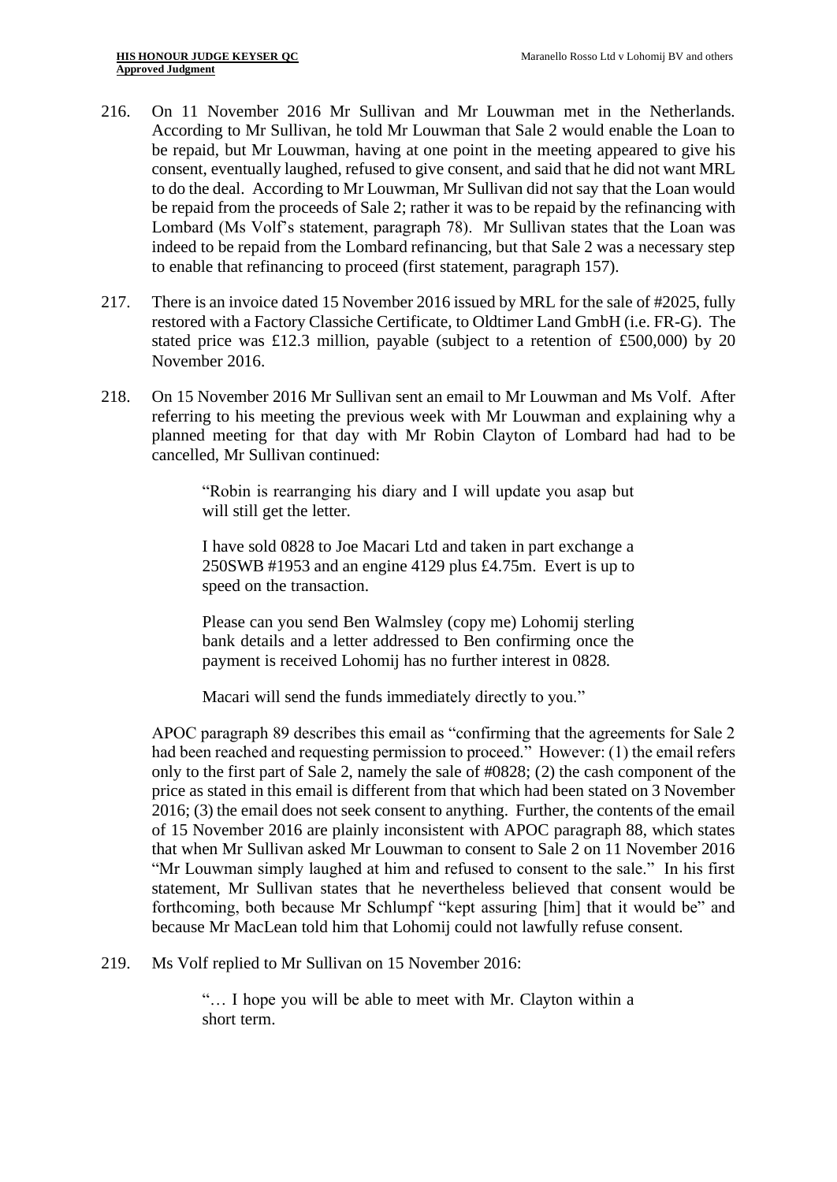216. On 11 November 2016 Mr Sullivan and Mr Louwman met in the Netherlands. According to Mr Sullivan, he told Mr Louwman that Sale 2 would enable the Loan to be repaid, but Mr Louwman, having at one point in the meeting appeared to give his consent, eventually laughed, refused to give consent, and said that he did not want MRL to do the deal. According to Mr Louwman, Mr Sullivan did not say that the Loan would be repaid from the proceeds of Sale 2; rather it was to be repaid by the refinancing with Lombard (Ms Volf's statement, paragraph 78). Mr Sullivan states that the Loan was indeed to be repaid from the Lombard refinancing, but that Sale 2 was a necessary step to enable that refinancing to proceed (first statement, paragraph 157).

217. There is an invoice dated 15 November 2016 issued by MRL for the sale of #2025, fully restored with a Factory Classiche Certificate, to Oldtimer Land GmbH (i.e. FR-G). The stated price was £12.3 million, payable (subject to a retention of £500,000) by 20 November 2016.

218. On 15 November 2016 Mr Sullivan sent an email to Mr Louwman and Ms Volf. After referring to his meeting the previous week with Mr Louwman and explaining why a planned meeting for that day with Mr Robin Clayton of Lombard had had to be cancelled, Mr Sullivan continued:

> "Robin is rearranging his diary and I will update you asap but will still get the letter.
>
> I have sold 0828 to Joe Macari Ltd and taken in part exchange a 250SWB #1953 and an engine 4129 plus £4.75m. Evert is up to speed on the transaction.
>
> Please can you send Ben Walmsley (copy me) Lohomij sterling bank details and a letter addressed to Ben confirming once the payment is received Lohomij has no further interest in 0828.
>
> Macari will send the funds immediately directly to you."

APOC paragraph 89 describes this email as "confirming that the agreements for Sale 2 had been reached and requesting permission to proceed." However: (1) the email refers only to the first part of Sale 2, namely the sale of #0828; (2) the cash component of the price as stated in this email is different from that which had been stated on 3 November 2016; (3) the email does not seek consent to anything. Further, the contents of the email of 15 November 2016 are plainly inconsistent with APOC paragraph 88, which states that when Mr Sullivan asked Mr Louwman to consent to Sale 2 on 11 November 2016 "Mr Louwman simply laughed at him and refused to consent to the sale." In his first statement, Mr Sullivan states that he nevertheless believed that consent would be forthcoming, both because Mr Schlumpf "kept assuring [him] that it would be" and because Mr MacLean told him that Lohomij could not lawfully refuse consent.

219. Ms Volf replied to Mr Sullivan on 15 November 2016:

> "… I hope you will be able to meet with Mr. Clayton within a short term.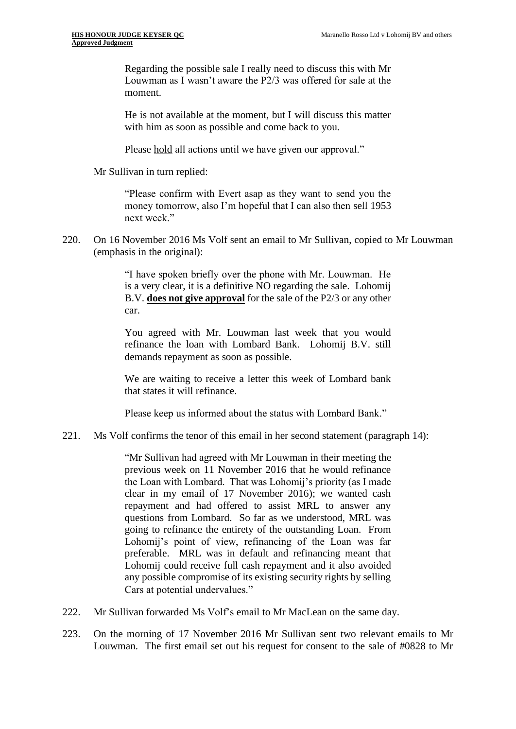> Regarding the possible sale I really need to discuss this with Mr Louwman as I wasn't aware the P2/3 was offered for sale at the moment.
>
> He is not available at the moment, but I will discuss this matter with him as soon as possible and come back to you.
>
> Please <u>hold</u> all actions until we have given our approval."

Mr Sullivan in turn replied:

> "Please confirm with Evert asap as they want to send you the money tomorrow, also I'm hopeful that I can also then sell 1953 next week."

220. On 16 November 2016 Ms Volf sent an email to Mr Sullivan, copied to Mr Louwman (emphasis in the original):

> "I have spoken briefly over the phone with Mr. Louwman. He is a very clear, it is a definitive NO regarding the sale. Lohomij B.V. **<u>does not give approval</u>** for the sale of the P2/3 or any other car.
>
> You agreed with Mr. Louwman last week that you would refinance the loan with Lombard Bank. Lohomij B.V. still demands repayment as soon as possible.
>
> We are waiting to receive a letter this week of Lombard bank that states it will refinance.
>
> Please keep us informed about the status with Lombard Bank."

221. Ms Volf confirms the tenor of this email in her second statement (paragraph 14):

> "Mr Sullivan had agreed with Mr Louwman in their meeting the previous week on 11 November 2016 that he would refinance the Loan with Lombard. That was Lohomij's priority (as I made clear in my email of 17 November 2016); we wanted cash repayment and had offered to assist MRL to answer any questions from Lombard. So far as we understood, MRL was going to refinance the entirety of the outstanding Loan. From Lohomij's point of view, refinancing of the Loan was far preferable. MRL was in default and refinancing meant that Lohomij could receive full cash repayment and it also avoided any possible compromise of its existing security rights by selling Cars at potential undervalues."

222. Mr Sullivan forwarded Ms Volf's email to Mr MacLean on the same day.

223. On the morning of 17 November 2016 Mr Sullivan sent two relevant emails to Mr Louwman. The first email set out his request for consent to the sale of #0828 to Mr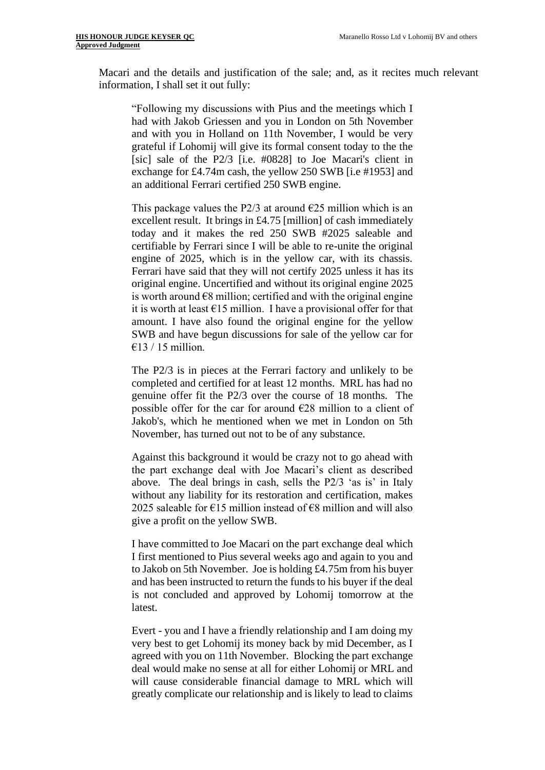Macari and the details and justification of the sale; and, as it recites much relevant information, I shall set it out fully:

> "Following my discussions with Pius and the meetings which I had with Jakob Griessen and you in London on 5th November and with you in Holland on 11th November, I would be very grateful if Lohomij will give its formal consent today to the the [sic] sale of the P2/3 [i.e. #0828] to Joe Macari's client in exchange for £4.74m cash, the yellow 250 SWB [i.e #1953] and an additional Ferrari certified 250 SWB engine.
>
> This package values the P2/3 at around €25 million which is an excellent result. It brings in £4.75 [million] of cash immediately today and it makes the red 250 SWB #2025 saleable and certifiable by Ferrari since I will be able to re-unite the original engine of 2025, which is in the yellow car, with its chassis. Ferrari have said that they will not certify 2025 unless it has its original engine. Uncertified and without its original engine 2025 is worth around €8 million; certified and with the original engine it is worth at least €15 million. I have a provisional offer for that amount. I have also found the original engine for the yellow SWB and have begun discussions for sale of the yellow car for €13 / 15 million.
>
> The P2/3 is in pieces at the Ferrari factory and unlikely to be completed and certified for at least 12 months. MRL has had no genuine offer fit the P2/3 over the course of 18 months. The possible offer for the car for around €28 million to a client of Jakob's, which he mentioned when we met in London on 5th November, has turned out not to be of any substance.
>
> Against this background it would be crazy not to go ahead with the part exchange deal with Joe Macari's client as described above. The deal brings in cash, sells the P2/3 'as is' in Italy without any liability for its restoration and certification, makes 2025 saleable for €15 million instead of €8 million and will also give a profit on the yellow SWB.
>
> I have committed to Joe Macari on the part exchange deal which I first mentioned to Pius several weeks ago and again to you and to Jakob on 5th November. Joe is holding £4.75m from his buyer and has been instructed to return the funds to his buyer if the deal is not concluded and approved by Lohomij tomorrow at the latest.
>
> Evert - you and I have a friendly relationship and I am doing my very best to get Lohomij its money back by mid December, as I agreed with you on 11th November. Blocking the part exchange deal would make no sense at all for either Lohomij or MRL and will cause considerable financial damage to MRL which will greatly complicate our relationship and is likely to lead to claims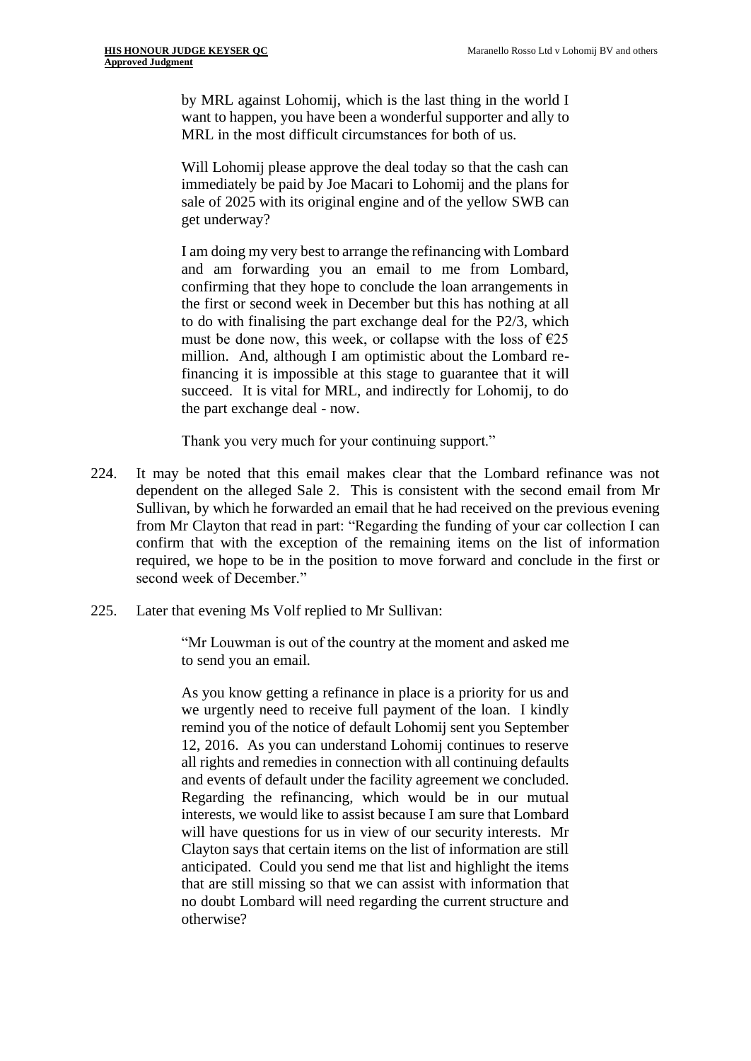> by MRL against Lohomij, which is the last thing in the world I want to happen, you have been a wonderful supporter and ally to MRL in the most difficult circumstances for both of us.
>
> Will Lohomij please approve the deal today so that the cash can immediately be paid by Joe Macari to Lohomij and the plans for sale of 2025 with its original engine and of the yellow SWB can get underway?
>
> I am doing my very best to arrange the refinancing with Lombard and am forwarding you an email to me from Lombard, confirming that they hope to conclude the loan arrangements in the first or second week in December but this has nothing at all to do with finalising the part exchange deal for the P2/3, which must be done now, this week, or collapse with the loss of €25 million. And, although I am optimistic about the Lombard re-financing it is impossible at this stage to guarantee that it will succeed. It is vital for MRL, and indirectly for Lohomij, to do the part exchange deal - now.
>
> Thank you very much for your continuing support."

224. It may be noted that this email makes clear that the Lombard refinance was not dependent on the alleged Sale 2. This is consistent with the second email from Mr Sullivan, by which he forwarded an email that he had received on the previous evening from Mr Clayton that read in part: "Regarding the funding of your car collection I can confirm that with the exception of the remaining items on the list of information required, we hope to be in the position to move forward and conclude in the first or second week of December."

225. Later that evening Ms Volf replied to Mr Sullivan:

> "Mr Louwman is out of the country at the moment and asked me to send you an email.
>
> As you know getting a refinance in place is a priority for us and we urgently need to receive full payment of the loan. I kindly remind you of the notice of default Lohomij sent you September 12, 2016. As you can understand Lohomij continues to reserve all rights and remedies in connection with all continuing defaults and events of default under the facility agreement we concluded. Regarding the refinancing, which would be in our mutual interests, we would like to assist because I am sure that Lombard will have questions for us in view of our security interests. Mr Clayton says that certain items on the list of information are still anticipated. Could you send me that list and highlight the items that are still missing so that we can assist with information that no doubt Lombard will need regarding the current structure and otherwise?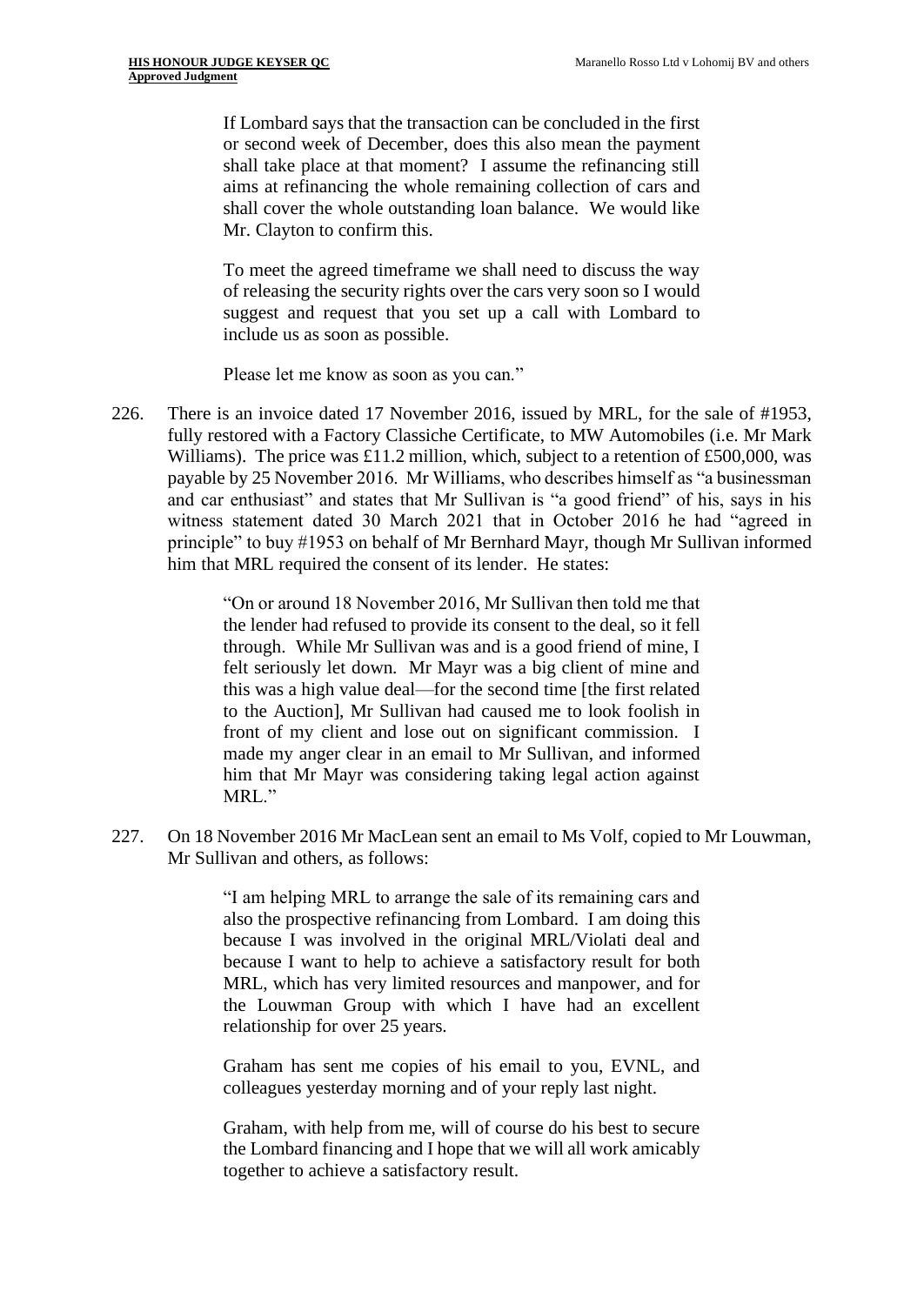> If Lombard says that the transaction can be concluded in the first or second week of December, does this also mean the payment shall take place at that moment? I assume the refinancing still aims at refinancing the whole remaining collection of cars and shall cover the whole outstanding loan balance. We would like Mr. Clayton to confirm this.
>
> To meet the agreed timeframe we shall need to discuss the way of releasing the security rights over the cars very soon so I would suggest and request that you set up a call with Lombard to include us as soon as possible.
>
> Please let me know as soon as you can."

226. There is an invoice dated 17 November 2016, issued by MRL, for the sale of #1953, fully restored with a Factory Classiche Certificate, to MW Automobiles (i.e. Mr Mark Williams). The price was £11.2 million, which, subject to a retention of £500,000, was payable by 25 November 2016. Mr Williams, who describes himself as "a businessman and car enthusiast" and states that Mr Sullivan is "a good friend" of his, says in his witness statement dated 30 March 2021 that in October 2016 he had "agreed in principle" to buy #1953 on behalf of Mr Bernhard Mayr, though Mr Sullivan informed him that MRL required the consent of its lender. He states:

> "On or around 18 November 2016, Mr Sullivan then told me that the lender had refused to provide its consent to the deal, so it fell through. While Mr Sullivan was and is a good friend of mine, I felt seriously let down. Mr Mayr was a big client of mine and this was a high value deal—for the second time [the first related to the Auction], Mr Sullivan had caused me to look foolish in front of my client and lose out on significant commission. I made my anger clear in an email to Mr Sullivan, and informed him that Mr Mayr was considering taking legal action against MRL."

227. On 18 November 2016 Mr MacLean sent an email to Ms Volf, copied to Mr Louwman, Mr Sullivan and others, as follows:

> "I am helping MRL to arrange the sale of its remaining cars and also the prospective refinancing from Lombard. I am doing this because I was involved in the original MRL/Violati deal and because I want to help to achieve a satisfactory result for both MRL, which has very limited resources and manpower, and for the Louwman Group with which I have had an excellent relationship for over 25 years.
>
> Graham has sent me copies of his email to you, EVNL, and colleagues yesterday morning and of your reply last night.
>
> Graham, with help from me, will of course do his best to secure the Lombard financing and I hope that we will all work amicably together to achieve a satisfactory result.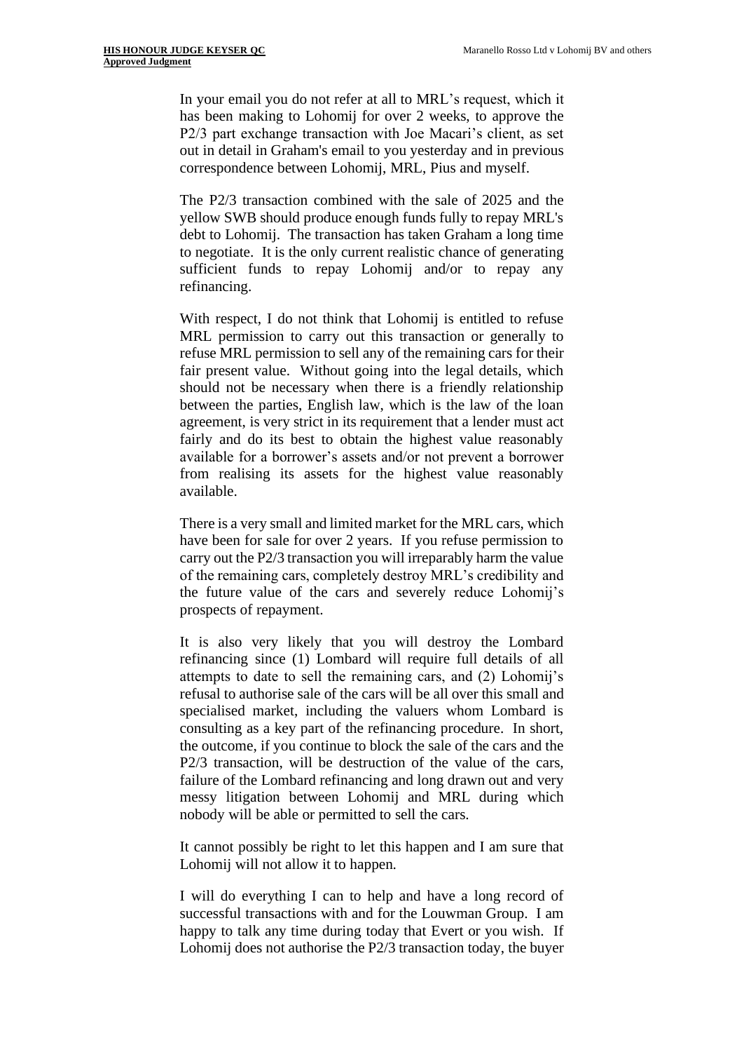In your email you do not refer at all to MRL's request, which it has been making to Lohomij for over 2 weeks, to approve the P2/3 part exchange transaction with Joe Macari's client, as set out in detail in Graham's email to you yesterday and in previous correspondence between Lohomij, MRL, Pius and myself.

The P2/3 transaction combined with the sale of 2025 and the yellow SWB should produce enough funds fully to repay MRL's debt to Lohomij. The transaction has taken Graham a long time to negotiate. It is the only current realistic chance of generating sufficient funds to repay Lohomij and/or to repay any refinancing.

With respect, I do not think that Lohomij is entitled to refuse MRL permission to carry out this transaction or generally to refuse MRL permission to sell any of the remaining cars for their fair present value. Without going into the legal details, which should not be necessary when there is a friendly relationship between the parties, English law, which is the law of the loan agreement, is very strict in its requirement that a lender must act fairly and do its best to obtain the highest value reasonably available for a borrower's assets and/or not prevent a borrower from realising its assets for the highest value reasonably available.

There is a very small and limited market for the MRL cars, which have been for sale for over 2 years. If you refuse permission to carry out the P2/3 transaction you will irreparably harm the value of the remaining cars, completely destroy MRL's credibility and the future value of the cars and severely reduce Lohomij's prospects of repayment.

It is also very likely that you will destroy the Lombard refinancing since (1) Lombard will require full details of all attempts to date to sell the remaining cars, and (2) Lohomij's refusal to authorise sale of the cars will be all over this small and specialised market, including the valuers whom Lombard is consulting as a key part of the refinancing procedure. In short, the outcome, if you continue to block the sale of the cars and the P2/3 transaction, will be destruction of the value of the cars, failure of the Lombard refinancing and long drawn out and very messy litigation between Lohomij and MRL during which nobody will be able or permitted to sell the cars.

It cannot possibly be right to let this happen and I am sure that Lohomij will not allow it to happen.

I will do everything I can to help and have a long record of successful transactions with and for the Louwman Group. I am happy to talk any time during today that Evert or you wish. If Lohomij does not authorise the P2/3 transaction today, the buyer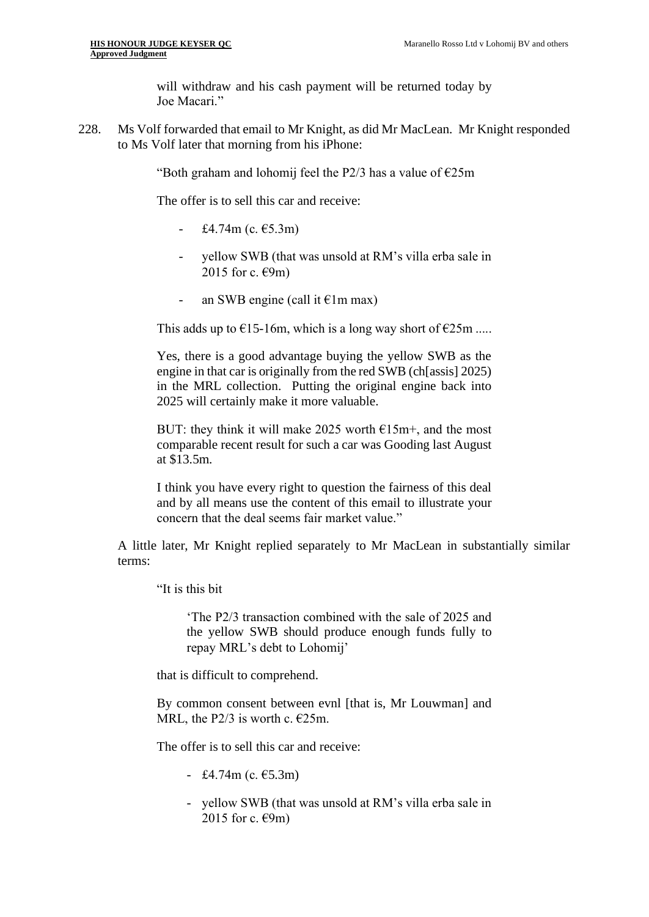will withdraw and his cash payment will be returned today by Joe Macari."

228. Ms Volf forwarded that email to Mr Knight, as did Mr MacLean. Mr Knight responded to Ms Volf later that morning from his iPhone:

> "Both graham and lohomij feel the P2/3 has a value of €25m
>
> The offer is to sell this car and receive:
>
> - £4.74m (c. €5.3m)
> - yellow SWB (that was unsold at RM's villa erba sale in 2015 for c. €9m)
> - an SWB engine (call it €1m max)
>
> This adds up to €15-16m, which is a long way short of €25m .....
>
> Yes, there is a good advantage buying the yellow SWB as the engine in that car is originally from the red SWB (ch[assis] 2025) in the MRL collection. Putting the original engine back into 2025 will certainly make it more valuable.
>
> BUT: they think it will make 2025 worth €15m+, and the most comparable recent result for such a car was Gooding last August at $13.5m.
>
> I think you have every right to question the fairness of this deal and by all means use the content of this email to illustrate your concern that the deal seems fair market value."

A little later, Mr Knight replied separately to Mr MacLean in substantially similar terms:

> "It is this bit
>
> > 'The P2/3 transaction combined with the sale of 2025 and the yellow SWB should produce enough funds fully to repay MRL's debt to Lohomij'
>
> that is difficult to comprehend.
>
> By common consent between evnl [that is, Mr Louwman] and MRL, the P2/3 is worth c. €25m.
>
> The offer is to sell this car and receive:
>
> - £4.74m (c. €5.3m)
> - yellow SWB (that was unsold at RM's villa erba sale in 2015 for c. €9m)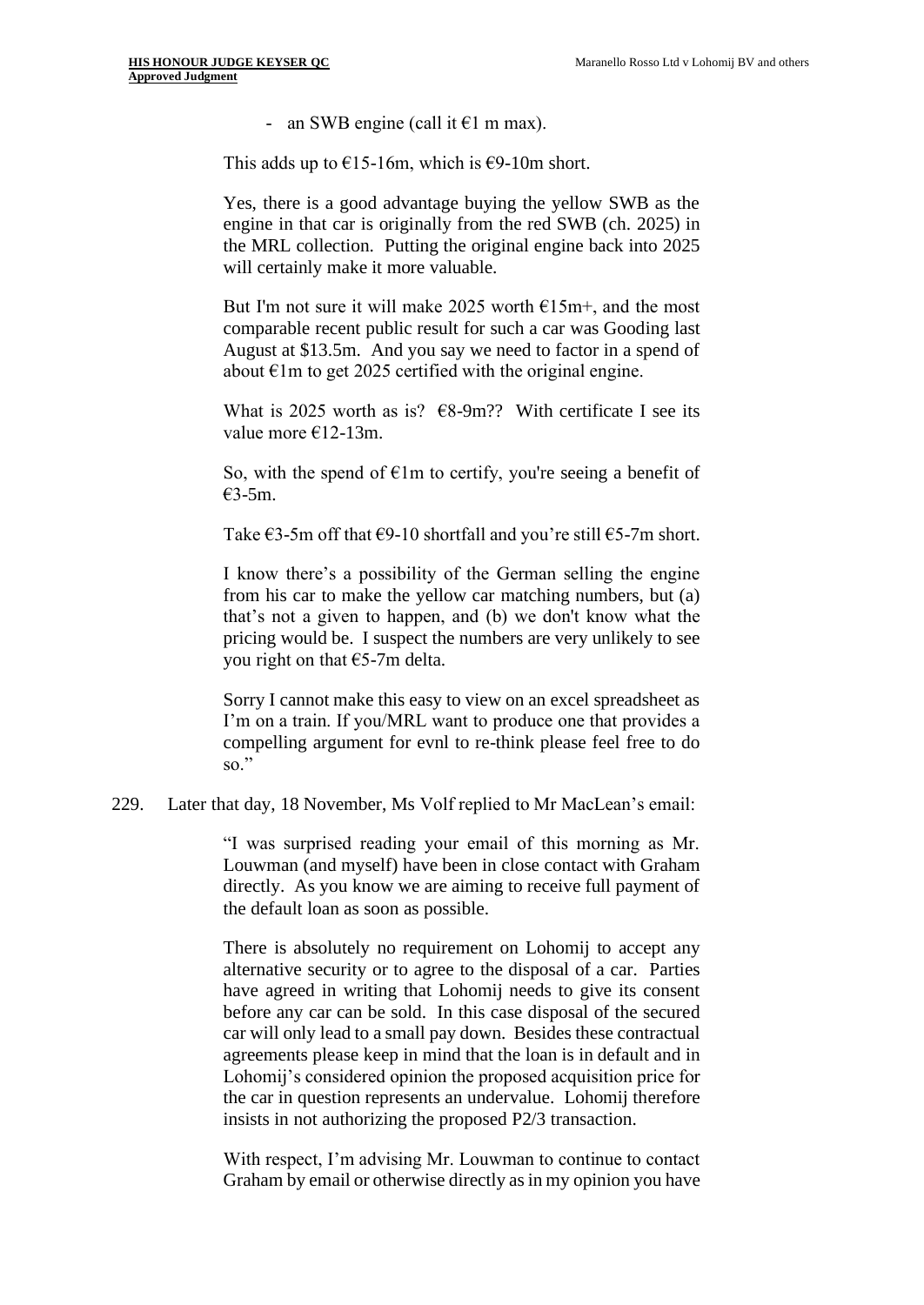- an SWB engine (call it €1 m max).

This adds up to €15-16m, which is €9-10m short.

Yes, there is a good advantage buying the yellow SWB as the engine in that car is originally from the red SWB (ch. 2025) in the MRL collection. Putting the original engine back into 2025 will certainly make it more valuable.

But I'm not sure it will make 2025 worth €15m+, and the most comparable recent public result for such a car was Gooding last August at $13.5m. And you say we need to factor in a spend of about €1m to get 2025 certified with the original engine.

What is 2025 worth as is? €8-9m?? With certificate I see its value more €12-13m.

So, with the spend of €1m to certify, you're seeing a benefit of €3-5m.

Take €3-5m off that €9-10 shortfall and you're still €5-7m short.

I know there's a possibility of the German selling the engine from his car to make the yellow car matching numbers, but (a) that's not a given to happen, and (b) we don't know what the pricing would be. I suspect the numbers are very unlikely to see you right on that €5-7m delta.

Sorry I cannot make this easy to view on an excel spreadsheet as I'm on a train. If you/MRL want to produce one that provides a compelling argument for evnl to re-think please feel free to do so."

229. Later that day, 18 November, Ms Volf replied to Mr MacLean's email:

"I was surprised reading your email of this morning as Mr. Louwman (and myself) have been in close contact with Graham directly. As you know we are aiming to receive full payment of the default loan as soon as possible.

There is absolutely no requirement on Lohomij to accept any alternative security or to agree to the disposal of a car. Parties have agreed in writing that Lohomij needs to give its consent before any car can be sold. In this case disposal of the secured car will only lead to a small pay down. Besides these contractual agreements please keep in mind that the loan is in default and in Lohomij's considered opinion the proposed acquisition price for the car in question represents an undervalue. Lohomij therefore insists in not authorizing the proposed P2/3 transaction.

With respect, I'm advising Mr. Louwman to continue to contact Graham by email or otherwise directly as in my opinion you have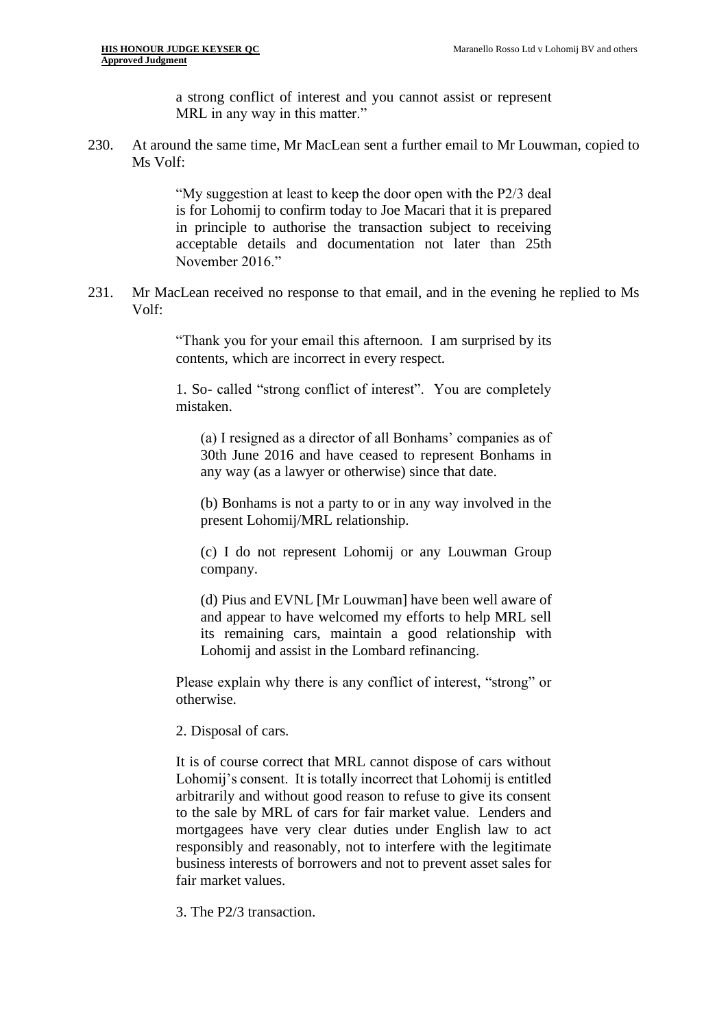> a strong conflict of interest and you cannot assist or represent MRL in any way in this matter."

230. At around the same time, Mr MacLean sent a further email to Mr Louwman, copied to Ms Volf:

> "My suggestion at least to keep the door open with the P2/3 deal is for Lohomij to confirm today to Joe Macari that it is prepared in principle to authorise the transaction subject to receiving acceptable details and documentation not later than 25th November 2016."

231. Mr MacLean received no response to that email, and in the evening he replied to Ms Volf:

> "Thank you for your email this afternoon. I am surprised by its contents, which are incorrect in every respect.
>
> 1. So- called "strong conflict of interest". You are completely mistaken.
>
> > (a) I resigned as a director of all Bonhams' companies as of 30th June 2016 and have ceased to represent Bonhams in any way (as a lawyer or otherwise) since that date.
> >
> > (b) Bonhams is not a party to or in any way involved in the present Lohomij/MRL relationship.
> >
> > (c) I do not represent Lohomij or any Louwman Group company.
> >
> > (d) Pius and EVNL [Mr Louwman] have been well aware of and appear to have welcomed my efforts to help MRL sell its remaining cars, maintain a good relationship with Lohomij and assist in the Lombard refinancing.
>
> Please explain why there is any conflict of interest, "strong" or otherwise.
>
> 2. Disposal of cars.
>
> It is of course correct that MRL cannot dispose of cars without Lohomij's consent. It is totally incorrect that Lohomij is entitled arbitrarily and without good reason to refuse to give its consent to the sale by MRL of cars for fair market value. Lenders and mortgagees have very clear duties under English law to act responsibly and reasonably, not to interfere with the legitimate business interests of borrowers and not to prevent asset sales for fair market values.
>
> 3. The P2/3 transaction.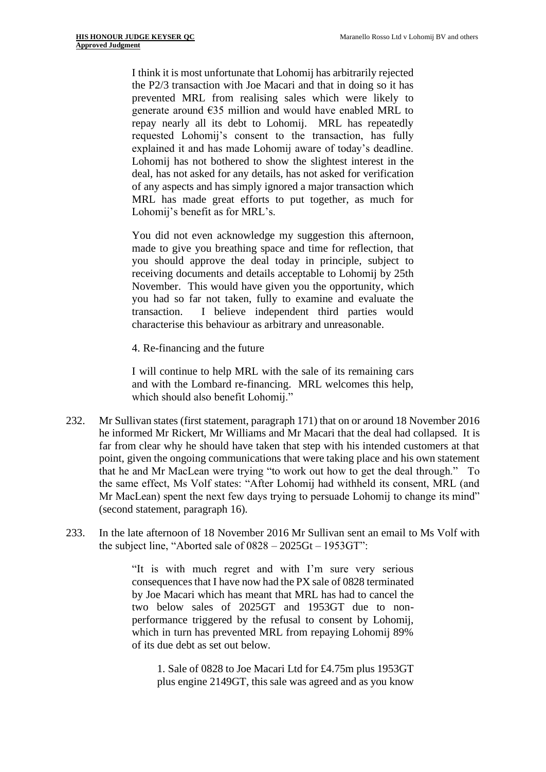I think it is most unfortunate that Lohomij has arbitrarily rejected the P2/3 transaction with Joe Macari and that in doing so it has prevented MRL from realising sales which were likely to generate around €35 million and would have enabled MRL to repay nearly all its debt to Lohomij. MRL has repeatedly requested Lohomij's consent to the transaction, has fully explained it and has made Lohomij aware of today's deadline. Lohomij has not bothered to show the slightest interest in the deal, has not asked for any details, has not asked for verification of any aspects and has simply ignored a major transaction which MRL has made great efforts to put together, as much for Lohomij's benefit as for MRL's.

> You did not even acknowledge my suggestion this afternoon, made to give you breathing space and time for reflection, that you should approve the deal today in principle, subject to receiving documents and details acceptable to Lohomij by 25th November. This would have given you the opportunity, which you had so far not taken, fully to examine and evaluate the transaction. I believe independent third parties would characterise this behaviour as arbitrary and unreasonable.
>
> 4. Re-financing and the future
>
> I will continue to help MRL with the sale of its remaining cars and with the Lombard re-financing. MRL welcomes this help, which should also benefit Lohomij."

232. Mr Sullivan states (first statement, paragraph 171) that on or around 18 November 2016 he informed Mr Rickert, Mr Williams and Mr Macari that the deal had collapsed. It is far from clear why he should have taken that step with his intended customers at that point, given the ongoing communications that were taking place and his own statement that he and Mr MacLean were trying "to work out how to get the deal through." To the same effect, Ms Volf states: "After Lohomij had withheld its consent, MRL (and Mr MacLean) spent the next few days trying to persuade Lohomij to change its mind" (second statement, paragraph 16).

233. In the late afternoon of 18 November 2016 Mr Sullivan sent an email to Ms Volf with the subject line, "Aborted sale of 0828 – 2025Gt – 1953GT":

> "It is with much regret and with I'm sure very serious consequences that I have now had the PX sale of 0828 terminated by Joe Macari which has meant that MRL has had to cancel the two below sales of 2025GT and 1953GT due to non-performance triggered by the refusal to consent by Lohomij, which in turn has prevented MRL from repaying Lohomij 89% of its due debt as set out below.
>
> > 1. Sale of 0828 to Joe Macari Ltd for £4.75m plus 1953GT plus engine 2149GT, this sale was agreed and as you know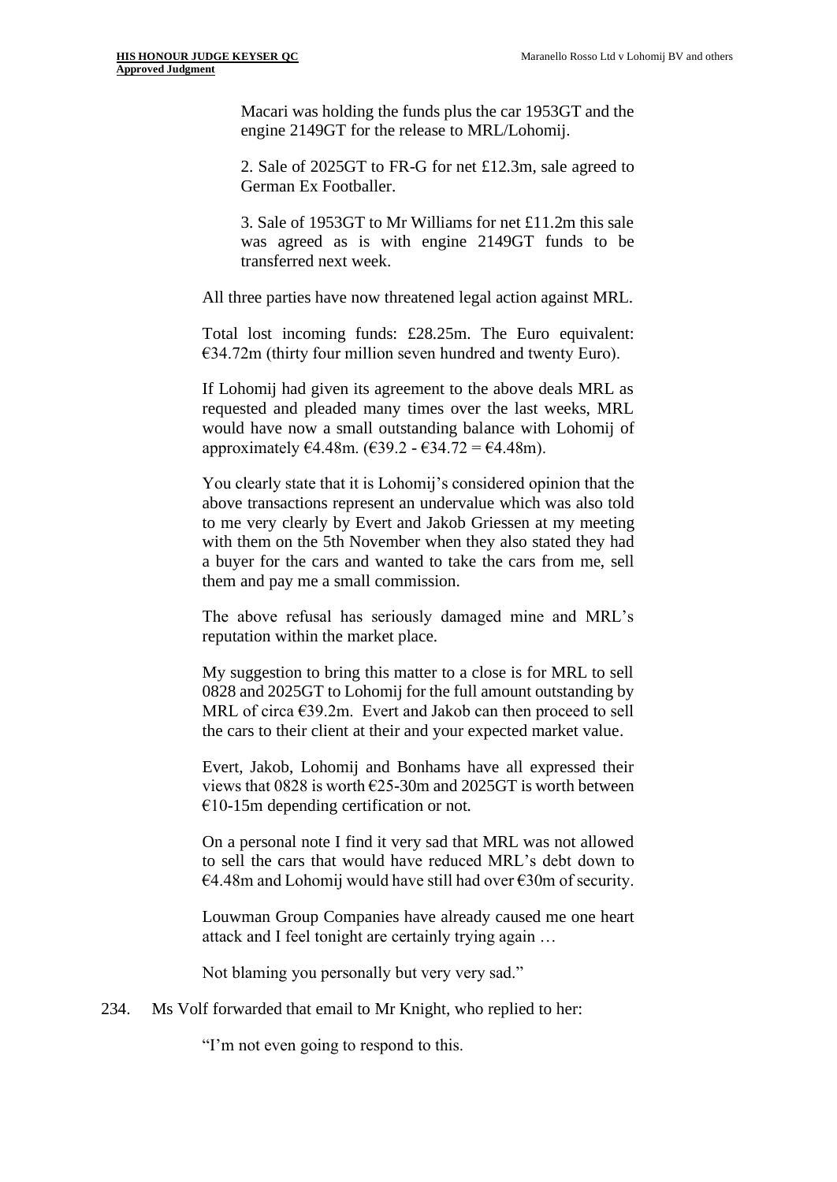Macari was holding the funds plus the car 1953GT and the engine 2149GT for the release to MRL/Lohomij.

2. Sale of 2025GT to FR-G for net £12.3m, sale agreed to German Ex Footballer.

3. Sale of 1953GT to Mr Williams for net £11.2m this sale was agreed as is with engine 2149GT funds to be transferred next week.

> All three parties have now threatened legal action against MRL.
>
> Total lost incoming funds: £28.25m. The Euro equivalent: €34.72m (thirty four million seven hundred and twenty Euro).
>
> If Lohomij had given its agreement to the above deals MRL as requested and pleaded many times over the last weeks, MRL would have now a small outstanding balance with Lohomij of approximately €4.48m. (€39.2 - €34.72 = €4.48m).
>
> You clearly state that it is Lohomij's considered opinion that the above transactions represent an undervalue which was also told to me very clearly by Evert and Jakob Griessen at my meeting with them on the 5th November when they also stated they had a buyer for the cars and wanted to take the cars from me, sell them and pay me a small commission.
>
> The above refusal has seriously damaged mine and MRL's reputation within the market place.
>
> My suggestion to bring this matter to a close is for MRL to sell 0828 and 2025GT to Lohomij for the full amount outstanding by MRL of circa €39.2m. Evert and Jakob can then proceed to sell the cars to their client at their and your expected market value.
>
> Evert, Jakob, Lohomij and Bonhams have all expressed their views that 0828 is worth €25-30m and 2025GT is worth between €10-15m depending certification or not.
>
> On a personal note I find it very sad that MRL was not allowed to sell the cars that would have reduced MRL's debt down to €4.48m and Lohomij would have still had over €30m of security.
>
> Louwman Group Companies have already caused me one heart attack and I feel tonight are certainly trying again …
>
> Not blaming you personally but very very sad."

234. Ms Volf forwarded that email to Mr Knight, who replied to her:

> "I'm not even going to respond to this.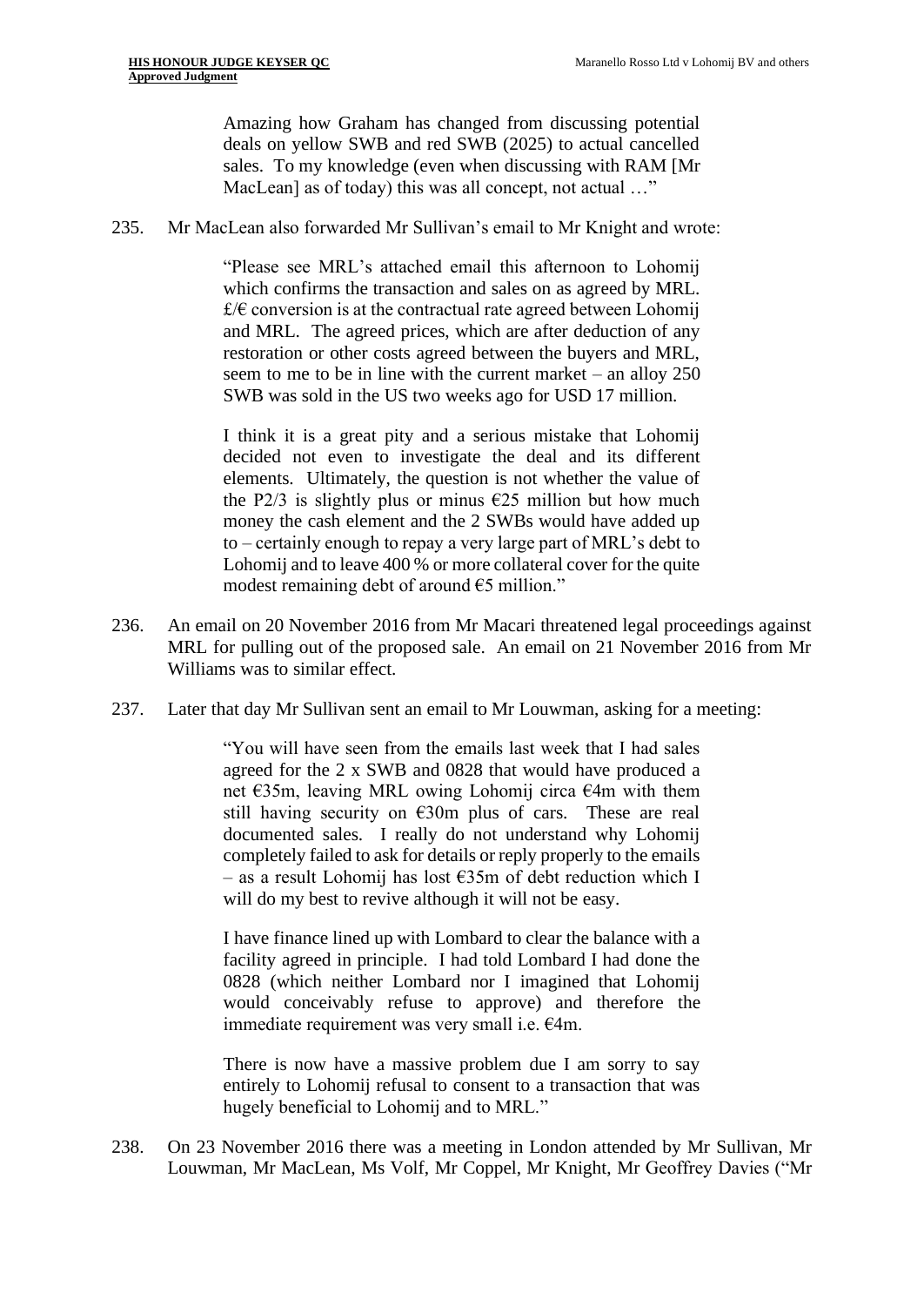> Amazing how Graham has changed from discussing potential deals on yellow SWB and red SWB (2025) to actual cancelled sales. To my knowledge (even when discussing with RAM [Mr MacLean] as of today) this was all concept, not actual …"

235. Mr MacLean also forwarded Mr Sullivan's email to Mr Knight and wrote:

> "Please see MRL's attached email this afternoon to Lohomij which confirms the transaction and sales on as agreed by MRL. £/€ conversion is at the contractual rate agreed between Lohomij and MRL. The agreed prices, which are after deduction of any restoration or other costs agreed between the buyers and MRL, seem to me to be in line with the current market – an alloy 250 SWB was sold in the US two weeks ago for USD 17 million.
>
> I think it is a great pity and a serious mistake that Lohomij decided not even to investigate the deal and its different elements. Ultimately, the question is not whether the value of the P2/3 is slightly plus or minus €25 million but how much money the cash element and the 2 SWBs would have added up to – certainly enough to repay a very large part of MRL's debt to Lohomij and to leave 400 % or more collateral cover for the quite modest remaining debt of around €5 million."

236. An email on 20 November 2016 from Mr Macari threatened legal proceedings against MRL for pulling out of the proposed sale. An email on 21 November 2016 from Mr Williams was to similar effect.

237. Later that day Mr Sullivan sent an email to Mr Louwman, asking for a meeting:

> "You will have seen from the emails last week that I had sales agreed for the 2 x SWB and 0828 that would have produced a net €35m, leaving MRL owing Lohomij circa €4m with them still having security on €30m plus of cars. These are real documented sales. I really do not understand why Lohomij completely failed to ask for details or reply properly to the emails – as a result Lohomij has lost €35m of debt reduction which I will do my best to revive although it will not be easy.
>
> I have finance lined up with Lombard to clear the balance with a facility agreed in principle. I had told Lombard I had done the 0828 (which neither Lombard nor I imagined that Lohomij would conceivably refuse to approve) and therefore the immediate requirement was very small i.e. €4m.
>
> There is now have a massive problem due I am sorry to say entirely to Lohomij refusal to consent to a transaction that was hugely beneficial to Lohomij and to MRL."

238. On 23 November 2016 there was a meeting in London attended by Mr Sullivan, Mr Louwman, Mr MacLean, Ms Volf, Mr Coppel, Mr Knight, Mr Geoffrey Davies ("Mr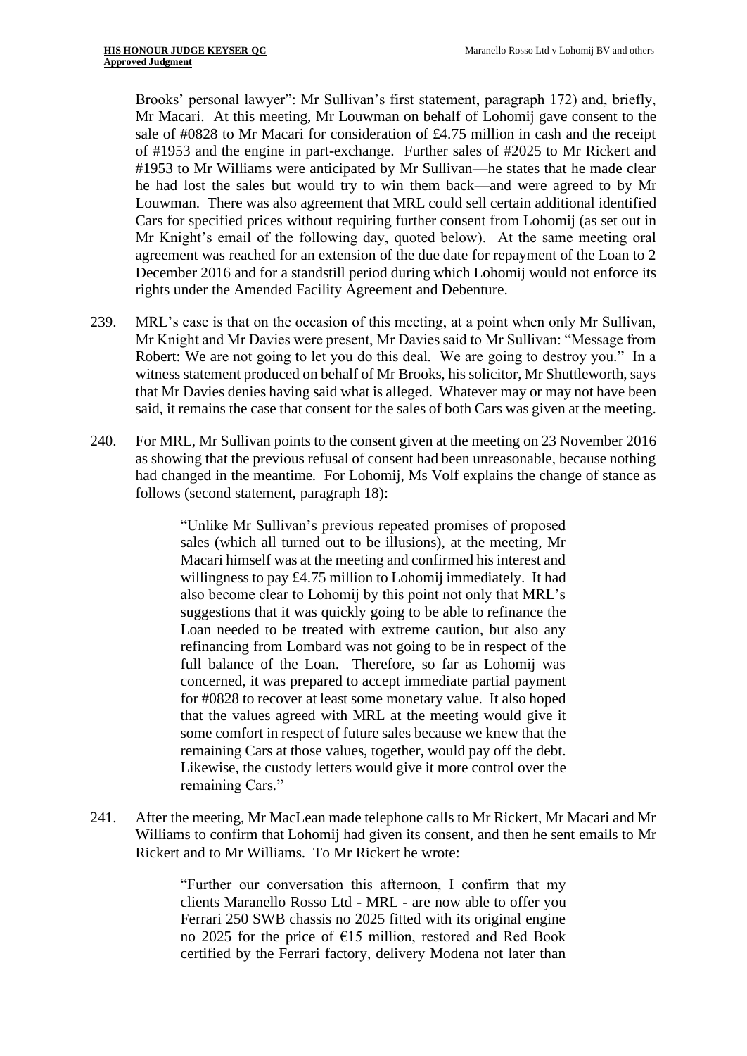Brooks' personal lawyer": Mr Sullivan's first statement, paragraph 172) and, briefly, Mr Macari. At this meeting, Mr Louwman on behalf of Lohomij gave consent to the sale of #0828 to Mr Macari for consideration of £4.75 million in cash and the receipt of #1953 and the engine in part-exchange. Further sales of #2025 to Mr Rickert and #1953 to Mr Williams were anticipated by Mr Sullivan—he states that he made clear he had lost the sales but would try to win them back—and were agreed to by Mr Louwman. There was also agreement that MRL could sell certain additional identified Cars for specified prices without requiring further consent from Lohomij (as set out in Mr Knight's email of the following day, quoted below). At the same meeting oral agreement was reached for an extension of the due date for repayment of the Loan to 2 December 2016 and for a standstill period during which Lohomij would not enforce its rights under the Amended Facility Agreement and Debenture.

239. MRL's case is that on the occasion of this meeting, at a point when only Mr Sullivan, Mr Knight and Mr Davies were present, Mr Davies said to Mr Sullivan: "Message from Robert: We are not going to let you do this deal. We are going to destroy you." In a witness statement produced on behalf of Mr Brooks, his solicitor, Mr Shuttleworth, says that Mr Davies denies having said what is alleged. Whatever may or may not have been said, it remains the case that consent for the sales of both Cars was given at the meeting.

240. For MRL, Mr Sullivan points to the consent given at the meeting on 23 November 2016 as showing that the previous refusal of consent had been unreasonable, because nothing had changed in the meantime. For Lohomij, Ms Volf explains the change of stance as follows (second statement, paragraph 18):

> "Unlike Mr Sullivan's previous repeated promises of proposed sales (which all turned out to be illusions), at the meeting, Mr Macari himself was at the meeting and confirmed his interest and willingness to pay £4.75 million to Lohomij immediately. It had also become clear to Lohomij by this point not only that MRL's suggestions that it was quickly going to be able to refinance the Loan needed to be treated with extreme caution, but also any refinancing from Lombard was not going to be in respect of the full balance of the Loan. Therefore, so far as Lohomij was concerned, it was prepared to accept immediate partial payment for #0828 to recover at least some monetary value. It also hoped that the values agreed with MRL at the meeting would give it some comfort in respect of future sales because we knew that the remaining Cars at those values, together, would pay off the debt. Likewise, the custody letters would give it more control over the remaining Cars."

241. After the meeting, Mr MacLean made telephone calls to Mr Rickert, Mr Macari and Mr Williams to confirm that Lohomij had given its consent, and then he sent emails to Mr Rickert and to Mr Williams. To Mr Rickert he wrote:

> "Further our conversation this afternoon, I confirm that my clients Maranello Rosso Ltd - MRL - are now able to offer you Ferrari 250 SWB chassis no 2025 fitted with its original engine no 2025 for the price of €15 million, restored and Red Book certified by the Ferrari factory, delivery Modena not later than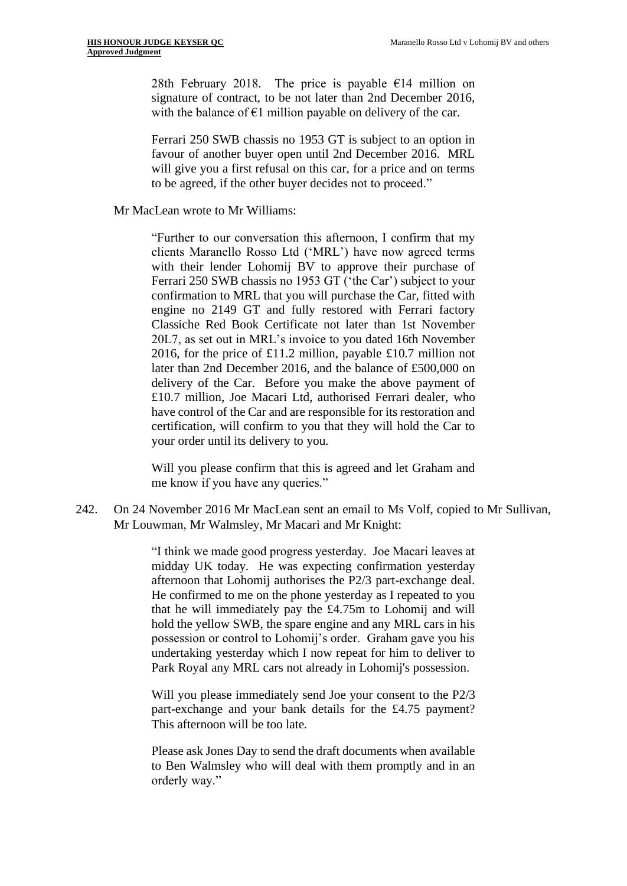> 28th February 2018. The price is payable €14 million on signature of contract, to be not later than 2nd December 2016, with the balance of €1 million payable on delivery of the car.
>
> Ferrari 250 SWB chassis no 1953 GT is subject to an option in favour of another buyer open until 2nd December 2016. MRL will give you a first refusal on this car, for a price and on terms to be agreed, if the other buyer decides not to proceed."

Mr MacLean wrote to Mr Williams:

> "Further to our conversation this afternoon, I confirm that my clients Maranello Rosso Ltd ('MRL') have now agreed terms with their lender Lohomij BV to approve their purchase of Ferrari 250 SWB chassis no 1953 GT ('the Car') subject to your confirmation to MRL that you will purchase the Car, fitted with engine no 2149 GT and fully restored with Ferrari factory Classiche Red Book Certificate not later than 1st November 20L7, as set out in MRL's invoice to you dated 16th November 2016, for the price of £11.2 million, payable £10.7 million not later than 2nd December 2016, and the balance of £500,000 on delivery of the Car. Before you make the above payment of £10.7 million, Joe Macari Ltd, authorised Ferrari dealer, who have control of the Car and are responsible for its restoration and certification, will confirm to you that they will hold the Car to your order until its delivery to you.
>
> Will you please confirm that this is agreed and let Graham and me know if you have any queries."

242. On 24 November 2016 Mr MacLean sent an email to Ms Volf, copied to Mr Sullivan, Mr Louwman, Mr Walmsley, Mr Macari and Mr Knight:

> "I think we made good progress yesterday. Joe Macari leaves at midday UK today. He was expecting confirmation yesterday afternoon that Lohomij authorises the P2/3 part-exchange deal. He confirmed to me on the phone yesterday as I repeated to you that he will immediately pay the £4.75m to Lohomij and will hold the yellow SWB, the spare engine and any MRL cars in his possession or control to Lohomij's order. Graham gave you his undertaking yesterday which I now repeat for him to deliver to Park Royal any MRL cars not already in Lohomij's possession.
>
> Will you please immediately send Joe your consent to the P2/3 part-exchange and your bank details for the £4.75 payment? This afternoon will be too late.
>
> Please ask Jones Day to send the draft documents when available to Ben Walmsley who will deal with them promptly and in an orderly way."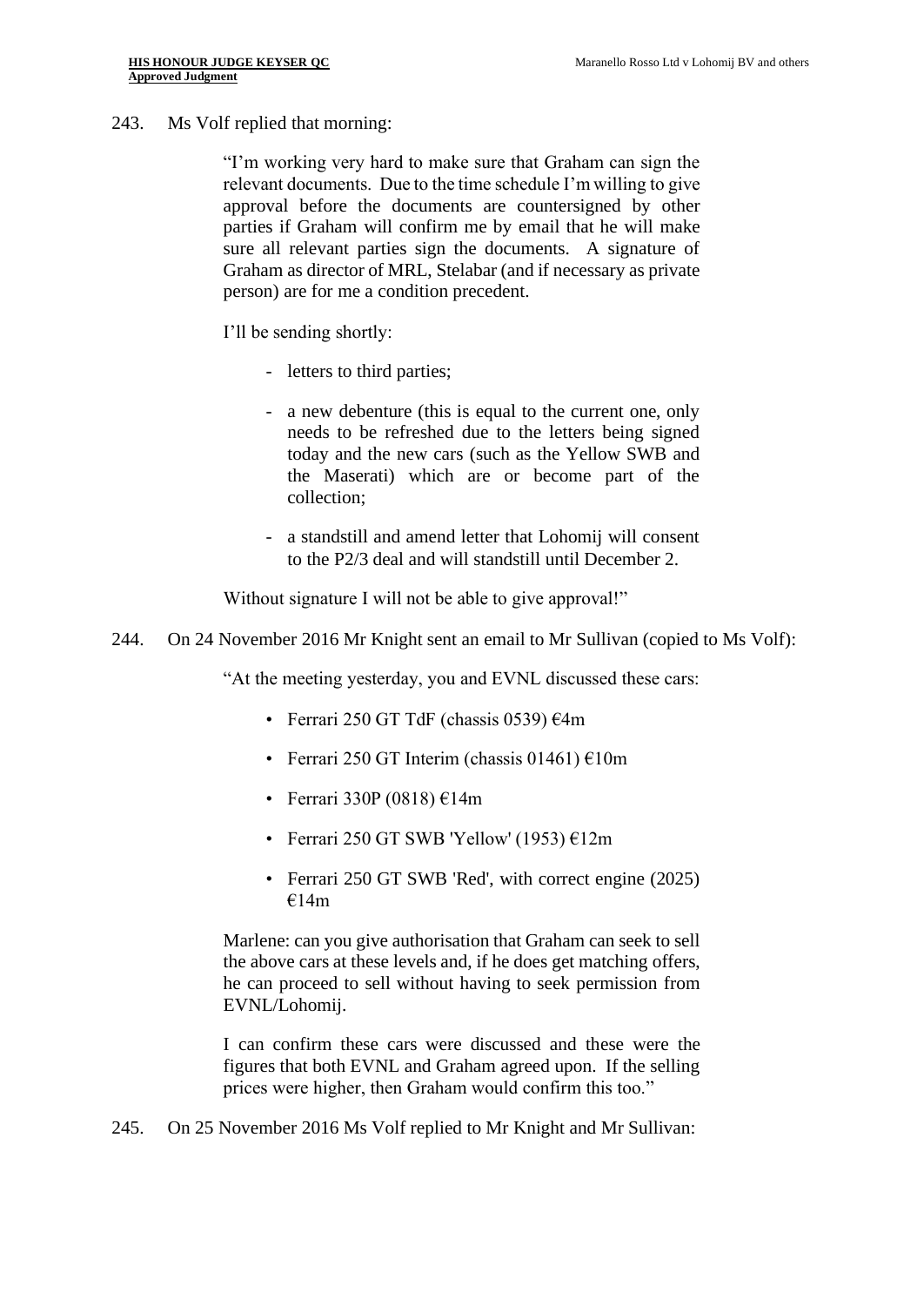243. Ms Volf replied that morning:

> "I'm working very hard to make sure that Graham can sign the relevant documents. Due to the time schedule I'm willing to give approval before the documents are countersigned by other parties if Graham will confirm me by email that he will make sure all relevant parties sign the documents. A signature of Graham as director of MRL, Stelabar (and if necessary as private person) are for me a condition precedent.
>
> I'll be sending shortly:
>
> - letters to third parties;
> - a new debenture (this is equal to the current one, only needs to be refreshed due to the letters being signed today and the new cars (such as the Yellow SWB and the Maserati) which are or become part of the collection;
> - a standstill and amend letter that Lohomij will consent to the P2/3 deal and will standstill until December 2.
>
> Without signature I will not be able to give approval!"

244. On 24 November 2016 Mr Knight sent an email to Mr Sullivan (copied to Ms Volf):

> "At the meeting yesterday, you and EVNL discussed these cars:
>
> - Ferrari 250 GT TdF (chassis 0539) €4m
> - Ferrari 250 GT Interim (chassis 01461) €10m
> - Ferrari 330P (0818) €14m
> - Ferrari 250 GT SWB 'Yellow' (1953) €12m
> - Ferrari 250 GT SWB 'Red', with correct engine (2025) €14m
>
> Marlene: can you give authorisation that Graham can seek to sell the above cars at these levels and, if he does get matching offers, he can proceed to sell without having to seek permission from EVNL/Lohomij.
>
> I can confirm these cars were discussed and these were the figures that both EVNL and Graham agreed upon. If the selling prices were higher, then Graham would confirm this too."

245. On 25 November 2016 Ms Volf replied to Mr Knight and Mr Sullivan: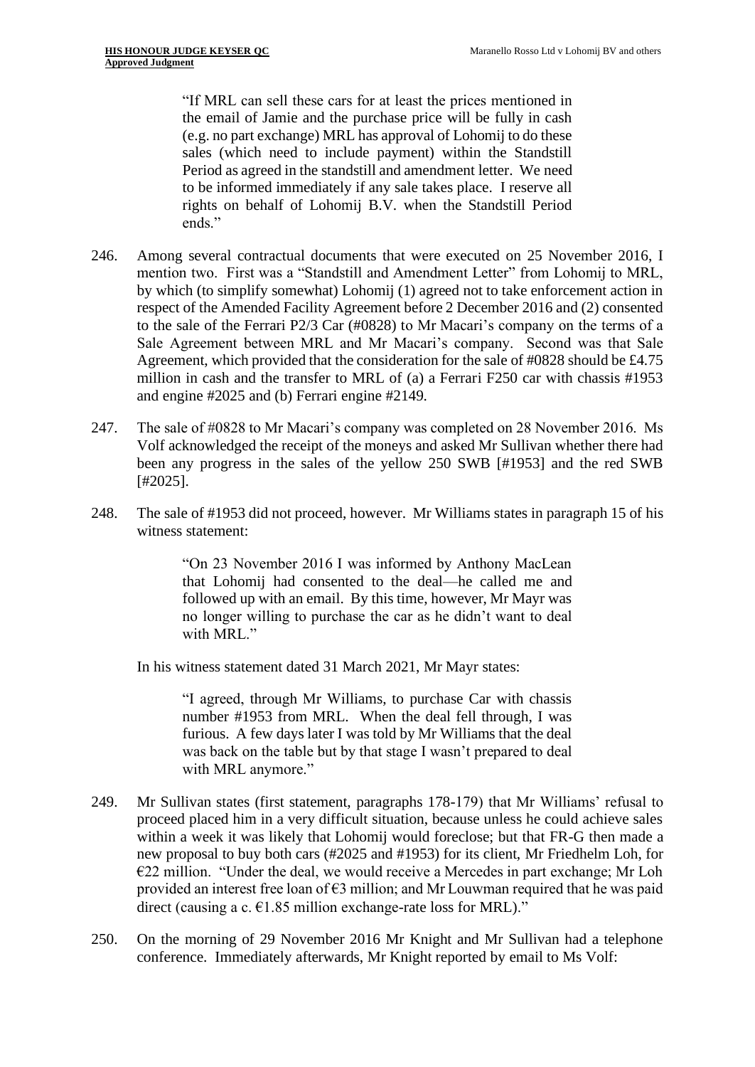> "If MRL can sell these cars for at least the prices mentioned in the email of Jamie and the purchase price will be fully in cash (e.g. no part exchange) MRL has approval of Lohomij to do these sales (which need to include payment) within the Standstill Period as agreed in the standstill and amendment letter. We need to be informed immediately if any sale takes place. I reserve all rights on behalf of Lohomij B.V. when the Standstill Period ends."

246. Among several contractual documents that were executed on 25 November 2016, I mention two. First was a "Standstill and Amendment Letter" from Lohomij to MRL, by which (to simplify somewhat) Lohomij (1) agreed not to take enforcement action in respect of the Amended Facility Agreement before 2 December 2016 and (2) consented to the sale of the Ferrari P2/3 Car (#0828) to Mr Macari's company on the terms of a Sale Agreement between MRL and Mr Macari's company. Second was that Sale Agreement, which provided that the consideration for the sale of #0828 should be £4.75 million in cash and the transfer to MRL of (a) a Ferrari F250 car with chassis #1953 and engine #2025 and (b) Ferrari engine #2149.

247. The sale of #0828 to Mr Macari's company was completed on 28 November 2016. Ms Volf acknowledged the receipt of the moneys and asked Mr Sullivan whether there had been any progress in the sales of the yellow 250 SWB [#1953] and the red SWB [#2025].

248. The sale of #1953 did not proceed, however. Mr Williams states in paragraph 15 of his witness statement:

> "On 23 November 2016 I was informed by Anthony MacLean that Lohomij had consented to the deal—he called me and followed up with an email. By this time, however, Mr Mayr was no longer willing to purchase the car as he didn't want to deal with MRL."

In his witness statement dated 31 March 2021, Mr Mayr states:

> "I agreed, through Mr Williams, to purchase Car with chassis number #1953 from MRL. When the deal fell through, I was furious. A few days later I was told by Mr Williams that the deal was back on the table but by that stage I wasn't prepared to deal with MRL anymore."

249. Mr Sullivan states (first statement, paragraphs 178-179) that Mr Williams' refusal to proceed placed him in a very difficult situation, because unless he could achieve sales within a week it was likely that Lohomij would foreclose; but that FR-G then made a new proposal to buy both cars (#2025 and #1953) for its client, Mr Friedhelm Loh, for €22 million. "Under the deal, we would receive a Mercedes in part exchange; Mr Loh provided an interest free loan of €3 million; and Mr Louwman required that he was paid direct (causing a c. €1.85 million exchange-rate loss for MRL)."

250. On the morning of 29 November 2016 Mr Knight and Mr Sullivan had a telephone conference. Immediately afterwards, Mr Knight reported by email to Ms Volf: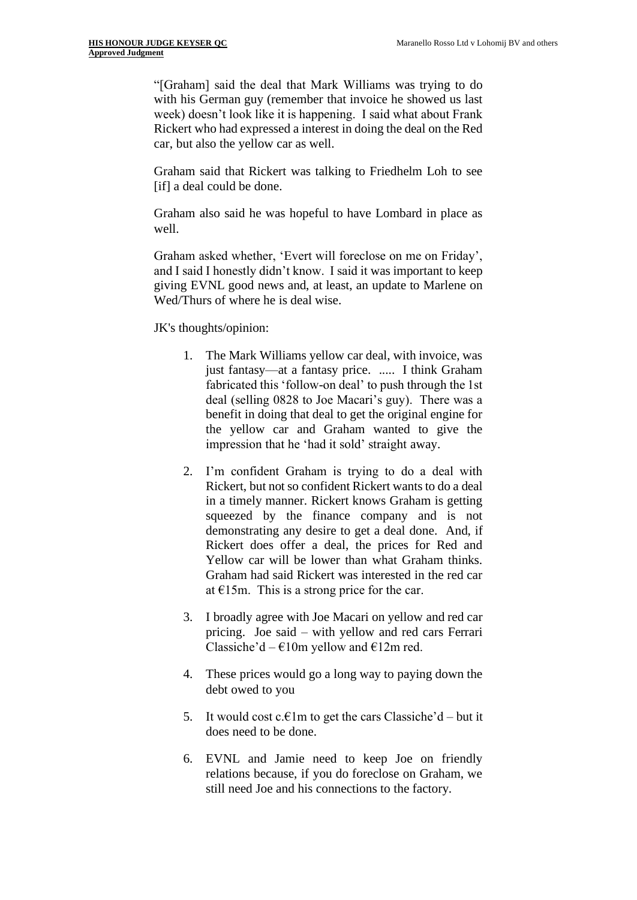"[Graham] said the deal that Mark Williams was trying to do with his German guy (remember that invoice he showed us last week) doesn't look like it is happening. I said what about Frank Rickert who had expressed a interest in doing the deal on the Red car, but also the yellow car as well.

Graham said that Rickert was talking to Friedhelm Loh to see [if] a deal could be done.

Graham also said he was hopeful to have Lombard in place as well.

Graham asked whether, 'Evert will foreclose on me on Friday', and I said I honestly didn't know. I said it was important to keep giving EVNL good news and, at least, an update to Marlene on Wed/Thurs of where he is deal wise.

JK's thoughts/opinion:

1. The Mark Williams yellow car deal, with invoice, was just fantasy—at a fantasy price. ..... I think Graham fabricated this 'follow-on deal' to push through the 1st deal (selling 0828 to Joe Macari's guy). There was a benefit in doing that deal to get the original engine for the yellow car and Graham wanted to give the impression that he 'had it sold' straight away.

2. I'm confident Graham is trying to do a deal with Rickert, but not so confident Rickert wants to do a deal in a timely manner. Rickert knows Graham is getting squeezed by the finance company and is not demonstrating any desire to get a deal done. And, if Rickert does offer a deal, the prices for Red and Yellow car will be lower than what Graham thinks. Graham had said Rickert was interested in the red car at €15m. This is a strong price for the car.

3. I broadly agree with Joe Macari on yellow and red car pricing. Joe said – with yellow and red cars Ferrari Classiche'd – €10m yellow and €12m red.

4. These prices would go a long way to paying down the debt owed to you

5. It would cost c.€1m to get the cars Classiche'd – but it does need to be done.

6. EVNL and Jamie need to keep Joe on friendly relations because, if you do foreclose on Graham, we still need Joe and his connections to the factory.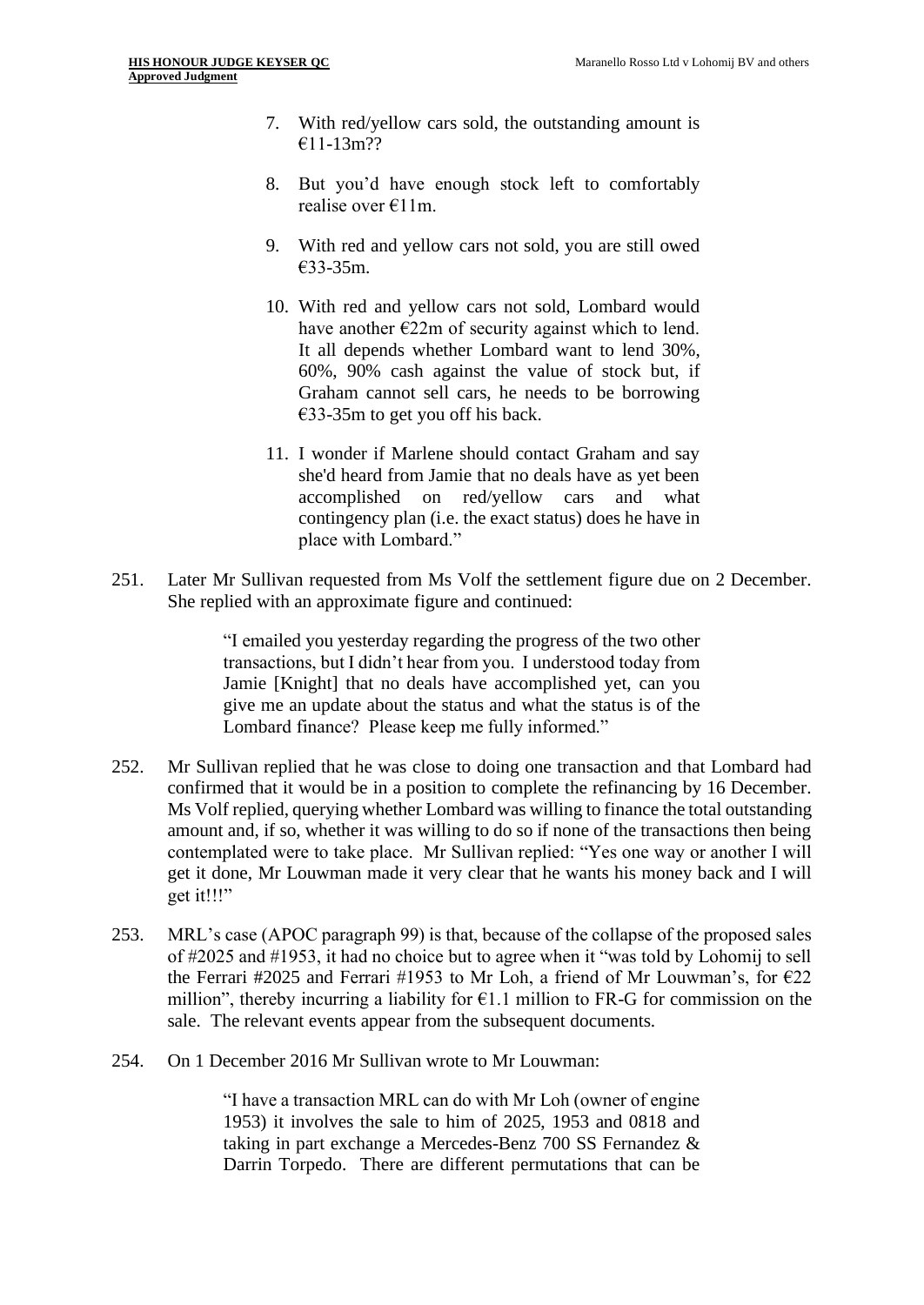> 7. With red/yellow cars sold, the outstanding amount is €11-13m??
>
> 8. But you'd have enough stock left to comfortably realise over €11m.
>
> 9. With red and yellow cars not sold, you are still owed €33-35m.
>
> 10. With red and yellow cars not sold, Lombard would have another €22m of security against which to lend. It all depends whether Lombard want to lend 30%, 60%, 90% cash against the value of stock but, if Graham cannot sell cars, he needs to be borrowing €33-35m to get you off his back.
>
> 11. I wonder if Marlene should contact Graham and say she'd heard from Jamie that no deals have as yet been accomplished on red/yellow cars and what contingency plan (i.e. the exact status) does he have in place with Lombard."

251. Later Mr Sullivan requested from Ms Volf the settlement figure due on 2 December. She replied with an approximate figure and continued:

> "I emailed you yesterday regarding the progress of the two other transactions, but I didn't hear from you. I understood today from Jamie [Knight] that no deals have accomplished yet, can you give me an update about the status and what the status is of the Lombard finance? Please keep me fully informed."

252. Mr Sullivan replied that he was close to doing one transaction and that Lombard had confirmed that it would be in a position to complete the refinancing by 16 December. Ms Volf replied, querying whether Lombard was willing to finance the total outstanding amount and, if so, whether it was willing to do so if none of the transactions then being contemplated were to take place. Mr Sullivan replied: "Yes one way or another I will get it done, Mr Louwman made it very clear that he wants his money back and I will get it!!!"

253. MRL's case (APOC paragraph 99) is that, because of the collapse of the proposed sales of #2025 and #1953, it had no choice but to agree when it "was told by Lohomij to sell the Ferrari #2025 and Ferrari #1953 to Mr Loh, a friend of Mr Louwman's, for €22 million", thereby incurring a liability for €1.1 million to FR-G for commission on the sale. The relevant events appear from the subsequent documents.

254. On 1 December 2016 Mr Sullivan wrote to Mr Louwman:

> "I have a transaction MRL can do with Mr Loh (owner of engine 1953) it involves the sale to him of 2025, 1953 and 0818 and taking in part exchange a Mercedes-Benz 700 SS Fernandez & Darrin Torpedo. There are different permutations that can be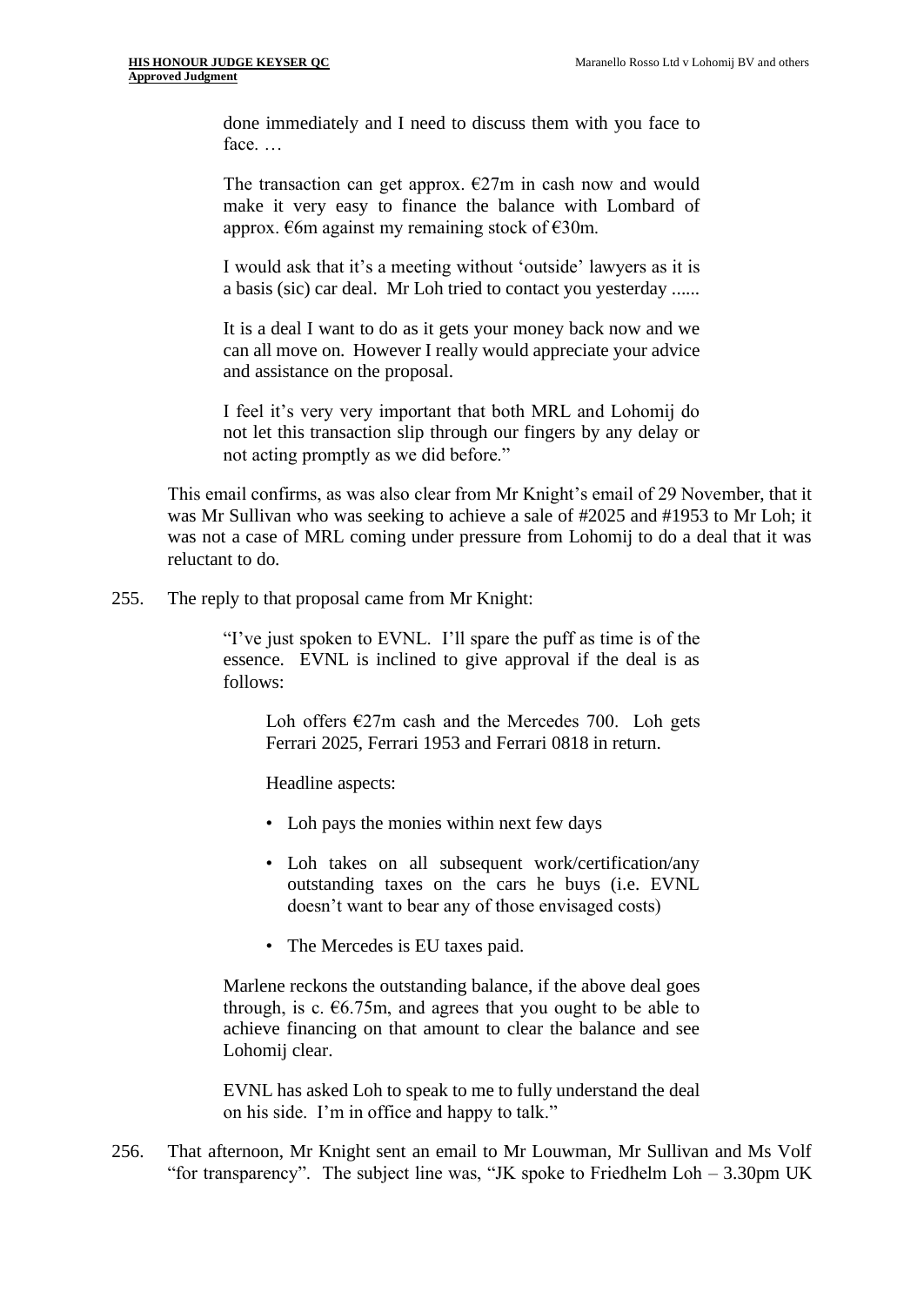> done immediately and I need to discuss them with you face to face. …
>
> The transaction can get approx. €27m in cash now and would make it very easy to finance the balance with Lombard of approx. €6m against my remaining stock of €30m.
>
> I would ask that it's a meeting without 'outside' lawyers as it is a basis (sic) car deal. Mr Loh tried to contact you yesterday ......
>
> It is a deal I want to do as it gets your money back now and we can all move on. However I really would appreciate your advice and assistance on the proposal.
>
> I feel it's very very important that both MRL and Lohomij do not let this transaction slip through our fingers by any delay or not acting promptly as we did before."

This email confirms, as was also clear from Mr Knight's email of 29 November, that it was Mr Sullivan who was seeking to achieve a sale of #2025 and #1953 to Mr Loh; it was not a case of MRL coming under pressure from Lohomij to do a deal that it was reluctant to do.

255. The reply to that proposal came from Mr Knight:

> "I've just spoken to EVNL. I'll spare the puff as time is of the essence. EVNL is inclined to give approval if the deal is as follows:
>
>> Loh offers €27m cash and the Mercedes 700. Loh gets Ferrari 2025, Ferrari 1953 and Ferrari 0818 in return.
>>
>> Headline aspects:
>>
>> - Loh pays the monies within next few days
>> - Loh takes on all subsequent work/certification/any outstanding taxes on the cars he buys (i.e. EVNL doesn't want to bear any of those envisaged costs)
>> - The Mercedes is EU taxes paid.
>
> Marlene reckons the outstanding balance, if the above deal goes through, is c. €6.75m, and agrees that you ought to be able to achieve financing on that amount to clear the balance and see Lohomij clear.
>
> EVNL has asked Loh to speak to me to fully understand the deal on his side. I'm in office and happy to talk."

256. That afternoon, Mr Knight sent an email to Mr Louwman, Mr Sullivan and Ms Volf "for transparency". The subject line was, "JK spoke to Friedhelm Loh – 3.30pm UK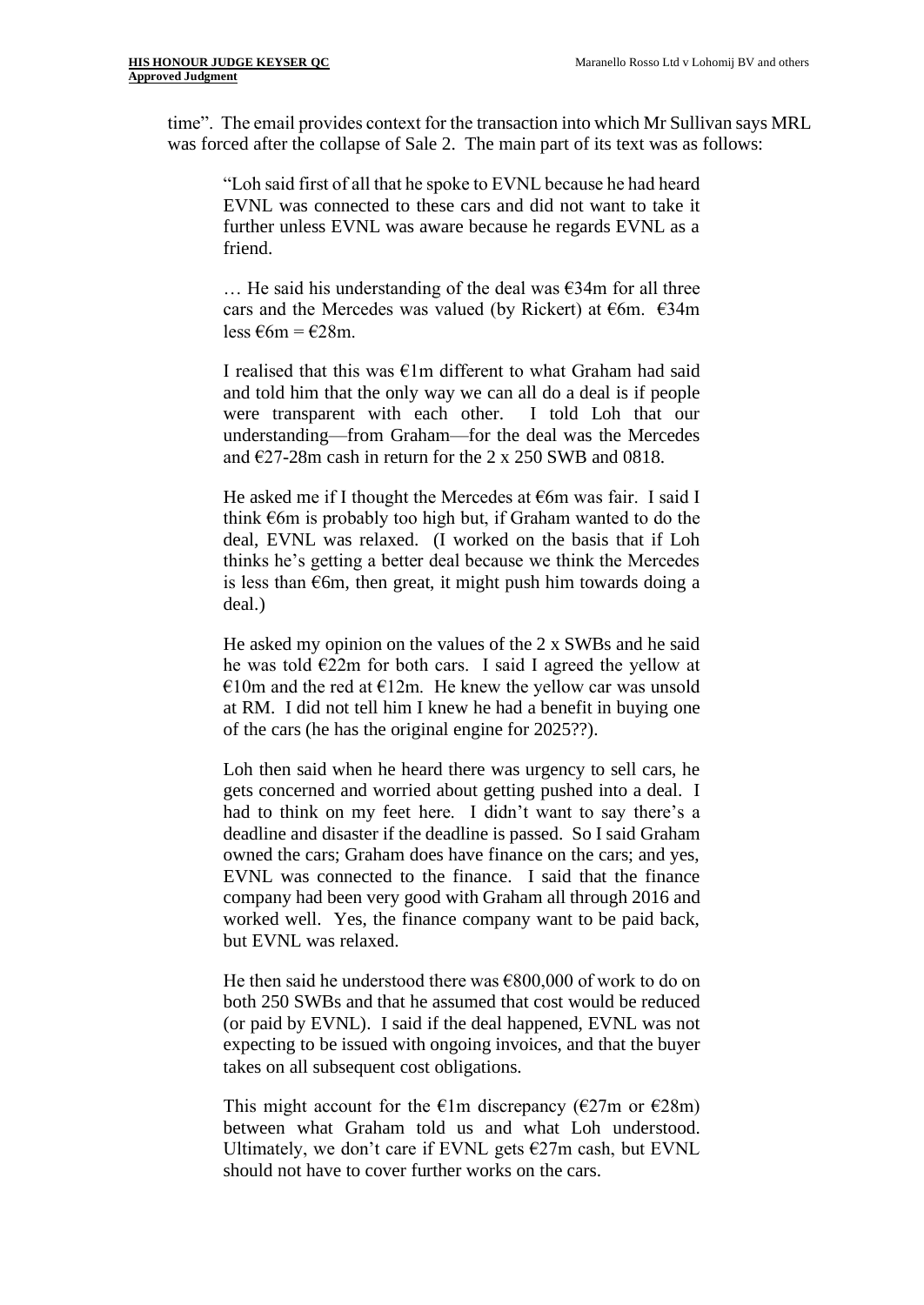time". The email provides context for the transaction into which Mr Sullivan says MRL was forced after the collapse of Sale 2. The main part of its text was as follows:

> "Loh said first of all that he spoke to EVNL because he had heard EVNL was connected to these cars and did not want to take it further unless EVNL was aware because he regards EVNL as a friend.
>
> … He said his understanding of the deal was €34m for all three cars and the Mercedes was valued (by Rickert) at €6m. €34m less €6m = €28m.
>
> I realised that this was €1m different to what Graham had said and told him that the only way we can all do a deal is if people were transparent with each other. I told Loh that our understanding—from Graham—for the deal was the Mercedes and €27-28m cash in return for the 2 x 250 SWB and 0818.
>
> He asked me if I thought the Mercedes at €6m was fair. I said I think €6m is probably too high but, if Graham wanted to do the deal, EVNL was relaxed. (I worked on the basis that if Loh thinks he's getting a better deal because we think the Mercedes is less than €6m, then great, it might push him towards doing a deal.)
>
> He asked my opinion on the values of the 2 x SWBs and he said he was told €22m for both cars. I said I agreed the yellow at €10m and the red at €12m. He knew the yellow car was unsold at RM. I did not tell him I knew he had a benefit in buying one of the cars (he has the original engine for 2025??).
>
> Loh then said when he heard there was urgency to sell cars, he gets concerned and worried about getting pushed into a deal. I had to think on my feet here. I didn't want to say there's a deadline and disaster if the deadline is passed. So I said Graham owned the cars; Graham does have finance on the cars; and yes, EVNL was connected to the finance. I said that the finance company had been very good with Graham all through 2016 and worked well. Yes, the finance company want to be paid back, but EVNL was relaxed.
>
> He then said he understood there was €800,000 of work to do on both 250 SWBs and that he assumed that cost would be reduced (or paid by EVNL). I said if the deal happened, EVNL was not expecting to be issued with ongoing invoices, and that the buyer takes on all subsequent cost obligations.
>
> This might account for the €1m discrepancy (€27m or €28m) between what Graham told us and what Loh understood. Ultimately, we don't care if EVNL gets €27m cash, but EVNL should not have to cover further works on the cars.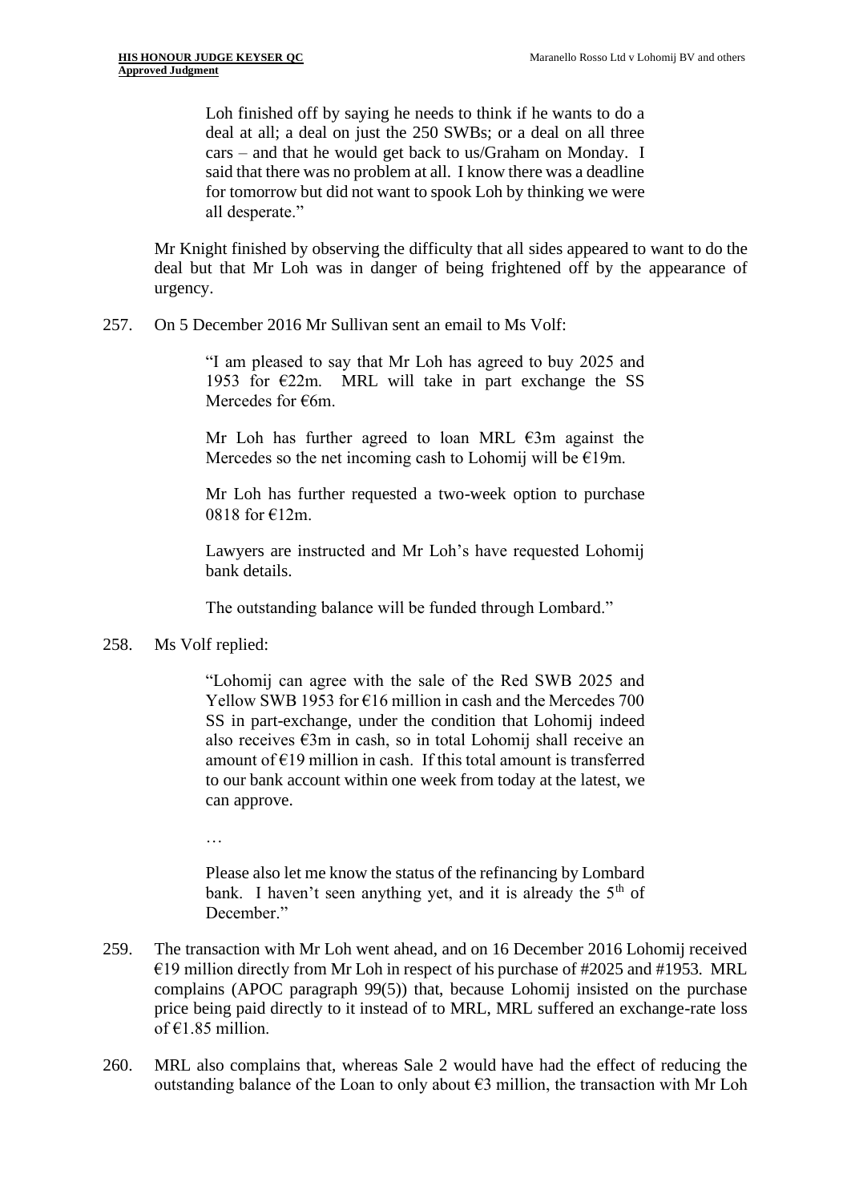> Loh finished off by saying he needs to think if he wants to do a deal at all; a deal on just the 250 SWBs; or a deal on all three cars – and that he would get back to us/Graham on Monday. I said that there was no problem at all. I know there was a deadline for tomorrow but did not want to spook Loh by thinking we were all desperate."

Mr Knight finished by observing the difficulty that all sides appeared to want to do the deal but that Mr Loh was in danger of being frightened off by the appearance of urgency.

257. On 5 December 2016 Mr Sullivan sent an email to Ms Volf:

> "I am pleased to say that Mr Loh has agreed to buy 2025 and 1953 for €22m. MRL will take in part exchange the SS Mercedes for €6m.
>
> Mr Loh has further agreed to loan MRL €3m against the Mercedes so the net incoming cash to Lohomij will be €19m.
>
> Mr Loh has further requested a two-week option to purchase 0818 for €12m.
>
> Lawyers are instructed and Mr Loh's have requested Lohomij bank details.
>
> The outstanding balance will be funded through Lombard."

258. Ms Volf replied:

> "Lohomij can agree with the sale of the Red SWB 2025 and Yellow SWB 1953 for €16 million in cash and the Mercedes 700 SS in part-exchange, under the condition that Lohomij indeed also receives €3m in cash, so in total Lohomij shall receive an amount of €19 million in cash. If this total amount is transferred to our bank account within one week from today at the latest, we can approve.
>
> …
>
> Please also let me know the status of the refinancing by Lombard bank. I haven't seen anything yet, and it is already the 5th of December."

259. The transaction with Mr Loh went ahead, and on 16 December 2016 Lohomij received €19 million directly from Mr Loh in respect of his purchase of #2025 and #1953. MRL complains (APOC paragraph 99(5)) that, because Lohomij insisted on the purchase price being paid directly to it instead of to MRL, MRL suffered an exchange-rate loss of €1.85 million.

260. MRL also complains that, whereas Sale 2 would have had the effect of reducing the outstanding balance of the Loan to only about €3 million, the transaction with Mr Loh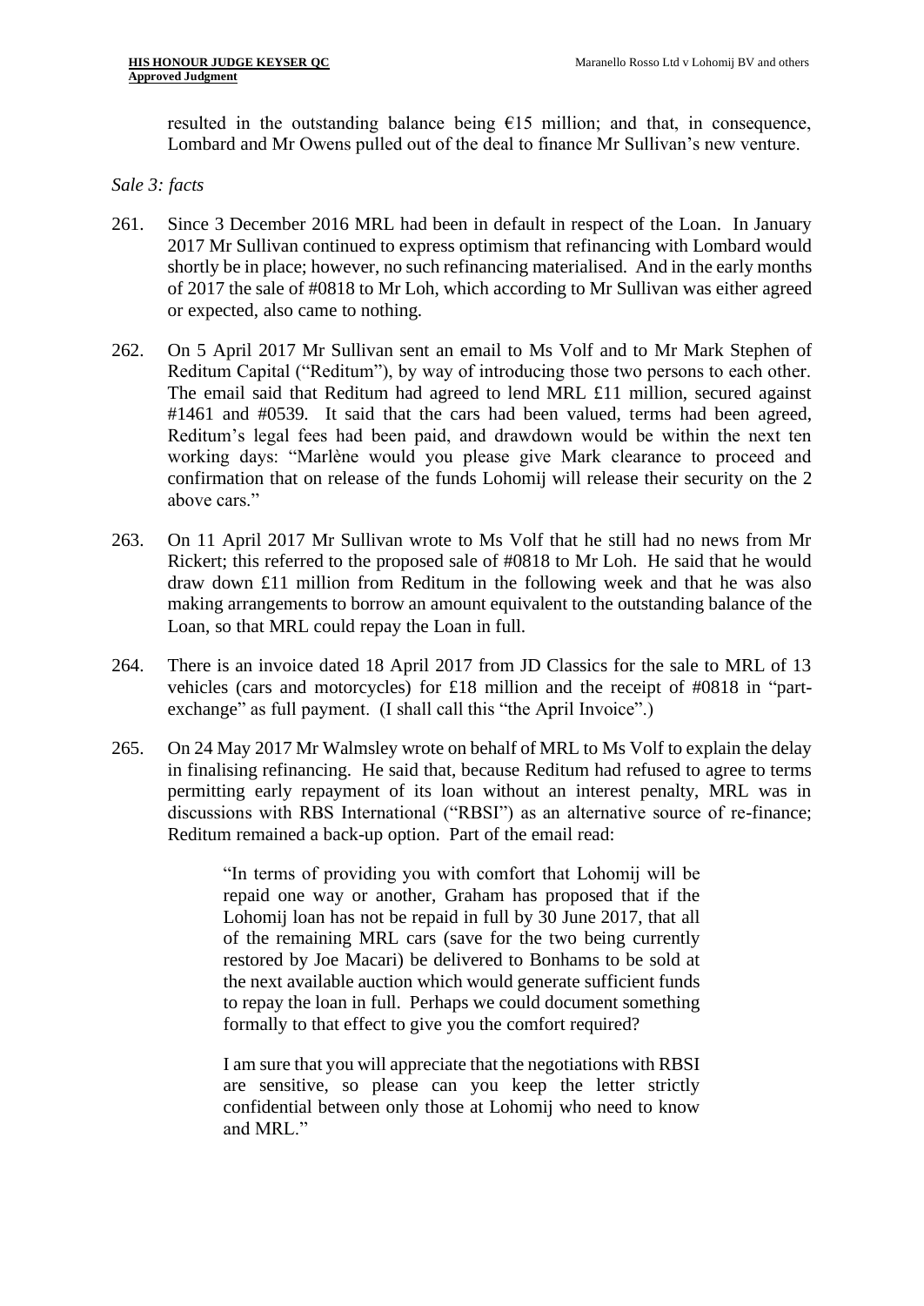resulted in the outstanding balance being €15 million; and that, in consequence, Lombard and Mr Owens pulled out of the deal to finance Mr Sullivan's new venture.

*Sale 3: facts*

261. Since 3 December 2016 MRL had been in default in respect of the Loan. In January 2017 Mr Sullivan continued to express optimism that refinancing with Lombard would shortly be in place; however, no such refinancing materialised. And in the early months of 2017 the sale of #0818 to Mr Loh, which according to Mr Sullivan was either agreed or expected, also came to nothing.

262. On 5 April 2017 Mr Sullivan sent an email to Ms Volf and to Mr Mark Stephen of Reditum Capital ("Reditum"), by way of introducing those two persons to each other. The email said that Reditum had agreed to lend MRL £11 million, secured against #1461 and #0539. It said that the cars had been valued, terms had been agreed, Reditum's legal fees had been paid, and drawdown would be within the next ten working days: "Marlène would you please give Mark clearance to proceed and confirmation that on release of the funds Lohomij will release their security on the 2 above cars."

263. On 11 April 2017 Mr Sullivan wrote to Ms Volf that he still had no news from Mr Rickert; this referred to the proposed sale of #0818 to Mr Loh. He said that he would draw down £11 million from Reditum in the following week and that he was also making arrangements to borrow an amount equivalent to the outstanding balance of the Loan, so that MRL could repay the Loan in full.

264. There is an invoice dated 18 April 2017 from JD Classics for the sale to MRL of 13 vehicles (cars and motorcycles) for £18 million and the receipt of #0818 in "part-exchange" as full payment. (I shall call this "the April Invoice".)

265. On 24 May 2017 Mr Walmsley wrote on behalf of MRL to Ms Volf to explain the delay in finalising refinancing. He said that, because Reditum had refused to agree to terms permitting early repayment of its loan without an interest penalty, MRL was in discussions with RBS International ("RBSI") as an alternative source of re-finance; Reditum remained a back-up option. Part of the email read:

> "In terms of providing you with comfort that Lohomij will be repaid one way or another, Graham has proposed that if the Lohomij loan has not be repaid in full by 30 June 2017, that all of the remaining MRL cars (save for the two being currently restored by Joe Macari) be delivered to Bonhams to be sold at the next available auction which would generate sufficient funds to repay the loan in full. Perhaps we could document something formally to that effect to give you the comfort required?
>
> I am sure that you will appreciate that the negotiations with RBSI are sensitive, so please can you keep the letter strictly confidential between only those at Lohomij who need to know and MRL."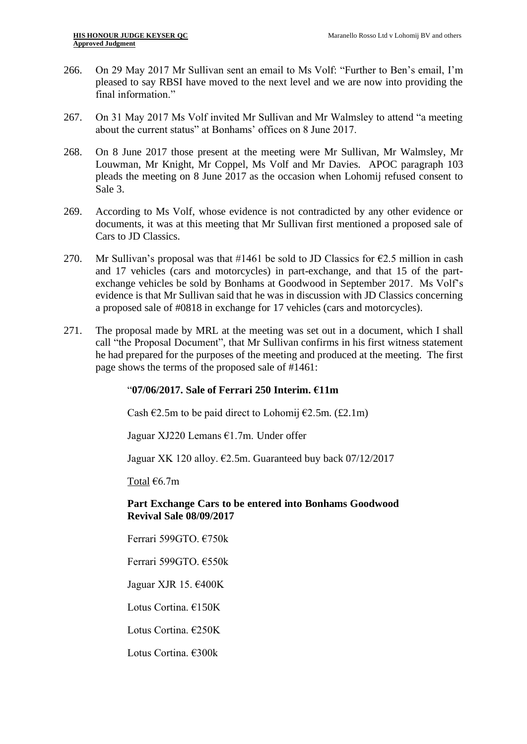266. On 29 May 2017 Mr Sullivan sent an email to Ms Volf: "Further to Ben's email, I'm pleased to say RBSI have moved to the next level and we are now into providing the final information."

267. On 31 May 2017 Ms Volf invited Mr Sullivan and Mr Walmsley to attend "a meeting about the current status" at Bonhams' offices on 8 June 2017.

268. On 8 June 2017 those present at the meeting were Mr Sullivan, Mr Walmsley, Mr Louwman, Mr Knight, Mr Coppel, Ms Volf and Mr Davies. APOC paragraph 103 pleads the meeting on 8 June 2017 as the occasion when Lohomij refused consent to Sale 3.

269. According to Ms Volf, whose evidence is not contradicted by any other evidence or documents, it was at this meeting that Mr Sullivan first mentioned a proposed sale of Cars to JD Classics.

270. Mr Sullivan's proposal was that #1461 be sold to JD Classics for €2.5 million in cash and 17 vehicles (cars and motorcycles) in part-exchange, and that 15 of the part-exchange vehicles be sold by Bonhams at Goodwood in September 2017. Ms Volf's evidence is that Mr Sullivan said that he was in discussion with JD Classics concerning a proposed sale of #0818 in exchange for 17 vehicles (cars and motorcycles).

271. The proposal made by MRL at the meeting was set out in a document, which I shall call "the Proposal Document", that Mr Sullivan confirms in his first witness statement he had prepared for the purposes of the meeting and produced at the meeting. The first page shows the terms of the proposed sale of #1461:

> "**07/06/2017. Sale of Ferrari 250 Interim. €11m**
>
> Cash €2.5m to be paid direct to Lohomij €2.5m. (£2.1m)
>
> Jaguar XJ220 Lemans €1.7m. Under offer
>
> Jaguar XK 120 alloy. €2.5m. Guaranteed buy back 07/12/2017
>
> <u>Total</u> €6.7m
>
> **Part Exchange Cars to be entered into Bonhams Goodwood Revival Sale 08/09/2017**
>
> Ferrari 599GTO. €750k
>
> Ferrari 599GTO. €550k
>
> Jaguar XJR 15. €400K
>
> Lotus Cortina. €150K
>
> Lotus Cortina. €250K
>
> Lotus Cortina. €300k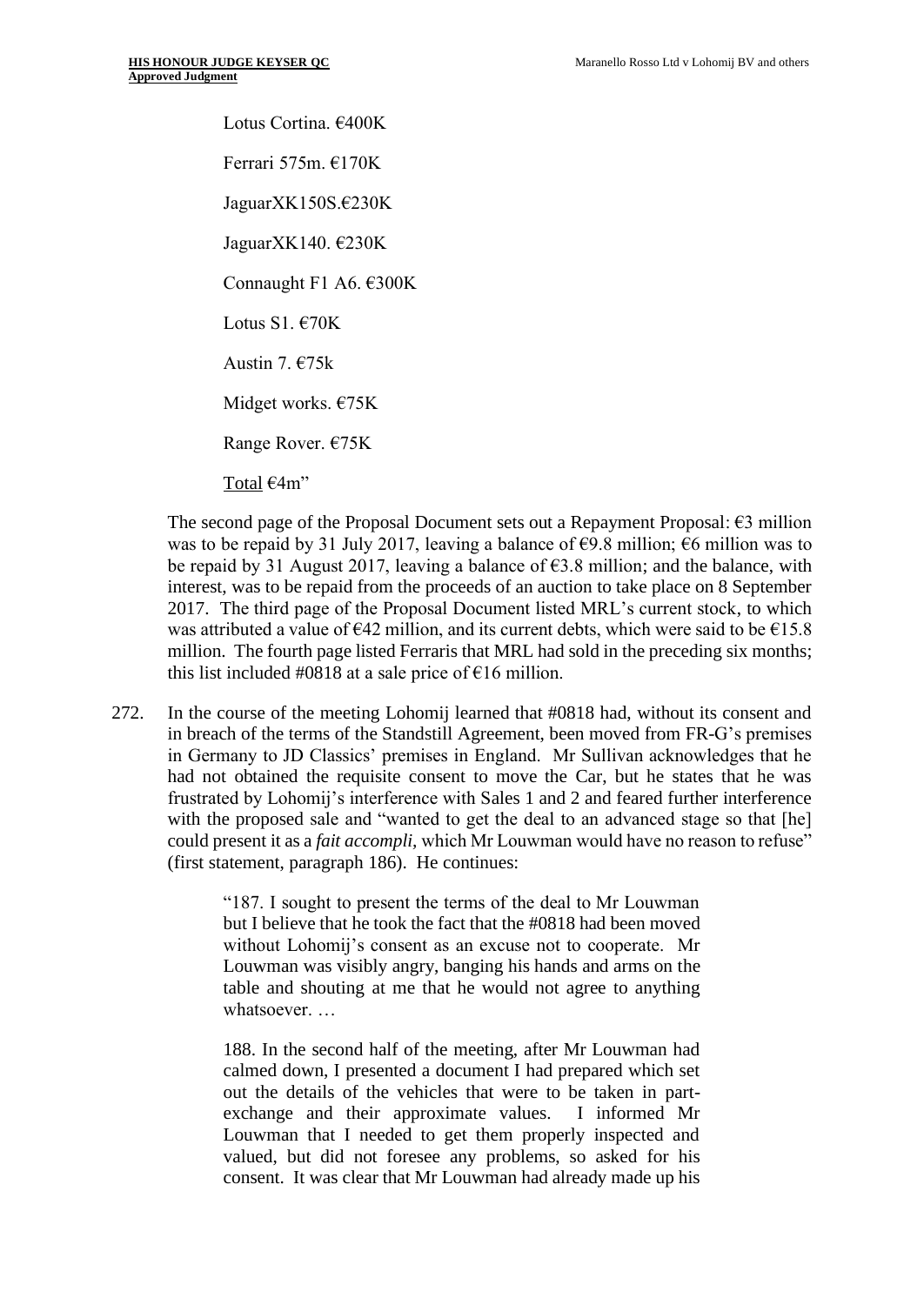Lotus Cortina. €400K

Ferrari 575m. €170K

JaguarXK150S.€230K

JaguarXK140. €230K

Connaught F1 A6. €300K

Lotus S1. €70K

Austin 7. €75k

Midget works. €75K

Range Rover. €75K

Total €4m"

The second page of the Proposal Document sets out a Repayment Proposal: €3 million was to be repaid by 31 July 2017, leaving a balance of €9.8 million; €6 million was to be repaid by 31 August 2017, leaving a balance of €3.8 million; and the balance, with interest, was to be repaid from the proceeds of an auction to take place on 8 September 2017. The third page of the Proposal Document listed MRL's current stock, to which was attributed a value of €42 million, and its current debts, which were said to be €15.8 million. The fourth page listed Ferraris that MRL had sold in the preceding six months; this list included #0818 at a sale price of €16 million.

272. In the course of the meeting Lohomij learned that #0818 had, without its consent and in breach of the terms of the Standstill Agreement, been moved from FR-G's premises in Germany to JD Classics' premises in England. Mr Sullivan acknowledges that he had not obtained the requisite consent to move the Car, but he states that he was frustrated by Lohomij's interference with Sales 1 and 2 and feared further interference with the proposed sale and "wanted to get the deal to an advanced stage so that [he] could present it as a *fait accompli*, which Mr Louwman would have no reason to refuse" (first statement, paragraph 186). He continues:

> "187. I sought to present the terms of the deal to Mr Louwman but I believe that he took the fact that the #0818 had been moved without Lohomij's consent as an excuse not to cooperate. Mr Louwman was visibly angry, banging his hands and arms on the table and shouting at me that he would not agree to anything whatsoever. …
>
> 188. In the second half of the meeting, after Mr Louwman had calmed down, I presented a document I had prepared which set out the details of the vehicles that were to be taken in part-exchange and their approximate values. I informed Mr Louwman that I needed to get them properly inspected and valued, but did not foresee any problems, so asked for his consent. It was clear that Mr Louwman had already made up his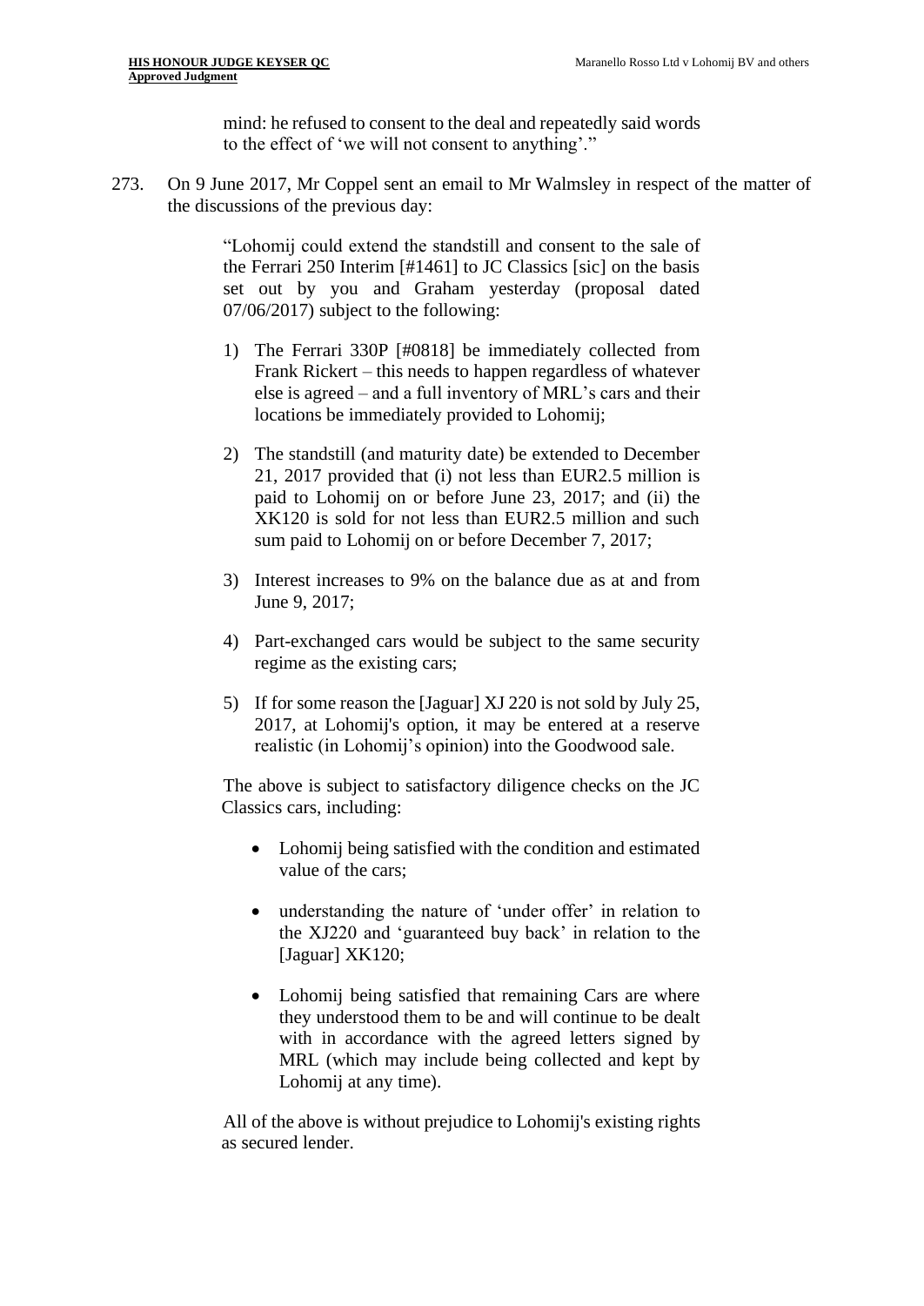> mind: he refused to consent to the deal and repeatedly said words to the effect of 'we will not consent to anything'."

273. On 9 June 2017, Mr Coppel sent an email to Mr Walmsley in respect of the matter of the discussions of the previous day:

> "Lohomij could extend the standstill and consent to the sale of the Ferrari 250 Interim [#1461] to JC Classics [sic] on the basis set out by you and Graham yesterday (proposal dated 07/06/2017) subject to the following:
>
> 1) The Ferrari 330P [#0818] be immediately collected from Frank Rickert – this needs to happen regardless of whatever else is agreed – and a full inventory of MRL's cars and their locations be immediately provided to Lohomij;
>
> 2) The standstill (and maturity date) be extended to December 21, 2017 provided that (i) not less than EUR2.5 million is paid to Lohomij on or before June 23, 2017; and (ii) the XK120 is sold for not less than EUR2.5 million and such sum paid to Lohomij on or before December 7, 2017;
>
> 3) Interest increases to 9% on the balance due as at and from June 9, 2017;
>
> 4) Part-exchanged cars would be subject to the same security regime as the existing cars;
>
> 5) If for some reason the [Jaguar] XJ 220 is not sold by July 25, 2017, at Lohomij's option, it may be entered at a reserve realistic (in Lohomij's opinion) into the Goodwood sale.
>
> The above is subject to satisfactory diligence checks on the JC Classics cars, including:
>
> - Lohomij being satisfied with the condition and estimated value of the cars;
> - understanding the nature of 'under offer' in relation to the XJ220 and 'guaranteed buy back' in relation to the [Jaguar] XK120;
> - Lohomij being satisfied that remaining Cars are where they understood them to be and will continue to be dealt with in accordance with the agreed letters signed by MRL (which may include being collected and kept by Lohomij at any time).
>
> All of the above is without prejudice to Lohomij's existing rights as secured lender.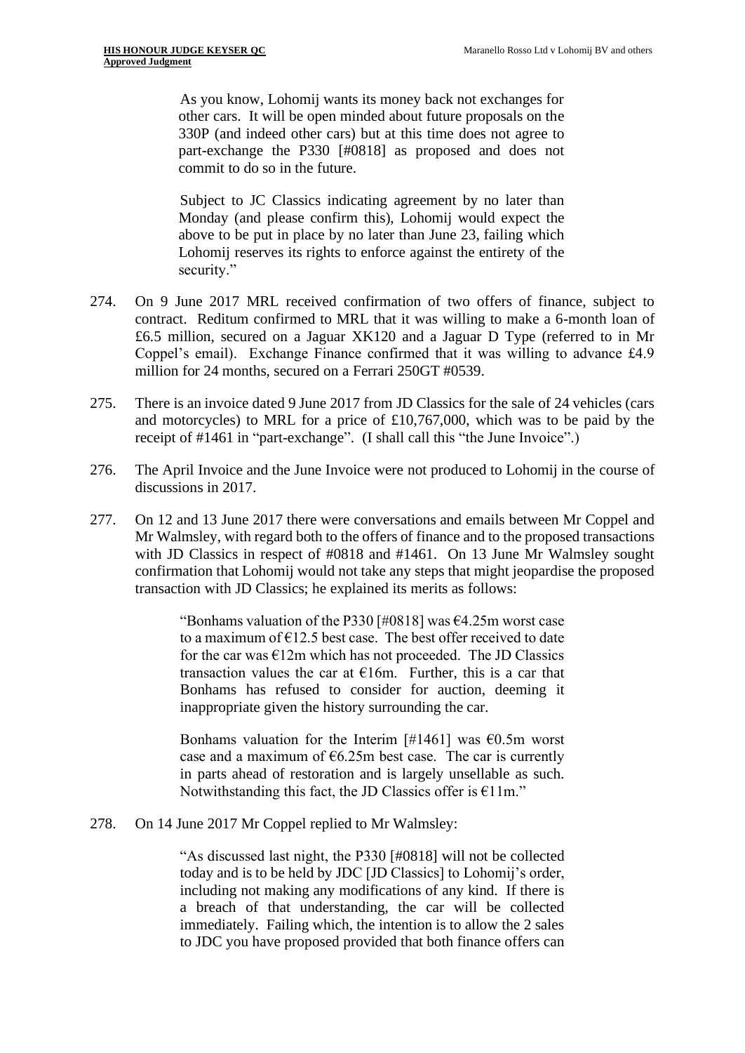> As you know, Lohomij wants its money back not exchanges for other cars. It will be open minded about future proposals on the 330P (and indeed other cars) but at this time does not agree to part-exchange the P330 [#0818] as proposed and does not commit to do so in the future.
>
> Subject to JC Classics indicating agreement by no later than Monday (and please confirm this), Lohomij would expect the above to be put in place by no later than June 23, failing which Lohomij reserves its rights to enforce against the entirety of the security."

274. On 9 June 2017 MRL received confirmation of two offers of finance, subject to contract. Reditum confirmed to MRL that it was willing to make a 6-month loan of £6.5 million, secured on a Jaguar XK120 and a Jaguar D Type (referred to in Mr Coppel's email). Exchange Finance confirmed that it was willing to advance £4.9 million for 24 months, secured on a Ferrari 250GT #0539.

275. There is an invoice dated 9 June 2017 from JD Classics for the sale of 24 vehicles (cars and motorcycles) to MRL for a price of £10,767,000, which was to be paid by the receipt of #1461 in "part-exchange". (I shall call this "the June Invoice".)

276. The April Invoice and the June Invoice were not produced to Lohomij in the course of discussions in 2017.

277. On 12 and 13 June 2017 there were conversations and emails between Mr Coppel and Mr Walmsley, with regard both to the offers of finance and to the proposed transactions with JD Classics in respect of #0818 and #1461. On 13 June Mr Walmsley sought confirmation that Lohomij would not take any steps that might jeopardise the proposed transaction with JD Classics; he explained its merits as follows:

> "Bonhams valuation of the P330 [#0818] was €4.25m worst case to a maximum of €12.5 best case. The best offer received to date for the car was €12m which has not proceeded. The JD Classics transaction values the car at €16m. Further, this is a car that Bonhams has refused to consider for auction, deeming it inappropriate given the history surrounding the car.
>
> Bonhams valuation for the Interim [#1461] was €0.5m worst case and a maximum of €6.25m best case. The car is currently in parts ahead of restoration and is largely unsellable as such. Notwithstanding this fact, the JD Classics offer is €11m."

278. On 14 June 2017 Mr Coppel replied to Mr Walmsley:

> "As discussed last night, the P330 [#0818] will not be collected today and is to be held by JDC [JD Classics] to Lohomij's order, including not making any modifications of any kind. If there is a breach of that understanding, the car will be collected immediately. Failing which, the intention is to allow the 2 sales to JDC you have proposed provided that both finance offers can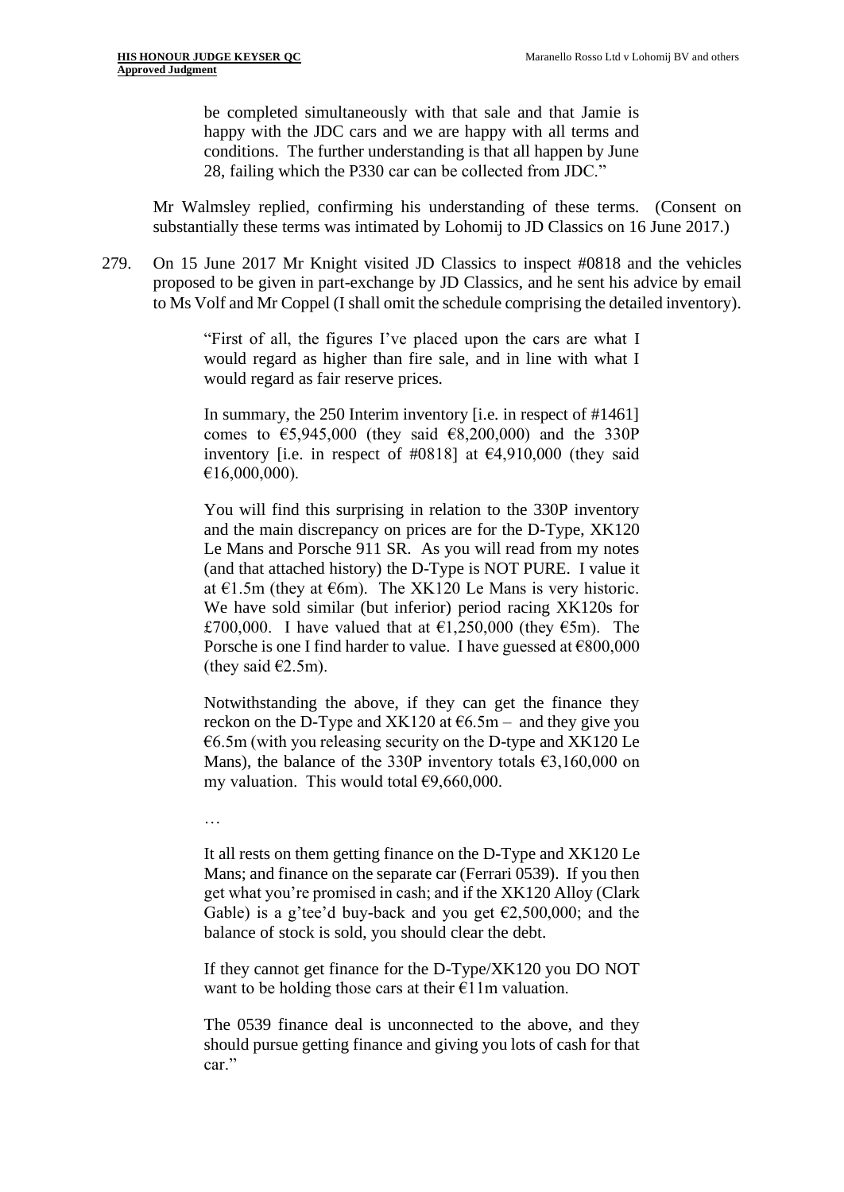> be completed simultaneously with that sale and that Jamie is happy with the JDC cars and we are happy with all terms and conditions. The further understanding is that all happen by June 28, failing which the P330 car can be collected from JDC."

Mr Walmsley replied, confirming his understanding of these terms. (Consent on substantially these terms was intimated by Lohomij to JD Classics on 16 June 2017.)

279. On 15 June 2017 Mr Knight visited JD Classics to inspect #0818 and the vehicles proposed to be given in part-exchange by JD Classics, and he sent his advice by email to Ms Volf and Mr Coppel (I shall omit the schedule comprising the detailed inventory).

> "First of all, the figures I've placed upon the cars are what I would regard as higher than fire sale, and in line with what I would regard as fair reserve prices.
>
> In summary, the 250 Interim inventory [i.e. in respect of #1461] comes to €5,945,000 (they said €8,200,000) and the 330P inventory [i.e. in respect of #0818] at €4,910,000 (they said €16,000,000).
>
> You will find this surprising in relation to the 330P inventory and the main discrepancy on prices are for the D-Type, XK120 Le Mans and Porsche 911 SR. As you will read from my notes (and that attached history) the D-Type is NOT PURE. I value it at €1.5m (they at €6m). The XK120 Le Mans is very historic. We have sold similar (but inferior) period racing XK120s for £700,000. I have valued that at €1,250,000 (they €5m). The Porsche is one I find harder to value. I have guessed at €800,000 (they said €2.5m).
>
> Notwithstanding the above, if they can get the finance they reckon on the D-Type and XK120 at €6.5m – and they give you €6.5m (with you releasing security on the D-type and XK120 Le Mans), the balance of the 330P inventory totals €3,160,000 on my valuation. This would total €9,660,000.
>
> …
>
> It all rests on them getting finance on the D-Type and XK120 Le Mans; and finance on the separate car (Ferrari 0539). If you then get what you're promised in cash; and if the XK120 Alloy (Clark Gable) is a g'tee'd buy-back and you get €2,500,000; and the balance of stock is sold, you should clear the debt.
>
> If they cannot get finance for the D-Type/XK120 you DO NOT want to be holding those cars at their €11m valuation.
>
> The 0539 finance deal is unconnected to the above, and they should pursue getting finance and giving you lots of cash for that car."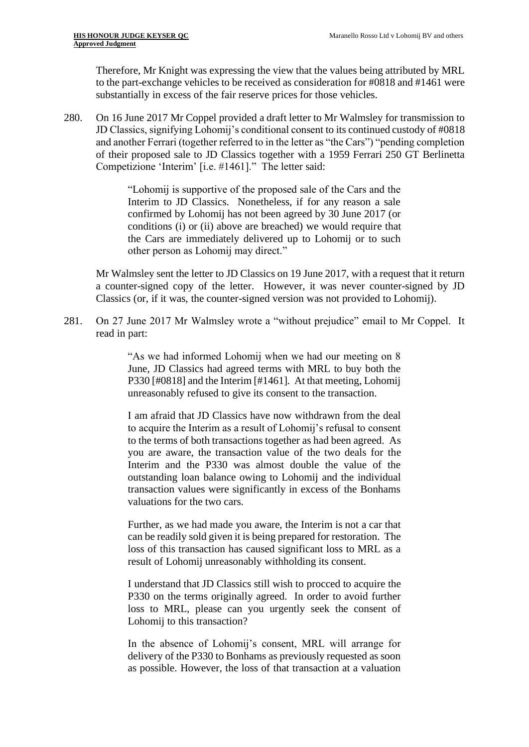Therefore, Mr Knight was expressing the view that the values being attributed by MRL to the part-exchange vehicles to be received as consideration for #0818 and #1461 were substantially in excess of the fair reserve prices for those vehicles.

280. On 16 June 2017 Mr Coppel provided a draft letter to Mr Walmsley for transmission to JD Classics, signifying Lohomij's conditional consent to its continued custody of #0818 and another Ferrari (together referred to in the letter as "the Cars") "pending completion of their proposed sale to JD Classics together with a 1959 Ferrari 250 GT Berlinetta Competizione 'Interim' [i.e. #1461]." The letter said:

> "Lohomij is supportive of the proposed sale of the Cars and the Interim to JD Classics. Nonetheless, if for any reason a sale confirmed by Lohomij has not been agreed by 30 June 2017 (or conditions (i) or (ii) above are breached) we would require that the Cars are immediately delivered up to Lohomij or to such other person as Lohomij may direct."

Mr Walmsley sent the letter to JD Classics on 19 June 2017, with a request that it return a counter-signed copy of the letter. However, it was never counter-signed by JD Classics (or, if it was, the counter-signed version was not provided to Lohomij).

281. On 27 June 2017 Mr Walmsley wrote a "without prejudice" email to Mr Coppel. It read in part:

> "As we had informed Lohomij when we had our meeting on 8 June, JD Classics had agreed terms with MRL to buy both the P330 [#0818] and the Interim [#1461]. At that meeting, Lohomij unreasonably refused to give its consent to the transaction.
>
> I am afraid that JD Classics have now withdrawn from the deal to acquire the Interim as a result of Lohomij's refusal to consent to the terms of both transactions together as had been agreed. As you are aware, the transaction value of the two deals for the Interim and the P330 was almost double the value of the outstanding loan balance owing to Lohomij and the individual transaction values were significantly in excess of the Bonhams valuations for the two cars.
>
> Further, as we had made you aware, the Interim is not a car that can be readily sold given it is being prepared for restoration. The loss of this transaction has caused significant loss to MRL as a result of Lohomij unreasonably withholding its consent.
>
> I understand that JD Classics still wish to procced to acquire the P330 on the terms originally agreed. In order to avoid further loss to MRL, please can you urgently seek the consent of Lohomij to this transaction?
>
> In the absence of Lohomij's consent, MRL will arrange for delivery of the P330 to Bonhams as previously requested as soon as possible. However, the loss of that transaction at a valuation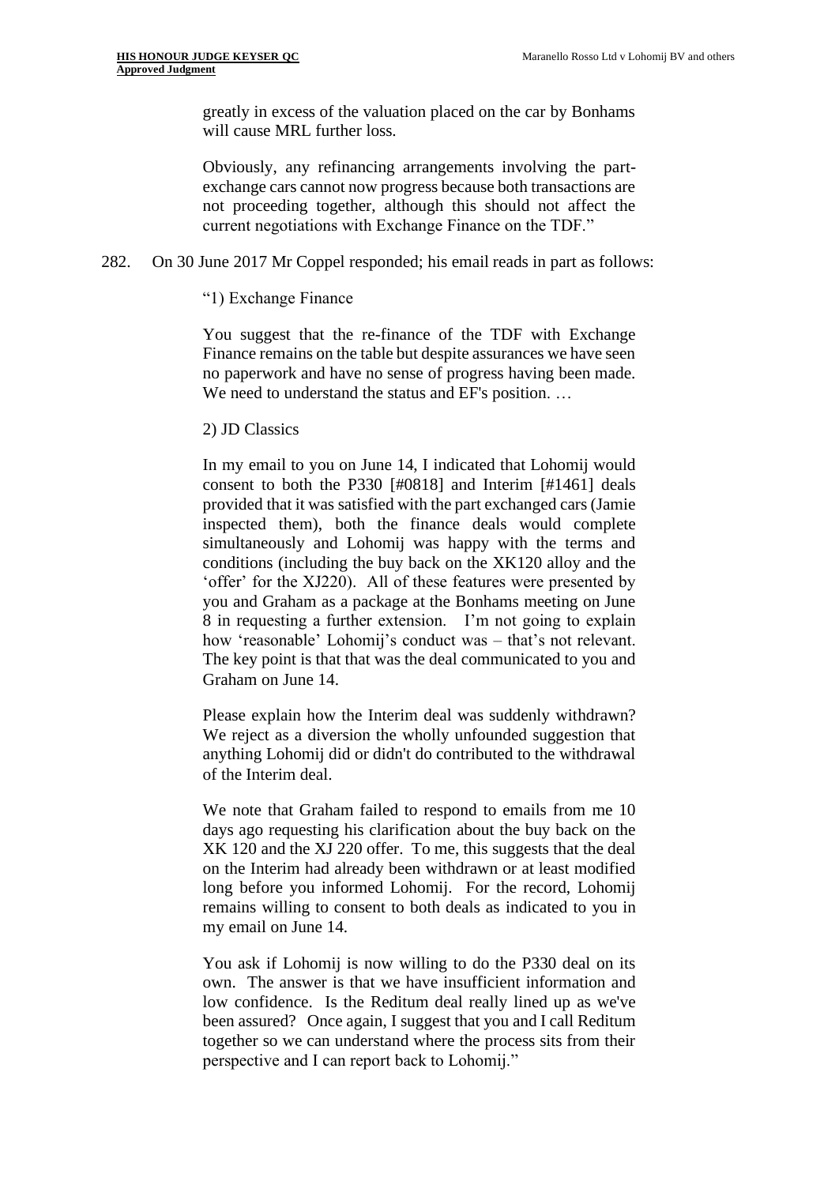greatly in excess of the valuation placed on the car by Bonhams will cause MRL further loss.

Obviously, any refinancing arrangements involving the part-exchange cars cannot now progress because both transactions are not proceeding together, although this should not affect the current negotiations with Exchange Finance on the TDF."

282. On 30 June 2017 Mr Coppel responded; his email reads in part as follows:

> "1) Exchange Finance
>
> You suggest that the re-finance of the TDF with Exchange Finance remains on the table but despite assurances we have seen no paperwork and have no sense of progress having been made. We need to understand the status and EF's position. …
>
> 2) JD Classics
>
> In my email to you on June 14, I indicated that Lohomij would consent to both the P330 [#0818] and Interim [#1461] deals provided that it was satisfied with the part exchanged cars (Jamie inspected them), both the finance deals would complete simultaneously and Lohomij was happy with the terms and conditions (including the buy back on the XK120 alloy and the 'offer' for the XJ220). All of these features were presented by you and Graham as a package at the Bonhams meeting on June 8 in requesting a further extension. I'm not going to explain how 'reasonable' Lohomij's conduct was – that's not relevant. The key point is that that was the deal communicated to you and Graham on June 14.
>
> Please explain how the Interim deal was suddenly withdrawn? We reject as a diversion the wholly unfounded suggestion that anything Lohomij did or didn't do contributed to the withdrawal of the Interim deal.
>
> We note that Graham failed to respond to emails from me 10 days ago requesting his clarification about the buy back on the XK 120 and the XJ 220 offer. To me, this suggests that the deal on the Interim had already been withdrawn or at least modified long before you informed Lohomij. For the record, Lohomij remains willing to consent to both deals as indicated to you in my email on June 14.
>
> You ask if Lohomij is now willing to do the P330 deal on its own. The answer is that we have insufficient information and low confidence. Is the Reditum deal really lined up as we've been assured? Once again, I suggest that you and I call Reditum together so we can understand where the process sits from their perspective and I can report back to Lohomij."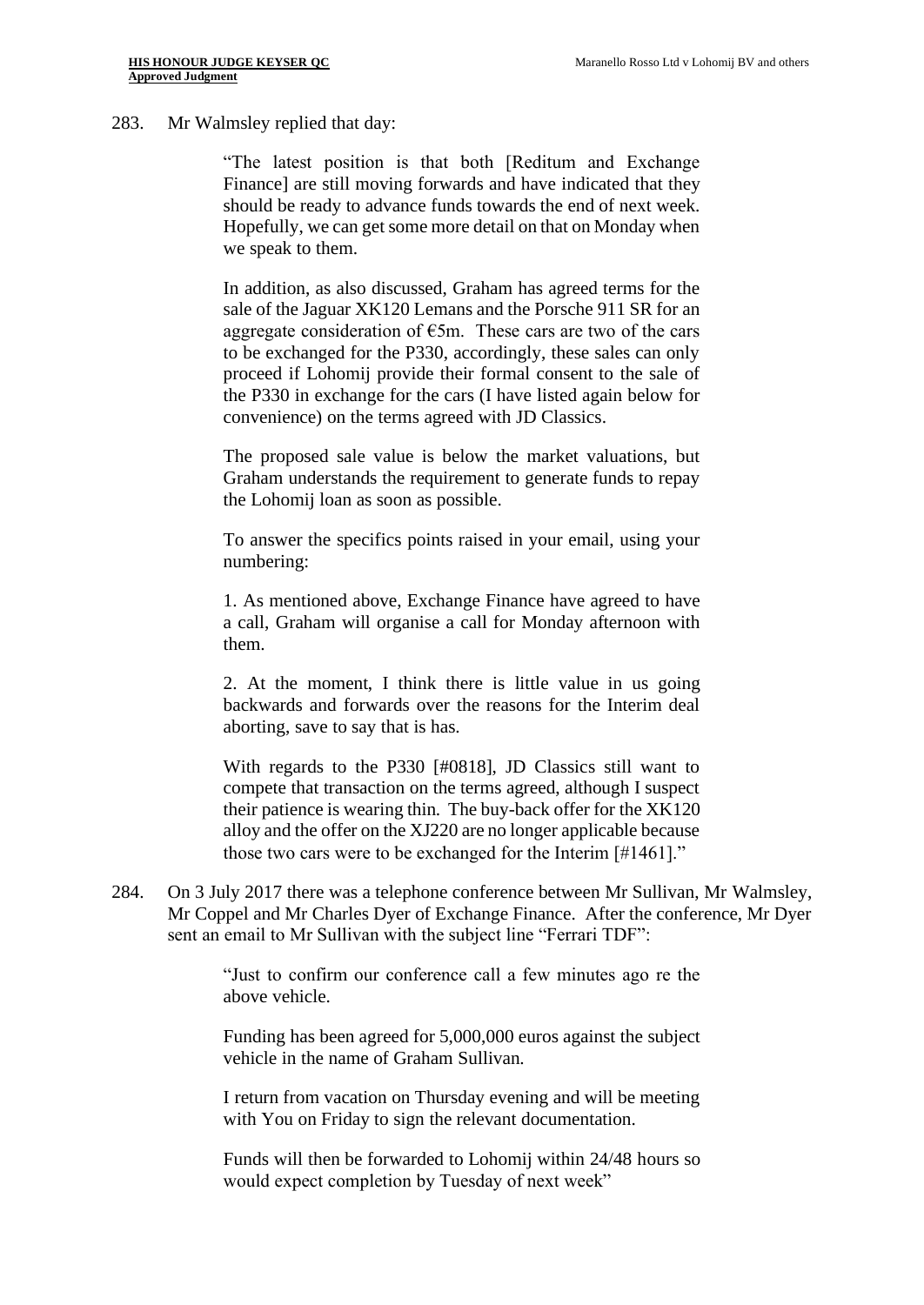283. Mr Walmsley replied that day:

> "The latest position is that both [Reditum and Exchange Finance] are still moving forwards and have indicated that they should be ready to advance funds towards the end of next week. Hopefully, we can get some more detail on that on Monday when we speak to them.
>
> In addition, as also discussed, Graham has agreed terms for the sale of the Jaguar XK120 Lemans and the Porsche 911 SR for an aggregate consideration of €5m. These cars are two of the cars to be exchanged for the P330, accordingly, these sales can only proceed if Lohomij provide their formal consent to the sale of the P330 in exchange for the cars (I have listed again below for convenience) on the terms agreed with JD Classics.
>
> The proposed sale value is below the market valuations, but Graham understands the requirement to generate funds to repay the Lohomij loan as soon as possible.
>
> To answer the specifics points raised in your email, using your numbering:
>
> 1. As mentioned above, Exchange Finance have agreed to have a call, Graham will organise a call for Monday afternoon with them.
>
> 2. At the moment, I think there is little value in us going backwards and forwards over the reasons for the Interim deal aborting, save to say that is has.
>
> With regards to the P330 [#0818], JD Classics still want to compete that transaction on the terms agreed, although I suspect their patience is wearing thin. The buy-back offer for the XK120 alloy and the offer on the XJ220 are no longer applicable because those two cars were to be exchanged for the Interim [#1461]."

284. On 3 July 2017 there was a telephone conference between Mr Sullivan, Mr Walmsley, Mr Coppel and Mr Charles Dyer of Exchange Finance. After the conference, Mr Dyer sent an email to Mr Sullivan with the subject line "Ferrari TDF":

> "Just to confirm our conference call a few minutes ago re the above vehicle.
>
> Funding has been agreed for 5,000,000 euros against the subject vehicle in the name of Graham Sullivan.
>
> I return from vacation on Thursday evening and will be meeting with You on Friday to sign the relevant documentation.
>
> Funds will then be forwarded to Lohomij within 24/48 hours so would expect completion by Tuesday of next week"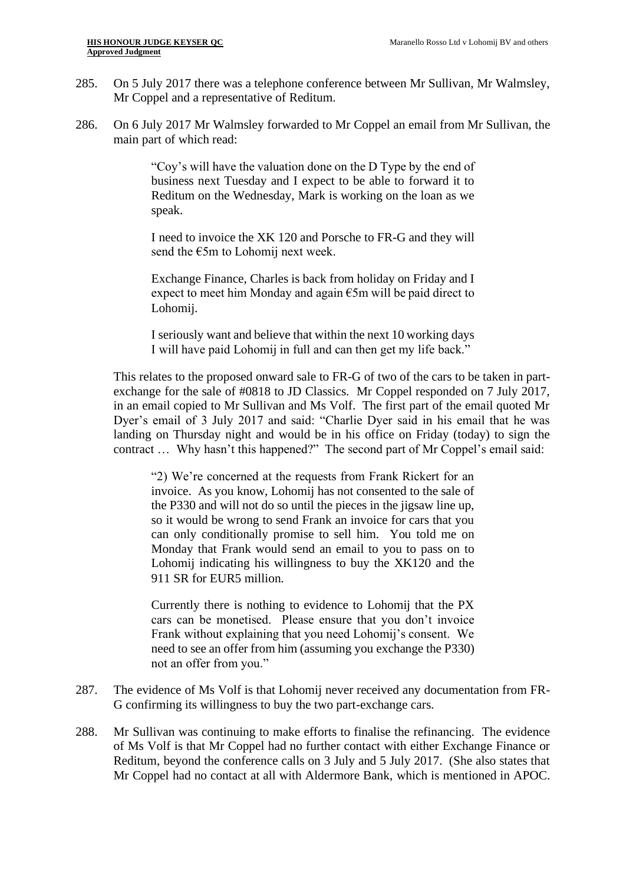285. On 5 July 2017 there was a telephone conference between Mr Sullivan, Mr Walmsley, Mr Coppel and a representative of Reditum.

286. On 6 July 2017 Mr Walmsley forwarded to Mr Coppel an email from Mr Sullivan, the main part of which read:

> "Coy's will have the valuation done on the D Type by the end of business next Tuesday and I expect to be able to forward it to Reditum on the Wednesday, Mark is working on the loan as we speak.
>
> I need to invoice the XK 120 and Porsche to FR-G and they will send the €5m to Lohomij next week.
>
> Exchange Finance, Charles is back from holiday on Friday and I expect to meet him Monday and again €5m will be paid direct to Lohomij.
>
> I seriously want and believe that within the next 10 working days I will have paid Lohomij in full and can then get my life back."

This relates to the proposed onward sale to FR-G of two of the cars to be taken in part-exchange for the sale of #0818 to JD Classics. Mr Coppel responded on 7 July 2017, in an email copied to Mr Sullivan and Ms Volf. The first part of the email quoted Mr Dyer's email of 3 July 2017 and said: "Charlie Dyer said in his email that he was landing on Thursday night and would be in his office on Friday (today) to sign the contract … Why hasn't this happened?" The second part of Mr Coppel's email said:

> "2) We're concerned at the requests from Frank Rickert for an invoice. As you know, Lohomij has not consented to the sale of the P330 and will not do so until the pieces in the jigsaw line up, so it would be wrong to send Frank an invoice for cars that you can only conditionally promise to sell him. You told me on Monday that Frank would send an email to you to pass on to Lohomij indicating his willingness to buy the XK120 and the 911 SR for EUR5 million.
>
> Currently there is nothing to evidence to Lohomij that the PX cars can be monetised. Please ensure that you don't invoice Frank without explaining that you need Lohomij's consent. We need to see an offer from him (assuming you exchange the P330) not an offer from you."

287. The evidence of Ms Volf is that Lohomij never received any documentation from FR-G confirming its willingness to buy the two part-exchange cars.

288. Mr Sullivan was continuing to make efforts to finalise the refinancing. The evidence of Ms Volf is that Mr Coppel had no further contact with either Exchange Finance or Reditum, beyond the conference calls on 3 July and 5 July 2017. (She also states that Mr Coppel had no contact at all with Aldermore Bank, which is mentioned in APOC.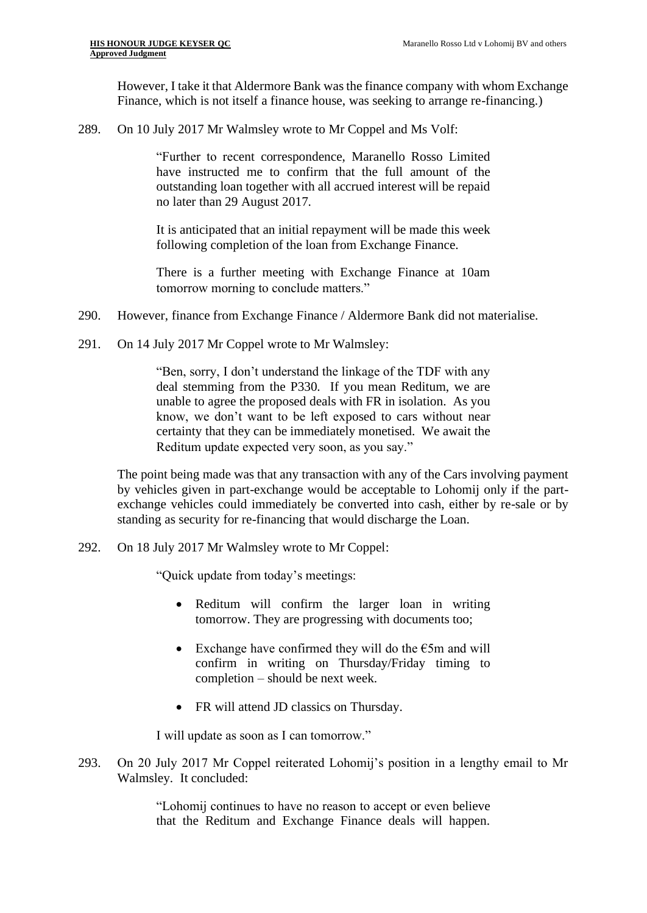However, I take it that Aldermore Bank was the finance company with whom Exchange Finance, which is not itself a finance house, was seeking to arrange re-financing.)

289. On 10 July 2017 Mr Walmsley wrote to Mr Coppel and Ms Volf:

> "Further to recent correspondence, Maranello Rosso Limited have instructed me to confirm that the full amount of the outstanding loan together with all accrued interest will be repaid no later than 29 August 2017.
>
> It is anticipated that an initial repayment will be made this week following completion of the loan from Exchange Finance.
>
> There is a further meeting with Exchange Finance at 10am tomorrow morning to conclude matters."

290. However, finance from Exchange Finance / Aldermore Bank did not materialise.

291. On 14 July 2017 Mr Coppel wrote to Mr Walmsley:

> "Ben, sorry, I don't understand the linkage of the TDF with any deal stemming from the P330. If you mean Reditum, we are unable to agree the proposed deals with FR in isolation. As you know, we don't want to be left exposed to cars without near certainty that they can be immediately monetised. We await the Reditum update expected very soon, as you say."

The point being made was that any transaction with any of the Cars involving payment by vehicles given in part-exchange would be acceptable to Lohomij only if the part-exchange vehicles could immediately be converted into cash, either by re-sale or by standing as security for re-financing that would discharge the Loan.

292. On 18 July 2017 Mr Walmsley wrote to Mr Coppel:

> "Quick update from today's meetings:
>
> - Reditum will confirm the larger loan in writing tomorrow. They are progressing with documents too;
> - Exchange have confirmed they will do the €5m and will confirm in writing on Thursday/Friday timing to completion – should be next week.
> - FR will attend JD classics on Thursday.
>
> I will update as soon as I can tomorrow."

293. On 20 July 2017 Mr Coppel reiterated Lohomij's position in a lengthy email to Mr Walmsley. It concluded:

> "Lohomij continues to have no reason to accept or even believe that the Reditum and Exchange Finance deals will happen.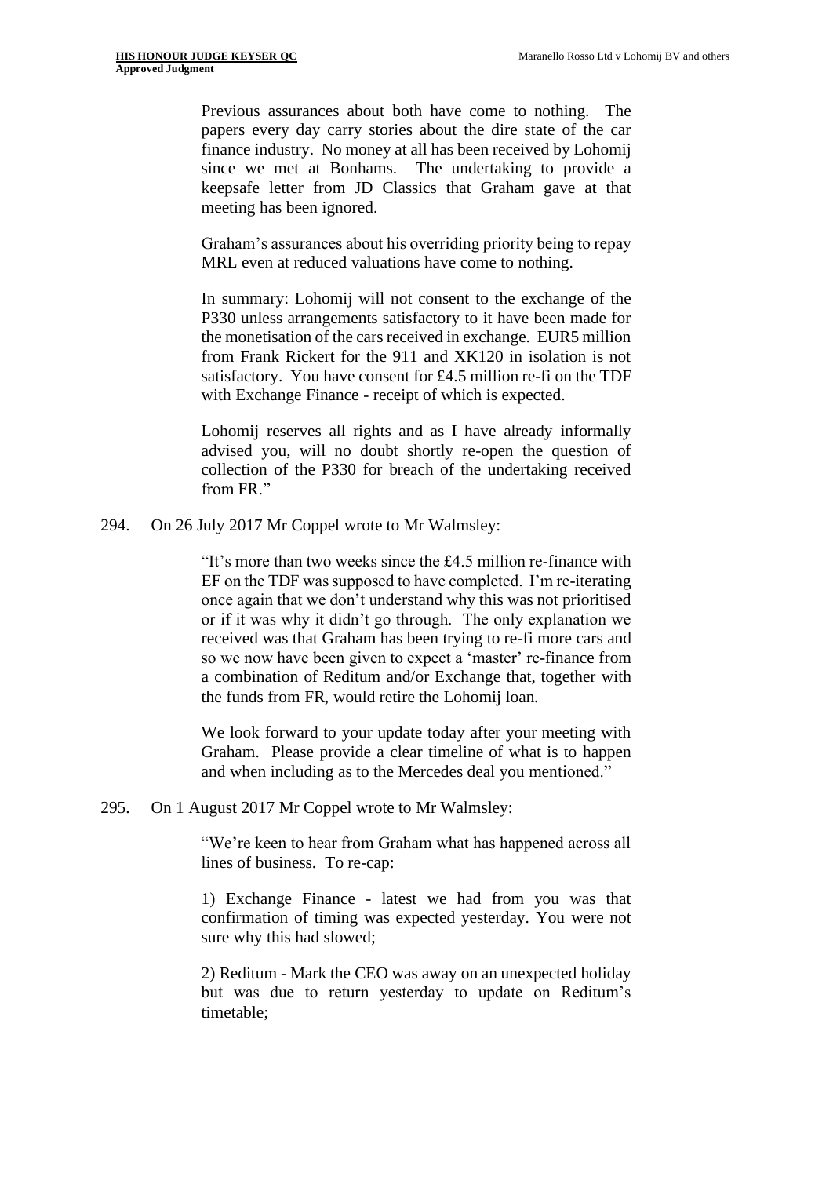> Previous assurances about both have come to nothing. The papers every day carry stories about the dire state of the car finance industry. No money at all has been received by Lohomij since we met at Bonhams. The undertaking to provide a keepsafe letter from JD Classics that Graham gave at that meeting has been ignored.
>
> Graham's assurances about his overriding priority being to repay MRL even at reduced valuations have come to nothing.
>
> In summary: Lohomij will not consent to the exchange of the P330 unless arrangements satisfactory to it have been made for the monetisation of the cars received in exchange. EUR5 million from Frank Rickert for the 911 and XK120 in isolation is not satisfactory. You have consent for £4.5 million re-fi on the TDF with Exchange Finance - receipt of which is expected.
>
> Lohomij reserves all rights and as I have already informally advised you, will no doubt shortly re-open the question of collection of the P330 for breach of the undertaking received from FR."

294. On 26 July 2017 Mr Coppel wrote to Mr Walmsley:

> "It's more than two weeks since the £4.5 million re-finance with EF on the TDF was supposed to have completed. I'm re-iterating once again that we don't understand why this was not prioritised or if it was why it didn't go through. The only explanation we received was that Graham has been trying to re-fi more cars and so we now have been given to expect a 'master' re-finance from a combination of Reditum and/or Exchange that, together with the funds from FR, would retire the Lohomij loan.
>
> We look forward to your update today after your meeting with Graham. Please provide a clear timeline of what is to happen and when including as to the Mercedes deal you mentioned."

295. On 1 August 2017 Mr Coppel wrote to Mr Walmsley:

> "We're keen to hear from Graham what has happened across all lines of business. To re-cap:
>
> 1) Exchange Finance - latest we had from you was that confirmation of timing was expected yesterday. You were not sure why this had slowed;
>
> 2) Reditum - Mark the CEO was away on an unexpected holiday but was due to return yesterday to update on Reditum's timetable;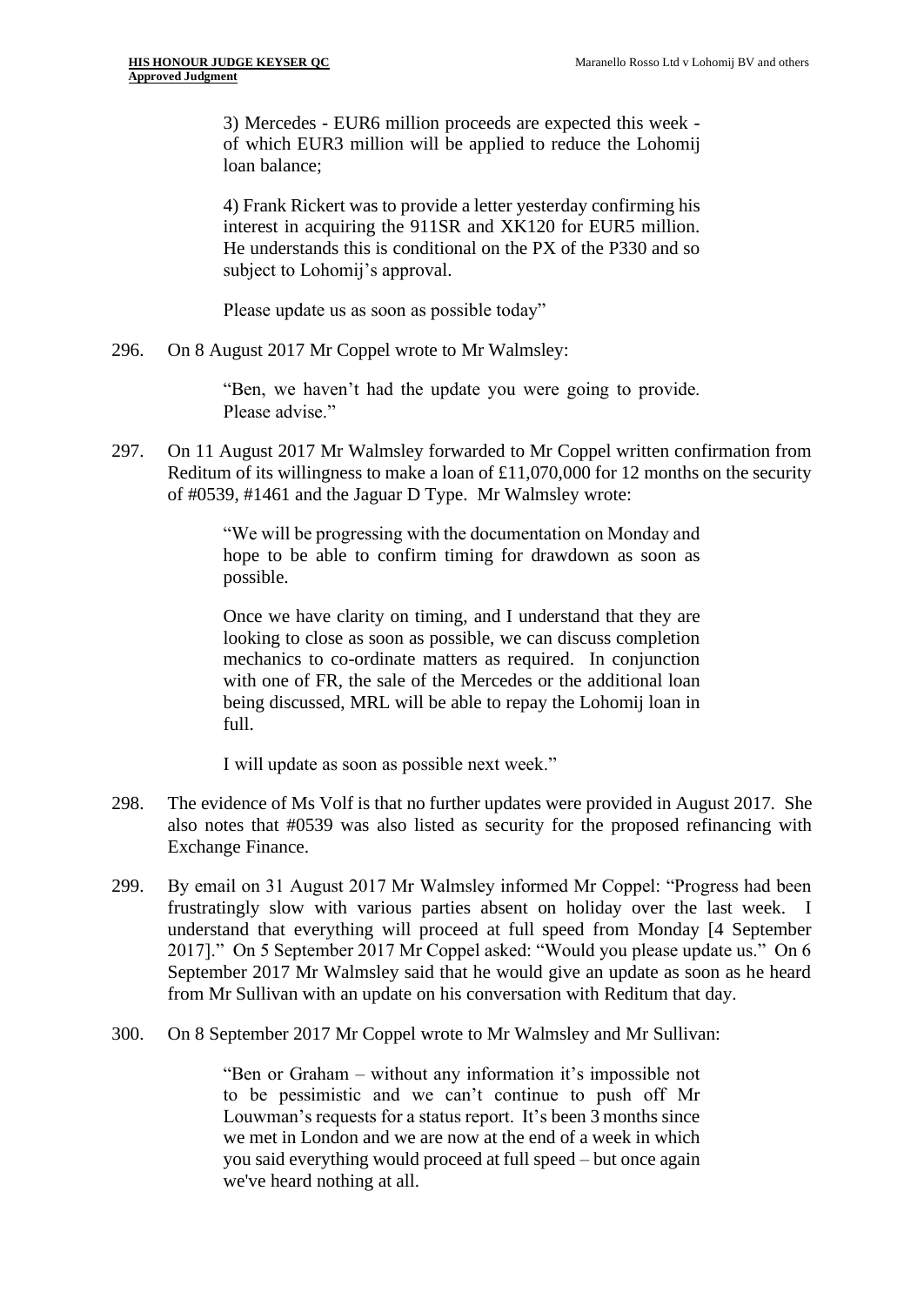> 3) Mercedes - EUR6 million proceeds are expected this week - of which EUR3 million will be applied to reduce the Lohomij loan balance;
>
> 4) Frank Rickert was to provide a letter yesterday confirming his interest in acquiring the 911SR and XK120 for EUR5 million. He understands this is conditional on the PX of the P330 and so subject to Lohomij's approval.
>
> Please update us as soon as possible today"

296. On 8 August 2017 Mr Coppel wrote to Mr Walmsley:

> "Ben, we haven't had the update you were going to provide. Please advise."

297. On 11 August 2017 Mr Walmsley forwarded to Mr Coppel written confirmation from Reditum of its willingness to make a loan of £11,070,000 for 12 months on the security of #0539, #1461 and the Jaguar D Type. Mr Walmsley wrote:

> "We will be progressing with the documentation on Monday and hope to be able to confirm timing for drawdown as soon as possible.
>
> Once we have clarity on timing, and I understand that they are looking to close as soon as possible, we can discuss completion mechanics to co-ordinate matters as required. In conjunction with one of FR, the sale of the Mercedes or the additional loan being discussed, MRL will be able to repay the Lohomij loan in full.
>
> I will update as soon as possible next week."

298. The evidence of Ms Volf is that no further updates were provided in August 2017. She also notes that #0539 was also listed as security for the proposed refinancing with Exchange Finance.

299. By email on 31 August 2017 Mr Walmsley informed Mr Coppel: "Progress had been frustratingly slow with various parties absent on holiday over the last week. I understand that everything will proceed at full speed from Monday [4 September 2017]." On 5 September 2017 Mr Coppel asked: "Would you please update us." On 6 September 2017 Mr Walmsley said that he would give an update as soon as he heard from Mr Sullivan with an update on his conversation with Reditum that day.

300. On 8 September 2017 Mr Coppel wrote to Mr Walmsley and Mr Sullivan:

> "Ben or Graham – without any information it's impossible not to be pessimistic and we can't continue to push off Mr Louwman's requests for a status report. It's been 3 months since we met in London and we are now at the end of a week in which you said everything would proceed at full speed – but once again we've heard nothing at all.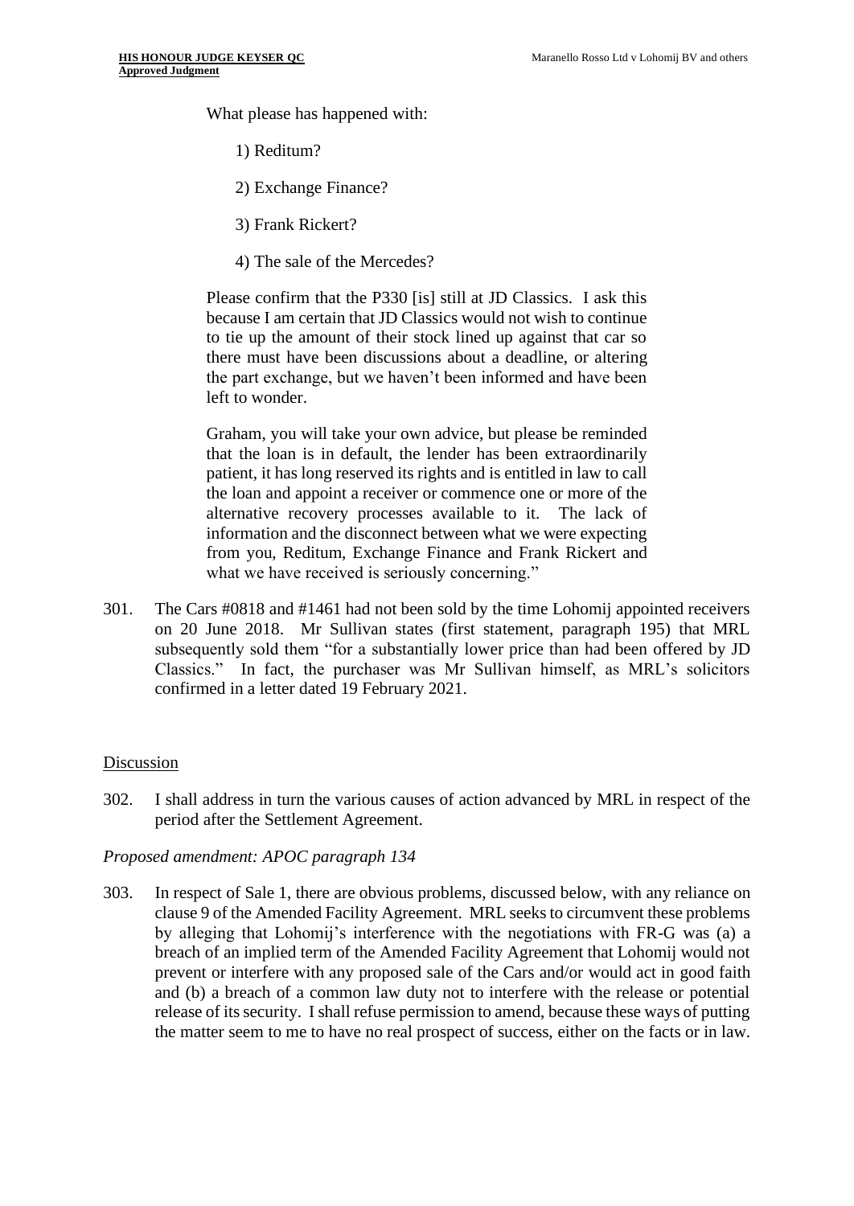What please has happened with:

1) Reditum?

2) Exchange Finance?

3) Frank Rickert?

4) The sale of the Mercedes?

Please confirm that the P330 [is] still at JD Classics. I ask this because I am certain that JD Classics would not wish to continue to tie up the amount of their stock lined up against that car so there must have been discussions about a deadline, or altering the part exchange, but we haven't been informed and have been left to wonder.

Graham, you will take your own advice, but please be reminded that the loan is in default, the lender has been extraordinarily patient, it has long reserved its rights and is entitled in law to call the loan and appoint a receiver or commence one or more of the alternative recovery processes available to it. The lack of information and the disconnect between what we were expecting from you, Reditum, Exchange Finance and Frank Rickert and what we have received is seriously concerning."

301. The Cars #0818 and #1461 had not been sold by the time Lohomij appointed receivers on 20 June 2018. Mr Sullivan states (first statement, paragraph 195) that MRL subsequently sold them "for a substantially lower price than had been offered by JD Classics." In fact, the purchaser was Mr Sullivan himself, as MRL's solicitors confirmed in a letter dated 19 February 2021.

Discussion

302. I shall address in turn the various causes of action advanced by MRL in respect of the period after the Settlement Agreement.

*Proposed amendment: APOC paragraph 134*

303. In respect of Sale 1, there are obvious problems, discussed below, with any reliance on clause 9 of the Amended Facility Agreement. MRL seeks to circumvent these problems by alleging that Lohomij's interference with the negotiations with FR-G was (a) a breach of an implied term of the Amended Facility Agreement that Lohomij would not prevent or interfere with any proposed sale of the Cars and/or would act in good faith and (b) a breach of a common law duty not to interfere with the release or potential release of its security. I shall refuse permission to amend, because these ways of putting the matter seem to me to have no real prospect of success, either on the facts or in law.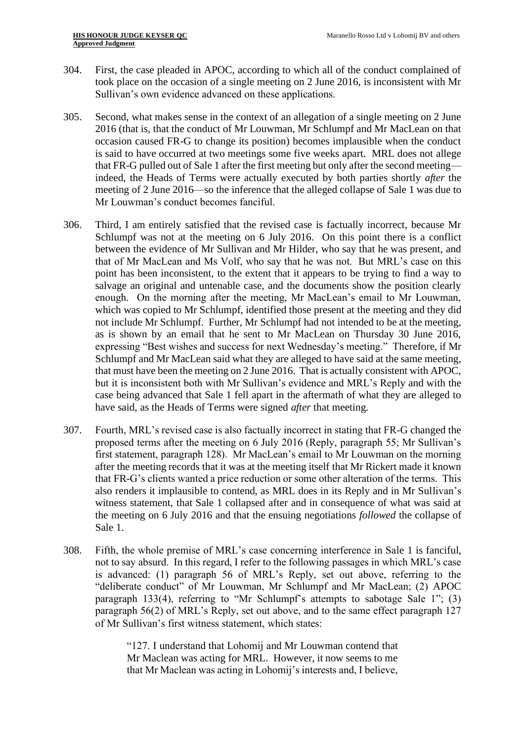304. First, the case pleaded in APOC, according to which all of the conduct complained of took place on the occasion of a single meeting on 2 June 2016, is inconsistent with Mr Sullivan's own evidence advanced on these applications.

305. Second, what makes sense in the context of an allegation of a single meeting on 2 June 2016 (that is, that the conduct of Mr Louwman, Mr Schlumpf and Mr MacLean on that occasion caused FR-G to change its position) becomes implausible when the conduct is said to have occurred at two meetings some five weeks apart. MRL does not allege that FR-G pulled out of Sale 1 after the first meeting but only after the second meeting—indeed, the Heads of Terms were actually executed by both parties shortly *after* the meeting of 2 June 2016—so the inference that the alleged collapse of Sale 1 was due to Mr Louwman's conduct becomes fanciful.

306. Third, I am entirely satisfied that the revised case is factually incorrect, because Mr Schlumpf was not at the meeting on 6 July 2016. On this point there is a conflict between the evidence of Mr Sullivan and Mr Hilder, who say that he was present, and that of Mr MacLean and Ms Volf, who say that he was not. But MRL's case on this point has been inconsistent, to the extent that it appears to be trying to find a way to salvage an original and untenable case, and the documents show the position clearly enough. On the morning after the meeting, Mr MacLean's email to Mr Louwman, which was copied to Mr Schlumpf, identified those present at the meeting and they did not include Mr Schlumpf. Further, Mr Schlumpf had not intended to be at the meeting, as is shown by an email that he sent to Mr MacLean on Thursday 30 June 2016, expressing "Best wishes and success for next Wednesday's meeting." Therefore, if Mr Schlumpf and Mr MacLean said what they are alleged to have said at the same meeting, that must have been the meeting on 2 June 2016. That is actually consistent with APOC, but it is inconsistent both with Mr Sullivan's evidence and MRL's Reply and with the case being advanced that Sale 1 fell apart in the aftermath of what they are alleged to have said, as the Heads of Terms were signed *after* that meeting.

307. Fourth, MRL's revised case is also factually incorrect in stating that FR-G changed the proposed terms after the meeting on 6 July 2016 (Reply, paragraph 55; Mr Sullivan's first statement, paragraph 128). Mr MacLean's email to Mr Louwman on the morning after the meeting records that it was at the meeting itself that Mr Rickert made it known that FR-G's clients wanted a price reduction or some other alteration of the terms. This also renders it implausible to contend, as MRL does in its Reply and in Mr Sullivan's witness statement, that Sale 1 collapsed after and in consequence of what was said at the meeting on 6 July 2016 and that the ensuing negotiations *followed* the collapse of Sale 1.

308. Fifth, the whole premise of MRL's case concerning interference in Sale 1 is fanciful, not to say absurd. In this regard, I refer to the following passages in which MRL's case is advanced: (1) paragraph 56 of MRL's Reply, set out above, referring to the "deliberate conduct" of Mr Louwman, Mr Schlumpf and Mr MacLean; (2) APOC paragraph 133(4), referring to "Mr Schlumpf's attempts to sabotage Sale 1"; (3) paragraph 56(2) of MRL's Reply, set out above, and to the same effect paragraph 127 of Mr Sullivan's first witness statement, which states:

> "127. I understand that Lohomij and Mr Louwman contend that Mr Maclean was acting for MRL. However, it now seems to me that Mr Maclean was acting in Lohomij's interests and, I believe,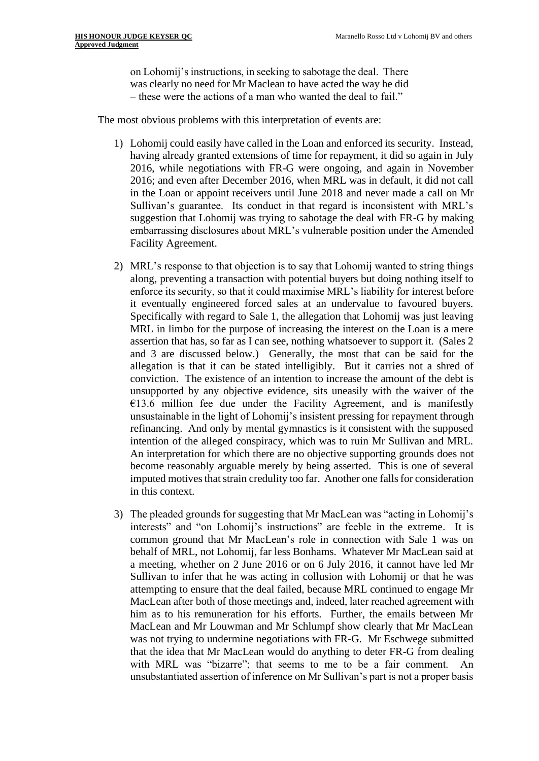on Lohomij's instructions, in seeking to sabotage the deal. There was clearly no need for Mr Maclean to have acted the way he did – these were the actions of a man who wanted the deal to fail."

The most obvious problems with this interpretation of events are:

1) Lohomij could easily have called in the Loan and enforced its security. Instead, having already granted extensions of time for repayment, it did so again in July 2016, while negotiations with FR-G were ongoing, and again in November 2016; and even after December 2016, when MRL was in default, it did not call in the Loan or appoint receivers until June 2018 and never made a call on Mr Sullivan's guarantee. Its conduct in that regard is inconsistent with MRL's suggestion that Lohomij was trying to sabotage the deal with FR-G by making embarrassing disclosures about MRL's vulnerable position under the Amended Facility Agreement.

2) MRL's response to that objection is to say that Lohomij wanted to string things along, preventing a transaction with potential buyers but doing nothing itself to enforce its security, so that it could maximise MRL's liability for interest before it eventually engineered forced sales at an undervalue to favoured buyers. Specifically with regard to Sale 1, the allegation that Lohomij was just leaving MRL in limbo for the purpose of increasing the interest on the Loan is a mere assertion that has, so far as I can see, nothing whatsoever to support it. (Sales 2 and 3 are discussed below.) Generally, the most that can be said for the allegation is that it can be stated intelligibly. But it carries not a shred of conviction. The existence of an intention to increase the amount of the debt is unsupported by any objective evidence, sits uneasily with the waiver of the €13.6 million fee due under the Facility Agreement, and is manifestly unsustainable in the light of Lohomij's insistent pressing for repayment through refinancing. And only by mental gymnastics is it consistent with the supposed intention of the alleged conspiracy, which was to ruin Mr Sullivan and MRL. An interpretation for which there are no objective supporting grounds does not become reasonably arguable merely by being asserted. This is one of several imputed motives that strain credulity too far. Another one falls for consideration in this context.

3) The pleaded grounds for suggesting that Mr MacLean was "acting in Lohomij's interests" and "on Lohomij's instructions" are feeble in the extreme. It is common ground that Mr MacLean's role in connection with Sale 1 was on behalf of MRL, not Lohomij, far less Bonhams. Whatever Mr MacLean said at a meeting, whether on 2 June 2016 or on 6 July 2016, it cannot have led Mr Sullivan to infer that he was acting in collusion with Lohomij or that he was attempting to ensure that the deal failed, because MRL continued to engage Mr MacLean after both of those meetings and, indeed, later reached agreement with him as to his remuneration for his efforts. Further, the emails between Mr MacLean and Mr Louwman and Mr Schlumpf show clearly that Mr MacLean was not trying to undermine negotiations with FR-G. Mr Eschwege submitted that the idea that Mr MacLean would do anything to deter FR-G from dealing with MRL was "bizarre"; that seems to me to be a fair comment. An unsubstantiated assertion of inference on Mr Sullivan's part is not a proper basis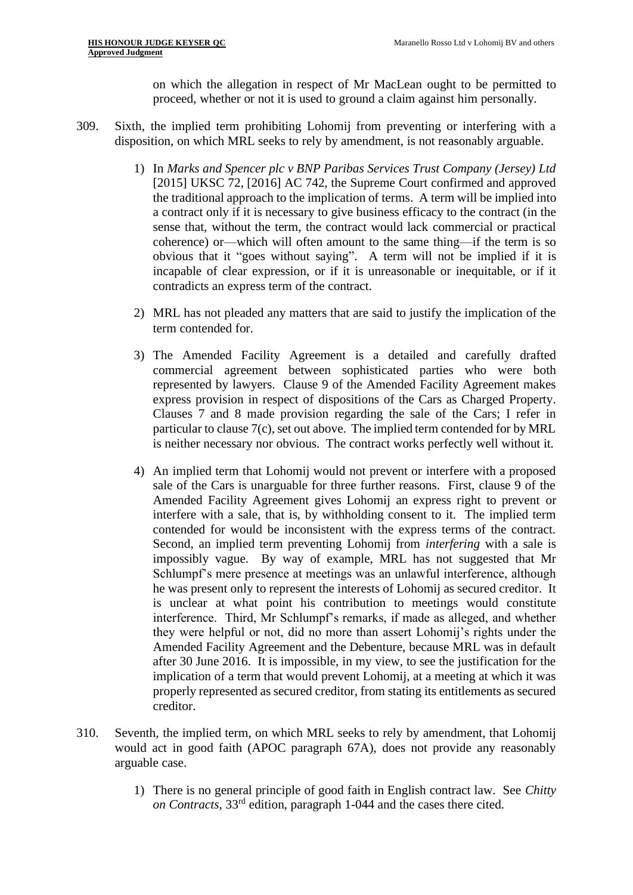on which the allegation in respect of Mr MacLean ought to be permitted to proceed, whether or not it is used to ground a claim against him personally.

309. Sixth, the implied term prohibiting Lohomij from preventing or interfering with a disposition, on which MRL seeks to rely by amendment, is not reasonably arguable.

   1) In *Marks and Spencer plc v BNP Paribas Services Trust Company (Jersey) Ltd* [2015] UKSC 72, [2016] AC 742, the Supreme Court confirmed and approved the traditional approach to the implication of terms. A term will be implied into a contract only if it is necessary to give business efficacy to the contract (in the sense that, without the term, the contract would lack commercial or practical coherence) or—which will often amount to the same thing—if the term is so obvious that it "goes without saying". A term will not be implied if it is incapable of clear expression, or if it is unreasonable or inequitable, or if it contradicts an express term of the contract.

   2) MRL has not pleaded any matters that are said to justify the implication of the term contended for.

   3) The Amended Facility Agreement is a detailed and carefully drafted commercial agreement between sophisticated parties who were both represented by lawyers. Clause 9 of the Amended Facility Agreement makes express provision in respect of dispositions of the Cars as Charged Property. Clauses 7 and 8 made provision regarding the sale of the Cars; I refer in particular to clause 7(c), set out above. The implied term contended for by MRL is neither necessary nor obvious. The contract works perfectly well without it.

   4) An implied term that Lohomij would not prevent or interfere with a proposed sale of the Cars is unarguable for three further reasons. First, clause 9 of the Amended Facility Agreement gives Lohomij an express right to prevent or interfere with a sale, that is, by withholding consent to it. The implied term contended for would be inconsistent with the express terms of the contract. Second, an implied term preventing Lohomij from *interfering* with a sale is impossibly vague. By way of example, MRL has not suggested that Mr Schlumpf's mere presence at meetings was an unlawful interference, although he was present only to represent the interests of Lohomij as secured creditor. It is unclear at what point his contribution to meetings would constitute interference. Third, Mr Schlumpf's remarks, if made as alleged, and whether they were helpful or not, did no more than assert Lohomij's rights under the Amended Facility Agreement and the Debenture, because MRL was in default after 30 June 2016. It is impossible, in my view, to see the justification for the implication of a term that would prevent Lohomij, at a meeting at which it was properly represented as secured creditor, from stating its entitlements as secured creditor.

310. Seventh, the implied term, on which MRL seeks to rely by amendment, that Lohomij would act in good faith (APOC paragraph 67A), does not provide any reasonably arguable case.

   1) There is no general principle of good faith in English contract law. See *Chitty on Contracts*, 33rd edition, paragraph 1-044 and the cases there cited.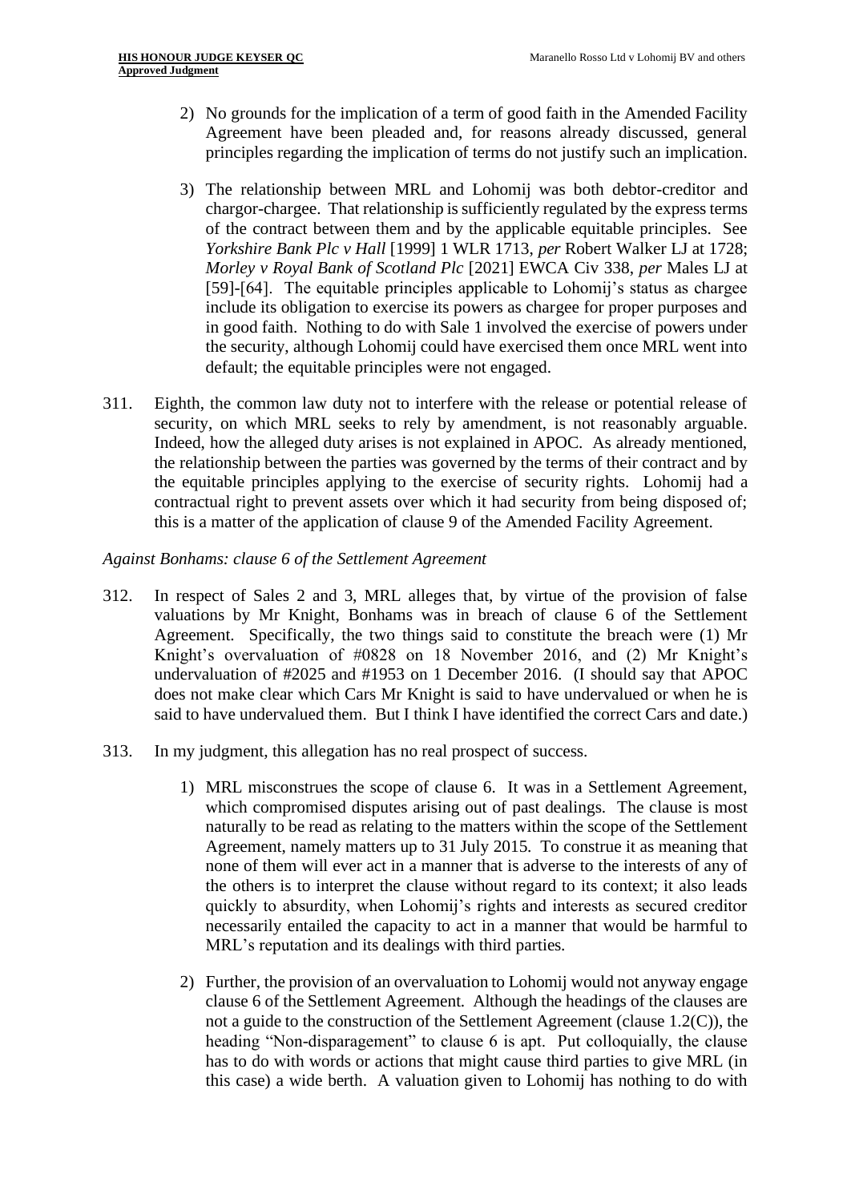2) No grounds for the implication of a term of good faith in the Amended Facility Agreement have been pleaded and, for reasons already discussed, general principles regarding the implication of terms do not justify such an implication.

3) The relationship between MRL and Lohomij was both debtor-creditor and chargor-chargee. That relationship is sufficiently regulated by the express terms of the contract between them and by the applicable equitable principles. See *Yorkshire Bank Plc v Hall* [1999] 1 WLR 1713, *per* Robert Walker LJ at 1728; *Morley v Royal Bank of Scotland Plc* [2021] EWCA Civ 338, *per* Males LJ at [59]-[64]. The equitable principles applicable to Lohomij's status as chargee include its obligation to exercise its powers as chargee for proper purposes and in good faith. Nothing to do with Sale 1 involved the exercise of powers under the security, although Lohomij could have exercised them once MRL went into default; the equitable principles were not engaged.

311. Eighth, the common law duty not to interfere with the release or potential release of security, on which MRL seeks to rely by amendment, is not reasonably arguable. Indeed, how the alleged duty arises is not explained in APOC. As already mentioned, the relationship between the parties was governed by the terms of their contract and by the equitable principles applying to the exercise of security rights. Lohomij had a contractual right to prevent assets over which it had security from being disposed of; this is a matter of the application of clause 9 of the Amended Facility Agreement.

*Against Bonhams: clause 6 of the Settlement Agreement*

312. In respect of Sales 2 and 3, MRL alleges that, by virtue of the provision of false valuations by Mr Knight, Bonhams was in breach of clause 6 of the Settlement Agreement. Specifically, the two things said to constitute the breach were (1) Mr Knight's overvaluation of #0828 on 18 November 2016, and (2) Mr Knight's undervaluation of #2025 and #1953 on 1 December 2016. (I should say that APOC does not make clear which Cars Mr Knight is said to have undervalued or when he is said to have undervalued them. But I think I have identified the correct Cars and date.)

313. In my judgment, this allegation has no real prospect of success.

1) MRL misconstrues the scope of clause 6. It was in a Settlement Agreement, which compromised disputes arising out of past dealings. The clause is most naturally to be read as relating to the matters within the scope of the Settlement Agreement, namely matters up to 31 July 2015. To construe it as meaning that none of them will ever act in a manner that is adverse to the interests of any of the others is to interpret the clause without regard to its context; it also leads quickly to absurdity, when Lohomij's rights and interests as secured creditor necessarily entailed the capacity to act in a manner that would be harmful to MRL's reputation and its dealings with third parties.

2) Further, the provision of an overvaluation to Lohomij would not anyway engage clause 6 of the Settlement Agreement. Although the headings of the clauses are not a guide to the construction of the Settlement Agreement (clause 1.2(C)), the heading "Non-disparagement" to clause 6 is apt. Put colloquially, the clause has to do with words or actions that might cause third parties to give MRL (in this case) a wide berth. A valuation given to Lohomij has nothing to do with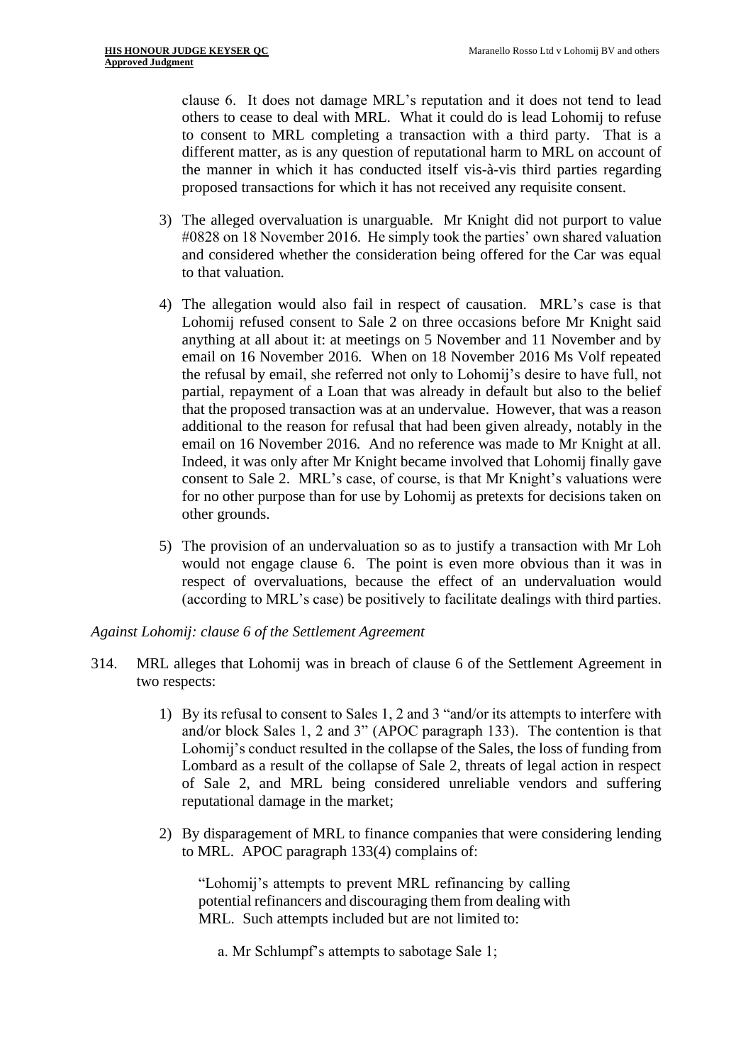clause 6. It does not damage MRL's reputation and it does not tend to lead others to cease to deal with MRL. What it could do is lead Lohomij to refuse to consent to MRL completing a transaction with a third party. That is a different matter, as is any question of reputational harm to MRL on account of the manner in which it has conducted itself vis-à-vis third parties regarding proposed transactions for which it has not received any requisite consent.

3) The alleged overvaluation is unarguable. Mr Knight did not purport to value #0828 on 18 November 2016. He simply took the parties' own shared valuation and considered whether the consideration being offered for the Car was equal to that valuation.

4) The allegation would also fail in respect of causation. MRL's case is that Lohomij refused consent to Sale 2 on three occasions before Mr Knight said anything at all about it: at meetings on 5 November and 11 November and by email on 16 November 2016. When on 18 November 2016 Ms Volf repeated the refusal by email, she referred not only to Lohomij's desire to have full, not partial, repayment of a Loan that was already in default but also to the belief that the proposed transaction was at an undervalue. However, that was a reason additional to the reason for refusal that had been given already, notably in the email on 16 November 2016. And no reference was made to Mr Knight at all. Indeed, it was only after Mr Knight became involved that Lohomij finally gave consent to Sale 2. MRL's case, of course, is that Mr Knight's valuations were for no other purpose than for use by Lohomij as pretexts for decisions taken on other grounds.

5) The provision of an undervaluation so as to justify a transaction with Mr Loh would not engage clause 6. The point is even more obvious than it was in respect of overvaluations, because the effect of an undervaluation would (according to MRL's case) be positively to facilitate dealings with third parties.

*Against Lohomij: clause 6 of the Settlement Agreement*

314. MRL alleges that Lohomij was in breach of clause 6 of the Settlement Agreement in two respects:

1) By its refusal to consent to Sales 1, 2 and 3 "and/or its attempts to interfere with and/or block Sales 1, 2 and 3" (APOC paragraph 133). The contention is that Lohomij's conduct resulted in the collapse of the Sales, the loss of funding from Lombard as a result of the collapse of Sale 2, threats of legal action in respect of Sale 2, and MRL being considered unreliable vendors and suffering reputational damage in the market;

2) By disparagement of MRL to finance companies that were considering lending to MRL. APOC paragraph 133(4) complains of:

> "Lohomij's attempts to prevent MRL refinancing by calling potential refinancers and discouraging them from dealing with MRL. Such attempts included but are not limited to:
>
> a. Mr Schlumpf's attempts to sabotage Sale 1;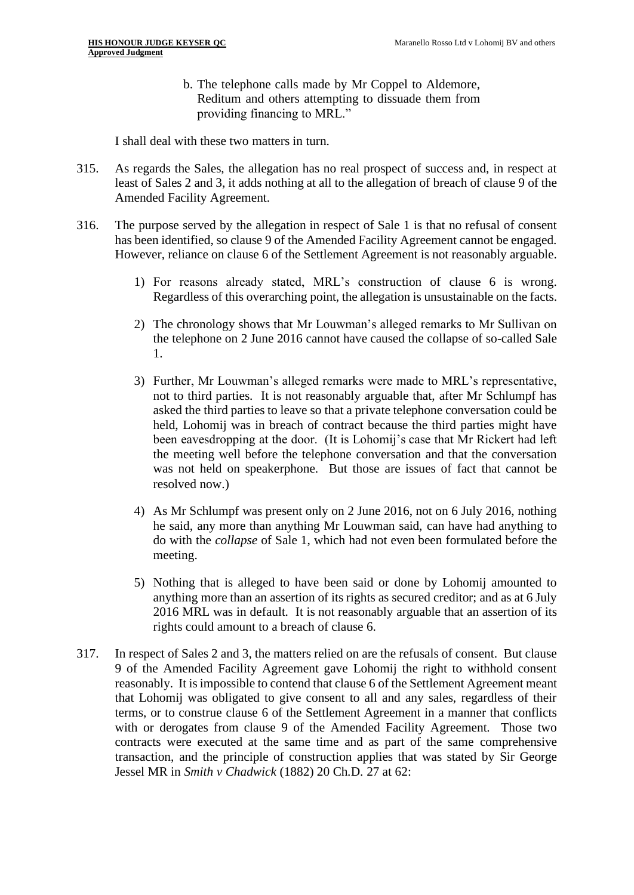b. The telephone calls made by Mr Coppel to Aldemore, Reditum and others attempting to dissuade them from providing financing to MRL."

I shall deal with these two matters in turn.

315. As regards the Sales, the allegation has no real prospect of success and, in respect at least of Sales 2 and 3, it adds nothing at all to the allegation of breach of clause 9 of the Amended Facility Agreement.

316. The purpose served by the allegation in respect of Sale 1 is that no refusal of consent has been identified, so clause 9 of the Amended Facility Agreement cannot be engaged. However, reliance on clause 6 of the Settlement Agreement is not reasonably arguable.

1) For reasons already stated, MRL's construction of clause 6 is wrong. Regardless of this overarching point, the allegation is unsustainable on the facts.

2) The chronology shows that Mr Louwman's alleged remarks to Mr Sullivan on the telephone on 2 June 2016 cannot have caused the collapse of so-called Sale 1.

3) Further, Mr Louwman's alleged remarks were made to MRL's representative, not to third parties. It is not reasonably arguable that, after Mr Schlumpf has asked the third parties to leave so that a private telephone conversation could be held, Lohomij was in breach of contract because the third parties might have been eavesdropping at the door. (It is Lohomij's case that Mr Rickert had left the meeting well before the telephone conversation and that the conversation was not held on speakerphone. But those are issues of fact that cannot be resolved now.)

4) As Mr Schlumpf was present only on 2 June 2016, not on 6 July 2016, nothing he said, any more than anything Mr Louwman said, can have had anything to do with the *collapse* of Sale 1, which had not even been formulated before the meeting.

5) Nothing that is alleged to have been said or done by Lohomij amounted to anything more than an assertion of its rights as secured creditor; and as at 6 July 2016 MRL was in default. It is not reasonably arguable that an assertion of its rights could amount to a breach of clause 6.

317. In respect of Sales 2 and 3, the matters relied on are the refusals of consent. But clause 9 of the Amended Facility Agreement gave Lohomij the right to withhold consent reasonably. It is impossible to contend that clause 6 of the Settlement Agreement meant that Lohomij was obligated to give consent to all and any sales, regardless of their terms, or to construe clause 6 of the Settlement Agreement in a manner that conflicts with or derogates from clause 9 of the Amended Facility Agreement. Those two contracts were executed at the same time and as part of the same comprehensive transaction, and the principle of construction applies that was stated by Sir George Jessel MR in *Smith v Chadwick* (1882) 20 Ch.D. 27 at 62: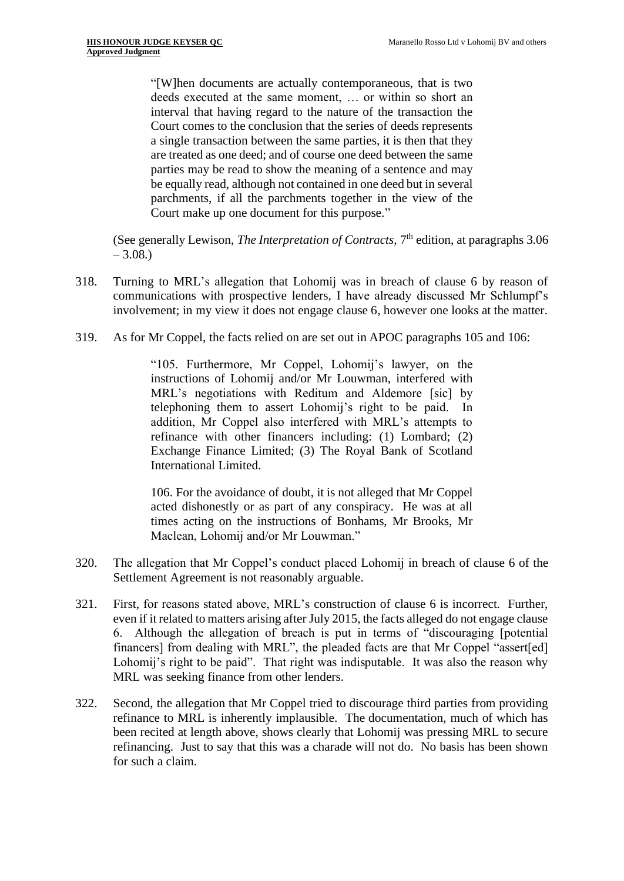> "[W]hen documents are actually contemporaneous, that is two deeds executed at the same moment, … or within so short an interval that having regard to the nature of the transaction the Court comes to the conclusion that the series of deeds represents a single transaction between the same parties, it is then that they are treated as one deed; and of course one deed between the same parties may be read to show the meaning of a sentence and may be equally read, although not contained in one deed but in several parchments, if all the parchments together in the view of the Court make up one document for this purpose."

(See generally Lewison, *The Interpretation of Contracts*, 7th edition, at paragraphs 3.06 – 3.08.)

318. Turning to MRL's allegation that Lohomij was in breach of clause 6 by reason of communications with prospective lenders, I have already discussed Mr Schlumpf's involvement; in my view it does not engage clause 6, however one looks at the matter.

319. As for Mr Coppel, the facts relied on are set out in APOC paragraphs 105 and 106:

> "105. Furthermore, Mr Coppel, Lohomij's lawyer, on the instructions of Lohomij and/or Mr Louwman, interfered with MRL's negotiations with Reditum and Aldemore [sic] by telephoning them to assert Lohomij's right to be paid. In addition, Mr Coppel also interfered with MRL's attempts to refinance with other financers including: (1) Lombard; (2) Exchange Finance Limited; (3) The Royal Bank of Scotland International Limited.
>
> 106. For the avoidance of doubt, it is not alleged that Mr Coppel acted dishonestly or as part of any conspiracy. He was at all times acting on the instructions of Bonhams, Mr Brooks, Mr Maclean, Lohomij and/or Mr Louwman."

320. The allegation that Mr Coppel's conduct placed Lohomij in breach of clause 6 of the Settlement Agreement is not reasonably arguable.

321. First, for reasons stated above, MRL's construction of clause 6 is incorrect. Further, even if it related to matters arising after July 2015, the facts alleged do not engage clause 6. Although the allegation of breach is put in terms of "discouraging [potential financers] from dealing with MRL", the pleaded facts are that Mr Coppel "assert[ed] Lohomij's right to be paid". That right was indisputable. It was also the reason why MRL was seeking finance from other lenders.

322. Second, the allegation that Mr Coppel tried to discourage third parties from providing refinance to MRL is inherently implausible. The documentation, much of which has been recited at length above, shows clearly that Lohomij was pressing MRL to secure refinancing. Just to say that this was a charade will not do. No basis has been shown for such a claim.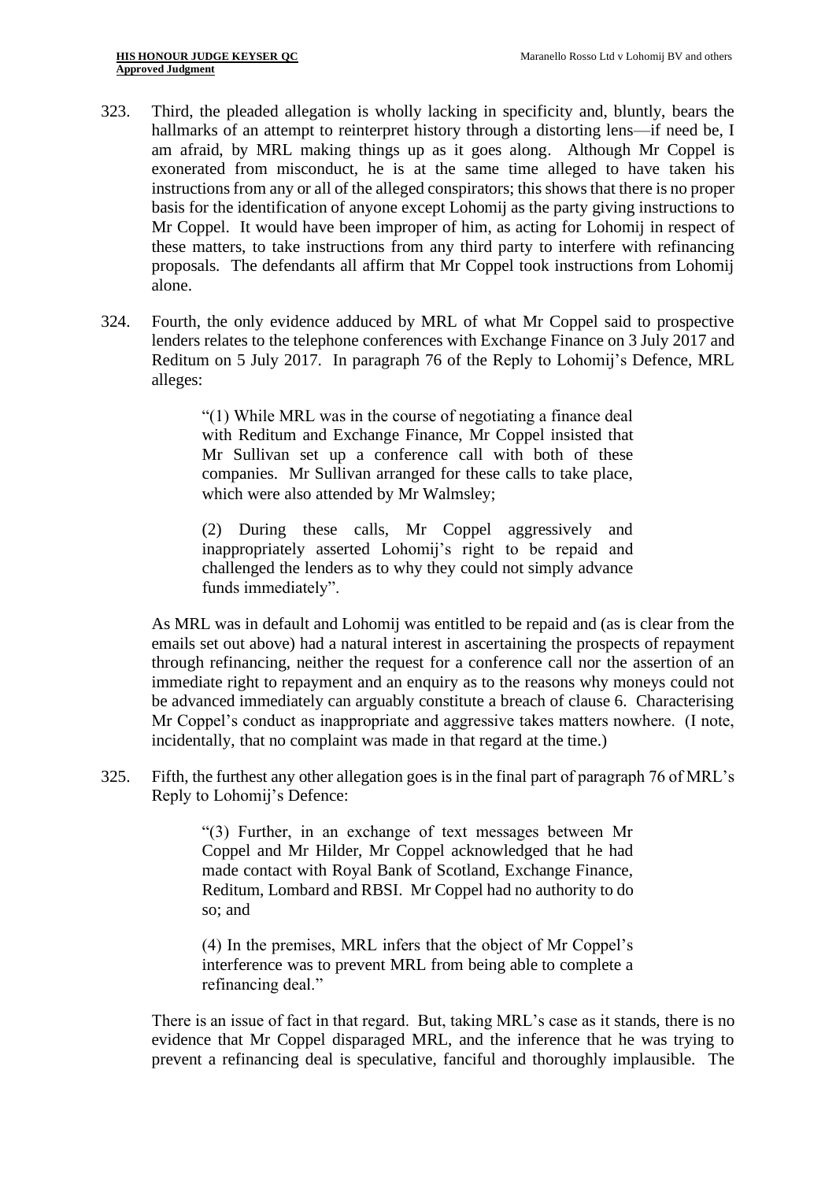323. Third, the pleaded allegation is wholly lacking in specificity and, bluntly, bears the hallmarks of an attempt to reinterpret history through a distorting lens—if need be, I am afraid, by MRL making things up as it goes along. Although Mr Coppel is exonerated from misconduct, he is at the same time alleged to have taken his instructions from any or all of the alleged conspirators; this shows that there is no proper basis for the identification of anyone except Lohomij as the party giving instructions to Mr Coppel. It would have been improper of him, as acting for Lohomij in respect of these matters, to take instructions from any third party to interfere with refinancing proposals. The defendants all affirm that Mr Coppel took instructions from Lohomij alone.

324. Fourth, the only evidence adduced by MRL of what Mr Coppel said to prospective lenders relates to the telephone conferences with Exchange Finance on 3 July 2017 and Reditum on 5 July 2017. In paragraph 76 of the Reply to Lohomij's Defence, MRL alleges:

> "(1) While MRL was in the course of negotiating a finance deal with Reditum and Exchange Finance, Mr Coppel insisted that Mr Sullivan set up a conference call with both of these companies. Mr Sullivan arranged for these calls to take place, which were also attended by Mr Walmsley;
>
> (2) During these calls, Mr Coppel aggressively and inappropriately asserted Lohomij's right to be repaid and challenged the lenders as to why they could not simply advance funds immediately".

As MRL was in default and Lohomij was entitled to be repaid and (as is clear from the emails set out above) had a natural interest in ascertaining the prospects of repayment through refinancing, neither the request for a conference call nor the assertion of an immediate right to repayment and an enquiry as to the reasons why moneys could not be advanced immediately can arguably constitute a breach of clause 6. Characterising Mr Coppel's conduct as inappropriate and aggressive takes matters nowhere. (I note, incidentally, that no complaint was made in that regard at the time.)

325. Fifth, the furthest any other allegation goes is in the final part of paragraph 76 of MRL's Reply to Lohomij's Defence:

> "(3) Further, in an exchange of text messages between Mr Coppel and Mr Hilder, Mr Coppel acknowledged that he had made contact with Royal Bank of Scotland, Exchange Finance, Reditum, Lombard and RBSI. Mr Coppel had no authority to do so; and
>
> (4) In the premises, MRL infers that the object of Mr Coppel's interference was to prevent MRL from being able to complete a refinancing deal."

There is an issue of fact in that regard. But, taking MRL's case as it stands, there is no evidence that Mr Coppel disparaged MRL, and the inference that he was trying to prevent a refinancing deal is speculative, fanciful and thoroughly implausible. The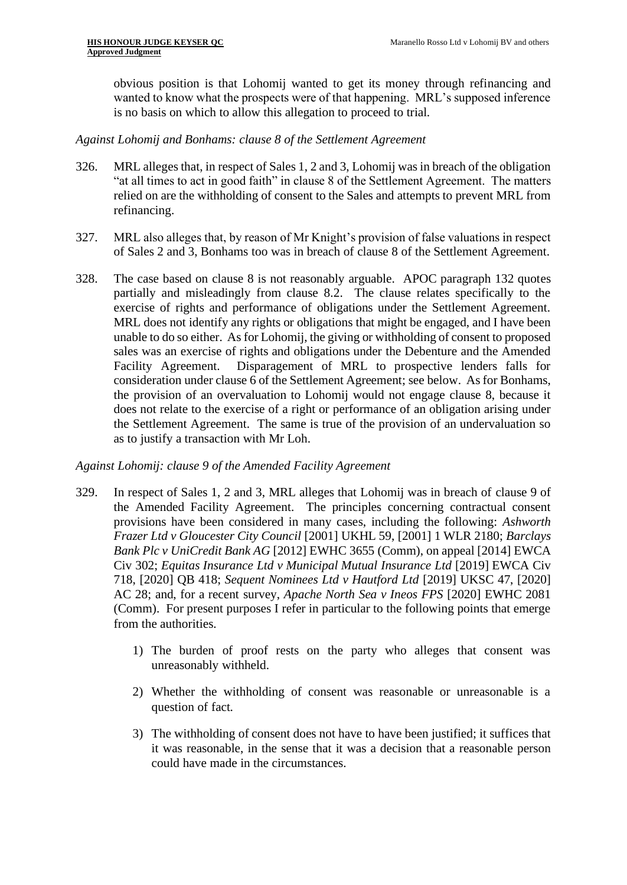obvious position is that Lohomij wanted to get its money through refinancing and wanted to know what the prospects were of that happening. MRL's supposed inference is no basis on which to allow this allegation to proceed to trial.

*Against Lohomij and Bonhams: clause 8 of the Settlement Agreement*

326. MRL alleges that, in respect of Sales 1, 2 and 3, Lohomij was in breach of the obligation "at all times to act in good faith" in clause 8 of the Settlement Agreement. The matters relied on are the withholding of consent to the Sales and attempts to prevent MRL from refinancing.

327. MRL also alleges that, by reason of Mr Knight's provision of false valuations in respect of Sales 2 and 3, Bonhams too was in breach of clause 8 of the Settlement Agreement.

328. The case based on clause 8 is not reasonably arguable. APOC paragraph 132 quotes partially and misleadingly from clause 8.2. The clause relates specifically to the exercise of rights and performance of obligations under the Settlement Agreement. MRL does not identify any rights or obligations that might be engaged, and I have been unable to do so either. As for Lohomij, the giving or withholding of consent to proposed sales was an exercise of rights and obligations under the Debenture and the Amended Facility Agreement. Disparagement of MRL to prospective lenders falls for consideration under clause 6 of the Settlement Agreement; see below. As for Bonhams, the provision of an overvaluation to Lohomij would not engage clause 8, because it does not relate to the exercise of a right or performance of an obligation arising under the Settlement Agreement. The same is true of the provision of an undervaluation so as to justify a transaction with Mr Loh.

*Against Lohomij: clause 9 of the Amended Facility Agreement*

329. In respect of Sales 1, 2 and 3, MRL alleges that Lohomij was in breach of clause 9 of the Amended Facility Agreement. The principles concerning contractual consent provisions have been considered in many cases, including the following: *Ashworth Frazer Ltd v Gloucester City Council* [2001] UKHL 59, [2001] 1 WLR 2180; *Barclays Bank Plc v UniCredit Bank AG* [2012] EWHC 3655 (Comm), on appeal [2014] EWCA Civ 302; *Equitas Insurance Ltd v Municipal Mutual Insurance Ltd* [2019] EWCA Civ 718, [2020] QB 418; *Sequent Nominees Ltd v Hautford Ltd* [2019] UKSC 47, [2020] AC 28; and, for a recent survey, *Apache North Sea v Ineos FPS* [2020] EWHC 2081 (Comm). For present purposes I refer in particular to the following points that emerge from the authorities.

1) The burden of proof rests on the party who alleges that consent was unreasonably withheld.

2) Whether the withholding of consent was reasonable or unreasonable is a question of fact.

3) The withholding of consent does not have to have been justified; it suffices that it was reasonable, in the sense that it was a decision that a reasonable person could have made in the circumstances.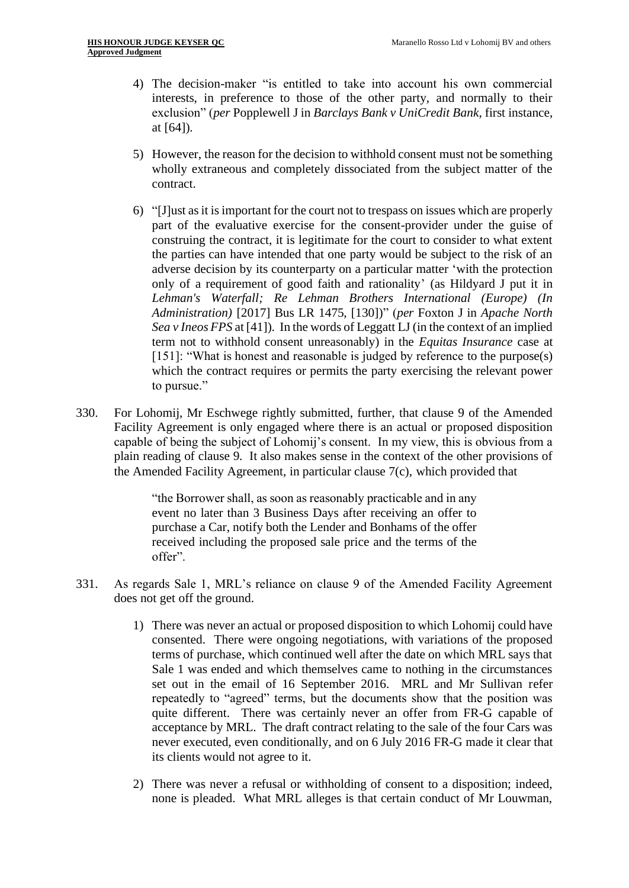4) The decision-maker "is entitled to take into account his own commercial interests, in preference to those of the other party, and normally to their exclusion" (*per* Popplewell J in *Barclays Bank v UniCredit Bank*, first instance, at [64]).

5) However, the reason for the decision to withhold consent must not be something wholly extraneous and completely dissociated from the subject matter of the contract.

6) "[J]ust as it is important for the court not to trespass on issues which are properly part of the evaluative exercise for the consent-provider under the guise of construing the contract, it is legitimate for the court to consider to what extent the parties can have intended that one party would be subject to the risk of an adverse decision by its counterparty on a particular matter 'with the protection only of a requirement of good faith and rationality' (as Hildyard J put it in *Lehman's Waterfall; Re Lehman Brothers International (Europe) (In Administration)* [2017] Bus LR 1475, [130])" (*per* Foxton J in *Apache North Sea v Ineos FPS* at [41]). In the words of Leggatt LJ (in the context of an implied term not to withhold consent unreasonably) in the *Equitas Insurance* case at [151]: "What is honest and reasonable is judged by reference to the purpose(s) which the contract requires or permits the party exercising the relevant power to pursue."

330. For Lohomij, Mr Eschwege rightly submitted, further, that clause 9 of the Amended Facility Agreement is only engaged where there is an actual or proposed disposition capable of being the subject of Lohomij's consent. In my view, this is obvious from a plain reading of clause 9. It also makes sense in the context of the other provisions of the Amended Facility Agreement, in particular clause 7(c), which provided that

> "the Borrower shall, as soon as reasonably practicable and in any event no later than 3 Business Days after receiving an offer to purchase a Car, notify both the Lender and Bonhams of the offer received including the proposed sale price and the terms of the offer".

331. As regards Sale 1, MRL's reliance on clause 9 of the Amended Facility Agreement does not get off the ground.

1) There was never an actual or proposed disposition to which Lohomij could have consented. There were ongoing negotiations, with variations of the proposed terms of purchase, which continued well after the date on which MRL says that Sale 1 was ended and which themselves came to nothing in the circumstances set out in the email of 16 September 2016. MRL and Mr Sullivan refer repeatedly to "agreed" terms, but the documents show that the position was quite different. There was certainly never an offer from FR-G capable of acceptance by MRL. The draft contract relating to the sale of the four Cars was never executed, even conditionally, and on 6 July 2016 FR-G made it clear that its clients would not agree to it.

2) There was never a refusal or withholding of consent to a disposition; indeed, none is pleaded. What MRL alleges is that certain conduct of Mr Louwman,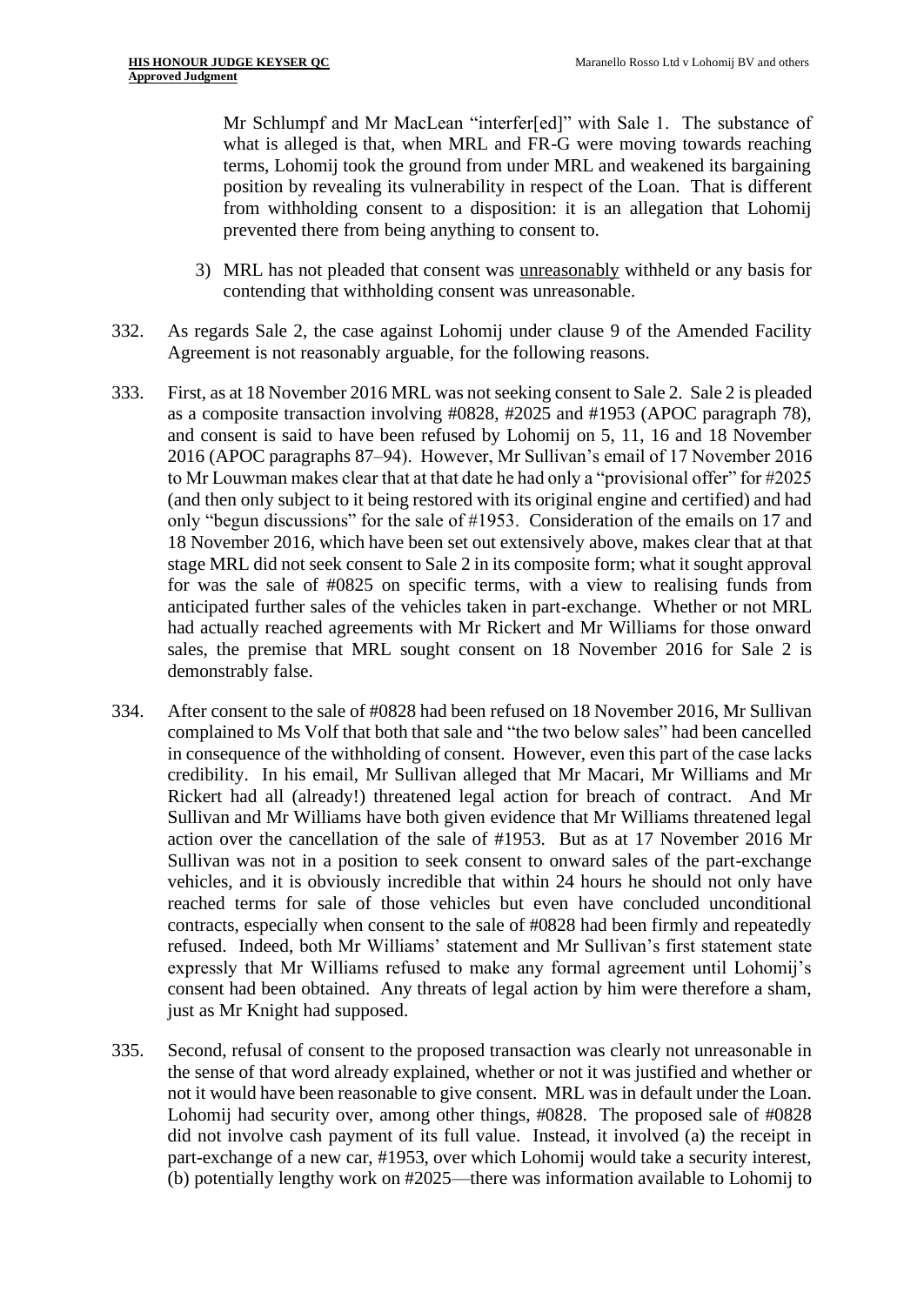Mr Schlumpf and Mr MacLean "interfer[ed]" with Sale 1. The substance of what is alleged is that, when MRL and FR-G were moving towards reaching terms, Lohomij took the ground from under MRL and weakened its bargaining position by revealing its vulnerability in respect of the Loan. That is different from withholding consent to a disposition: it is an allegation that Lohomij prevented there from being anything to consent to.

3) MRL has not pleaded that consent was unreasonably withheld or any basis for contending that withholding consent was unreasonable.

332. As regards Sale 2, the case against Lohomij under clause 9 of the Amended Facility Agreement is not reasonably arguable, for the following reasons.

333. First, as at 18 November 2016 MRL was not seeking consent to Sale 2. Sale 2 is pleaded as a composite transaction involving #0828, #2025 and #1953 (APOC paragraph 78), and consent is said to have been refused by Lohomij on 5, 11, 16 and 18 November 2016 (APOC paragraphs 87–94). However, Mr Sullivan's email of 17 November 2016 to Mr Louwman makes clear that at that date he had only a "provisional offer" for #2025 (and then only subject to it being restored with its original engine and certified) and had only "begun discussions" for the sale of #1953. Consideration of the emails on 17 and 18 November 2016, which have been set out extensively above, makes clear that at that stage MRL did not seek consent to Sale 2 in its composite form; what it sought approval for was the sale of #0825 on specific terms, with a view to realising funds from anticipated further sales of the vehicles taken in part-exchange. Whether or not MRL had actually reached agreements with Mr Rickert and Mr Williams for those onward sales, the premise that MRL sought consent on 18 November 2016 for Sale 2 is demonstrably false.

334. After consent to the sale of #0828 had been refused on 18 November 2016, Mr Sullivan complained to Ms Volf that both that sale and "the two below sales" had been cancelled in consequence of the withholding of consent. However, even this part of the case lacks credibility. In his email, Mr Sullivan alleged that Mr Macari, Mr Williams and Mr Rickert had all (already!) threatened legal action for breach of contract. And Mr Sullivan and Mr Williams have both given evidence that Mr Williams threatened legal action over the cancellation of the sale of #1953. But as at 17 November 2016 Mr Sullivan was not in a position to seek consent to onward sales of the part-exchange vehicles, and it is obviously incredible that within 24 hours he should not only have reached terms for sale of those vehicles but even have concluded unconditional contracts, especially when consent to the sale of #0828 had been firmly and repeatedly refused. Indeed, both Mr Williams' statement and Mr Sullivan's first statement state expressly that Mr Williams refused to make any formal agreement until Lohomij's consent had been obtained. Any threats of legal action by him were therefore a sham, just as Mr Knight had supposed.

335. Second, refusal of consent to the proposed transaction was clearly not unreasonable in the sense of that word already explained, whether or not it was justified and whether or not it would have been reasonable to give consent. MRL was in default under the Loan. Lohomij had security over, among other things, #0828. The proposed sale of #0828 did not involve cash payment of its full value. Instead, it involved (a) the receipt in part-exchange of a new car, #1953, over which Lohomij would take a security interest, (b) potentially lengthy work on #2025—there was information available to Lohomij to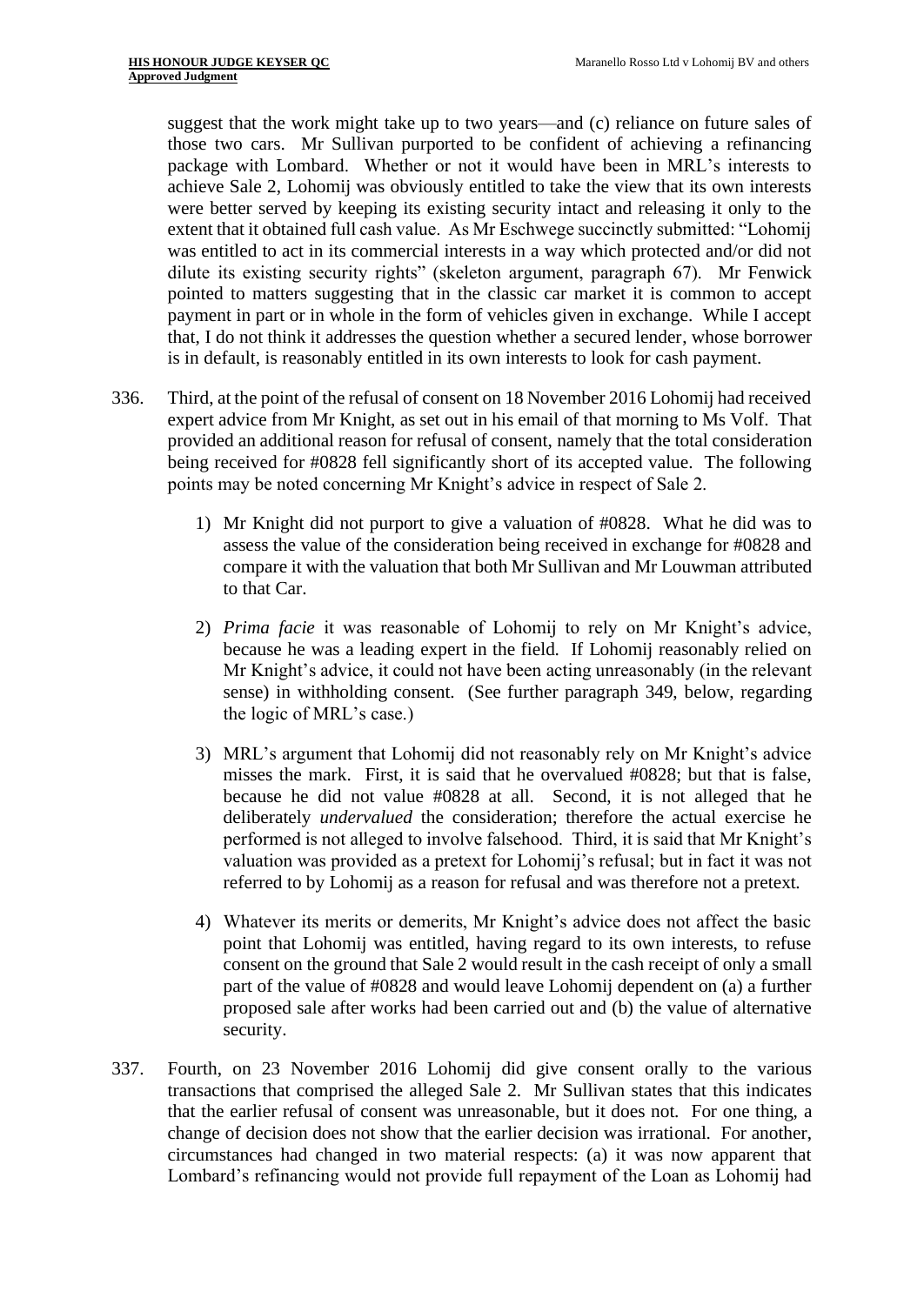suggest that the work might take up to two years—and (c) reliance on future sales of those two cars. Mr Sullivan purported to be confident of achieving a refinancing package with Lombard. Whether or not it would have been in MRL's interests to achieve Sale 2, Lohomij was obviously entitled to take the view that its own interests were better served by keeping its existing security intact and releasing it only to the extent that it obtained full cash value. As Mr Eschwege succinctly submitted: "Lohomij was entitled to act in its commercial interests in a way which protected and/or did not dilute its existing security rights" (skeleton argument, paragraph 67). Mr Fenwick pointed to matters suggesting that in the classic car market it is common to accept payment in part or in whole in the form of vehicles given in exchange. While I accept that, I do not think it addresses the question whether a secured lender, whose borrower is in default, is reasonably entitled in its own interests to look for cash payment.

336. Third, at the point of the refusal of consent on 18 November 2016 Lohomij had received expert advice from Mr Knight, as set out in his email of that morning to Ms Volf. That provided an additional reason for refusal of consent, namely that the total consideration being received for #0828 fell significantly short of its accepted value. The following points may be noted concerning Mr Knight's advice in respect of Sale 2.

   1) Mr Knight did not purport to give a valuation of #0828. What he did was to assess the value of the consideration being received in exchange for #0828 and compare it with the valuation that both Mr Sullivan and Mr Louwman attributed to that Car.

   2) *Prima facie* it was reasonable of Lohomij to rely on Mr Knight's advice, because he was a leading expert in the field. If Lohomij reasonably relied on Mr Knight's advice, it could not have been acting unreasonably (in the relevant sense) in withholding consent. (See further paragraph 349, below, regarding the logic of MRL's case.)

   3) MRL's argument that Lohomij did not reasonably rely on Mr Knight's advice misses the mark. First, it is said that he overvalued #0828; but that is false, because he did not value #0828 at all. Second, it is not alleged that he deliberately *undervalued* the consideration; therefore the actual exercise he performed is not alleged to involve falsehood. Third, it is said that Mr Knight's valuation was provided as a pretext for Lohomij's refusal; but in fact it was not referred to by Lohomij as a reason for refusal and was therefore not a pretext.

   4) Whatever its merits or demerits, Mr Knight's advice does not affect the basic point that Lohomij was entitled, having regard to its own interests, to refuse consent on the ground that Sale 2 would result in the cash receipt of only a small part of the value of #0828 and would leave Lohomij dependent on (a) a further proposed sale after works had been carried out and (b) the value of alternative security.

337. Fourth, on 23 November 2016 Lohomij did give consent orally to the various transactions that comprised the alleged Sale 2. Mr Sullivan states that this indicates that the earlier refusal of consent was unreasonable, but it does not. For one thing, a change of decision does not show that the earlier decision was irrational. For another, circumstances had changed in two material respects: (a) it was now apparent that Lombard's refinancing would not provide full repayment of the Loan as Lohomij had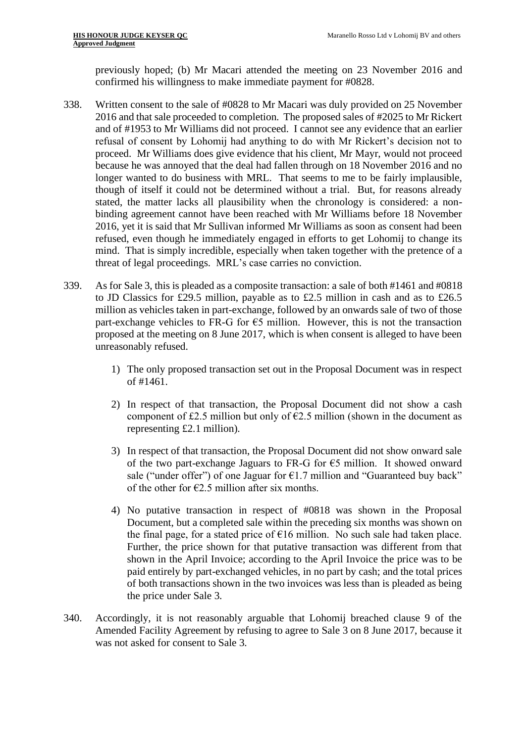previously hoped; (b) Mr Macari attended the meeting on 23 November 2016 and confirmed his willingness to make immediate payment for #0828.

338. Written consent to the sale of #0828 to Mr Macari was duly provided on 25 November 2016 and that sale proceeded to completion. The proposed sales of #2025 to Mr Rickert and of #1953 to Mr Williams did not proceed. I cannot see any evidence that an earlier refusal of consent by Lohomij had anything to do with Mr Rickert's decision not to proceed. Mr Williams does give evidence that his client, Mr Mayr, would not proceed because he was annoyed that the deal had fallen through on 18 November 2016 and no longer wanted to do business with MRL. That seems to me to be fairly implausible, though of itself it could not be determined without a trial. But, for reasons already stated, the matter lacks all plausibility when the chronology is considered: a non-binding agreement cannot have been reached with Mr Williams before 18 November 2016, yet it is said that Mr Sullivan informed Mr Williams as soon as consent had been refused, even though he immediately engaged in efforts to get Lohomij to change its mind. That is simply incredible, especially when taken together with the pretence of a threat of legal proceedings. MRL's case carries no conviction.

339. As for Sale 3, this is pleaded as a composite transaction: a sale of both #1461 and #0818 to JD Classics for £29.5 million, payable as to £2.5 million in cash and as to £26.5 million as vehicles taken in part-exchange, followed by an onwards sale of two of those part-exchange vehicles to FR-G for €5 million. However, this is not the transaction proposed at the meeting on 8 June 2017, which is when consent is alleged to have been unreasonably refused.

   1) The only proposed transaction set out in the Proposal Document was in respect of #1461.

   2) In respect of that transaction, the Proposal Document did not show a cash component of £2.5 million but only of €2.5 million (shown in the document as representing £2.1 million).

   3) In respect of that transaction, the Proposal Document did not show onward sale of the two part-exchange Jaguars to FR-G for €5 million. It showed onward sale ("under offer") of one Jaguar for €1.7 million and "Guaranteed buy back" of the other for €2.5 million after six months.

   4) No putative transaction in respect of #0818 was shown in the Proposal Document, but a completed sale within the preceding six months was shown on the final page, for a stated price of €16 million. No such sale had taken place. Further, the price shown for that putative transaction was different from that shown in the April Invoice; according to the April Invoice the price was to be paid entirely by part-exchanged vehicles, in no part by cash; and the total prices of both transactions shown in the two invoices was less than is pleaded as being the price under Sale 3.

340. Accordingly, it is not reasonably arguable that Lohomij breached clause 9 of the Amended Facility Agreement by refusing to agree to Sale 3 on 8 June 2017, because it was not asked for consent to Sale 3.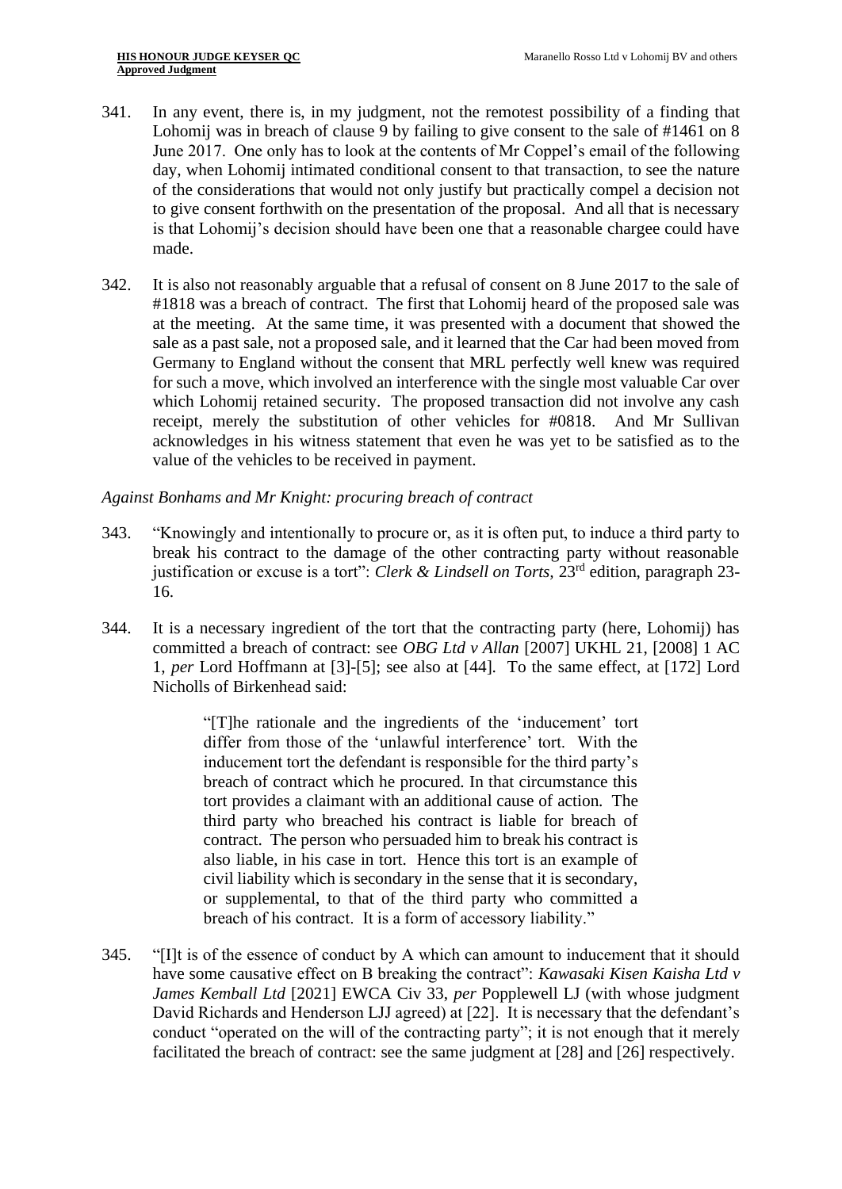341. In any event, there is, in my judgment, not the remotest possibility of a finding that Lohomij was in breach of clause 9 by failing to give consent to the sale of #1461 on 8 June 2017. One only has to look at the contents of Mr Coppel's email of the following day, when Lohomij intimated conditional consent to that transaction, to see the nature of the considerations that would not only justify but practically compel a decision not to give consent forthwith on the presentation of the proposal. And all that is necessary is that Lohomij's decision should have been one that a reasonable chargee could have made.

342. It is also not reasonably arguable that a refusal of consent on 8 June 2017 to the sale of #1818 was a breach of contract. The first that Lohomij heard of the proposed sale was at the meeting. At the same time, it was presented with a document that showed the sale as a past sale, not a proposed sale, and it learned that the Car had been moved from Germany to England without the consent that MRL perfectly well knew was required for such a move, which involved an interference with the single most valuable Car over which Lohomij retained security. The proposed transaction did not involve any cash receipt, merely the substitution of other vehicles for #0818. And Mr Sullivan acknowledges in his witness statement that even he was yet to be satisfied as to the value of the vehicles to be received in payment.

*Against Bonhams and Mr Knight: procuring breach of contract*

343. "Knowingly and intentionally to procure or, as it is often put, to induce a third party to break his contract to the damage of the other contracting party without reasonable justification or excuse is a tort": *Clerk & Lindsell on Torts,* 23rd edition, paragraph 23-16.

344. It is a necessary ingredient of the tort that the contracting party (here, Lohomij) has committed a breach of contract: see *OBG Ltd v Allan* [2007] UKHL 21, [2008] 1 AC 1, *per* Lord Hoffmann at [3]-[5]; see also at [44]. To the same effect, at [172] Lord Nicholls of Birkenhead said:

> "[T]he rationale and the ingredients of the 'inducement' tort differ from those of the 'unlawful interference' tort. With the inducement tort the defendant is responsible for the third party's breach of contract which he procured. In that circumstance this tort provides a claimant with an additional cause of action. The third party who breached his contract is liable for breach of contract. The person who persuaded him to break his contract is also liable, in his case in tort. Hence this tort is an example of civil liability which is secondary in the sense that it is secondary, or supplemental, to that of the third party who committed a breach of his contract. It is a form of accessory liability."

345. "[I]t is of the essence of conduct by A which can amount to inducement that it should have some causative effect on B breaking the contract": *Kawasaki Kisen Kaisha Ltd v James Kemball Ltd* [2021] EWCA Civ 33, *per* Popplewell LJ (with whose judgment David Richards and Henderson LJJ agreed) at [22]. It is necessary that the defendant's conduct "operated on the will of the contracting party"; it is not enough that it merely facilitated the breach of contract: see the same judgment at [28] and [26] respectively.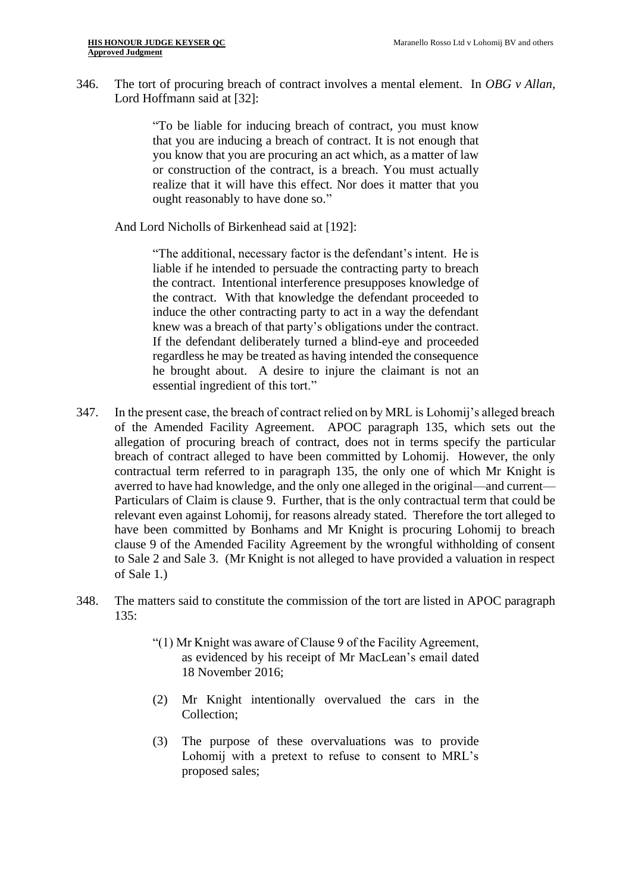346. The tort of procuring breach of contract involves a mental element. In *OBG v Allan*, Lord Hoffmann said at [32]:

> "To be liable for inducing breach of contract, you must know that you are inducing a breach of contract. It is not enough that you know that you are procuring an act which, as a matter of law or construction of the contract, is a breach. You must actually realize that it will have this effect. Nor does it matter that you ought reasonably to have done so."

And Lord Nicholls of Birkenhead said at [192]:

> "The additional, necessary factor is the defendant's intent. He is liable if he intended to persuade the contracting party to breach the contract. Intentional interference presupposes knowledge of the contract. With that knowledge the defendant proceeded to induce the other contracting party to act in a way the defendant knew was a breach of that party's obligations under the contract. If the defendant deliberately turned a blind-eye and proceeded regardless he may be treated as having intended the consequence he brought about. A desire to injure the claimant is not an essential ingredient of this tort."

347. In the present case, the breach of contract relied on by MRL is Lohomij's alleged breach of the Amended Facility Agreement. APOC paragraph 135, which sets out the allegation of procuring breach of contract, does not in terms specify the particular breach of contract alleged to have been committed by Lohomij. However, the only contractual term referred to in paragraph 135, the only one of which Mr Knight is averred to have had knowledge, and the only one alleged in the original—and current—Particulars of Claim is clause 9. Further, that is the only contractual term that could be relevant even against Lohomij, for reasons already stated. Therefore the tort alleged to have been committed by Bonhams and Mr Knight is procuring Lohomij to breach clause 9 of the Amended Facility Agreement by the wrongful withholding of consent to Sale 2 and Sale 3. (Mr Knight is not alleged to have provided a valuation in respect of Sale 1.)

348. The matters said to constitute the commission of the tort are listed in APOC paragraph 135:

> "(1) Mr Knight was aware of Clause 9 of the Facility Agreement, as evidenced by his receipt of Mr MacLean's email dated 18 November 2016;
>
> (2) Mr Knight intentionally overvalued the cars in the Collection;
>
> (3) The purpose of these overvaluations was to provide Lohomij with a pretext to refuse to consent to MRL's proposed sales;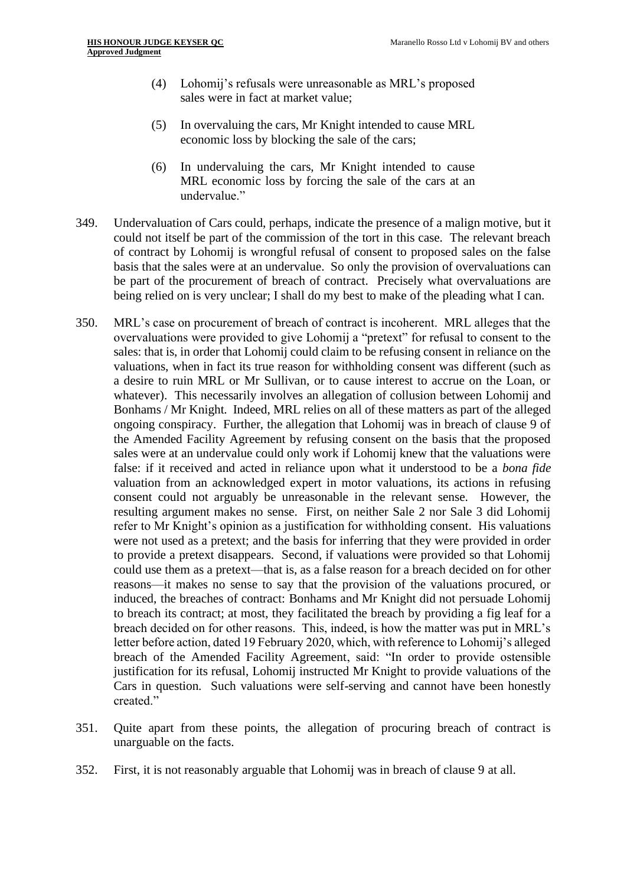(4) Lohomij's refusals were unreasonable as MRL's proposed sales were in fact at market value;

(5) In overvaluing the cars, Mr Knight intended to cause MRL economic loss by blocking the sale of the cars;

(6) In undervaluing the cars, Mr Knight intended to cause MRL economic loss by forcing the sale of the cars at an undervalue."

349. Undervaluation of Cars could, perhaps, indicate the presence of a malign motive, but it could not itself be part of the commission of the tort in this case. The relevant breach of contract by Lohomij is wrongful refusal of consent to proposed sales on the false basis that the sales were at an undervalue. So only the provision of overvaluations can be part of the procurement of breach of contract. Precisely what overvaluations are being relied on is very unclear; I shall do my best to make of the pleading what I can.

350. MRL's case on procurement of breach of contract is incoherent. MRL alleges that the overvaluations were provided to give Lohomij a "pretext" for refusal to consent to the sales: that is, in order that Lohomij could claim to be refusing consent in reliance on the valuations, when in fact its true reason for withholding consent was different (such as a desire to ruin MRL or Mr Sullivan, or to cause interest to accrue on the Loan, or whatever). This necessarily involves an allegation of collusion between Lohomij and Bonhams / Mr Knight. Indeed, MRL relies on all of these matters as part of the alleged ongoing conspiracy. Further, the allegation that Lohomij was in breach of clause 9 of the Amended Facility Agreement by refusing consent on the basis that the proposed sales were at an undervalue could only work if Lohomij knew that the valuations were false: if it received and acted in reliance upon what it understood to be a *bona fide* valuation from an acknowledged expert in motor valuations, its actions in refusing consent could not arguably be unreasonable in the relevant sense. However, the resulting argument makes no sense. First, on neither Sale 2 nor Sale 3 did Lohomij refer to Mr Knight's opinion as a justification for withholding consent. His valuations were not used as a pretext; and the basis for inferring that they were provided in order to provide a pretext disappears. Second, if valuations were provided so that Lohomij could use them as a pretext—that is, as a false reason for a breach decided on for other reasons—it makes no sense to say that the provision of the valuations procured, or induced, the breaches of contract: Bonhams and Mr Knight did not persuade Lohomij to breach its contract; at most, they facilitated the breach by providing a fig leaf for a breach decided on for other reasons. This, indeed, is how the matter was put in MRL's letter before action, dated 19 February 2020, which, with reference to Lohomij's alleged breach of the Amended Facility Agreement, said: "In order to provide ostensible justification for its refusal, Lohomij instructed Mr Knight to provide valuations of the Cars in question. Such valuations were self-serving and cannot have been honestly created."

351. Quite apart from these points, the allegation of procuring breach of contract is unarguable on the facts.

352. First, it is not reasonably arguable that Lohomij was in breach of clause 9 at all.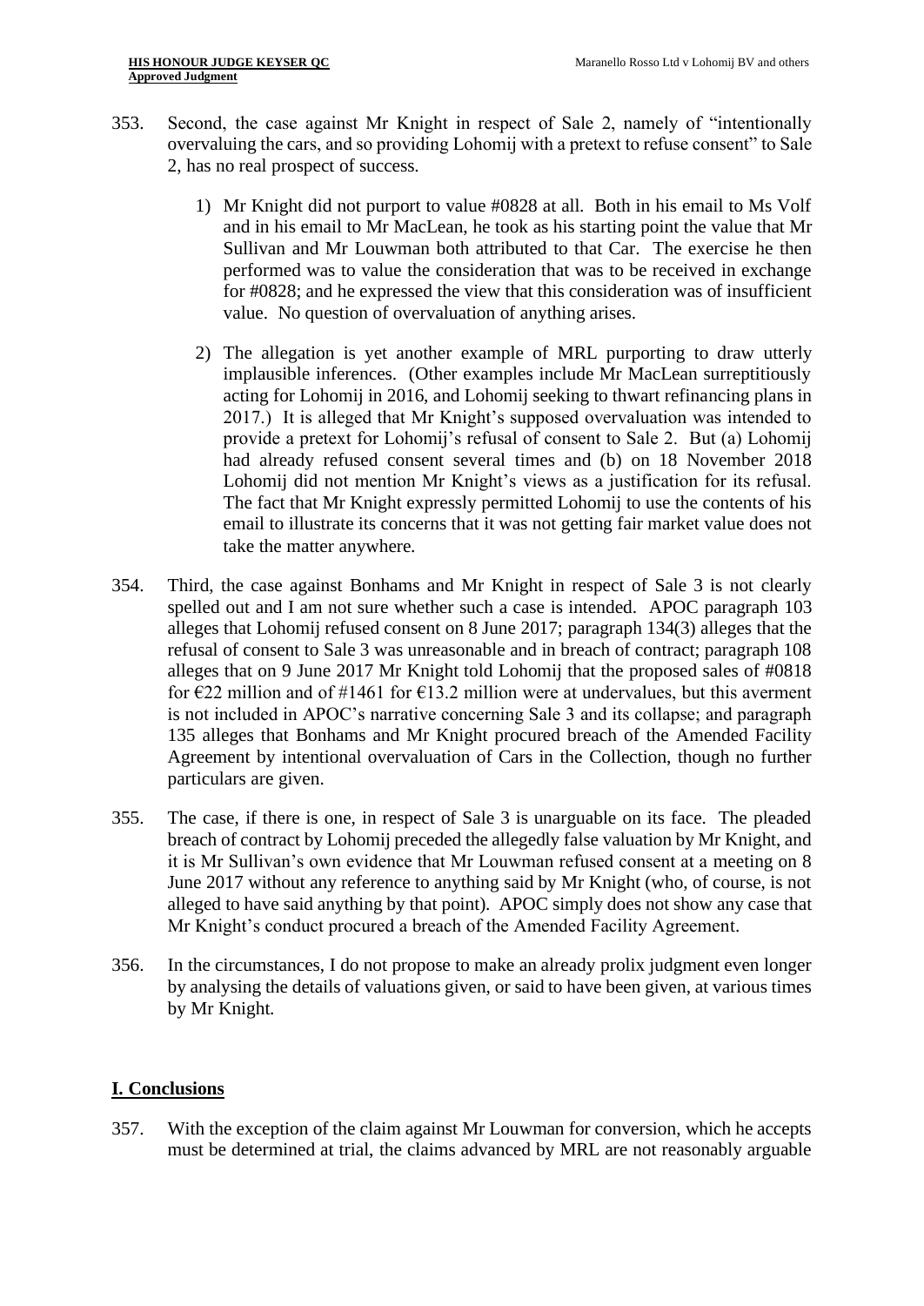353. Second, the case against Mr Knight in respect of Sale 2, namely of "intentionally overvaluing the cars, and so providing Lohomij with a pretext to refuse consent" to Sale 2, has no real prospect of success.

    1) Mr Knight did not purport to value #0828 at all. Both in his email to Ms Volf and in his email to Mr MacLean, he took as his starting point the value that Mr Sullivan and Mr Louwman both attributed to that Car. The exercise he then performed was to value the consideration that was to be received in exchange for #0828; and he expressed the view that this consideration was of insufficient value. No question of overvaluation of anything arises.

    2) The allegation is yet another example of MRL purporting to draw utterly implausible inferences. (Other examples include Mr MacLean surreptitiously acting for Lohomij in 2016, and Lohomij seeking to thwart refinancing plans in 2017.) It is alleged that Mr Knight's supposed overvaluation was intended to provide a pretext for Lohomij's refusal of consent to Sale 2. But (a) Lohomij had already refused consent several times and (b) on 18 November 2018 Lohomij did not mention Mr Knight's views as a justification for its refusal. The fact that Mr Knight expressly permitted Lohomij to use the contents of his email to illustrate its concerns that it was not getting fair market value does not take the matter anywhere.

354. Third, the case against Bonhams and Mr Knight in respect of Sale 3 is not clearly spelled out and I am not sure whether such a case is intended. APOC paragraph 103 alleges that Lohomij refused consent on 8 June 2017; paragraph 134(3) alleges that the refusal of consent to Sale 3 was unreasonable and in breach of contract; paragraph 108 alleges that on 9 June 2017 Mr Knight told Lohomij that the proposed sales of #0818 for €22 million and of #1461 for €13.2 million were at undervalues, but this averment is not included in APOC's narrative concerning Sale 3 and its collapse; and paragraph 135 alleges that Bonhams and Mr Knight procured breach of the Amended Facility Agreement by intentional overvaluation of Cars in the Collection, though no further particulars are given.

355. The case, if there is one, in respect of Sale 3 is unarguable on its face. The pleaded breach of contract by Lohomij preceded the allegedly false valuation by Mr Knight, and it is Mr Sullivan's own evidence that Mr Louwman refused consent at a meeting on 8 June 2017 without any reference to anything said by Mr Knight (who, of course, is not alleged to have said anything by that point). APOC simply does not show any case that Mr Knight's conduct procured a breach of the Amended Facility Agreement.

356. In the circumstances, I do not propose to make an already prolix judgment even longer by analysing the details of valuations given, or said to have been given, at various times by Mr Knight.

## I. Conclusions

357. With the exception of the claim against Mr Louwman for conversion, which he accepts must be determined at trial, the claims advanced by MRL are not reasonably arguable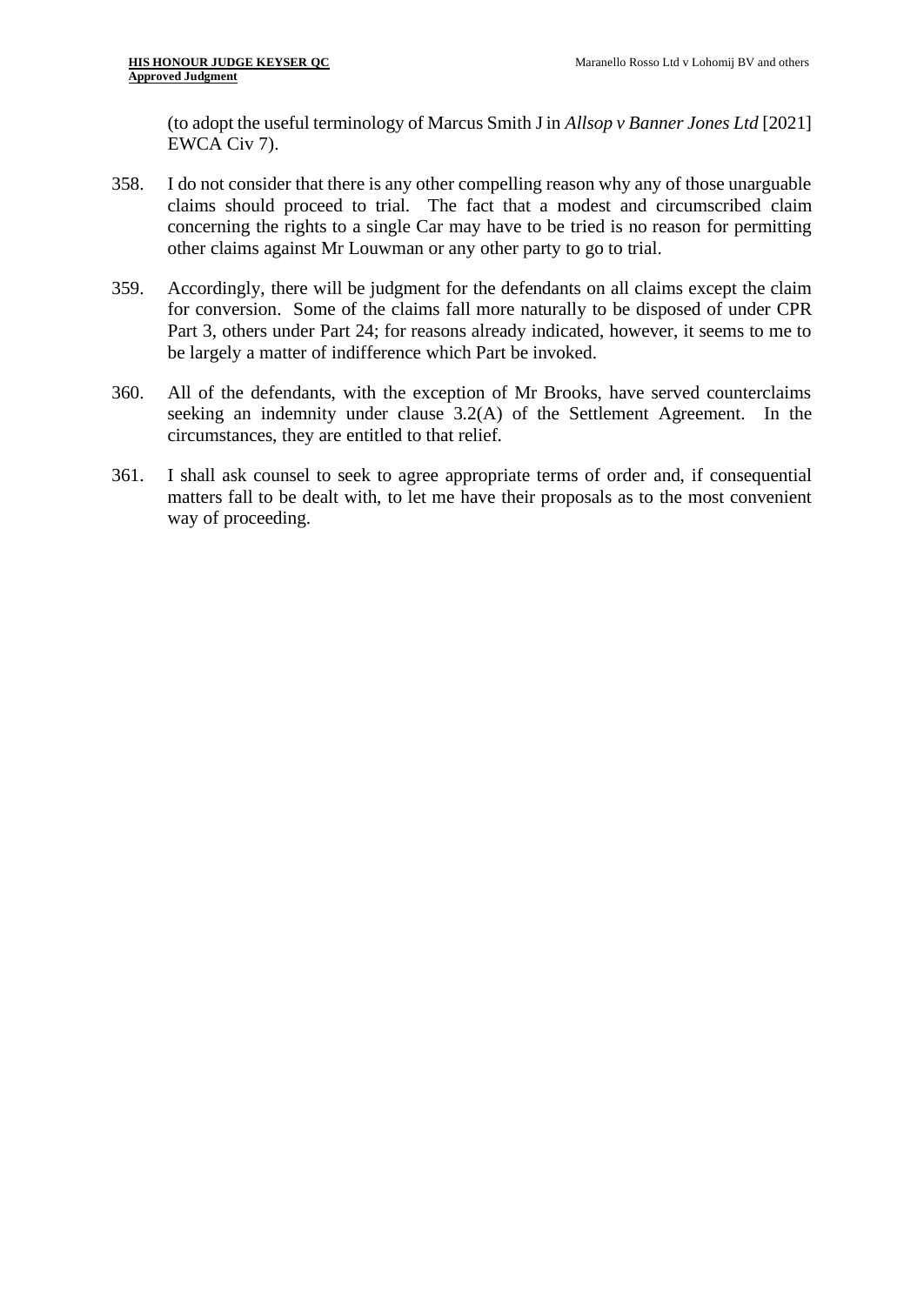(to adopt the useful terminology of Marcus Smith J in *Allsop v Banner Jones Ltd* [2021] EWCA Civ 7).

358. I do not consider that there is any other compelling reason why any of those unarguable claims should proceed to trial. The fact that a modest and circumscribed claim concerning the rights to a single Car may have to be tried is no reason for permitting other claims against Mr Louwman or any other party to go to trial.

359. Accordingly, there will be judgment for the defendants on all claims except the claim for conversion. Some of the claims fall more naturally to be disposed of under CPR Part 3, others under Part 24; for reasons already indicated, however, it seems to me to be largely a matter of indifference which Part be invoked.

360. All of the defendants, with the exception of Mr Brooks, have served counterclaims seeking an indemnity under clause 3.2(A) of the Settlement Agreement. In the circumstances, they are entitled to that relief.

361. I shall ask counsel to seek to agree appropriate terms of order and, if consequential matters fall to be dealt with, to let me have their proposals as to the most convenient way of proceeding.